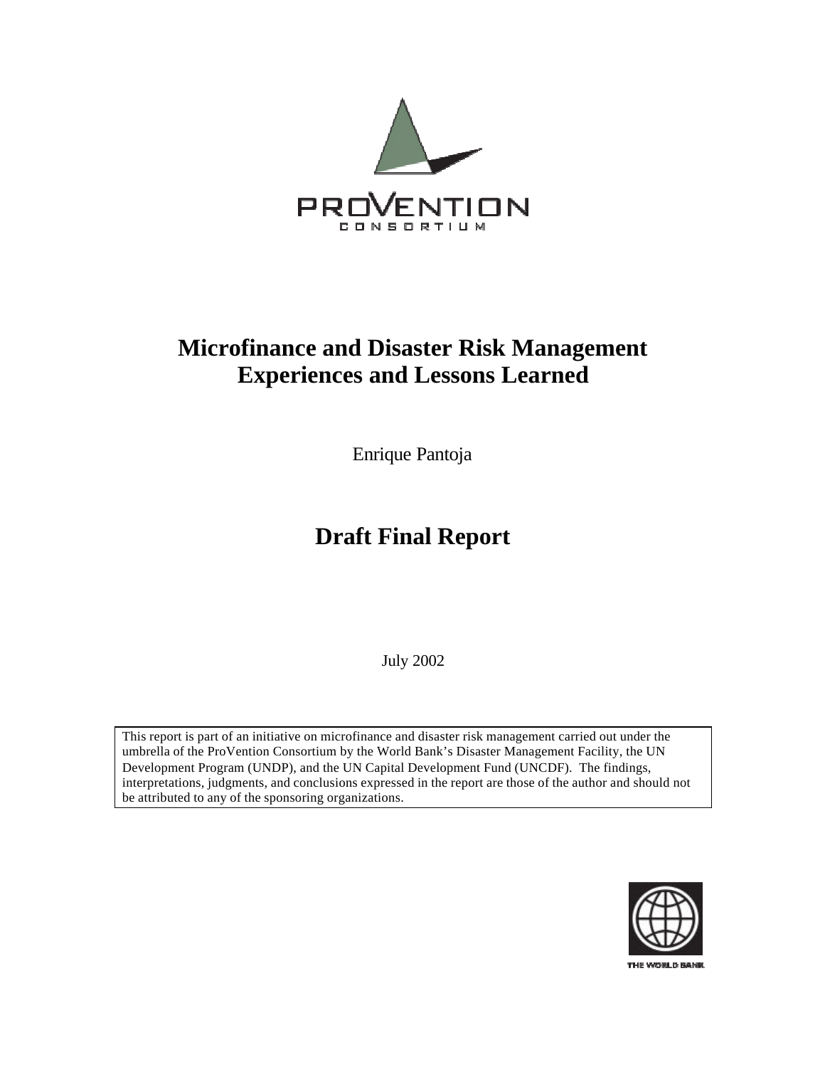PROVENTION
CONSORTIUM

# Microfinance and Disaster Risk Management Experiences and Lessons Learned

Enrique Pantoja

# Draft Final Report

July 2002

This report is part of an initiative on microfinance and disaster risk management carried out under the umbrella of the ProVention Consortium by the World Bank's Disaster Management Facility, the UN Development Program (UNDP), and the UN Capital Development Fund (UNCDF). The findings, interpretations, judgments, and conclusions expressed in the report are those of the author and should not be attributed to any of the sponsoring organizations.

THE WORLD BANK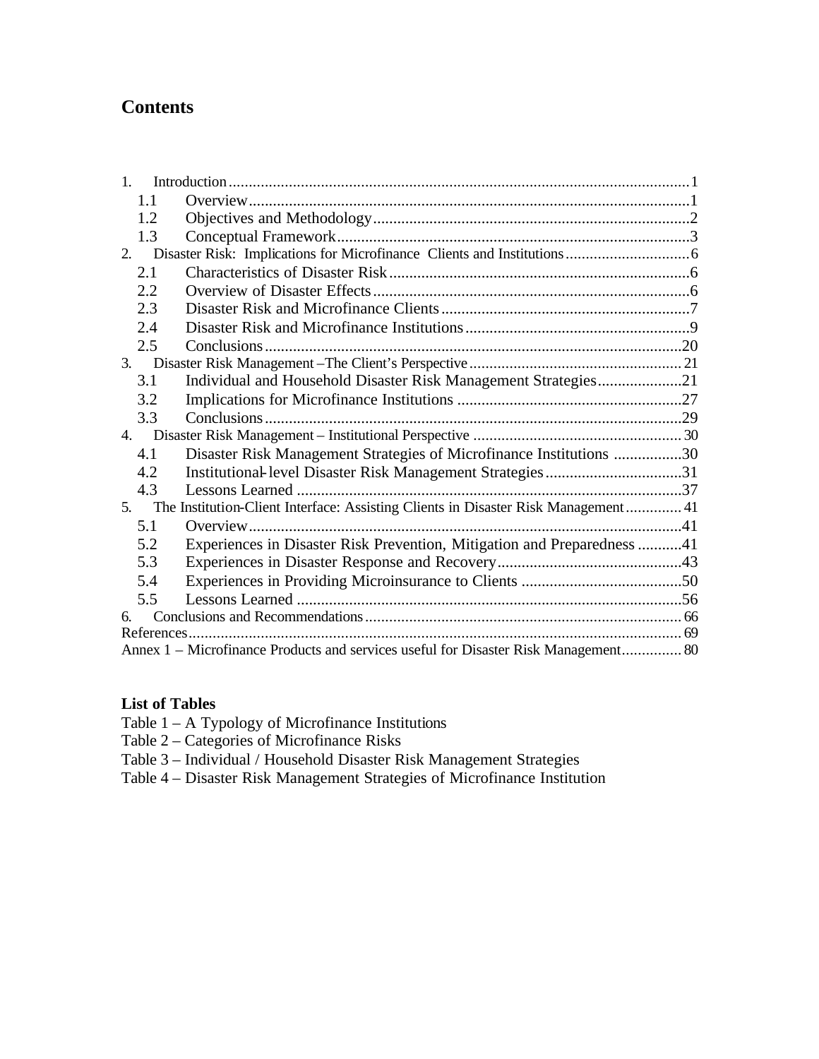# Contents

1. Introduction ........................................................................................................ 1
    - 1.1 Overview ........................................................................................................ 1
    - 1.2 Objectives and Methodology ........................................................................ 2
    - 1.3 Conceptual Framework ................................................................................. 3
2. Disaster Risk: Implications for Microfinance Clients and Institutions .............................. 6
    - 2.1 Characteristics of Disaster Risk ................................................................... 6
    - 2.2 Overview of Disaster Effects ........................................................................ 6
    - 2.3 Disaster Risk and Microfinance Clients ........................................................ 7
    - 2.4 Disaster Risk and Microfinance Institutions .................................................. 9
    - 2.5 Conclusions ................................................................................................. 20
3. Disaster Risk Management – The Client's Perspective ............................................... 21
    - 3.1 Individual and Household Disaster Risk Management Strategies ................ 21
    - 3.2 Implications for Microfinance Institutions .................................................... 27
    - 3.3 Conclusions ................................................................................................. 29
4. Disaster Risk Management – Institutional Perspective ................................................ 30
    - 4.1 Disaster Risk Management Strategies of Microfinance Institutions ............. 30
    - 4.2 Institutional-level Disaster Risk Management Strategies ............................ 31
    - 4.3 Lessons Learned ......................................................................................... 37
5. The Institution-Client Interface: Assisting Clients in Disaster Risk Management ............. 41
    - 5.1 Overview ...................................................................................................... 41
    - 5.2 Experiences in Disaster Risk Prevention, Mitigation and Preparedness ...... 41
    - 5.3 Experiences in Disaster Response and Recovery ........................................ 43
    - 5.4 Experiences in Providing Microinsurance to Clients .................................... 50
    - 5.5 Lessons Learned ......................................................................................... 56
6. Conclusions and Recommendations ........................................................................... 66

References ........................................................................................................................ 69

Annex 1 – Microfinance Products and services useful for Disaster Risk Management .............. 80

**List of Tables**

Table 1 – A Typology of Microfinance Institutions  
Table 2 – Categories of Microfinance Risks  
Table 3 – Individual / Household Disaster Risk Management Strategies  
Table 4 – Disaster Risk Management Strategies of Microfinance Institution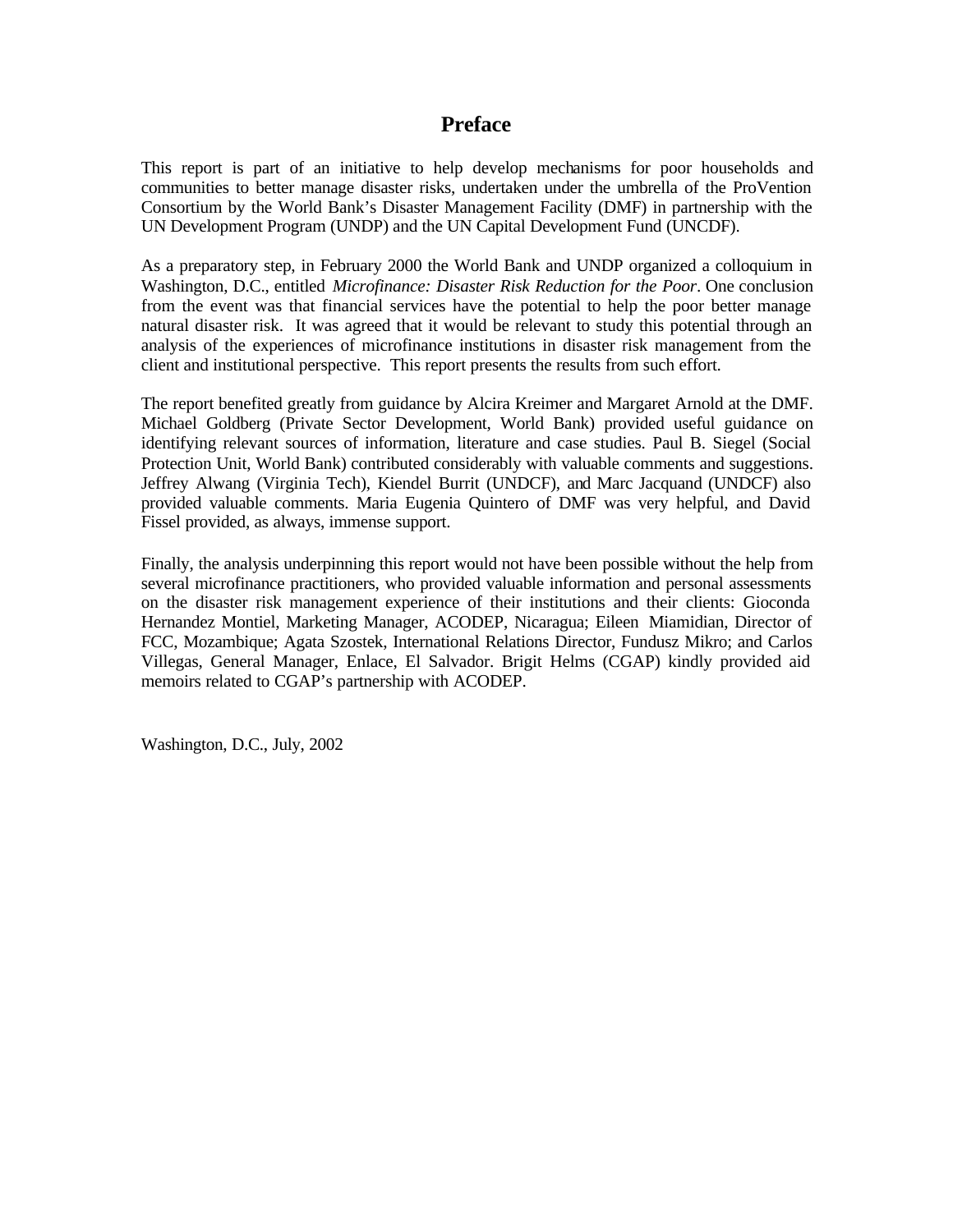# Preface

This report is part of an initiative to help develop mechanisms for poor households and communities to better manage disaster risks, undertaken under the umbrella of the ProVention Consortium by the World Bank's Disaster Management Facility (DMF) in partnership with the UN Development Program (UNDP) and the UN Capital Development Fund (UNCDF).

As a preparatory step, in February 2000 the World Bank and UNDP organized a colloquium in Washington, D.C., entitled *Microfinance: Disaster Risk Reduction for the Poor*. One conclusion from the event was that financial services have the potential to help the poor better manage natural disaster risk. It was agreed that it would be relevant to study this potential through an analysis of the experiences of microfinance institutions in disaster risk management from the client and institutional perspective. This report presents the results from such effort.

The report benefited greatly from guidance by Alcira Kreimer and Margaret Arnold at the DMF. Michael Goldberg (Private Sector Development, World Bank) provided useful guidance on identifying relevant sources of information, literature and case studies. Paul B. Siegel (Social Protection Unit, World Bank) contributed considerably with valuable comments and suggestions. Jeffrey Alwang (Virginia Tech), Kiendel Burrit (UNDCF), and Marc Jacquand (UNDCF) also provided valuable comments. Maria Eugenia Quintero of DMF was very helpful, and David Fissel provided, as always, immense support.

Finally, the analysis underpinning this report would not have been possible without the help from several microfinance practitioners, who provided valuable information and personal assessments on the disaster risk management experience of their institutions and their clients: Gioconda Hernandez Montiel, Marketing Manager, ACODEP, Nicaragua; Eileen Miamidian, Director of FCC, Mozambique; Agata Szostek, International Relations Director, Fundusz Mikro; and Carlos Villegas, General Manager, Enlace, El Salvador. Brigit Helms (CGAP) kindly provided aid memoirs related to CGAP's partnership with ACODEP.

Washington, D.C., July, 2002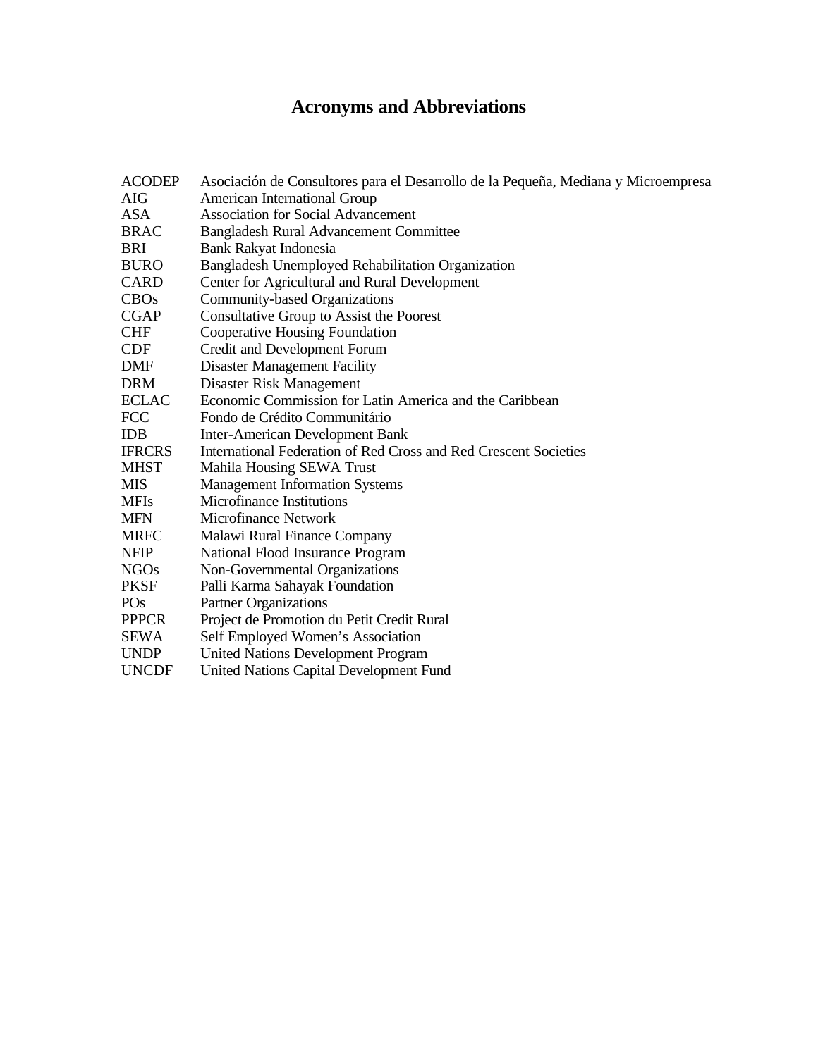# Acronyms and Abbreviations

| | |
|---|---|
| ACODEP | Asociación de Consultores para el Desarrollo de la Pequeña, Mediana y Microempresa |
| AIG | American International Group |
| ASA | Association for Social Advancement |
| BRAC | Bangladesh Rural Advancement Committee |
| BRI | Bank Rakyat Indonesia |
| BURO | Bangladesh Unemployed Rehabilitation Organization |
| CARD | Center for Agricultural and Rural Development |
| CBOs | Community-based Organizations |
| CGAP | Consultative Group to Assist the Poorest |
| CHF | Cooperative Housing Foundation |
| CDF | Credit and Development Forum |
| DMF | Disaster Management Facility |
| DRM | Disaster Risk Management |
| ECLAC | Economic Commission for Latin America and the Caribbean |
| FCC | Fondo de Crédito Communitário |
| IDB | Inter-American Development Bank |
| IFRCRS | International Federation of Red Cross and Red Crescent Societies |
| MHST | Mahila Housing SEWA Trust |
| MIS | Management Information Systems |
| MFIs | Microfinance Institutions |
| MFN | Microfinance Network |
| MRFC | Malawi Rural Finance Company |
| NFIP | National Flood Insurance Program |
| NGOs | Non-Governmental Organizations |
| PKSF | Palli Karma Sahayak Foundation |
| POs | Partner Organizations |
| PPPCR | Project de Promotion du Petit Credit Rural |
| SEWA | Self Employed Women's Association |
| UNDP | United Nations Development Program |
| UNCDF | United Nations Capital Development Fund |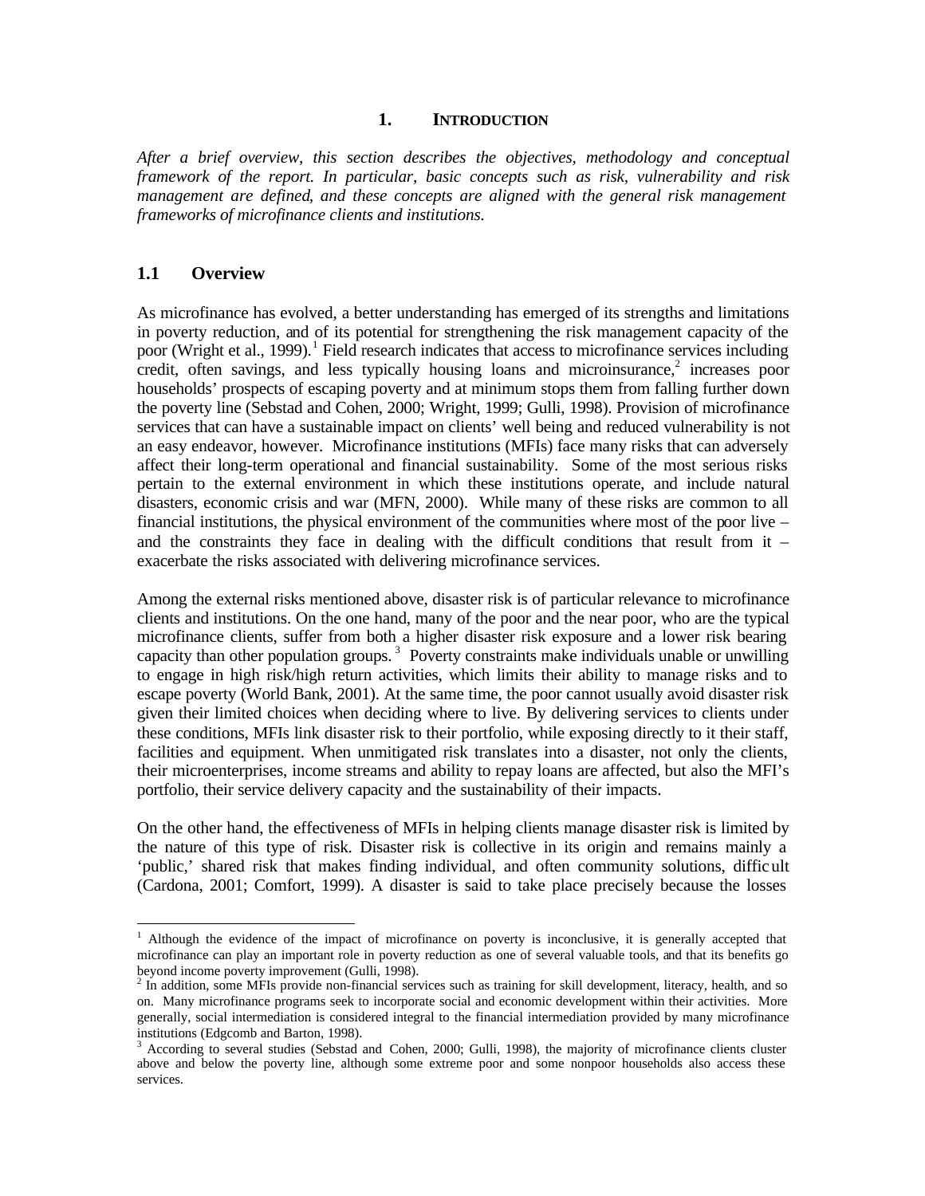# 1. INTRODUCTION

*After a brief overview, this section describes the objectives, methodology and conceptual framework of the report. In particular, basic concepts such as risk, vulnerability and risk management are defined, and these concepts are aligned with the general risk management frameworks of microfinance clients and institutions.*

## 1.1 Overview

As microfinance has evolved, a better understanding has emerged of its strengths and limitations in poverty reduction, and of its potential for strengthening the risk management capacity of the poor (Wright et al., 1999).[1] Field research indicates that access to microfinance services including credit, often savings, and less typically housing loans and microinsurance,[2] increases poor households' prospects of escaping poverty and at minimum stops them from falling further down the poverty line (Sebstad and Cohen, 2000; Wright, 1999; Gulli, 1998). Provision of microfinance services that can have a sustainable impact on clients' well being and reduced vulnerability is not an easy endeavor, however. Microfinance institutions (MFIs) face many risks that can adversely affect their long-term operational and financial sustainability. Some of the most serious risks pertain to the external environment in which these institutions operate, and include natural disasters, economic crisis and war (MFN, 2000). While many of these risks are common to all financial institutions, the physical environment of the communities where most of the poor live – and the constraints they face in dealing with the difficult conditions that result from it – exacerbate the risks associated with delivering microfinance services.

Among the external risks mentioned above, disaster risk is of particular relevance to microfinance clients and institutions. On the one hand, many of the poor and the near poor, who are the typical microfinance clients, suffer from both a higher disaster risk exposure and a lower risk bearing capacity than other population groups.[3] Poverty constraints make individuals unable or unwilling to engage in high risk/high return activities, which limits their ability to manage risks and to escape poverty (World Bank, 2001). At the same time, the poor cannot usually avoid disaster risk given their limited choices when deciding where to live. By delivering services to clients under these conditions, MFIs link disaster risk to their portfolio, while exposing directly to it their staff, facilities and equipment. When unmitigated risk translates into a disaster, not only the clients, their microenterprises, income streams and ability to repay loans are affected, but also the MFI's portfolio, their service delivery capacity and the sustainability of their impacts.

On the other hand, the effectiveness of MFIs in helping clients manage disaster risk is limited by the nature of this type of risk. Disaster risk is collective in its origin and remains mainly a 'public,' shared risk that makes finding individual, and often community solutions, difficult (Cardona, 2001; Comfort, 1999). A disaster is said to take place precisely because the losses

---

[1] Although the evidence of the impact of microfinance on poverty is inconclusive, it is generally accepted that microfinance can play an important role in poverty reduction as one of several valuable tools, and that its benefits go beyond income poverty improvement (Gulli, 1998).

[2] In addition, some MFIs provide non-financial services such as training for skill development, literacy, health, and so on. Many microfinance programs seek to incorporate social and economic development within their activities. More generally, social intermediation is considered integral to the financial intermediation provided by many microfinance institutions (Edgcomb and Barton, 1998).

[3] According to several studies (Sebstad and Cohen, 2000; Gulli, 1998), the majority of microfinance clients cluster above and below the poverty line, although some extreme poor and some nonpoor households also access these services.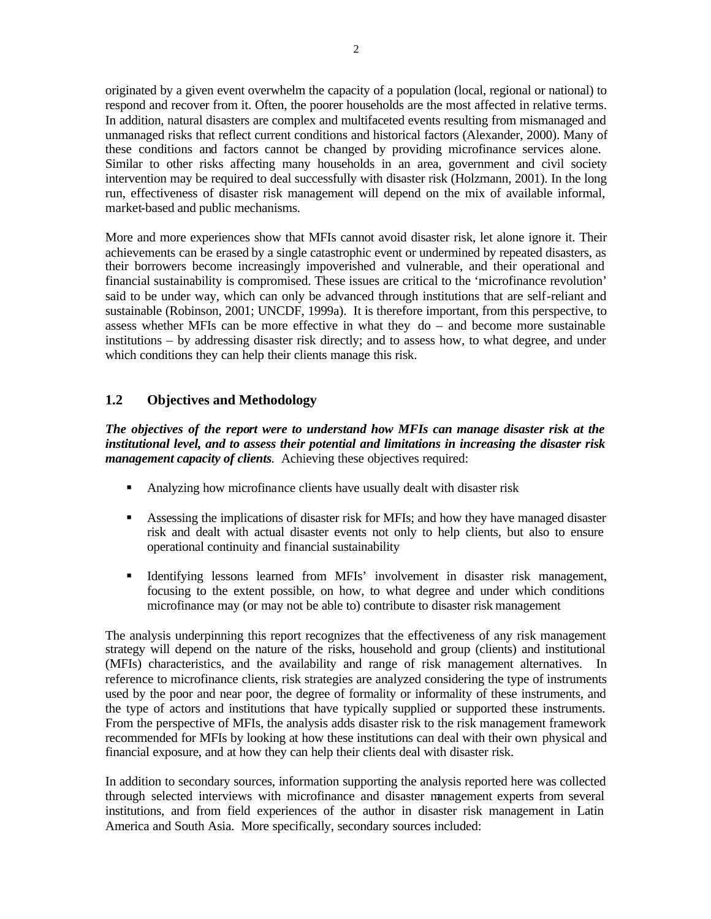originated by a given event overwhelm the capacity of a population (local, regional or national) to respond and recover from it. Often, the poorer households are the most affected in relative terms. In addition, natural disasters are complex and multifaceted events resulting from mismanaged and unmanaged risks that reflect current conditions and historical factors (Alexander, 2000). Many of these conditions and factors cannot be changed by providing microfinance services alone. Similar to other risks affecting many households in an area, government and civil society intervention may be required to deal successfully with disaster risk (Holzmann, 2001). In the long run, effectiveness of disaster risk management will depend on the mix of available informal, market-based and public mechanisms.

More and more experiences show that MFIs cannot avoid disaster risk, let alone ignore it. Their achievements can be erased by a single catastrophic event or undermined by repeated disasters, as their borrowers become increasingly impoverished and vulnerable, and their operational and financial sustainability is compromised. These issues are critical to the 'microfinance revolution' said to be under way, which can only be advanced through institutions that are self-reliant and sustainable (Robinson, 2001; UNCDF, 1999a). It is therefore important, from this perspective, to assess whether MFIs can be more effective in what they do – and become more sustainable institutions – by addressing disaster risk directly; and to assess how, to what degree, and under which conditions they can help their clients manage this risk.

## 1.2 Objectives and Methodology

***The objectives of the report were to understand how MFIs can manage disaster risk at the institutional level, and to assess their potential and limitations in increasing the disaster risk management capacity of clients.*** Achieving these objectives required:

- Analyzing how microfinance clients have usually dealt with disaster risk
- Assessing the implications of disaster risk for MFIs; and how they have managed disaster risk and dealt with actual disaster events not only to help clients, but also to ensure operational continuity and financial sustainability
- Identifying lessons learned from MFIs' involvement in disaster risk management, focusing to the extent possible, on how, to what degree and under which conditions microfinance may (or may not be able to) contribute to disaster risk management

The analysis underpinning this report recognizes that the effectiveness of any risk management strategy will depend on the nature of the risks, household and group (clients) and institutional (MFIs) characteristics, and the availability and range of risk management alternatives. In reference to microfinance clients, risk strategies are analyzed considering the type of instruments used by the poor and near poor, the degree of formality or informality of these instruments, and the type of actors and institutions that have typically supplied or supported these instruments. From the perspective of MFIs, the analysis adds disaster risk to the risk management framework recommended for MFIs by looking at how these institutions can deal with their own physical and financial exposure, and at how they can help their clients deal with disaster risk.

In addition to secondary sources, information supporting the analysis reported here was collected through selected interviews with microfinance and disaster management experts from several institutions, and from field experiences of the author in disaster risk management in Latin America and South Asia. More specifically, secondary sources included: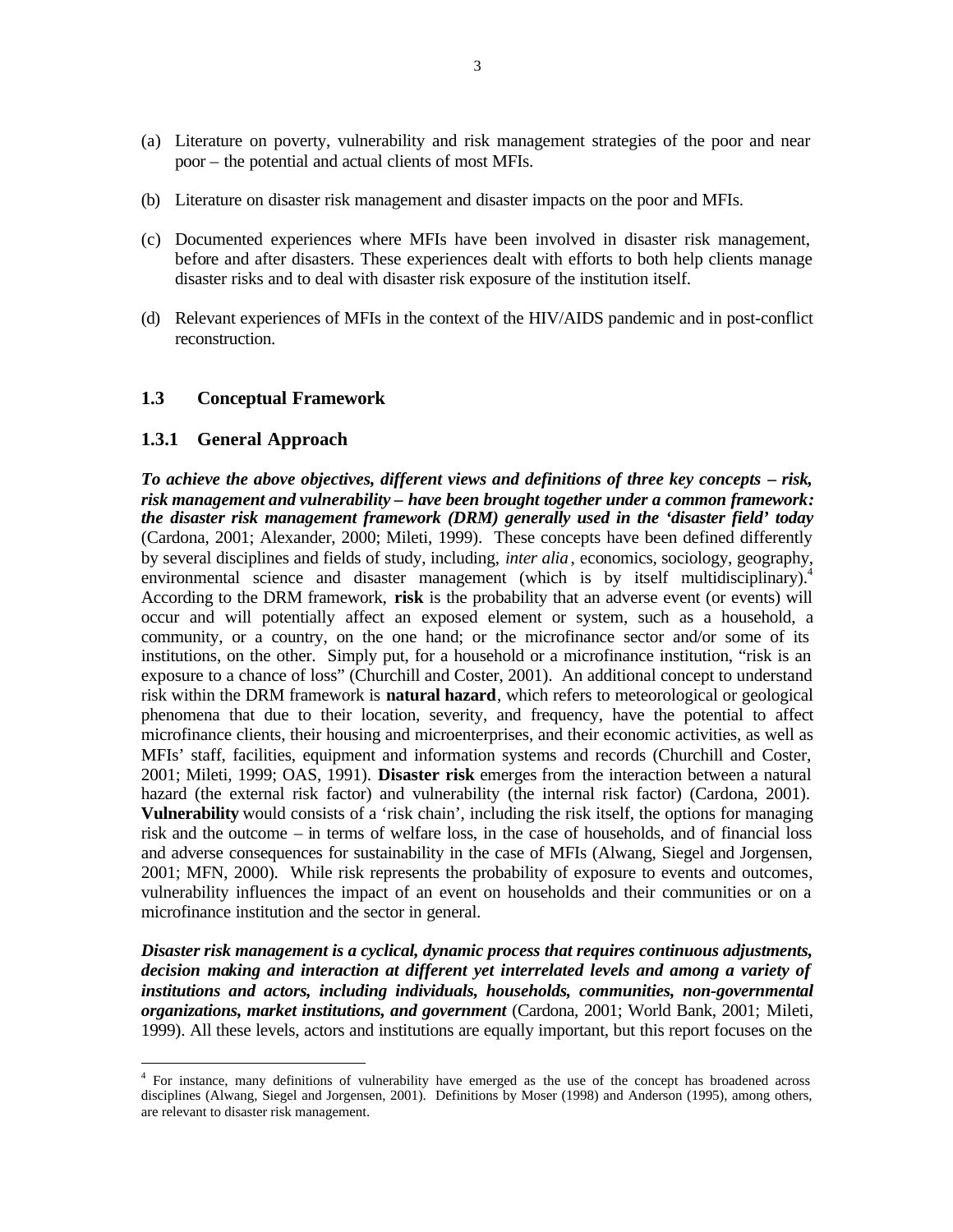(a) Literature on poverty, vulnerability and risk management strategies of the poor and near poor – the potential and actual clients of most MFIs.

(b) Literature on disaster risk management and disaster impacts on the poor and MFIs.

(c) Documented experiences where MFIs have been involved in disaster risk management, before and after disasters. These experiences dealt with efforts to both help clients manage disaster risks and to deal with disaster risk exposure of the institution itself.

(d) Relevant experiences of MFIs in the context of the HIV/AIDS pandemic and in post-conflict reconstruction.

## 1.3 Conceptual Framework

### 1.3.1 General Approach

***To achieve the above objectives, different views and definitions of three key concepts – risk, risk management and vulnerability – have been brought together under a common framework: the disaster risk management framework (DRM) generally used in the 'disaster field' today*** (Cardona, 2001; Alexander, 2000; Mileti, 1999). These concepts have been defined differently by several disciplines and fields of study, including, *inter alia*, economics, sociology, geography, environmental science and disaster management (which is by itself multidisciplinary).[4] According to the DRM framework, **risk** is the probability that an adverse event (or events) will occur and will potentially affect an exposed element or system, such as a household, a community, or a country, on the one hand; or the microfinance sector and/or some of its institutions, on the other. Simply put, for a household or a microfinance institution, "risk is an exposure to a chance of loss" (Churchill and Coster, 2001). An additional concept to understand risk within the DRM framework is **natural hazard**, which refers to meteorological or geological phenomena that due to their location, severity, and frequency, have the potential to affect microfinance clients, their housing and microenterprises, and their economic activities, as well as MFIs' staff, facilities, equipment and information systems and records (Churchill and Coster, 2001; Mileti, 1999; OAS, 1991). **Disaster risk** emerges from the interaction between a natural hazard (the external risk factor) and vulnerability (the internal risk factor) (Cardona, 2001). **Vulnerability** would consists of a 'risk chain', including the risk itself, the options for managing risk and the outcome – in terms of welfare loss, in the case of households, and of financial loss and adverse consequences for sustainability in the case of MFIs (Alwang, Siegel and Jorgensen, 2001; MFN, 2000). While risk represents the probability of exposure to events and outcomes, vulnerability influences the impact of an event on households and their communities or on a microfinance institution and the sector in general.

***Disaster risk management is a cyclical, dynamic process that requires continuous adjustments, decision making and interaction at different yet interrelated levels and among a variety of institutions and actors, including individuals, households, communities, non-governmental organizations, market institutions, and government*** (Cardona, 2001; World Bank, 2001; Mileti, 1999). All these levels, actors and institutions are equally important, but this report focuses on the

[4] For instance, many definitions of vulnerability have emerged as the use of the concept has broadened across disciplines (Alwang, Siegel and Jorgensen, 2001). Definitions by Moser (1998) and Anderson (1995), among others, are relevant to disaster risk management.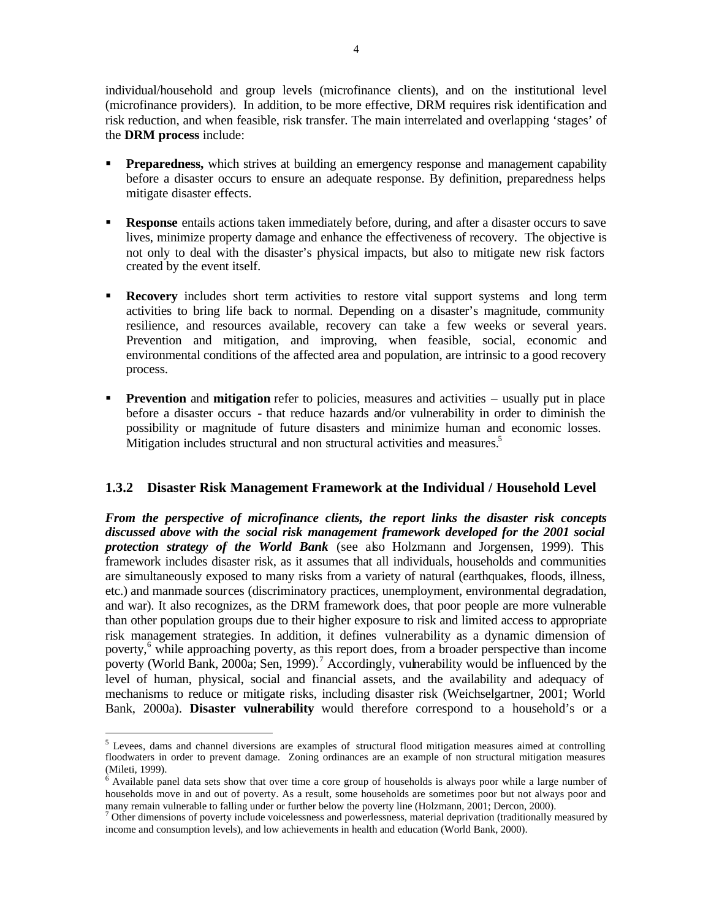individual/household and group levels (microfinance clients), and on the institutional level (microfinance providers). In addition, to be more effective, DRM requires risk identification and risk reduction, and when feasible, risk transfer. The main interrelated and overlapping 'stages' of the **DRM process** include:

- **Preparedness,** which strives at building an emergency response and management capability before a disaster occurs to ensure an adequate response. By definition, preparedness helps mitigate disaster effects.

- **Response** entails actions taken immediately before, during, and after a disaster occurs to save lives, minimize property damage and enhance the effectiveness of recovery. The objective is not only to deal with the disaster's physical impacts, but also to mitigate new risk factors created by the event itself.

- **Recovery** includes short term activities to restore vital support systems and long term activities to bring life back to normal. Depending on a disaster's magnitude, community resilience, and resources available, recovery can take a few weeks or several years. Prevention and mitigation, and improving, when feasible, social, economic and environmental conditions of the affected area and population, are intrinsic to a good recovery process.

- **Prevention** and **mitigation** refer to policies, measures and activities – usually put in place before a disaster occurs - that reduce hazards and/or vulnerability in order to diminish the possibility or magnitude of future disasters and minimize human and economic losses. Mitigation includes structural and non structural activities and measures.[5]

### 1.3.2 Disaster Risk Management Framework at the Individual / Household Level

***From the perspective of microfinance clients, the report links the disaster risk concepts discussed above with the social risk management framework developed for the 2001 social protection strategy of the World Bank*** (see also Holzmann and Jorgensen, 1999). This framework includes disaster risk, as it assumes that all individuals, households and communities are simultaneously exposed to many risks from a variety of natural (earthquakes, floods, illness, etc.) and manmade sources (discriminatory practices, unemployment, environmental degradation, and war). It also recognizes, as the DRM framework does, that poor people are more vulnerable than other population groups due to their higher exposure to risk and limited access to appropriate risk management strategies. In addition, it defines vulnerability as a dynamic dimension of poverty,[6] while approaching poverty, as this report does, from a broader perspective than income poverty (World Bank, 2000a; Sen, 1999).[7] Accordingly, vulnerability would be influenced by the level of human, physical, social and financial assets, and the availability and adequacy of mechanisms to reduce or mitigate risks, including disaster risk (Weichselgartner, 2001; World Bank, 2000a). **Disaster vulnerability** would therefore correspond to a household's or a

---

[5] Levees, dams and channel diversions are examples of structural flood mitigation measures aimed at controlling floodwaters in order to prevent damage. Zoning ordinances are an example of non structural mitigation measures (Mileti, 1999).

[6] Available panel data sets show that over time a core group of households is always poor while a large number of households move in and out of poverty. As a result, some households are sometimes poor but not always poor and many remain vulnerable to falling under or further below the poverty line (Holzmann, 2001; Dercon, 2000).

[7] Other dimensions of poverty include voicelessness and powerlessness, material deprivation (traditionally measured by income and consumption levels), and low achievements in health and education (World Bank, 2000).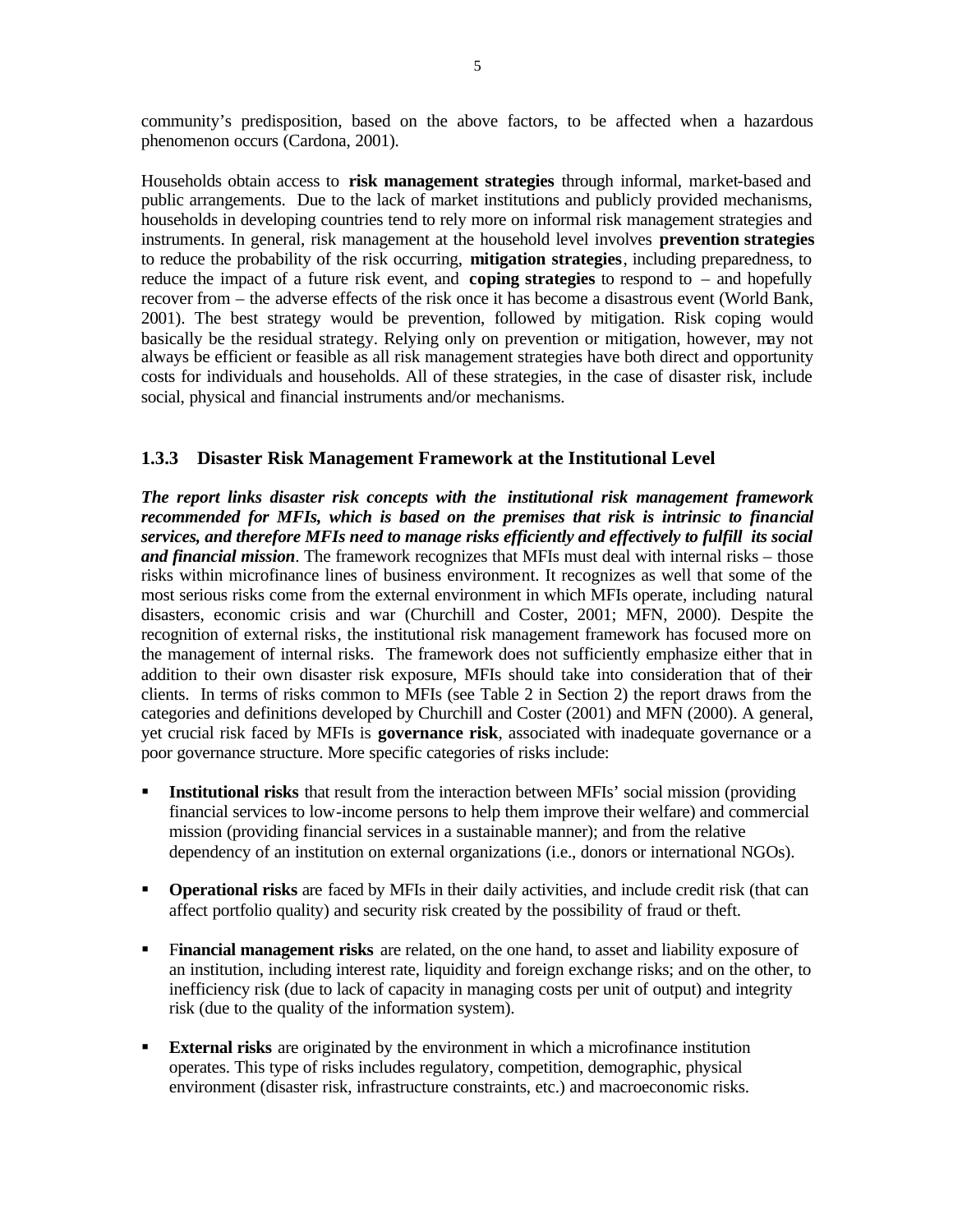community's predisposition, based on the above factors, to be affected when a hazardous phenomenon occurs (Cardona, 2001).

Households obtain access to **risk management strategies** through informal, market-based and public arrangements. Due to the lack of market institutions and publicly provided mechanisms, households in developing countries tend to rely more on informal risk management strategies and instruments. In general, risk management at the household level involves **prevention strategies** to reduce the probability of the risk occurring, **mitigation strategies**, including preparedness, to reduce the impact of a future risk event, and **coping strategies** to respond to – and hopefully recover from – the adverse effects of the risk once it has become a disastrous event (World Bank, 2001). The best strategy would be prevention, followed by mitigation. Risk coping would basically be the residual strategy. Relying only on prevention or mitigation, however, may not always be efficient or feasible as all risk management strategies have both direct and opportunity costs for individuals and households. All of these strategies, in the case of disaster risk, include social, physical and financial instruments and/or mechanisms.

### 1.3.3 Disaster Risk Management Framework at the Institutional Level

***The report links disaster risk concepts with the institutional risk management framework recommended for MFIs, which is based on the premises that risk is intrinsic to financial services, and therefore MFIs need to manage risks efficiently and effectively to fulfill its social and financial mission***. The framework recognizes that MFIs must deal with internal risks – those risks within microfinance lines of business environment. It recognizes as well that some of the most serious risks come from the external environment in which MFIs operate, including natural disasters, economic crisis and war (Churchill and Coster, 2001; MFN, 2000). Despite the recognition of external risks, the institutional risk management framework has focused more on the management of internal risks. The framework does not sufficiently emphasize either that in addition to their own disaster risk exposure, MFIs should take into consideration that of their clients. In terms of risks common to MFIs (see Table 2 in Section 2) the report draws from the categories and definitions developed by Churchill and Coster (2001) and MFN (2000). A general, yet crucial risk faced by MFIs is **governance risk**, associated with inadequate governance or a poor governance structure. More specific categories of risks include:

- **Institutional risks** that result from the interaction between MFIs' social mission (providing financial services to low-income persons to help them improve their welfare) and commercial mission (providing financial services in a sustainable manner); and from the relative dependency of an institution on external organizations (i.e., donors or international NGOs).
- **Operational risks** are faced by MFIs in their daily activities, and include credit risk (that can affect portfolio quality) and security risk created by the possibility of fraud or theft.
- F**inancial management risks** are related, on the one hand, to asset and liability exposure of an institution, including interest rate, liquidity and foreign exchange risks; and on the other, to inefficiency risk (due to lack of capacity in managing costs per unit of output) and integrity risk (due to the quality of the information system).
- **External risks** are originated by the environment in which a microfinance institution operates. This type of risks includes regulatory, competition, demographic, physical environment (disaster risk, infrastructure constraints, etc.) and macroeconomic risks.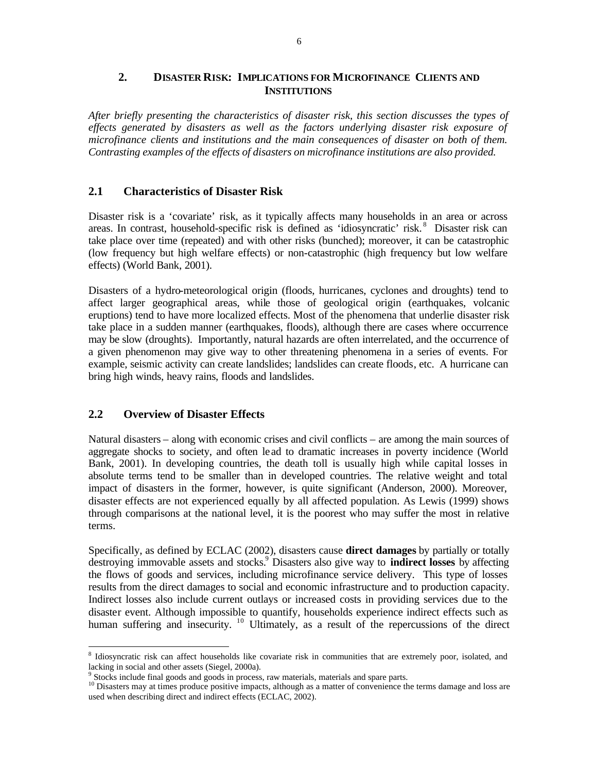## 2. DISASTER RISK: IMPLICATIONS FOR MICROFINANCE CLIENTS AND INSTITUTIONS

*After briefly presenting the characteristics of disaster risk, this section discusses the types of effects generated by disasters as well as the factors underlying disaster risk exposure of microfinance clients and institutions and the main consequences of disaster on both of them. Contrasting examples of the effects of disasters on microfinance institutions are also provided.*

### 2.1 Characteristics of Disaster Risk

Disaster risk is a 'covariate' risk, as it typically affects many households in an area or across areas. In contrast, household-specific risk is defined as 'idiosyncratic' risk.[8] Disaster risk can take place over time (repeated) and with other risks (bunched); moreover, it can be catastrophic (low frequency but high welfare effects) or non-catastrophic (high frequency but low welfare effects) (World Bank, 2001).

Disasters of a hydro-meteorological origin (floods, hurricanes, cyclones and droughts) tend to affect larger geographical areas, while those of geological origin (earthquakes, volcanic eruptions) tend to have more localized effects. Most of the phenomena that underlie disaster risk take place in a sudden manner (earthquakes, floods), although there are cases where occurrence may be slow (droughts). Importantly, natural hazards are often interrelated, and the occurrence of a given phenomenon may give way to other threatening phenomena in a series of events. For example, seismic activity can create landslides; landslides can create floods, etc. A hurricane can bring high winds, heavy rains, floods and landslides.

### 2.2 Overview of Disaster Effects

Natural disasters – along with economic crises and civil conflicts – are among the main sources of aggregate shocks to society, and often lead to dramatic increases in poverty incidence (World Bank, 2001). In developing countries, the death toll is usually high while capital losses in absolute terms tend to be smaller than in developed countries. The relative weight and total impact of disasters in the former, however, is quite significant (Anderson, 2000). Moreover, disaster effects are not experienced equally by all affected population. As Lewis (1999) shows through comparisons at the national level, it is the poorest who may suffer the most in relative terms.

Specifically, as defined by ECLAC (2002), disasters cause **direct damages** by partially or totally destroying immovable assets and stocks.[9] Disasters also give way to **indirect losses** by affecting the flows of goods and services, including microfinance service delivery. This type of losses results from the direct damages to social and economic infrastructure and to production capacity. Indirect losses also include current outlays or increased costs in providing services due to the disaster event. Although impossible to quantify, households experience indirect effects such as human suffering and insecurity.[10] Ultimately, as a result of the repercussions of the direct

---

[8] Idiosyncratic risk can affect households like covariate risk in communities that are extremely poor, isolated, and lacking in social and other assets (Siegel, 2000a).

[9] Stocks include final goods and goods in process, raw materials, materials and spare parts.

[10] Disasters may at times produce positive impacts, although as a matter of convenience the terms damage and loss are used when describing direct and indirect effects (ECLAC, 2002).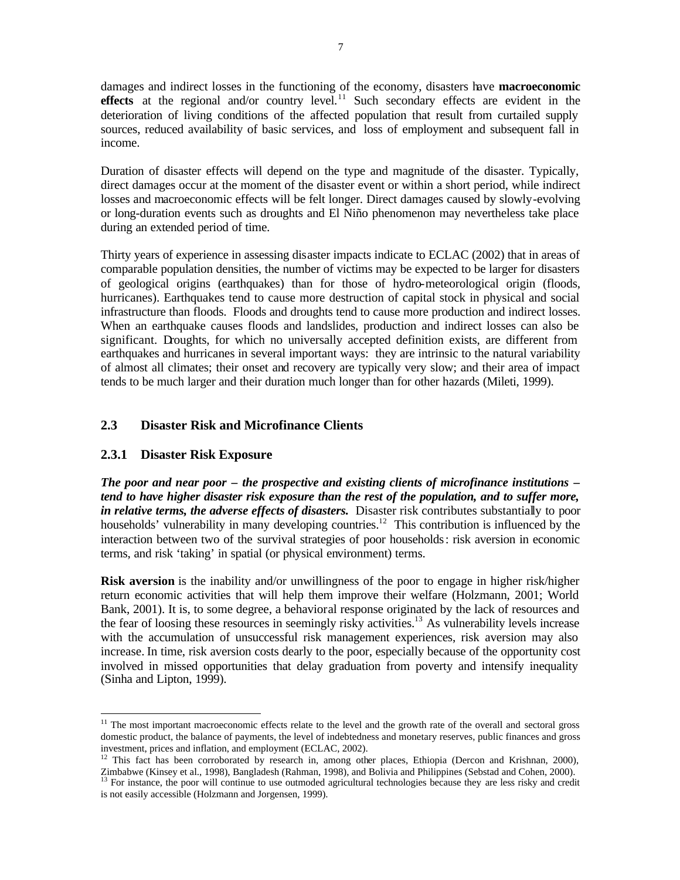damages and indirect losses in the functioning of the economy, disasters have **macroeconomic effects** at the regional and/or country level.[11] Such secondary effects are evident in the deterioration of living conditions of the affected population that result from curtailed supply sources, reduced availability of basic services, and loss of employment and subsequent fall in income.

Duration of disaster effects will depend on the type and magnitude of the disaster. Typically, direct damages occur at the moment of the disaster event or within a short period, while indirect losses and macroeconomic effects will be felt longer. Direct damages caused by slowly-evolving or long-duration events such as droughts and El Niño phenomenon may nevertheless take place during an extended period of time.

Thirty years of experience in assessing disaster impacts indicate to ECLAC (2002) that in areas of comparable population densities, the number of victims may be expected to be larger for disasters of geological origins (earthquakes) than for those of hydro-meteorological origin (floods, hurricanes). Earthquakes tend to cause more destruction of capital stock in physical and social infrastructure than floods. Floods and droughts tend to cause more production and indirect losses. When an earthquake causes floods and landslides, production and indirect losses can also be significant. Droughts, for which no universally accepted definition exists, are different from earthquakes and hurricanes in several important ways: they are intrinsic to the natural variability of almost all climates; their onset and recovery are typically very slow; and their area of impact tends to be much larger and their duration much longer than for other hazards (Mileti, 1999).

## 2.3 Disaster Risk and Microfinance Clients

### 2.3.1 Disaster Risk Exposure

***The poor and near poor – the prospective and existing clients of microfinance institutions – tend to have higher disaster risk exposure than the rest of the population, and to suffer more, in relative terms, the adverse effects of disasters.*** Disaster risk contributes substantially to poor households' vulnerability in many developing countries.[12] This contribution is influenced by the interaction between two of the survival strategies of poor households: risk aversion in economic terms, and risk 'taking' in spatial (or physical environment) terms.

**Risk aversion** is the inability and/or unwillingness of the poor to engage in higher risk/higher return economic activities that will help them improve their welfare (Holzmann, 2001; World Bank, 2001). It is, to some degree, a behavioral response originated by the lack of resources and the fear of loosing these resources in seemingly risky activities.[13] As vulnerability levels increase with the accumulation of unsuccessful risk management experiences, risk aversion may also increase. In time, risk aversion costs dearly to the poor, especially because of the opportunity cost involved in missed opportunities that delay graduation from poverty and intensify inequality (Sinha and Lipton, 1999).

---

[11] The most important macroeconomic effects relate to the level and the growth rate of the overall and sectoral gross domestic product, the balance of payments, the level of indebtedness and monetary reserves, public finances and gross investment, prices and inflation, and employment (ECLAC, 2002).

[12] This fact has been corroborated by research in, among other places, Ethiopia (Dercon and Krishnan, 2000), Zimbabwe (Kinsey et al., 1998), Bangladesh (Rahman, 1998), and Bolivia and Philippines (Sebstad and Cohen, 2000).

[13] For instance, the poor will continue to use outmoded agricultural technologies because they are less risky and credit is not easily accessible (Holzmann and Jorgensen, 1999).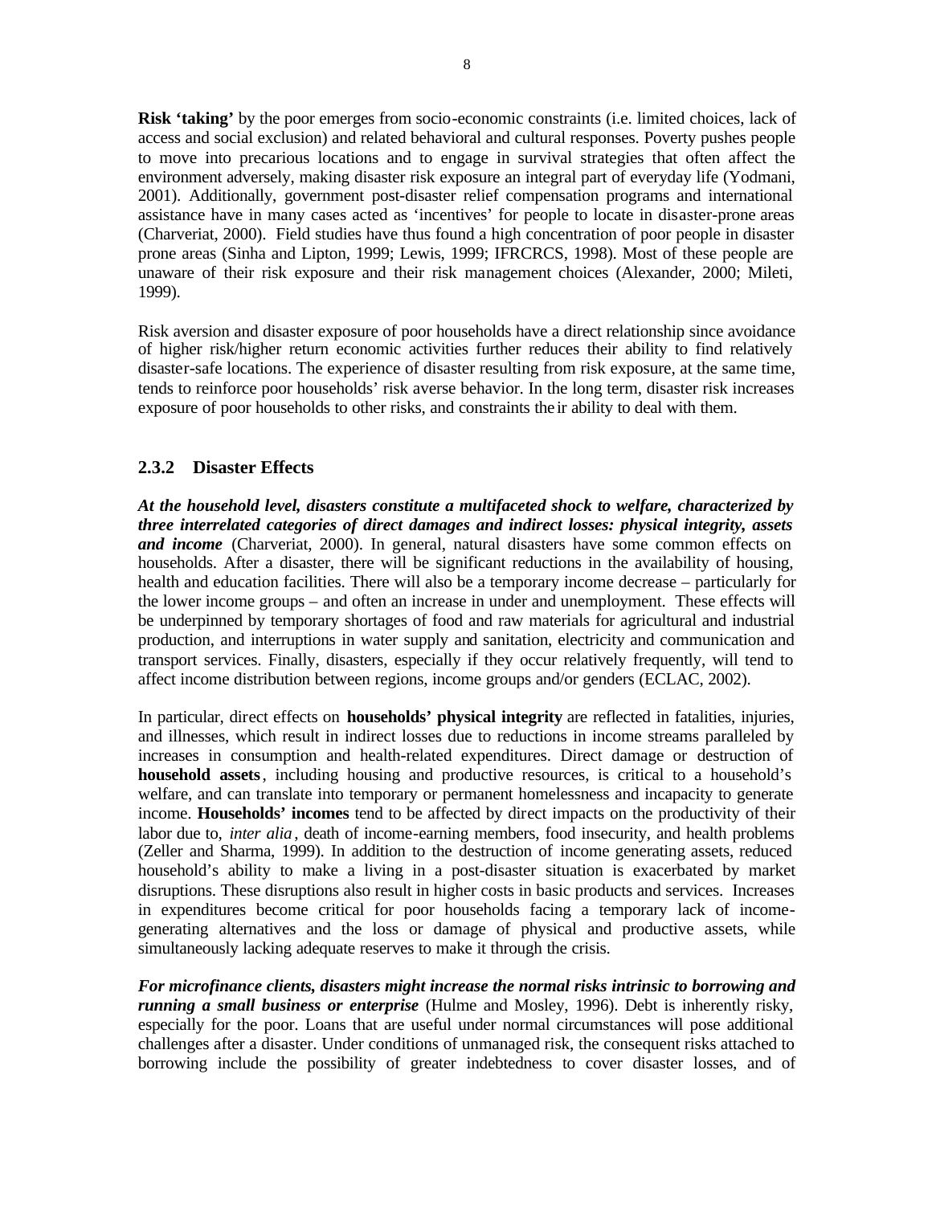**Risk 'taking'** by the poor emerges from socio-economic constraints (i.e. limited choices, lack of access and social exclusion) and related behavioral and cultural responses. Poverty pushes people to move into precarious locations and to engage in survival strategies that often affect the environment adversely, making disaster risk exposure an integral part of everyday life (Yodmani, 2001). Additionally, government post-disaster relief compensation programs and international assistance have in many cases acted as 'incentives' for people to locate in disaster-prone areas (Charveriat, 2000). Field studies have thus found a high concentration of poor people in disaster prone areas (Sinha and Lipton, 1999; Lewis, 1999; IFRCRCS, 1998). Most of these people are unaware of their risk exposure and their risk management choices (Alexander, 2000; Mileti, 1999).

Risk aversion and disaster exposure of poor households have a direct relationship since avoidance of higher risk/higher return economic activities further reduces their ability to find relatively disaster-safe locations. The experience of disaster resulting from risk exposure, at the same time, tends to reinforce poor households' risk averse behavior. In the long term, disaster risk increases exposure of poor households to other risks, and constraints their ability to deal with them.

### 2.3.2 Disaster Effects

***At the household level, disasters constitute a multifaceted shock to welfare, characterized by three interrelated categories of direct damages and indirect losses: physical integrity, assets and income*** (Charveriat, 2000). In general, natural disasters have some common effects on households. After a disaster, there will be significant reductions in the availability of housing, health and education facilities. There will also be a temporary income decrease – particularly for the lower income groups – and often an increase in under and unemployment. These effects will be underpinned by temporary shortages of food and raw materials for agricultural and industrial production, and interruptions in water supply and sanitation, electricity and communication and transport services. Finally, disasters, especially if they occur relatively frequently, will tend to affect income distribution between regions, income groups and/or genders (ECLAC, 2002).

In particular, direct effects on **households' physical integrity** are reflected in fatalities, injuries, and illnesses, which result in indirect losses due to reductions in income streams paralleled by increases in consumption and health-related expenditures. Direct damage or destruction of **household assets**, including housing and productive resources, is critical to a household's welfare, and can translate into temporary or permanent homelessness and incapacity to generate income. **Households' incomes** tend to be affected by direct impacts on the productivity of their labor due to, *inter alia*, death of income-earning members, food insecurity, and health problems (Zeller and Sharma, 1999). In addition to the destruction of income generating assets, reduced household's ability to make a living in a post-disaster situation is exacerbated by market disruptions. These disruptions also result in higher costs in basic products and services. Increases in expenditures become critical for poor households facing a temporary lack of income-generating alternatives and the loss or damage of physical and productive assets, while simultaneously lacking adequate reserves to make it through the crisis.

***For microfinance clients, disasters might increase the normal risks intrinsic to borrowing and running a small business or enterprise*** (Hulme and Mosley, 1996). Debt is inherently risky, especially for the poor. Loans that are useful under normal circumstances will pose additional challenges after a disaster. Under conditions of unmanaged risk, the consequent risks attached to borrowing include the possibility of greater indebtedness to cover disaster losses, and of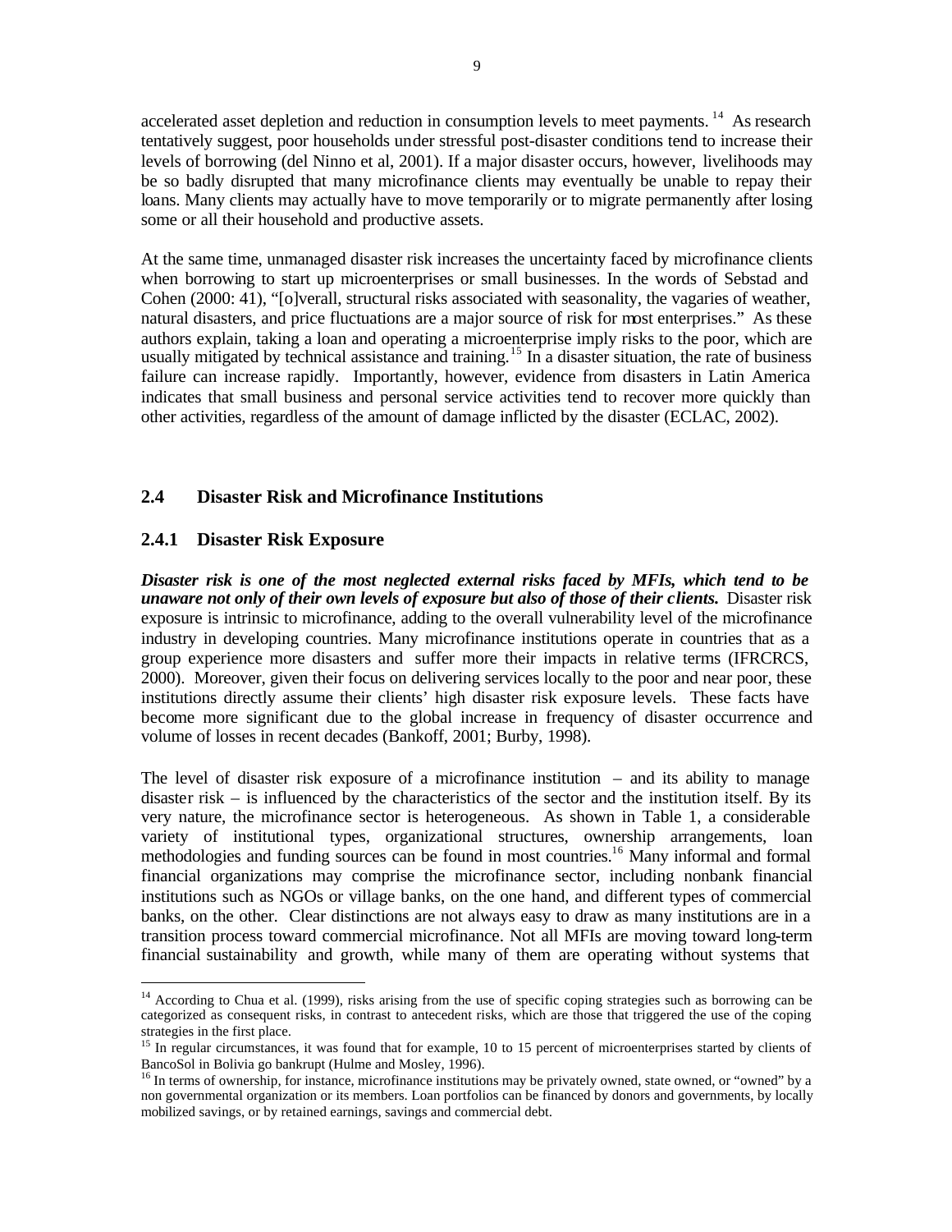accelerated asset depletion and reduction in consumption levels to meet payments.[14] As research tentatively suggest, poor households under stressful post-disaster conditions tend to increase their levels of borrowing (del Ninno et al, 2001). If a major disaster occurs, however, livelihoods may be so badly disrupted that many microfinance clients may eventually be unable to repay their loans. Many clients may actually have to move temporarily or to migrate permanently after losing some or all their household and productive assets.

At the same time, unmanaged disaster risk increases the uncertainty faced by microfinance clients when borrowing to start up microenterprises or small businesses. In the words of Sebstad and Cohen (2000: 41), "[o]verall, structural risks associated with seasonality, the vagaries of weather, natural disasters, and price fluctuations are a major source of risk for most enterprises." As these authors explain, taking a loan and operating a microenterprise imply risks to the poor, which are usually mitigated by technical assistance and training.[15] In a disaster situation, the rate of business failure can increase rapidly. Importantly, however, evidence from disasters in Latin America indicates that small business and personal service activities tend to recover more quickly than other activities, regardless of the amount of damage inflicted by the disaster (ECLAC, 2002).

## 2.4 Disaster Risk and Microfinance Institutions

### 2.4.1 Disaster Risk Exposure

***Disaster risk is one of the most neglected external risks faced by MFIs, which tend to be unaware not only of their own levels of exposure but also of those of their clients.*** Disaster risk exposure is intrinsic to microfinance, adding to the overall vulnerability level of the microfinance industry in developing countries. Many microfinance institutions operate in countries that as a group experience more disasters and suffer more their impacts in relative terms (IFRCRCS, 2000). Moreover, given their focus on delivering services locally to the poor and near poor, these institutions directly assume their clients' high disaster risk exposure levels. These facts have become more significant due to the global increase in frequency of disaster occurrence and volume of losses in recent decades (Bankoff, 2001; Burby, 1998).

The level of disaster risk exposure of a microfinance institution – and its ability to manage disaster risk – is influenced by the characteristics of the sector and the institution itself. By its very nature, the microfinance sector is heterogeneous. As shown in Table 1, a considerable variety of institutional types, organizational structures, ownership arrangements, loan methodologies and funding sources can be found in most countries.[16] Many informal and formal financial organizations may comprise the microfinance sector, including nonbank financial institutions such as NGOs or village banks, on the one hand, and different types of commercial banks, on the other. Clear distinctions are not always easy to draw as many institutions are in a transition process toward commercial microfinance. Not all MFIs are moving toward long-term financial sustainability and growth, while many of them are operating without systems that

---

[14] According to Chua et al. (1999), risks arising from the use of specific coping strategies such as borrowing can be categorized as consequent risks, in contrast to antecedent risks, which are those that triggered the use of the coping strategies in the first place.

[15] In regular circumstances, it was found that for example, 10 to 15 percent of microenterprises started by clients of BancoSol in Bolivia go bankrupt (Hulme and Mosley, 1996).

[16] In terms of ownership, for instance, microfinance institutions may be privately owned, state owned, or "owned" by a non governmental organization or its members. Loan portfolios can be financed by donors and governments, by locally mobilized savings, or by retained earnings, savings and commercial debt.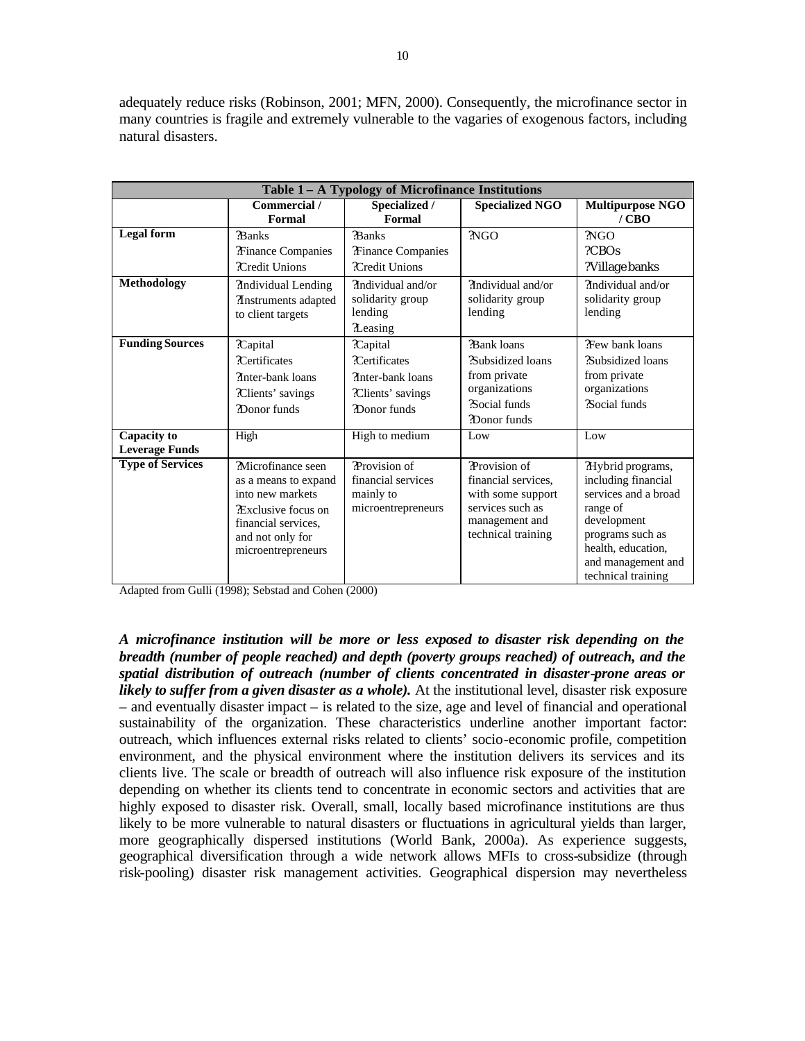adequately reduce risks (Robinson, 2001; MFN, 2000). Consequently, the microfinance sector in many countries is fragile and extremely vulnerable to the vagaries of exogenous factors, including natural disasters.

| Table 1 – A Typology of Microfinance Institutions | | | | |
|---|---|---|---|---|
| | **Commercial / Formal** | **Specialized / Formal** | **Specialized NGO** | **Multipurpose NGO / CBO** |
| **Legal form** | ?Banks<br>?Finance Companies<br>?Credit Unions | ?Banks<br>?Finance Companies<br>?Credit Unions | ?NGO | ?NGO<br>?CBOs<br>?Village banks |
| **Methodology** | ?Individual Lending<br>?Instruments adapted to client targets | ?Individual and/or solidarity group lending<br>?Leasing | ?Individual and/or solidarity group lending | ?Individual and/or solidarity group lending |
| **Funding Sources** | ?Capital<br>?Certificates<br>?Inter-bank loans<br>?Clients' savings<br>?Donor funds | ?Capital<br>?Certificates<br>?Inter-bank loans<br>?Clients' savings<br>?Donor funds | ?Bank loans<br>?Subsidized loans from private organizations<br>?Social funds<br>?Donor funds | ?Few bank loans<br>?Subsidized loans from private organizations<br>?Social funds |
| **Capacity to Leverage Funds** | High | High to medium | Low | Low |
| **Type of Services** | ?Microfinance seen as a means to expand into new markets<br>?Exclusive focus on financial services, and not only for microentrepreneurs | ?Provision of financial services mainly to microentrepreneurs | ?Provision of financial services, with some support services such as management and technical training | ?Hybrid programs, including financial services and a broad range of development programs such as health, education, and management and technical training |

Adapted from Gulli (1998); Sebstad and Cohen (2000)

***A microfinance institution will be more or less exposed to disaster risk depending on the breadth (number of people reached) and depth (poverty groups reached) of outreach, and the spatial distribution of outreach (number of clients concentrated in disaster-prone areas or likely to suffer from a given disaster as a whole).*** At the institutional level, disaster risk exposure – and eventually disaster impact – is related to the size, age and level of financial and operational sustainability of the organization. These characteristics underline another important factor: outreach, which influences external risks related to clients' socio-economic profile, competition environment, and the physical environment where the institution delivers its services and its clients live. The scale or breadth of outreach will also influence risk exposure of the institution depending on whether its clients tend to concentrate in economic sectors and activities that are highly exposed to disaster risk. Overall, small, locally based microfinance institutions are thus likely to be more vulnerable to natural disasters or fluctuations in agricultural yields than larger, more geographically dispersed institutions (World Bank, 2000a). As experience suggests, geographical diversification through a wide network allows MFIs to cross-subsidize (through risk-pooling) disaster risk management activities. Geographical dispersion may nevertheless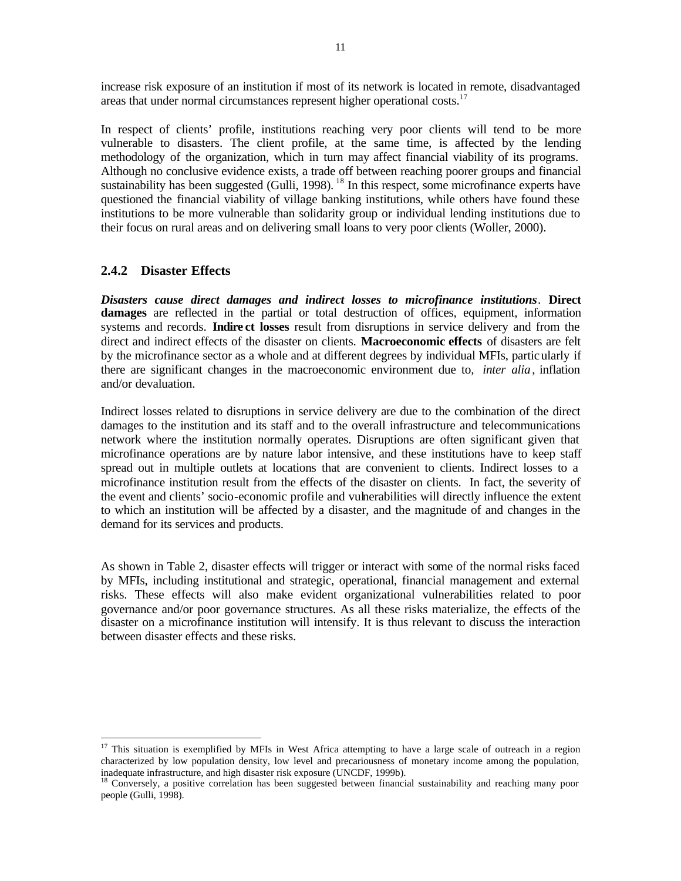increase risk exposure of an institution if most of its network is located in remote, disadvantaged areas that under normal circumstances represent higher operational costs.[17]

In respect of clients' profile, institutions reaching very poor clients will tend to be more vulnerable to disasters. The client profile, at the same time, is affected by the lending methodology of the organization, which in turn may affect financial viability of its programs. Although no conclusive evidence exists, a trade off between reaching poorer groups and financial sustainability has been suggested (Gulli, 1998).[18] In this respect, some microfinance experts have questioned the financial viability of village banking institutions, while others have found these institutions to be more vulnerable than solidarity group or individual lending institutions due to their focus on rural areas and on delivering small loans to very poor clients (Woller, 2000).

### 2.4.2 Disaster Effects

***Disasters cause direct damages and indirect losses to microfinance institutions*.** **Direct damages** are reflected in the partial or total destruction of offices, equipment, information systems and records. **Indirect losses** result from disruptions in service delivery and from the direct and indirect effects of the disaster on clients. **Macroeconomic effects** of disasters are felt by the microfinance sector as a whole and at different degrees by individual MFIs, particularly if there are significant changes in the macroeconomic environment due to, *inter alia*, inflation and/or devaluation.

Indirect losses related to disruptions in service delivery are due to the combination of the direct damages to the institution and its staff and to the overall infrastructure and telecommunications network where the institution normally operates. Disruptions are often significant given that microfinance operations are by nature labor intensive, and these institutions have to keep staff spread out in multiple outlets at locations that are convenient to clients. Indirect losses to a microfinance institution result from the effects of the disaster on clients. In fact, the severity of the event and clients' socio-economic profile and vulnerabilities will directly influence the extent to which an institution will be affected by a disaster, and the magnitude of and changes in the demand for its services and products.

As shown in Table 2, disaster effects will trigger or interact with some of the normal risks faced by MFIs, including institutional and strategic, operational, financial management and external risks. These effects will also make evident organizational vulnerabilities related to poor governance and/or poor governance structures. As all these risks materialize, the effects of the disaster on a microfinance institution will intensify. It is thus relevant to discuss the interaction between disaster effects and these risks.

---

[17] This situation is exemplified by MFIs in West Africa attempting to have a large scale of outreach in a region characterized by low population density, low level and precariousness of monetary income among the population, inadequate infrastructure, and high disaster risk exposure (UNCDF, 1999b).

[18] Conversely, a positive correlation has been suggested between financial sustainability and reaching many poor people (Gulli, 1998).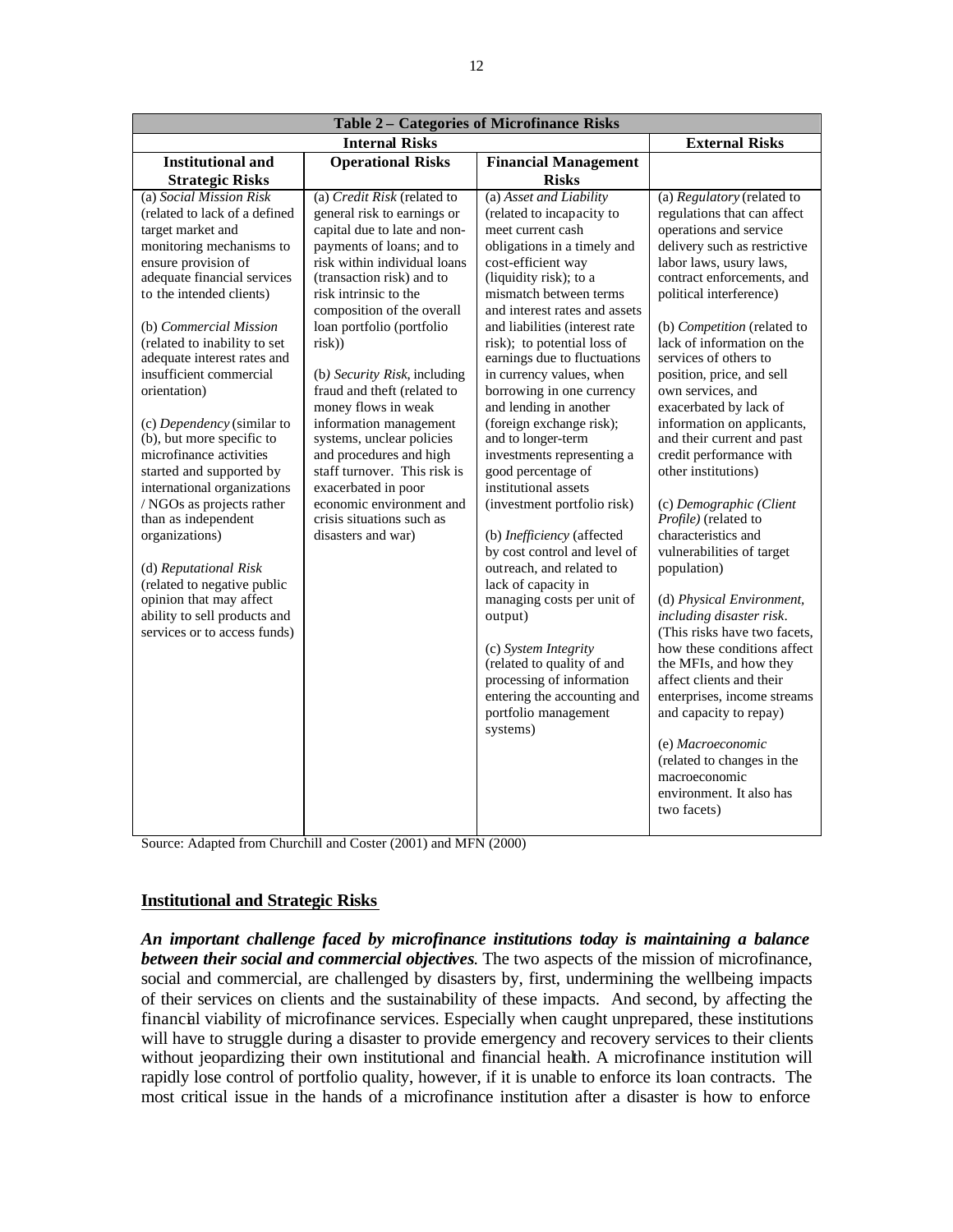| Table 2 – Categories of Microfinance Risks | | | |
|---|---|---|---|
| Internal Risks | | | External Risks |
| Institutional and Strategic Risks | Operational Risks | Financial Management Risks | |
| (a) *Social Mission Risk* (related to lack of a defined target market and monitoring mechanisms to ensure provision of adequate financial services to the intended clients)<br><br>(b) *Commercial Mission* (related to inability to set adequate interest rates and insufficient commercial orientation)<br><br>(c) *Dependency* (similar to (b), but more specific to microfinance activities started and supported by international organizations / NGOs as projects rather than as independent organizations)<br><br>(d) *Reputational Risk* (related to negative public opinion that may affect ability to sell products and services or to access funds) | (a) *Credit Risk* (related to general risk to earnings or capital due to late and non-payments of loans; and to risk within individual loans (transaction risk) and to risk intrinsic to the composition of the overall loan portfolio (portfolio risk))<br><br>(b) *Security Risk*, including fraud and theft (related to money flows in weak information management systems, unclear policies and procedures and high staff turnover. This risk is exacerbated in poor economic environment and crisis situations such as disasters and war) | (a) *Asset and Liability* (related to incapacity to meet current cash obligations in a timely and cost-efficient way (liquidity risk); to a mismatch between terms and interest rates and assets and liabilities (interest rate risk); to potential loss of earnings due to fluctuations in currency values, when borrowing in one currency and lending in another (foreign exchange risk); and to longer-term investments representing a good percentage of institutional assets (investment portfolio risk)<br><br>(b) *Inefficiency* (affected by cost control and level of outreach, and related to lack of capacity in managing costs per unit of output)<br><br>(c) *System Integrity* (related to quality of and processing of information entering the accounting and portfolio management systems) | (a) *Regulatory* (related to regulations that can affect operations and service delivery such as restrictive labor laws, usury laws, contract enforcements, and political interference)<br><br>(b) *Competition* (related to lack of information on the services of others to position, price, and sell own services, and exacerbated by lack of information on applicants, and their current and past credit performance with other institutions)<br><br>(c) *Demographic (Client Profile)* (related to characteristics and vulnerabilities of target population)<br><br>(d) *Physical Environment, including disaster risk*. (This risks have two facets, how these conditions affect the MFIs, and how they affect clients and their enterprises, income streams and capacity to repay)<br><br>(e) *Macroeconomic* (related to changes in the macroeconomic environment. It also has two facets) |

Source: Adapted from Churchill and Coster (2001) and MFN (2000)

## Institutional and Strategic Risks

***An important challenge faced by microfinance institutions today is maintaining a balance between their social and commercial objectives.*** The two aspects of the mission of microfinance, social and commercial, are challenged by disasters by, first, undermining the wellbeing impacts of their services on clients and the sustainability of these impacts. And second, by affecting the financial viability of microfinance services. Especially when caught unprepared, these institutions will have to struggle during a disaster to provide emergency and recovery services to their clients without jeopardizing their own institutional and financial health. A microfinance institution will rapidly lose control of portfolio quality, however, if it is unable to enforce its loan contracts. The most critical issue in the hands of a microfinance institution after a disaster is how to enforce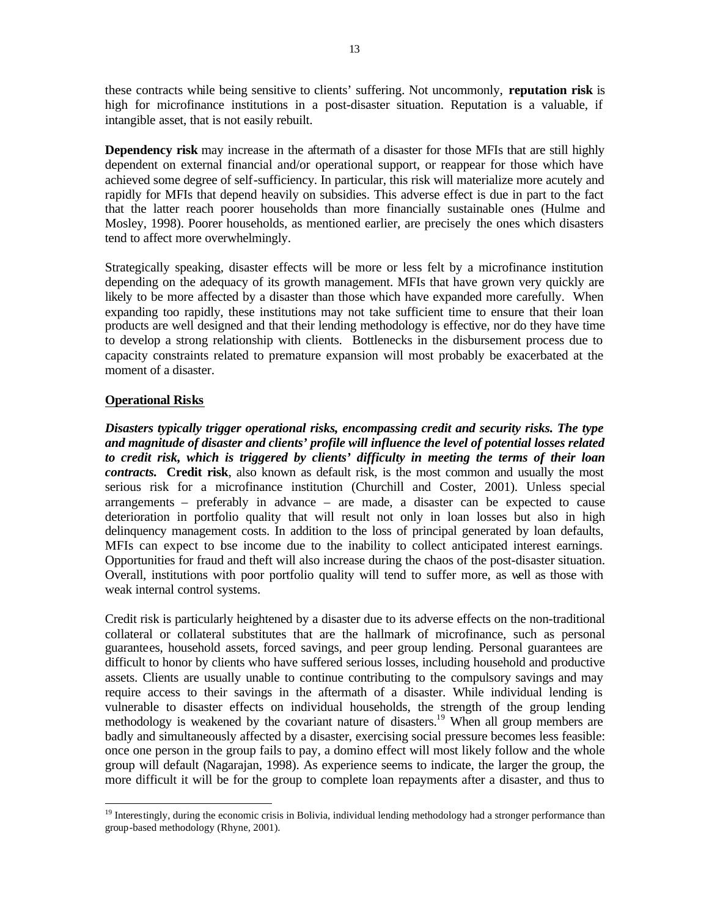these contracts while being sensitive to clients' suffering. Not uncommonly, **reputation risk** is high for microfinance institutions in a post-disaster situation. Reputation is a valuable, if intangible asset, that is not easily rebuilt.

**Dependency risk** may increase in the aftermath of a disaster for those MFIs that are still highly dependent on external financial and/or operational support, or reappear for those which have achieved some degree of self-sufficiency. In particular, this risk will materialize more acutely and rapidly for MFIs that depend heavily on subsidies. This adverse effect is due in part to the fact that the latter reach poorer households than more financially sustainable ones (Hulme and Mosley, 1998). Poorer households, as mentioned earlier, are precisely the ones which disasters tend to affect more overwhelmingly.

Strategically speaking, disaster effects will be more or less felt by a microfinance institution depending on the adequacy of its growth management. MFIs that have grown very quickly are likely to be more affected by a disaster than those which have expanded more carefully. When expanding too rapidly, these institutions may not take sufficient time to ensure that their loan products are well designed and that their lending methodology is effective, nor do they have time to develop a strong relationship with clients. Bottlenecks in the disbursement process due to capacity constraints related to premature expansion will most probably be exacerbated at the moment of a disaster.

## Operational Risks

***Disasters typically trigger operational risks, encompassing credit and security risks. The type and magnitude of disaster and clients' profile will influence the level of potential losses related to credit risk, which is triggered by clients' difficulty in meeting the terms of their loan contracts.*** **Credit risk**, also known as default risk, is the most common and usually the most serious risk for a microfinance institution (Churchill and Coster, 2001). Unless special arrangements – preferably in advance – are made, a disaster can be expected to cause deterioration in portfolio quality that will result not only in loan losses but also in high delinquency management costs. In addition to the loss of principal generated by loan defaults, MFIs can expect to lose income due to the inability to collect anticipated interest earnings. Opportunities for fraud and theft will also increase during the chaos of the post-disaster situation. Overall, institutions with poor portfolio quality will tend to suffer more, as well as those with weak internal control systems.

Credit risk is particularly heightened by a disaster due to its adverse effects on the non-traditional collateral or collateral substitutes that are the hallmark of microfinance, such as personal guarantees, household assets, forced savings, and peer group lending. Personal guarantees are difficult to honor by clients who have suffered serious losses, including household and productive assets. Clients are usually unable to continue contributing to the compulsory savings and may require access to their savings in the aftermath of a disaster. While individual lending is vulnerable to disaster effects on individual households, the strength of the group lending methodology is weakened by the covariant nature of disasters.[19] When all group members are badly and simultaneously affected by a disaster, exercising social pressure becomes less feasible: once one person in the group fails to pay, a domino effect will most likely follow and the whole group will default (Nagarajan, 1998). As experience seems to indicate, the larger the group, the more difficult it will be for the group to complete loan repayments after a disaster, and thus to

---

[19] Interestingly, during the economic crisis in Bolivia, individual lending methodology had a stronger performance than group-based methodology (Rhyne, 2001).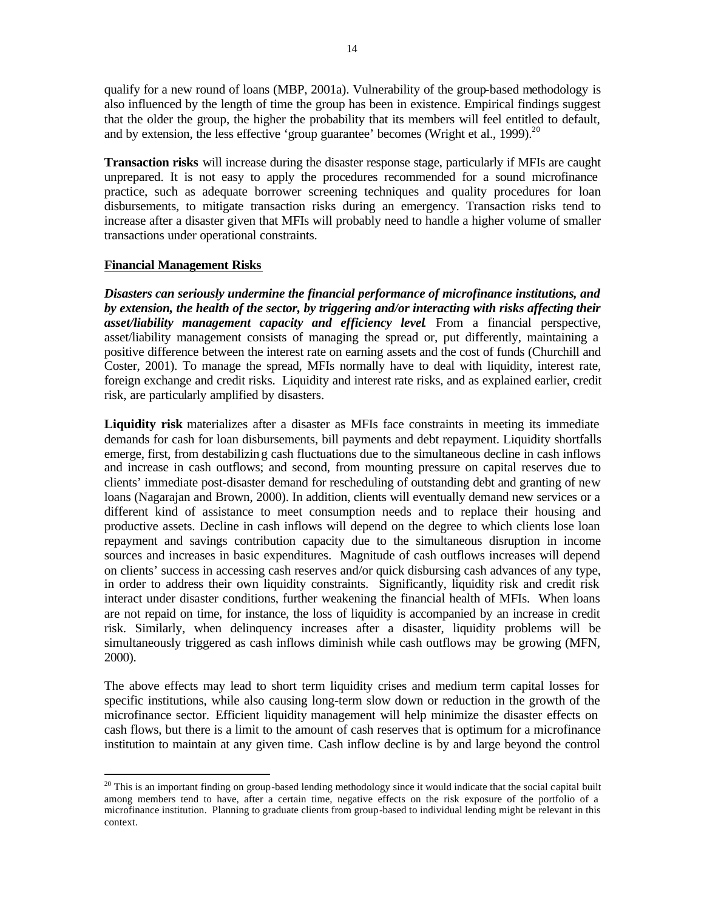qualify for a new round of loans (MBP, 2001a). Vulnerability of the group-based methodology is also influenced by the length of time the group has been in existence. Empirical findings suggest that the older the group, the higher the probability that its members will feel entitled to default, and by extension, the less effective 'group guarantee' becomes (Wright et al., 1999).[20]

**Transaction risks** will increase during the disaster response stage, particularly if MFIs are caught unprepared. It is not easy to apply the procedures recommended for a sound microfinance practice, such as adequate borrower screening techniques and quality procedures for loan disbursements, to mitigate transaction risks during an emergency. Transaction risks tend to increase after a disaster given that MFIs will probably need to handle a higher volume of smaller transactions under operational constraints.

**Financial Management Risks**

***Disasters can seriously undermine the financial performance of microfinance institutions, and by extension, the health of the sector, by triggering and/or interacting with risks affecting their asset/liability management capacity and efficiency level***. From a financial perspective, asset/liability management consists of managing the spread or, put differently, maintaining a positive difference between the interest rate on earning assets and the cost of funds (Churchill and Coster, 2001). To manage the spread, MFIs normally have to deal with liquidity, interest rate, foreign exchange and credit risks. Liquidity and interest rate risks, and as explained earlier, credit risk, are particularly amplified by disasters.

**Liquidity risk** materializes after a disaster as MFIs face constraints in meeting its immediate demands for cash for loan disbursements, bill payments and debt repayment. Liquidity shortfalls emerge, first, from destabilizing cash fluctuations due to the simultaneous decline in cash inflows and increase in cash outflows; and second, from mounting pressure on capital reserves due to clients' immediate post-disaster demand for rescheduling of outstanding debt and granting of new loans (Nagarajan and Brown, 2000). In addition, clients will eventually demand new services or a different kind of assistance to meet consumption needs and to replace their housing and productive assets. Decline in cash inflows will depend on the degree to which clients lose loan repayment and savings contribution capacity due to the simultaneous disruption in income sources and increases in basic expenditures. Magnitude of cash outflows increases will depend on clients' success in accessing cash reserves and/or quick disbursing cash advances of any type, in order to address their own liquidity constraints. Significantly, liquidity risk and credit risk interact under disaster conditions, further weakening the financial health of MFIs. When loans are not repaid on time, for instance, the loss of liquidity is accompanied by an increase in credit risk. Similarly, when delinquency increases after a disaster, liquidity problems will be simultaneously triggered as cash inflows diminish while cash outflows may be growing (MFN, 2000).

The above effects may lead to short term liquidity crises and medium term capital losses for specific institutions, while also causing long-term slow down or reduction in the growth of the microfinance sector. Efficient liquidity management will help minimize the disaster effects on cash flows, but there is a limit to the amount of cash reserves that is optimum for a microfinance institution to maintain at any given time. Cash inflow decline is by and large beyond the control

---

[20] This is an important finding on group-based lending methodology since it would indicate that the social capital built among members tend to have, after a certain time, negative effects on the risk exposure of the portfolio of a microfinance institution. Planning to graduate clients from group-based to individual lending might be relevant in this context.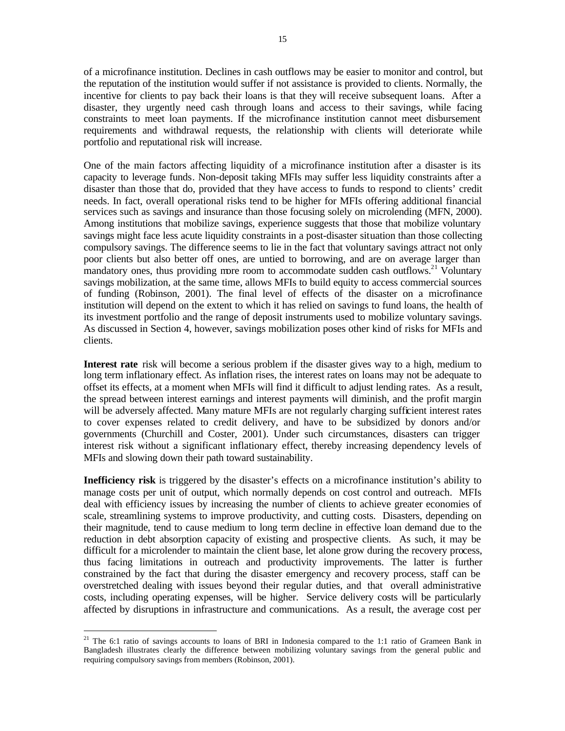of a microfinance institution. Declines in cash outflows may be easier to monitor and control, but the reputation of the institution would suffer if not assistance is provided to clients. Normally, the incentive for clients to pay back their loans is that they will receive subsequent loans. After a disaster, they urgently need cash through loans and access to their savings, while facing constraints to meet loan payments. If the microfinance institution cannot meet disbursement requirements and withdrawal requests, the relationship with clients will deteriorate while portfolio and reputational risk will increase.

One of the main factors affecting liquidity of a microfinance institution after a disaster is its capacity to leverage funds. Non-deposit taking MFIs may suffer less liquidity constraints after a disaster than those that do, provided that they have access to funds to respond to clients' credit needs. In fact, overall operational risks tend to be higher for MFIs offering additional financial services such as savings and insurance than those focusing solely on microlending (MFN, 2000). Among institutions that mobilize savings, experience suggests that those that mobilize voluntary savings might face less acute liquidity constraints in a post-disaster situation than those collecting compulsory savings. The difference seems to lie in the fact that voluntary savings attract not only poor clients but also better off ones, are untied to borrowing, and are on average larger than mandatory ones, thus providing more room to accommodate sudden cash outflows.[21] Voluntary savings mobilization, at the same time, allows MFIs to build equity to access commercial sources of funding (Robinson, 2001). The final level of effects of the disaster on a microfinance institution will depend on the extent to which it has relied on savings to fund loans, the health of its investment portfolio and the range of deposit instruments used to mobilize voluntary savings. As discussed in Section 4, however, savings mobilization poses other kind of risks for MFIs and clients.

**Interest rate** risk will become a serious problem if the disaster gives way to a high, medium to long term inflationary effect. As inflation rises, the interest rates on loans may not be adequate to offset its effects, at a moment when MFIs will find it difficult to adjust lending rates. As a result, the spread between interest earnings and interest payments will diminish, and the profit margin will be adversely affected. Many mature MFIs are not regularly charging sufficient interest rates to cover expenses related to credit delivery, and have to be subsidized by donors and/or governments (Churchill and Coster, 2001). Under such circumstances, disasters can trigger interest risk without a significant inflationary effect, thereby increasing dependency levels of MFIs and slowing down their path toward sustainability.

**Inefficiency risk** is triggered by the disaster's effects on a microfinance institution's ability to manage costs per unit of output, which normally depends on cost control and outreach. MFIs deal with efficiency issues by increasing the number of clients to achieve greater economies of scale, streamlining systems to improve productivity, and cutting costs. Disasters, depending on their magnitude, tend to cause medium to long term decline in effective loan demand due to the reduction in debt absorption capacity of existing and prospective clients. As such, it may be difficult for a microlender to maintain the client base, let alone grow during the recovery process, thus facing limitations in outreach and productivity improvements. The latter is further constrained by the fact that during the disaster emergency and recovery process, staff can be overstretched dealing with issues beyond their regular duties, and that overall administrative costs, including operating expenses, will be higher. Service delivery costs will be particularly affected by disruptions in infrastructure and communications. As a result, the average cost per

[21] The 6:1 ratio of savings accounts to loans of BRI in Indonesia compared to the 1:1 ratio of Grameen Bank in Bangladesh illustrates clearly the difference between mobilizing voluntary savings from the general public and requiring compulsory savings from members (Robinson, 2001).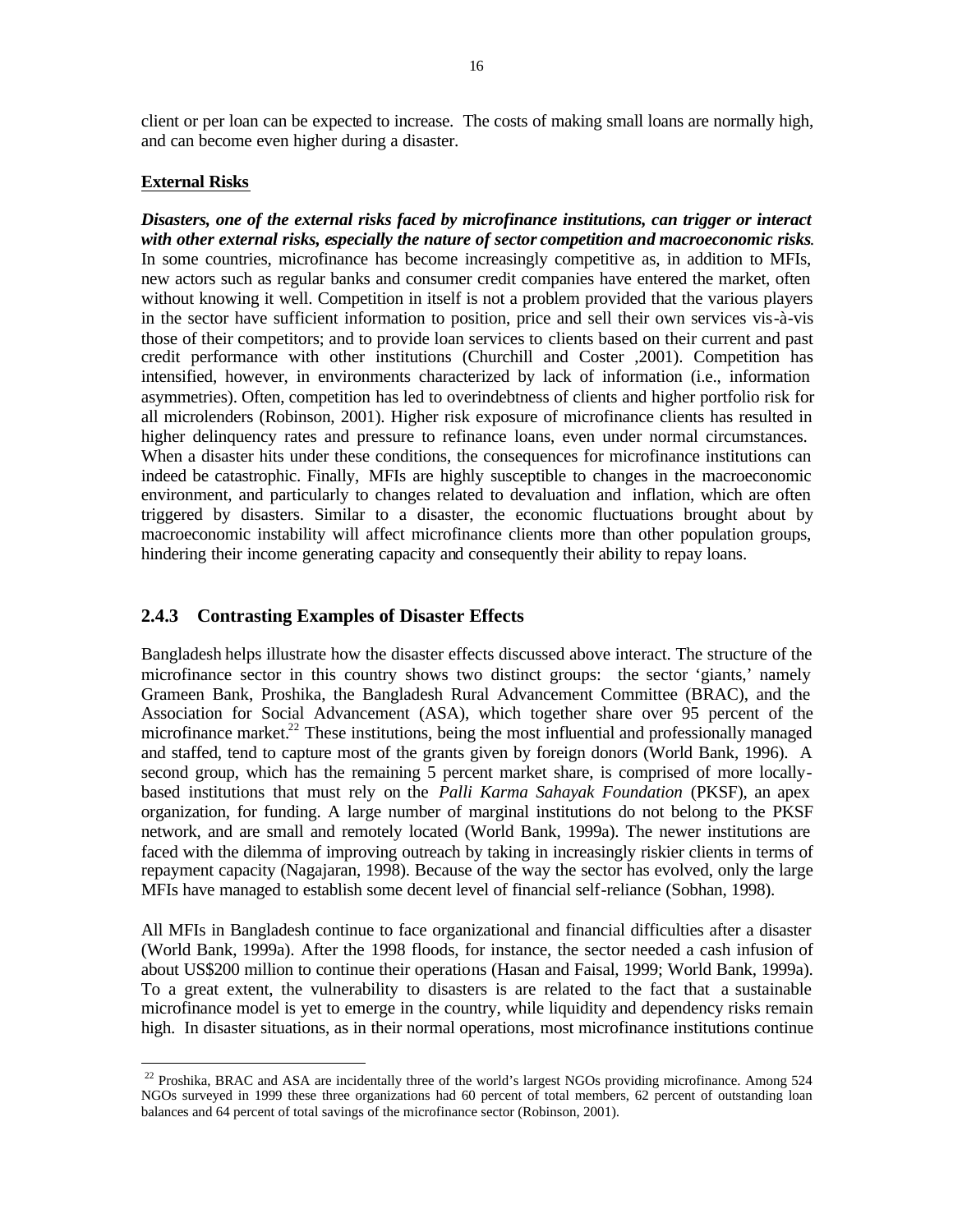client or per loan can be expected to increase. The costs of making small loans are normally high, and can become even higher during a disaster.

**External Risks**

***Disasters, one of the external risks faced by microfinance institutions, can trigger or interact with other external risks, especially the nature of sector competition and macroeconomic risks.*** In some countries, microfinance has become increasingly competitive as, in addition to MFIs, new actors such as regular banks and consumer credit companies have entered the market, often without knowing it well. Competition in itself is not a problem provided that the various players in the sector have sufficient information to position, price and sell their own services vis-à-vis those of their competitors; and to provide loan services to clients based on their current and past credit performance with other institutions (Churchill and Coster ,2001). Competition has intensified, however, in environments characterized by lack of information (i.e., information asymmetries). Often, competition has led to overindebtness of clients and higher portfolio risk for all microlenders (Robinson, 2001). Higher risk exposure of microfinance clients has resulted in higher delinquency rates and pressure to refinance loans, even under normal circumstances. When a disaster hits under these conditions, the consequences for microfinance institutions can indeed be catastrophic. Finally, MFIs are highly susceptible to changes in the macroeconomic environment, and particularly to changes related to devaluation and inflation, which are often triggered by disasters. Similar to a disaster, the economic fluctuations brought about by macroeconomic instability will affect microfinance clients more than other population groups, hindering their income generating capacity and consequently their ability to repay loans.

### 2.4.3 Contrasting Examples of Disaster Effects

Bangladesh helps illustrate how the disaster effects discussed above interact. The structure of the microfinance sector in this country shows two distinct groups: the sector 'giants,' namely Grameen Bank, Proshika, the Bangladesh Rural Advancement Committee (BRAC), and the Association for Social Advancement (ASA), which together share over 95 percent of the microfinance market.[22] These institutions, being the most influential and professionally managed and staffed, tend to capture most of the grants given by foreign donors (World Bank, 1996). A second group, which has the remaining 5 percent market share, is comprised of more locally-based institutions that must rely on the *Palli Karma Sahayak Foundation* (PKSF), an apex organization, for funding. A large number of marginal institutions do not belong to the PKSF network, and are small and remotely located (World Bank, 1999a). The newer institutions are faced with the dilemma of improving outreach by taking in increasingly riskier clients in terms of repayment capacity (Nagajaran, 1998). Because of the way the sector has evolved, only the large MFIs have managed to establish some decent level of financial self-reliance (Sobhan, 1998).

All MFIs in Bangladesh continue to face organizational and financial difficulties after a disaster (World Bank, 1999a). After the 1998 floods, for instance, the sector needed a cash infusion of about US$200 million to continue their operations (Hasan and Faisal, 1999; World Bank, 1999a). To a great extent, the vulnerability to disasters is are related to the fact that a sustainable microfinance model is yet to emerge in the country, while liquidity and dependency risks remain high. In disaster situations, as in their normal operations, most microfinance institutions continue

[22] Proshika, BRAC and ASA are incidentally three of the world's largest NGOs providing microfinance. Among 524 NGOs surveyed in 1999 these three organizations had 60 percent of total members, 62 percent of outstanding loan balances and 64 percent of total savings of the microfinance sector (Robinson, 2001).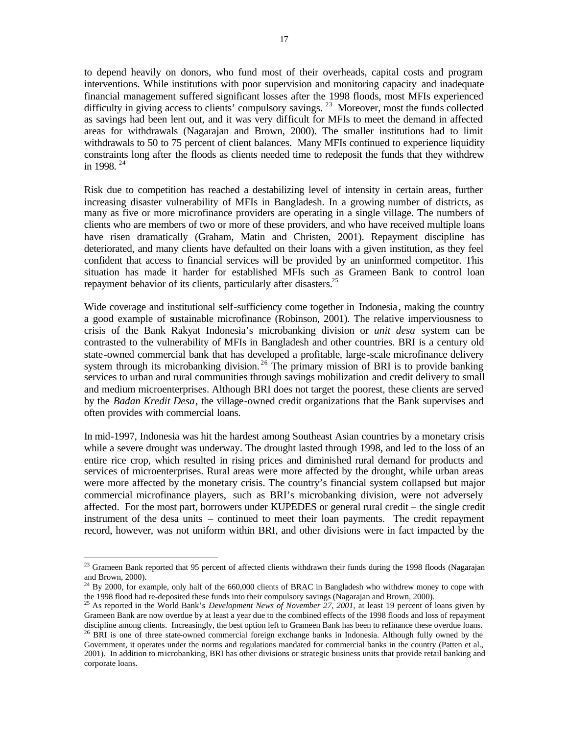to depend heavily on donors, who fund most of their overheads, capital costs and program interventions. While institutions with poor supervision and monitoring capacity and inadequate financial management suffered significant losses after the 1998 floods, most MFIs experienced difficulty in giving access to clients' compulsory savings. [23] Moreover, most the funds collected as savings had been lent out, and it was very difficult for MFIs to meet the demand in affected areas for withdrawals (Nagarajan and Brown, 2000). The smaller institutions had to limit withdrawals to 50 to 75 percent of client balances. Many MFIs continued to experience liquidity constraints long after the floods as clients needed time to redeposit the funds that they withdrew in 1998. [24]

Risk due to competition has reached a destabilizing level of intensity in certain areas, further increasing disaster vulnerability of MFIs in Bangladesh. In a growing number of districts, as many as five or more microfinance providers are operating in a single village. The numbers of clients who are members of two or more of these providers, and who have received multiple loans have risen dramatically (Graham, Matin and Christen, 2001). Repayment discipline has deteriorated, and many clients have defaulted on their loans with a given institution, as they feel confident that access to financial services will be provided by an uninformed competitor. This situation has made it harder for established MFIs such as Grameen Bank to control loan repayment behavior of its clients, particularly after disasters.[25]

Wide coverage and institutional self-sufficiency come together in Indonesia, making the country a good example of sustainable microfinance (Robinson, 2001). The relative imperviousness to crisis of the Bank Rakyat Indonesia's microbanking division or *unit desa* system can be contrasted to the vulnerability of MFIs in Bangladesh and other countries. BRI is a century old state-owned commercial bank that has developed a profitable, large-scale microfinance delivery system through its microbanking division. [26] The primary mission of BRI is to provide banking services to urban and rural communities through savings mobilization and credit delivery to small and medium microenterprises. Although BRI does not target the poorest, these clients are served by the *Badan Kredit Desa*, the village-owned credit organizations that the Bank supervises and often provides with commercial loans.

In mid-1997, Indonesia was hit the hardest among Southeast Asian countries by a monetary crisis while a severe drought was underway. The drought lasted through 1998, and led to the loss of an entire rice crop, which resulted in rising prices and diminished rural demand for products and services of microenterprises. Rural areas were more affected by the drought, while urban areas were more affected by the monetary crisis. The country's financial system collapsed but major commercial microfinance players, such as BRI's microbanking division, were not adversely affected. For the most part, borrowers under KUPEDES or general rural credit – the single credit instrument of the desa units – continued to meet their loan payments. The credit repayment record, however, was not uniform within BRI, and other divisions were in fact impacted by the

---

[23] Grameen Bank reported that 95 percent of affected clients withdrawn their funds during the 1998 floods (Nagarajan and Brown, 2000).

[24] By 2000, for example, only half of the 660,000 clients of BRAC in Bangladesh who withdrew money to cope with the 1998 flood had re-deposited these funds into their compulsory savings (Nagarajan and Brown, 2000).

[25] As reported in the World Bank's *Development News of November 27, 2001*, at least 19 percent of loans given by Grameen Bank are now overdue by at least a year due to the combined effects of the 1998 floods and loss of repayment discipline among clients. Increasingly, the best option left to Grameen Bank has been to refinance these overdue loans.

[26] BRI is one of three state-owned commercial foreign exchange banks in Indonesia. Although fully owned by the Government, it operates under the norms and regulations mandated for commercial banks in the country (Patten et al., 2001). In addition to microbanking, BRI has other divisions or strategic business units that provide retail banking and corporate loans.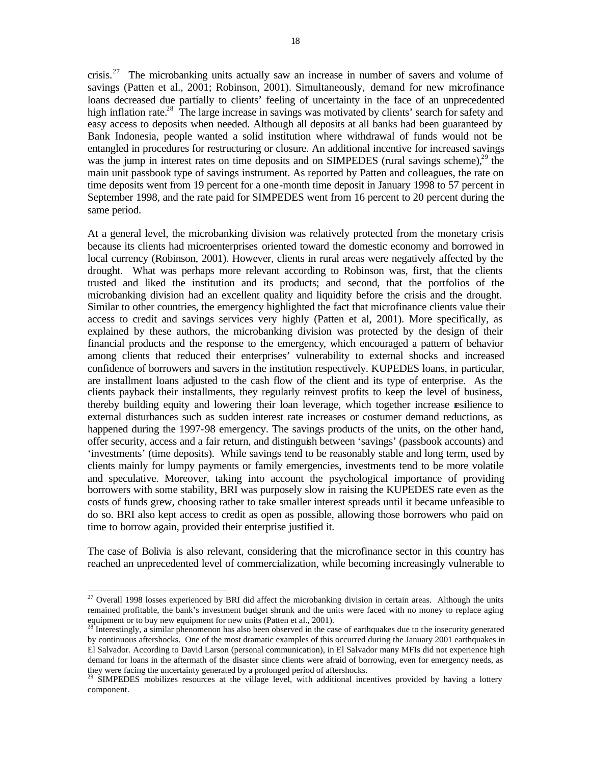crisis.[27] The microbanking units actually saw an increase in number of savers and volume of savings (Patten et al., 2001; Robinson, 2001). Simultaneously, demand for new microfinance loans decreased due partially to clients' feeling of uncertainty in the face of an unprecedented high inflation rate.[28] The large increase in savings was motivated by clients' search for safety and easy access to deposits when needed. Although all deposits at all banks had been guaranteed by Bank Indonesia, people wanted a solid institution where withdrawal of funds would not be entangled in procedures for restructuring or closure. An additional incentive for increased savings was the jump in interest rates on time deposits and on SIMPEDES (rural savings scheme),[29] the main unit passbook type of savings instrument. As reported by Patten and colleagues, the rate on time deposits went from 19 percent for a one-month time deposit in January 1998 to 57 percent in September 1998, and the rate paid for SIMPEDES went from 16 percent to 20 percent during the same period.

At a general level, the microbanking division was relatively protected from the monetary crisis because its clients had microenterprises oriented toward the domestic economy and borrowed in local currency (Robinson, 2001). However, clients in rural areas were negatively affected by the drought. What was perhaps more relevant according to Robinson was, first, that the clients trusted and liked the institution and its products; and second, that the portfolios of the microbanking division had an excellent quality and liquidity before the crisis and the drought. Similar to other countries, the emergency highlighted the fact that microfinance clients value their access to credit and savings services very highly (Patten et al, 2001). More specifically, as explained by these authors, the microbanking division was protected by the design of their financial products and the response to the emergency, which encouraged a pattern of behavior among clients that reduced their enterprises' vulnerability to external shocks and increased confidence of borrowers and savers in the institution respectively. KUPEDES loans, in particular, are installment loans adjusted to the cash flow of the client and its type of enterprise. As the clients payback their installments, they regularly reinvest profits to keep the level of business, thereby building equity and lowering their loan leverage, which together increase resilience to external disturbances such as sudden interest rate increases or costumer demand reductions, as happened during the 1997-98 emergency. The savings products of the units, on the other hand, offer security, access and a fair return, and distinguish between 'savings' (passbook accounts) and 'investments' (time deposits). While savings tend to be reasonably stable and long term, used by clients mainly for lumpy payments or family emergencies, investments tend to be more volatile and speculative. Moreover, taking into account the psychological importance of providing borrowers with some stability, BRI was purposely slow in raising the KUPEDES rate even as the costs of funds grew, choosing rather to take smaller interest spreads until it became unfeasible to do so. BRI also kept access to credit as open as possible, allowing those borrowers who paid on time to borrow again, provided their enterprise justified it.

The case of Bolivia is also relevant, considering that the microfinance sector in this country has reached an unprecedented level of commercialization, while becoming increasingly vulnerable to

[27] Overall 1998 losses experienced by BRI did affect the microbanking division in certain areas. Although the units remained profitable, the bank's investment budget shrunk and the units were faced with no money to replace aging equipment or to buy new equipment for new units (Patten et al., 2001).

[28] Interestingly, a similar phenomenon has also been observed in the case of earthquakes due to the insecurity generated by continuous aftershocks. One of the most dramatic examples of this occurred during the January 2001 earthquakes in El Salvador. According to David Larson (personal communication), in El Salvador many MFIs did not experience high demand for loans in the aftermath of the disaster since clients were afraid of borrowing, even for emergency needs, as they were facing the uncertainty generated by a prolonged period of aftershocks.

[29] SIMPEDES mobilizes resources at the village level, with additional incentives provided by having a lottery component.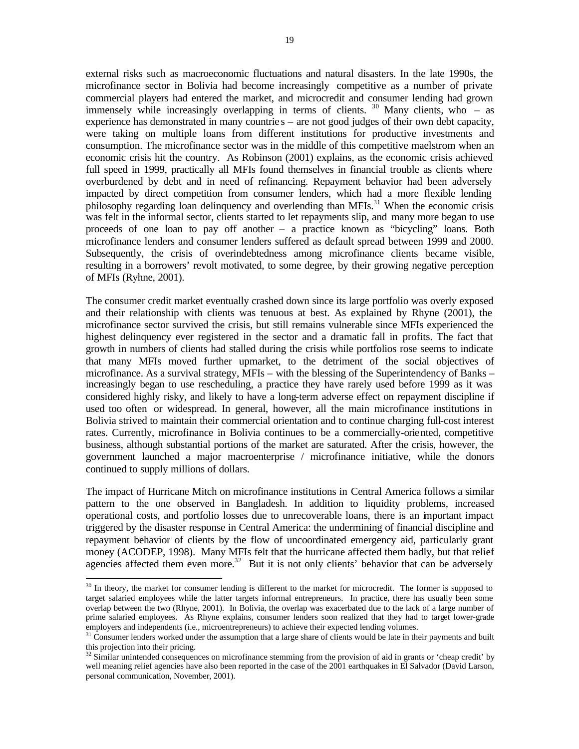external risks such as macroeconomic fluctuations and natural disasters. In the late 1990s, the microfinance sector in Bolivia had become increasingly competitive as a number of private commercial players had entered the market, and microcredit and consumer lending had grown immensely while increasingly overlapping in terms of clients. [30] Many clients, who – as experience has demonstrated in many countries – are not good judges of their own debt capacity, were taking on multiple loans from different institutions for productive investments and consumption. The microfinance sector was in the middle of this competitive maelstrom when an economic crisis hit the country. As Robinson (2001) explains, as the economic crisis achieved full speed in 1999, practically all MFIs found themselves in financial trouble as clients where overburdened by debt and in need of refinancing. Repayment behavior had been adversely impacted by direct competition from consumer lenders, which had a more flexible lending philosophy regarding loan delinquency and overlending than MFIs.[31] When the economic crisis was felt in the informal sector, clients started to let repayments slip, and many more began to use proceeds of one loan to pay off another – a practice known as "bicycling" loans. Both microfinance lenders and consumer lenders suffered as default spread between 1999 and 2000. Subsequently, the crisis of overindebtedness among microfinance clients became visible, resulting in a borrowers' revolt motivated, to some degree, by their growing negative perception of MFIs (Ryhne, 2001).

The consumer credit market eventually crashed down since its large portfolio was overly exposed and their relationship with clients was tenuous at best. As explained by Rhyne (2001), the microfinance sector survived the crisis, but still remains vulnerable since MFIs experienced the highest delinquency ever registered in the sector and a dramatic fall in profits. The fact that growth in numbers of clients had stalled during the crisis while portfolios rose seems to indicate that many MFIs moved further upmarket, to the detriment of the social objectives of microfinance. As a survival strategy, MFIs – with the blessing of the Superintendency of Banks – increasingly began to use rescheduling, a practice they have rarely used before 1999 as it was considered highly risky, and likely to have a long-term adverse effect on repayment discipline if used too often or widespread. In general, however, all the main microfinance institutions in Bolivia strived to maintain their commercial orientation and to continue charging full-cost interest rates. Currently, microfinance in Bolivia continues to be a commercially-oriented, competitive business, although substantial portions of the market are saturated. After the crisis, however, the government launched a major macroenterprise / microfinance initiative, while the donors continued to supply millions of dollars.

The impact of Hurricane Mitch on microfinance institutions in Central America follows a similar pattern to the one observed in Bangladesh. In addition to liquidity problems, increased operational costs, and portfolio losses due to unrecoverable loans, there is an important impact triggered by the disaster response in Central America: the undermining of financial discipline and repayment behavior of clients by the flow of uncoordinated emergency aid, particularly grant money (ACODEP, 1998). Many MFIs felt that the hurricane affected them badly, but that relief agencies affected them even more.[32] But it is not only clients' behavior that can be adversely

---

[30] In theory, the market for consumer lending is different to the market for microcredit. The former is supposed to target salaried employees while the latter targets informal entrepreneurs. In practice, there has usually been some overlap between the two (Rhyne, 2001). In Bolivia, the overlap was exacerbated due to the lack of a large number of prime salaried employees. As Rhyne explains, consumer lenders soon realized that they had to target lower-grade employers and independents (i.e., microentrepreneurs) to achieve their expected lending volumes.

[31] Consumer lenders worked under the assumption that a large share of clients would be late in their payments and built this projection into their pricing.

[32] Similar unintended consequences on microfinance stemming from the provision of aid in grants or 'cheap credit' by well meaning relief agencies have also been reported in the case of the 2001 earthquakes in El Salvador (David Larson, personal communication, November, 2001).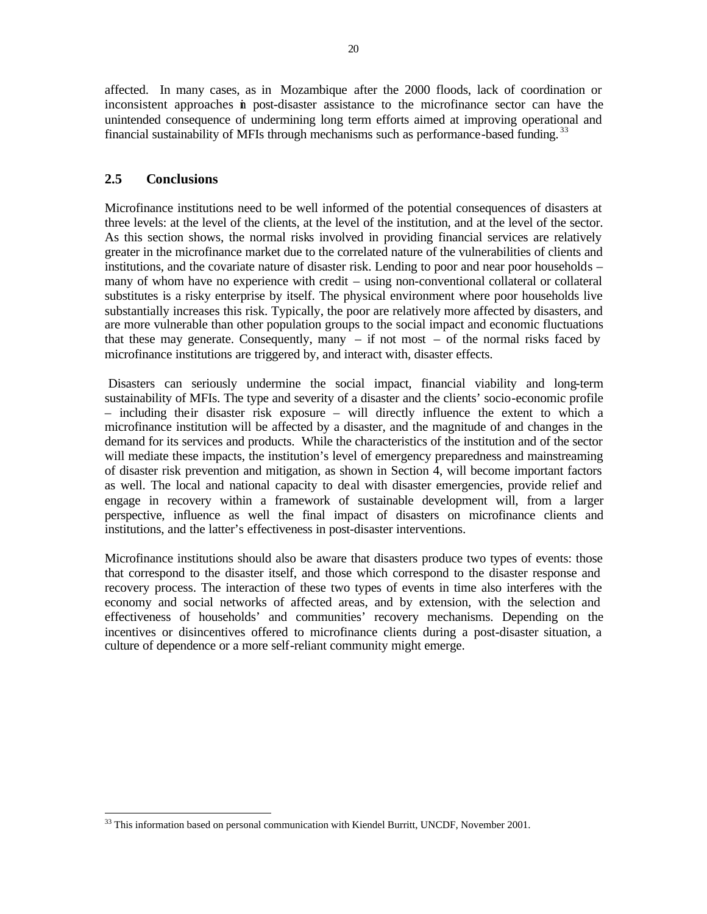affected. In many cases, as in Mozambique after the 2000 floods, lack of coordination or inconsistent approaches in post-disaster assistance to the microfinance sector can have the unintended consequence of undermining long term efforts aimed at improving operational and financial sustainability of MFIs through mechanisms such as performance-based funding.[33]

## 2.5 Conclusions

Microfinance institutions need to be well informed of the potential consequences of disasters at three levels: at the level of the clients, at the level of the institution, and at the level of the sector. As this section shows, the normal risks involved in providing financial services are relatively greater in the microfinance market due to the correlated nature of the vulnerabilities of clients and institutions, and the covariate nature of disaster risk. Lending to poor and near poor households – many of whom have no experience with credit – using non-conventional collateral or collateral substitutes is a risky enterprise by itself. The physical environment where poor households live substantially increases this risk. Typically, the poor are relatively more affected by disasters, and are more vulnerable than other population groups to the social impact and economic fluctuations that these may generate. Consequently, many – if not most – of the normal risks faced by microfinance institutions are triggered by, and interact with, disaster effects.

Disasters can seriously undermine the social impact, financial viability and long-term sustainability of MFIs. The type and severity of a disaster and the clients' socio-economic profile – including their disaster risk exposure – will directly influence the extent to which a microfinance institution will be affected by a disaster, and the magnitude of and changes in the demand for its services and products. While the characteristics of the institution and of the sector will mediate these impacts, the institution's level of emergency preparedness and mainstreaming of disaster risk prevention and mitigation, as shown in Section 4, will become important factors as well. The local and national capacity to deal with disaster emergencies, provide relief and engage in recovery within a framework of sustainable development will, from a larger perspective, influence as well the final impact of disasters on microfinance clients and institutions, and the latter's effectiveness in post-disaster interventions.

Microfinance institutions should also be aware that disasters produce two types of events: those that correspond to the disaster itself, and those which correspond to the disaster response and recovery process. The interaction of these two types of events in time also interferes with the economy and social networks of affected areas, and by extension, with the selection and effectiveness of households' and communities' recovery mechanisms. Depending on the incentives or disincentives offered to microfinance clients during a post-disaster situation, a culture of dependence or a more self-reliant community might emerge.

---

[33] This information based on personal communication with Kiendel Burritt, UNCDF, November 2001.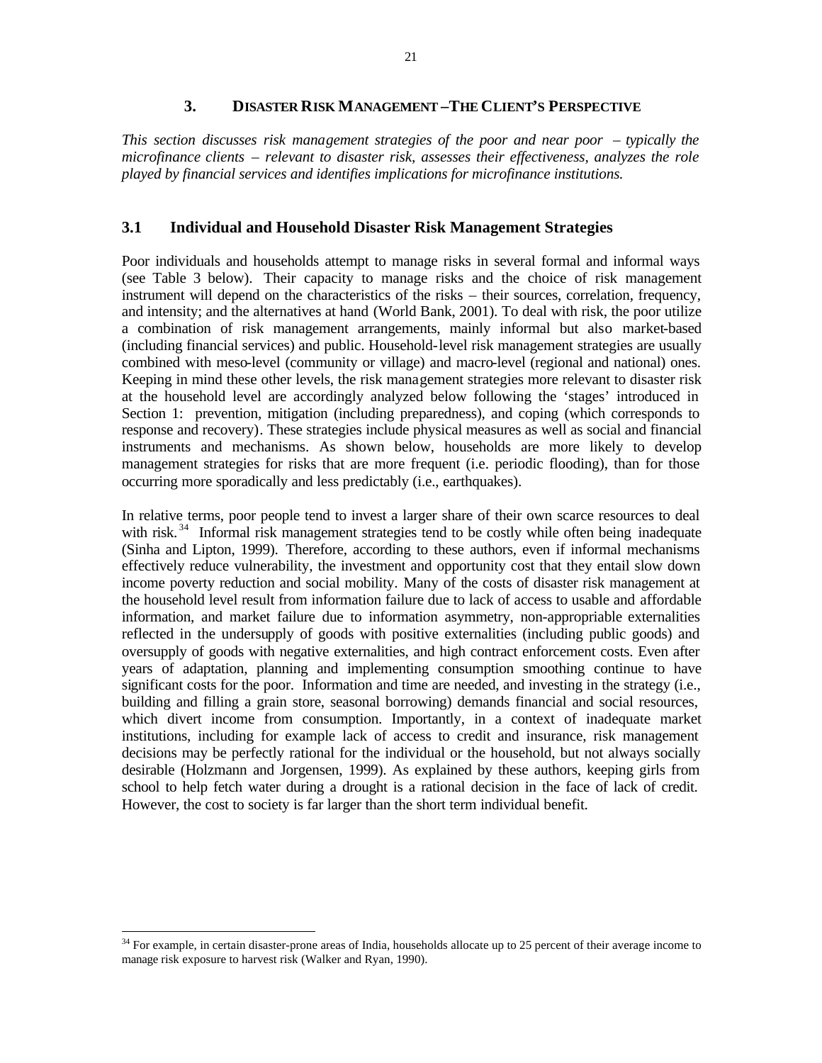## 3. DISASTER RISK MANAGEMENT – THE CLIENT'S PERSPECTIVE

*This section discusses risk management strategies of the poor and near poor – typically the microfinance clients – relevant to disaster risk, assesses their effectiveness, analyzes the role played by financial services and identifies implications for microfinance institutions.*

### 3.1 Individual and Household Disaster Risk Management Strategies

Poor individuals and households attempt to manage risks in several formal and informal ways (see Table 3 below). Their capacity to manage risks and the choice of risk management instrument will depend on the characteristics of the risks – their sources, correlation, frequency, and intensity; and the alternatives at hand (World Bank, 2001). To deal with risk, the poor utilize a combination of risk management arrangements, mainly informal but also market-based (including financial services) and public. Household-level risk management strategies are usually combined with meso-level (community or village) and macro-level (regional and national) ones. Keeping in mind these other levels, the risk management strategies more relevant to disaster risk at the household level are accordingly analyzed below following the 'stages' introduced in Section 1: prevention, mitigation (including preparedness), and coping (which corresponds to response and recovery). These strategies include physical measures as well as social and financial instruments and mechanisms. As shown below, households are more likely to develop management strategies for risks that are more frequent (i.e. periodic flooding), than for those occurring more sporadically and less predictably (i.e., earthquakes).

In relative terms, poor people tend to invest a larger share of their own scarce resources to deal with risk.[34] Informal risk management strategies tend to be costly while often being inadequate (Sinha and Lipton, 1999). Therefore, according to these authors, even if informal mechanisms effectively reduce vulnerability, the investment and opportunity cost that they entail slow down income poverty reduction and social mobility. Many of the costs of disaster risk management at the household level result from information failure due to lack of access to usable and affordable information, and market failure due to information asymmetry, non-appropriable externalities reflected in the undersupply of goods with positive externalities (including public goods) and oversupply of goods with negative externalities, and high contract enforcement costs. Even after years of adaptation, planning and implementing consumption smoothing continue to have significant costs for the poor. Information and time are needed, and investing in the strategy (i.e., building and filling a grain store, seasonal borrowing) demands financial and social resources, which divert income from consumption. Importantly, in a context of inadequate market institutions, including for example lack of access to credit and insurance, risk management decisions may be perfectly rational for the individual or the household, but not always socially desirable (Holzmann and Jorgensen, 1999). As explained by these authors, keeping girls from school to help fetch water during a drought is a rational decision in the face of lack of credit. However, the cost to society is far larger than the short term individual benefit.

[34] For example, in certain disaster-prone areas of India, households allocate up to 25 percent of their average income to manage risk exposure to harvest risk (Walker and Ryan, 1990).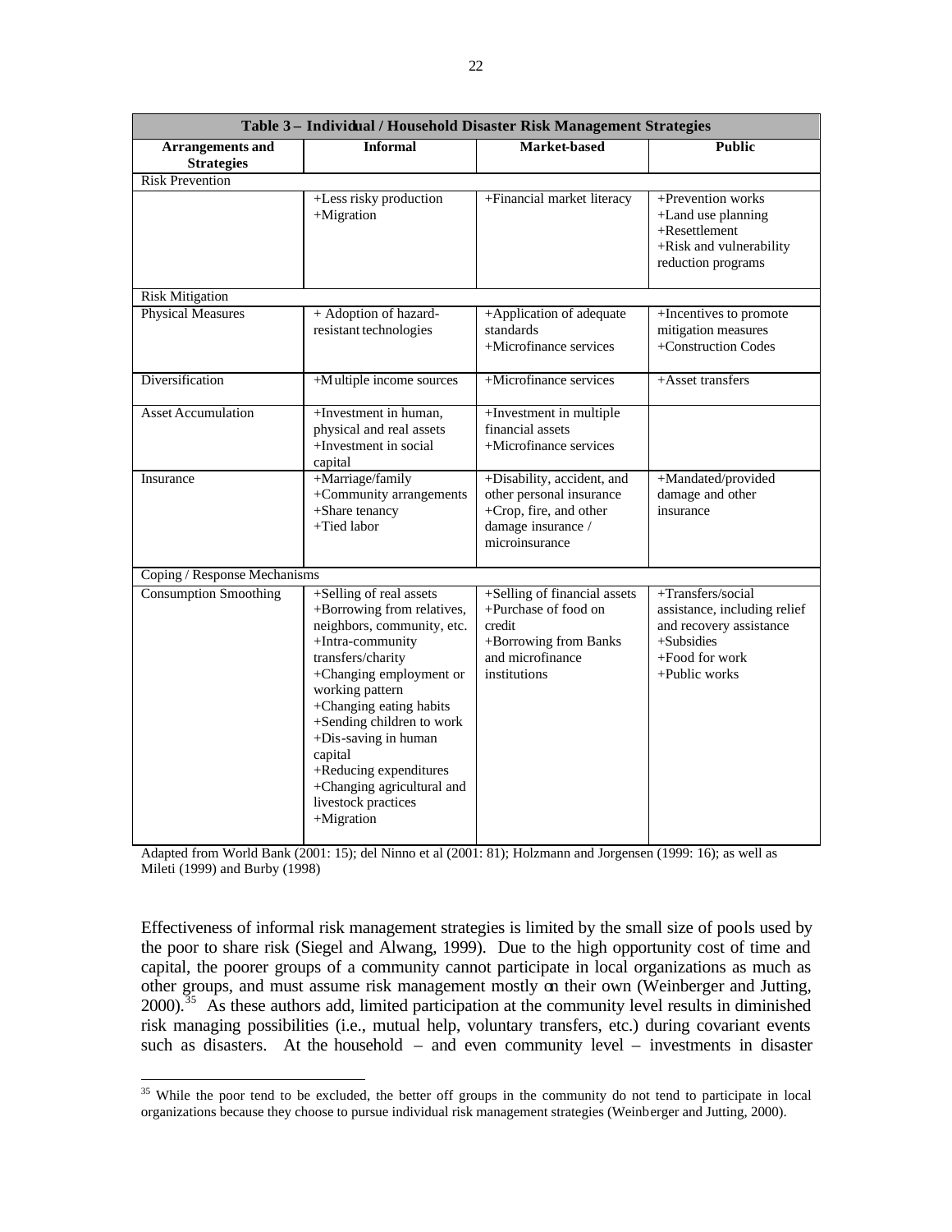| Table 3 – Individual / Household Disaster Risk Management Strategies | | | |
|---|---|---|---|
| **Arrangements and Strategies** | **Informal** | **Market-based** | **Public** |
| Risk Prevention | | | |
| | +Less risky production<br>+Migration | +Financial market literacy | +Prevention works<br>+Land use planning<br>+Resettlement<br>+Risk and vulnerability reduction programs |
| Risk Mitigation | | | |
| Physical Measures | + Adoption of hazard-resistant technologies | +Application of adequate standards<br>+Microfinance services | +Incentives to promote mitigation measures<br>+Construction Codes |
| Diversification | +Multiple income sources | +Microfinance services | +Asset transfers |
| Asset Accumulation | +Investment in human, physical and real assets<br>+Investment in social capital | +Investment in multiple financial assets<br>+Microfinance services | |
| Insurance | +Marriage/family<br>+Community arrangements<br>+Share tenancy<br>+Tied labor | +Disability, accident, and other personal insurance<br>+Crop, fire, and other damage insurance / microinsurance | +Mandated/provided damage and other insurance |
| Coping / Response Mechanisms | | | |
| Consumption Smoothing | +Selling of real assets<br>+Borrowing from relatives, neighbors, community, etc.<br>+Intra-community transfers/charity<br>+Changing employment or working pattern<br>+Changing eating habits<br>+Sending children to work<br>+Dis-saving in human capital<br>+Reducing expenditures<br>+Changing agricultural and livestock practices<br>+Migration | +Selling of financial assets<br>+Purchase of food on credit<br>+Borrowing from Banks and microfinance institutions | +Transfers/social assistance, including relief and recovery assistance<br>+Subsidies<br>+Food for work<br>+Public works |

Adapted from World Bank (2001: 15); del Ninno et al (2001: 81); Holzmann and Jorgensen (1999: 16); as well as Mileti (1999) and Burby (1998)

Effectiveness of informal risk management strategies is limited by the small size of pools used by the poor to share risk (Siegel and Alwang, 1999). Due to the high opportunity cost of time and capital, the poorer groups of a community cannot participate in local organizations as much as other groups, and must assume risk management mostly on their own (Weinberger and Jutting, 2000).[35] As these authors add, limited participation at the community level results in diminished risk managing possibilities (i.e., mutual help, voluntary transfers, etc.) during covariant events such as disasters. At the household – and even community level – investments in disaster

[35] While the poor tend to be excluded, the better off groups in the community do not tend to participate in local organizations because they choose to pursue individual risk management strategies (Weinberger and Jutting, 2000).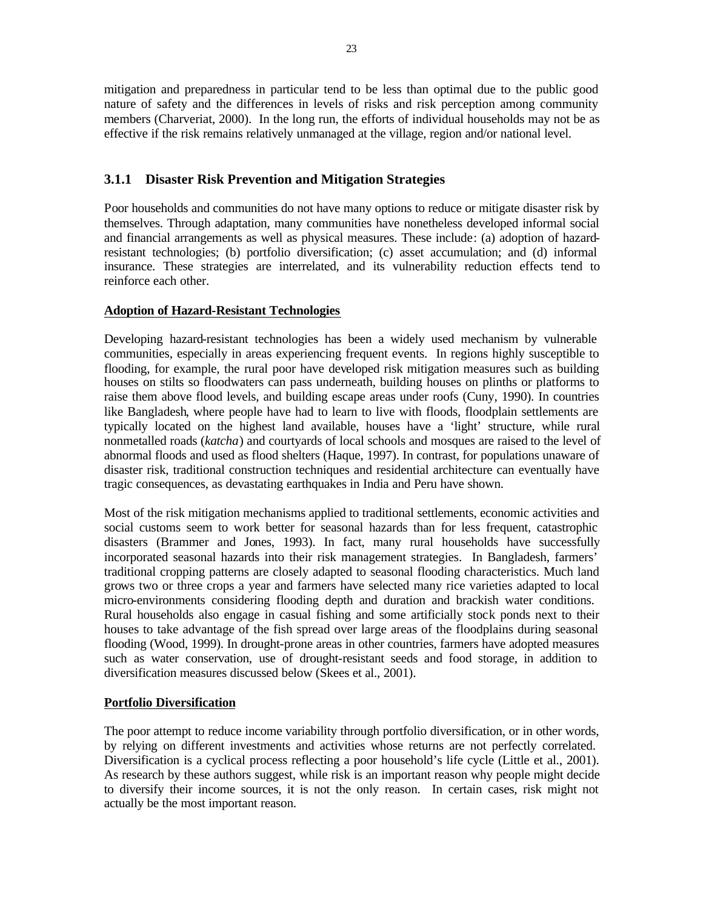mitigation and preparedness in particular tend to be less than optimal due to the public good nature of safety and the differences in levels of risks and risk perception among community members (Charveriat, 2000). In the long run, the efforts of individual households may not be as effective if the risk remains relatively unmanaged at the village, region and/or national level.

### 3.1.1 Disaster Risk Prevention and Mitigation Strategies

Poor households and communities do not have many options to reduce or mitigate disaster risk by themselves. Through adaptation, many communities have nonetheless developed informal social and financial arrangements as well as physical measures. These include: (a) adoption of hazard-resistant technologies; (b) portfolio diversification; (c) asset accumulation; and (d) informal insurance. These strategies are interrelated, and its vulnerability reduction effects tend to reinforce each other.

**Adoption of Hazard-Resistant Technologies**

Developing hazard-resistant technologies has been a widely used mechanism by vulnerable communities, especially in areas experiencing frequent events. In regions highly susceptible to flooding, for example, the rural poor have developed risk mitigation measures such as building houses on stilts so floodwaters can pass underneath, building houses on plinths or platforms to raise them above flood levels, and building escape areas under roofs (Cuny, 1990). In countries like Bangladesh, where people have had to learn to live with floods, floodplain settlements are typically located on the highest land available, houses have a 'light' structure, while rural nonmetalled roads (*katcha*) and courtyards of local schools and mosques are raised to the level of abnormal floods and used as flood shelters (Haque, 1997). In contrast, for populations unaware of disaster risk, traditional construction techniques and residential architecture can eventually have tragic consequences, as devastating earthquakes in India and Peru have shown.

Most of the risk mitigation mechanisms applied to traditional settlements, economic activities and social customs seem to work better for seasonal hazards than for less frequent, catastrophic disasters (Brammer and Jones, 1993). In fact, many rural households have successfully incorporated seasonal hazards into their risk management strategies. In Bangladesh, farmers' traditional cropping patterns are closely adapted to seasonal flooding characteristics. Much land grows two or three crops a year and farmers have selected many rice varieties adapted to local micro-environments considering flooding depth and duration and brackish water conditions. Rural households also engage in casual fishing and some artificially stock ponds next to their houses to take advantage of the fish spread over large areas of the floodplains during seasonal flooding (Wood, 1999). In drought-prone areas in other countries, farmers have adopted measures such as water conservation, use of drought-resistant seeds and food storage, in addition to diversification measures discussed below (Skees et al., 2001).

**Portfolio Diversification**

The poor attempt to reduce income variability through portfolio diversification, or in other words, by relying on different investments and activities whose returns are not perfectly correlated. Diversification is a cyclical process reflecting a poor household's life cycle (Little et al., 2001). As research by these authors suggest, while risk is an important reason why people might decide to diversify their income sources, it is not the only reason. In certain cases, risk might not actually be the most important reason.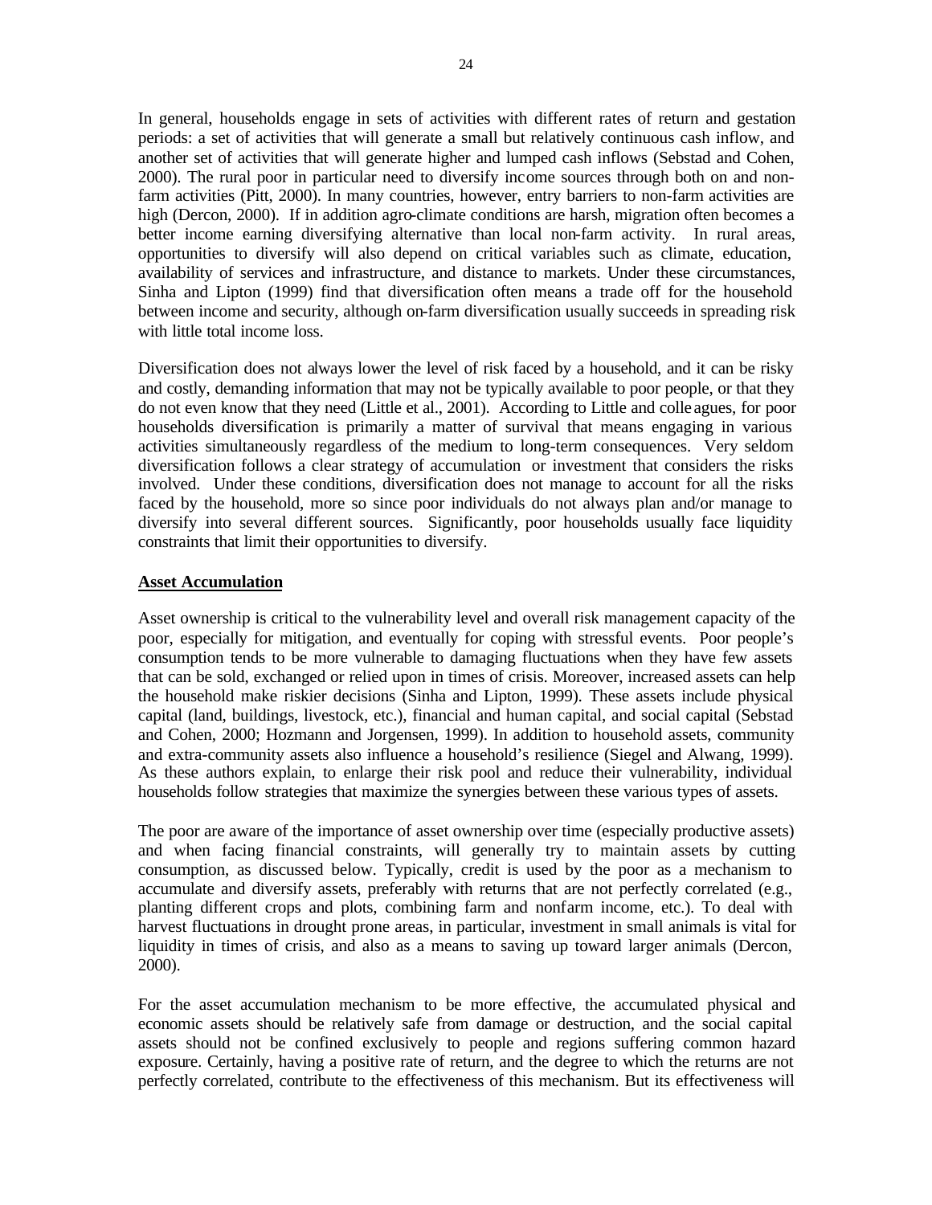In general, households engage in sets of activities with different rates of return and gestation periods: a set of activities that will generate a small but relatively continuous cash inflow, and another set of activities that will generate higher and lumped cash inflows (Sebstad and Cohen, 2000). The rural poor in particular need to diversify income sources through both on and non-farm activities (Pitt, 2000). In many countries, however, entry barriers to non-farm activities are high (Dercon, 2000). If in addition agro-climate conditions are harsh, migration often becomes a better income earning diversifying alternative than local non-farm activity. In rural areas, opportunities to diversify will also depend on critical variables such as climate, education, availability of services and infrastructure, and distance to markets. Under these circumstances, Sinha and Lipton (1999) find that diversification often means a trade off for the household between income and security, although on-farm diversification usually succeeds in spreading risk with little total income loss.

Diversification does not always lower the level of risk faced by a household, and it can be risky and costly, demanding information that may not be typically available to poor people, or that they do not even know that they need (Little et al., 2001). According to Little and colleagues, for poor households diversification is primarily a matter of survival that means engaging in various activities simultaneously regardless of the medium to long-term consequences. Very seldom diversification follows a clear strategy of accumulation or investment that considers the risks involved. Under these conditions, diversification does not manage to account for all the risks faced by the household, more so since poor individuals do not always plan and/or manage to diversify into several different sources. Significantly, poor households usually face liquidity constraints that limit their opportunities to diversify.

## Asset Accumulation

Asset ownership is critical to the vulnerability level and overall risk management capacity of the poor, especially for mitigation, and eventually for coping with stressful events. Poor people's consumption tends to be more vulnerable to damaging fluctuations when they have few assets that can be sold, exchanged or relied upon in times of crisis. Moreover, increased assets can help the household make riskier decisions (Sinha and Lipton, 1999). These assets include physical capital (land, buildings, livestock, etc.), financial and human capital, and social capital (Sebstad and Cohen, 2000; Hozmann and Jorgensen, 1999). In addition to household assets, community and extra-community assets also influence a household's resilience (Siegel and Alwang, 1999). As these authors explain, to enlarge their risk pool and reduce their vulnerability, individual households follow strategies that maximize the synergies between these various types of assets.

The poor are aware of the importance of asset ownership over time (especially productive assets) and when facing financial constraints, will generally try to maintain assets by cutting consumption, as discussed below. Typically, credit is used by the poor as a mechanism to accumulate and diversify assets, preferably with returns that are not perfectly correlated (e.g., planting different crops and plots, combining farm and nonfarm income, etc.). To deal with harvest fluctuations in drought prone areas, in particular, investment in small animals is vital for liquidity in times of crisis, and also as a means to saving up toward larger animals (Dercon, 2000).

For the asset accumulation mechanism to be more effective, the accumulated physical and economic assets should be relatively safe from damage or destruction, and the social capital assets should not be confined exclusively to people and regions suffering common hazard exposure. Certainly, having a positive rate of return, and the degree to which the returns are not perfectly correlated, contribute to the effectiveness of this mechanism. But its effectiveness will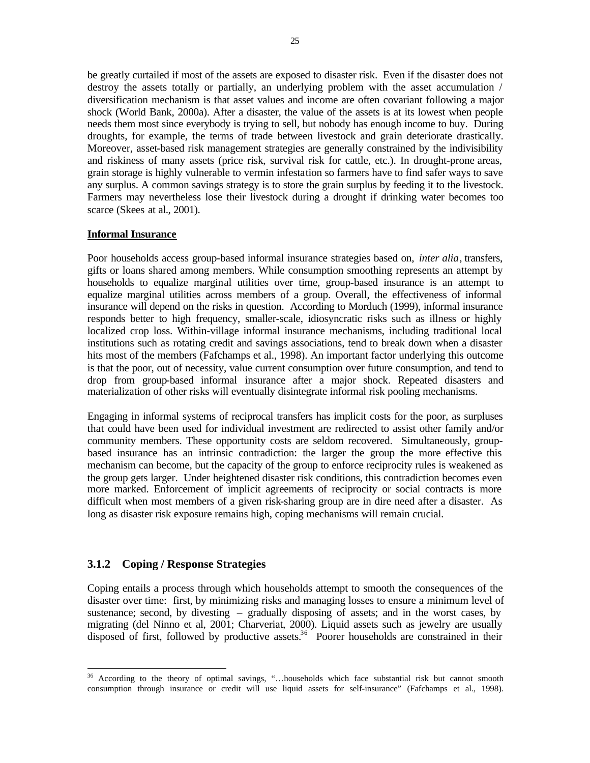be greatly curtailed if most of the assets are exposed to disaster risk. Even if the disaster does not destroy the assets totally or partially, an underlying problem with the asset accumulation / diversification mechanism is that asset values and income are often covariant following a major shock (World Bank, 2000a). After a disaster, the value of the assets is at its lowest when people needs them most since everybody is trying to sell, but nobody has enough income to buy. During droughts, for example, the terms of trade between livestock and grain deteriorate drastically. Moreover, asset-based risk management strategies are generally constrained by the indivisibility and riskiness of many assets (price risk, survival risk for cattle, etc.). In drought-prone areas, grain storage is highly vulnerable to vermin infestation so farmers have to find safer ways to save any surplus. A common savings strategy is to store the grain surplus by feeding it to the livestock. Farmers may nevertheless lose their livestock during a drought if drinking water becomes too scarce (Skees at al., 2001).

**Informal Insurance**

Poor households access group-based informal insurance strategies based on, *inter alia*, transfers, gifts or loans shared among members. While consumption smoothing represents an attempt by households to equalize marginal utilities over time, group-based insurance is an attempt to equalize marginal utilities across members of a group. Overall, the effectiveness of informal insurance will depend on the risks in question. According to Morduch (1999), informal insurance responds better to high frequency, smaller-scale, idiosyncratic risks such as illness or highly localized crop loss. Within-village informal insurance mechanisms, including traditional local institutions such as rotating credit and savings associations, tend to break down when a disaster hits most of the members (Fafchamps et al., 1998). An important factor underlying this outcome is that the poor, out of necessity, value current consumption over future consumption, and tend to drop from group-based informal insurance after a major shock. Repeated disasters and materialization of other risks will eventually disintegrate informal risk pooling mechanisms.

Engaging in informal systems of reciprocal transfers has implicit costs for the poor, as surpluses that could have been used for individual investment are redirected to assist other family and/or community members. These opportunity costs are seldom recovered. Simultaneously, group-based insurance has an intrinsic contradiction: the larger the group the more effective this mechanism can become, but the capacity of the group to enforce reciprocity rules is weakened as the group gets larger. Under heightened disaster risk conditions, this contradiction becomes even more marked. Enforcement of implicit agreements of reciprocity or social contracts is more difficult when most members of a given risk-sharing group are in dire need after a disaster. As long as disaster risk exposure remains high, coping mechanisms will remain crucial.

### 3.1.2 Coping / Response Strategies

Coping entails a process through which households attempt to smooth the consequences of the disaster over time: first, by minimizing risks and managing losses to ensure a minimum level of sustenance; second, by divesting – gradually disposing of assets; and in the worst cases, by migrating (del Ninno et al, 2001; Charveriat, 2000). Liquid assets such as jewelry are usually disposed of first, followed by productive assets.[36] Poorer households are constrained in their

[36] According to the theory of optimal savings, "…households which face substantial risk but cannot smooth consumption through insurance or credit will use liquid assets for self-insurance" (Fafchamps et al., 1998).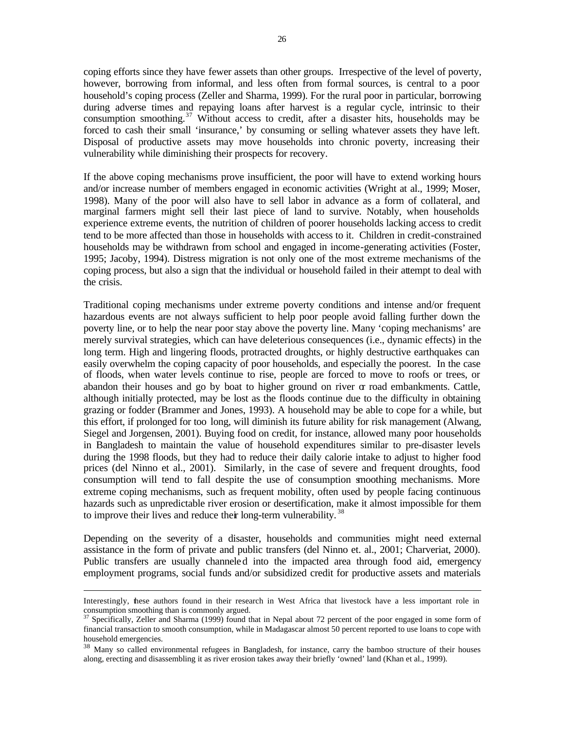coping efforts since they have fewer assets than other groups. Irrespective of the level of poverty, however, borrowing from informal, and less often from formal sources, is central to a poor household's coping process (Zeller and Sharma, 1999). For the rural poor in particular, borrowing during adverse times and repaying loans after harvest is a regular cycle, intrinsic to their consumption smoothing.[37] Without access to credit, after a disaster hits, households may be forced to cash their small 'insurance,' by consuming or selling whatever assets they have left. Disposal of productive assets may move households into chronic poverty, increasing their vulnerability while diminishing their prospects for recovery.

If the above coping mechanisms prove insufficient, the poor will have to extend working hours and/or increase number of members engaged in economic activities (Wright at al., 1999; Moser, 1998). Many of the poor will also have to sell labor in advance as a form of collateral, and marginal farmers might sell their last piece of land to survive. Notably, when households experience extreme events, the nutrition of children of poorer households lacking access to credit tend to be more affected than those in households with access to it. Children in credit-constrained households may be withdrawn from school and engaged in income-generating activities (Foster, 1995; Jacoby, 1994). Distress migration is not only one of the most extreme mechanisms of the coping process, but also a sign that the individual or household failed in their attempt to deal with the crisis.

Traditional coping mechanisms under extreme poverty conditions and intense and/or frequent hazardous events are not always sufficient to help poor people avoid falling further down the poverty line, or to help the near poor stay above the poverty line. Many 'coping mechanisms' are merely survival strategies, which can have deleterious consequences (i.e., dynamic effects) in the long term. High and lingering floods, protracted droughts, or highly destructive earthquakes can easily overwhelm the coping capacity of poor households, and especially the poorest. In the case of floods, when water levels continue to rise, people are forced to move to roofs or trees, or abandon their houses and go by boat to higher ground on river or road embankments. Cattle, although initially protected, may be lost as the floods continue due to the difficulty in obtaining grazing or fodder (Brammer and Jones, 1993). A household may be able to cope for a while, but this effort, if prolonged for too long, will diminish its future ability for risk management (Alwang, Siegel and Jorgensen, 2001). Buying food on credit, for instance, allowed many poor households in Bangladesh to maintain the value of household expenditures similar to pre-disaster levels during the 1998 floods, but they had to reduce their daily calorie intake to adjust to higher food prices (del Ninno et al., 2001). Similarly, in the case of severe and frequent droughts, food consumption will tend to fall despite the use of consumption smoothing mechanisms. More extreme coping mechanisms, such as frequent mobility, often used by people facing continuous hazards such as unpredictable river erosion or desertification, make it almost impossible for them to improve their lives and reduce their long-term vulnerability.[38]

Depending on the severity of a disaster, households and communities might need external assistance in the form of private and public transfers (del Ninno et. al., 2001; Charveriat, 2000). Public transfers are usually channeled into the impacted area through food aid, emergency employment programs, social funds and/or subsidized credit for productive assets and materials

---

Interestingly, these authors found in their research in West Africa that livestock have a less important role in consumption smoothing than is commonly argued.

[37] Specifically, Zeller and Sharma (1999) found that in Nepal about 72 percent of the poor engaged in some form of financial transaction to smooth consumption, while in Madagascar almost 50 percent reported to use loans to cope with household emergencies.

[38] Many so called environmental refugees in Bangladesh, for instance, carry the bamboo structure of their houses along, erecting and disassembling it as river erosion takes away their briefly 'owned' land (Khan et al., 1999).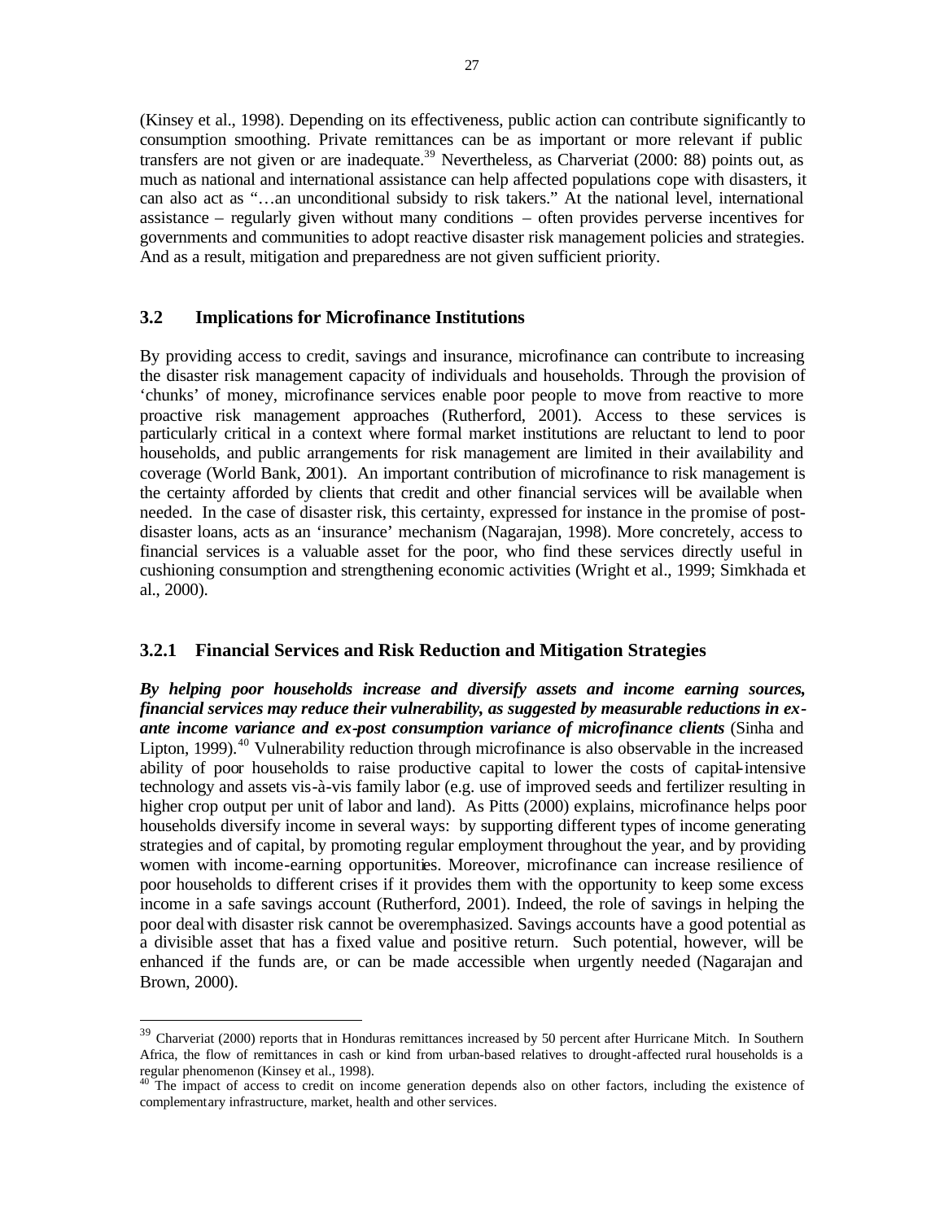(Kinsey et al., 1998). Depending on its effectiveness, public action can contribute significantly to consumption smoothing. Private remittances can be as important or more relevant if public transfers are not given or are inadequate.[39] Nevertheless, as Charveriat (2000: 88) points out, as much as national and international assistance can help affected populations cope with disasters, it can also act as "…an unconditional subsidy to risk takers." At the national level, international assistance – regularly given without many conditions – often provides perverse incentives for governments and communities to adopt reactive disaster risk management policies and strategies. And as a result, mitigation and preparedness are not given sufficient priority.

## 3.2 Implications for Microfinance Institutions

By providing access to credit, savings and insurance, microfinance can contribute to increasing the disaster risk management capacity of individuals and households. Through the provision of 'chunks' of money, microfinance services enable poor people to move from reactive to more proactive risk management approaches (Rutherford, 2001). Access to these services is particularly critical in a context where formal market institutions are reluctant to lend to poor households, and public arrangements for risk management are limited in their availability and coverage (World Bank, 2001). An important contribution of microfinance to risk management is the certainty afforded by clients that credit and other financial services will be available when needed. In the case of disaster risk, this certainty, expressed for instance in the promise of post-disaster loans, acts as an 'insurance' mechanism (Nagarajan, 1998). More concretely, access to financial services is a valuable asset for the poor, who find these services directly useful in cushioning consumption and strengthening economic activities (Wright et al., 1999; Simkhada et al., 2000).

### 3.2.1 Financial Services and Risk Reduction and Mitigation Strategies

***By helping poor households increase and diversify assets and income earning sources, financial services may reduce their vulnerability, as suggested by measurable reductions in ex-ante income variance and ex-post consumption variance of microfinance clients*** (Sinha and Lipton, 1999).[40] Vulnerability reduction through microfinance is also observable in the increased ability of poor households to raise productive capital to lower the costs of capital-intensive technology and assets vis-à-vis family labor (e.g. use of improved seeds and fertilizer resulting in higher crop output per unit of labor and land). As Pitts (2000) explains, microfinance helps poor households diversify income in several ways: by supporting different types of income generating strategies and of capital, by promoting regular employment throughout the year, and by providing women with income-earning opportunities. Moreover, microfinance can increase resilience of poor households to different crises if it provides them with the opportunity to keep some excess income in a safe savings account (Rutherford, 2001). Indeed, the role of savings in helping the poor deal with disaster risk cannot be overemphasized. Savings accounts have a good potential as a divisible asset that has a fixed value and positive return. Such potential, however, will be enhanced if the funds are, or can be made accessible when urgently needed (Nagarajan and Brown, 2000).

---

[39] Charveriat (2000) reports that in Honduras remittances increased by 50 percent after Hurricane Mitch. In Southern Africa, the flow of remittances in cash or kind from urban-based relatives to drought-affected rural households is a regular phenomenon (Kinsey et al., 1998).

[40] The impact of access to credit on income generation depends also on other factors, including the existence of complementary infrastructure, market, health and other services.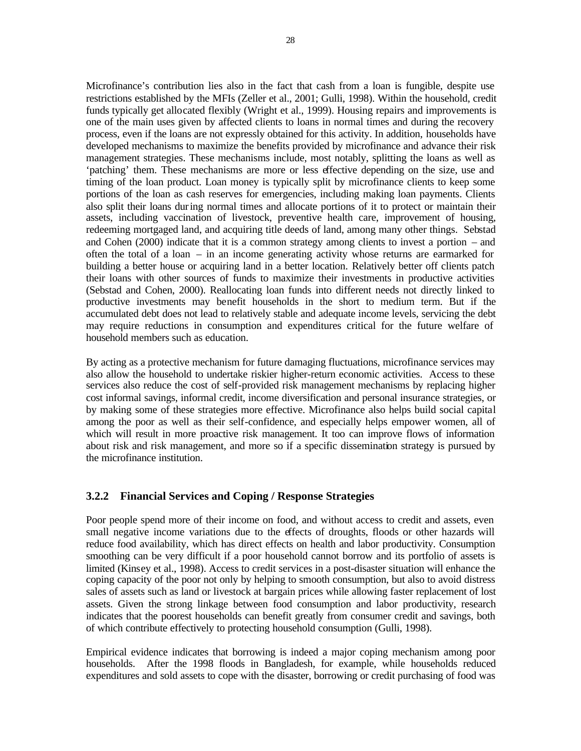Microfinance's contribution lies also in the fact that cash from a loan is fungible, despite use restrictions established by the MFIs (Zeller et al., 2001; Gulli, 1998). Within the household, credit funds typically get allocated flexibly (Wright et al., 1999). Housing repairs and improvements is one of the main uses given by affected clients to loans in normal times and during the recovery process, even if the loans are not expressly obtained for this activity. In addition, households have developed mechanisms to maximize the benefits provided by microfinance and advance their risk management strategies. These mechanisms include, most notably, splitting the loans as well as 'patching' them. These mechanisms are more or less effective depending on the size, use and timing of the loan product. Loan money is typically split by microfinance clients to keep some portions of the loan as cash reserves for emergencies, including making loan payments. Clients also split their loans during normal times and allocate portions of it to protect or maintain their assets, including vaccination of livestock, preventive health care, improvement of housing, redeeming mortgaged land, and acquiring title deeds of land, among many other things. Sebstad and Cohen (2000) indicate that it is a common strategy among clients to invest a portion – and often the total of a loan – in an income generating activity whose returns are earmarked for building a better house or acquiring land in a better location. Relatively better off clients patch their loans with other sources of funds to maximize their investments in productive activities (Sebstad and Cohen, 2000). Reallocating loan funds into different needs not directly linked to productive investments may benefit households in the short to medium term. But if the accumulated debt does not lead to relatively stable and adequate income levels, servicing the debt may require reductions in consumption and expenditures critical for the future welfare of household members such as education.

By acting as a protective mechanism for future damaging fluctuations, microfinance services may also allow the household to undertake riskier higher-return economic activities. Access to these services also reduce the cost of self-provided risk management mechanisms by replacing higher cost informal savings, informal credit, income diversification and personal insurance strategies, or by making some of these strategies more effective. Microfinance also helps build social capital among the poor as well as their self-confidence, and especially helps empower women, all of which will result in more proactive risk management. It too can improve flows of information about risk and risk management, and more so if a specific dissemination strategy is pursued by the microfinance institution.

### 3.2.2 Financial Services and Coping / Response Strategies

Poor people spend more of their income on food, and without access to credit and assets, even small negative income variations due to the effects of droughts, floods or other hazards will reduce food availability, which has direct effects on health and labor productivity. Consumption smoothing can be very difficult if a poor household cannot borrow and its portfolio of assets is limited (Kinsey et al., 1998). Access to credit services in a post-disaster situation will enhance the coping capacity of the poor not only by helping to smooth consumption, but also to avoid distress sales of assets such as land or livestock at bargain prices while allowing faster replacement of lost assets. Given the strong linkage between food consumption and labor productivity, research indicates that the poorest households can benefit greatly from consumer credit and savings, both of which contribute effectively to protecting household consumption (Gulli, 1998).

Empirical evidence indicates that borrowing is indeed a major coping mechanism among poor households. After the 1998 floods in Bangladesh, for example, while households reduced expenditures and sold assets to cope with the disaster, borrowing or credit purchasing of food was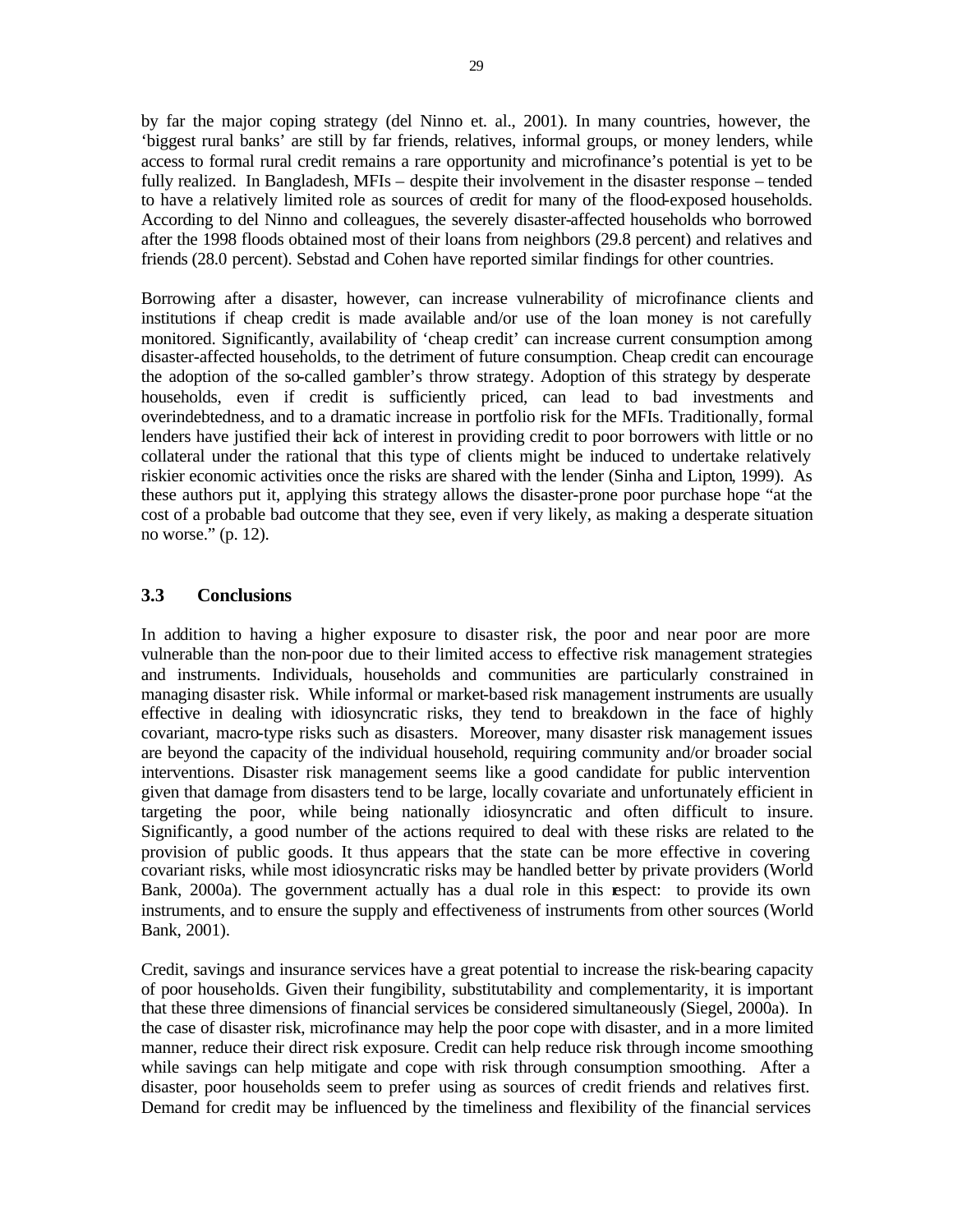by far the major coping strategy (del Ninno et. al., 2001). In many countries, however, the 'biggest rural banks' are still by far friends, relatives, informal groups, or money lenders, while access to formal rural credit remains a rare opportunity and microfinance's potential is yet to be fully realized. In Bangladesh, MFIs – despite their involvement in the disaster response – tended to have a relatively limited role as sources of credit for many of the flood-exposed households. According to del Ninno and colleagues, the severely disaster-affected households who borrowed after the 1998 floods obtained most of their loans from neighbors (29.8 percent) and relatives and friends (28.0 percent). Sebstad and Cohen have reported similar findings for other countries.

Borrowing after a disaster, however, can increase vulnerability of microfinance clients and institutions if cheap credit is made available and/or use of the loan money is not carefully monitored. Significantly, availability of 'cheap credit' can increase current consumption among disaster-affected households, to the detriment of future consumption. Cheap credit can encourage the adoption of the so-called gambler's throw strategy. Adoption of this strategy by desperate households, even if credit is sufficiently priced, can lead to bad investments and overindebtedness, and to a dramatic increase in portfolio risk for the MFIs. Traditionally, formal lenders have justified their lack of interest in providing credit to poor borrowers with little or no collateral under the rational that this type of clients might be induced to undertake relatively riskier economic activities once the risks are shared with the lender (Sinha and Lipton, 1999). As these authors put it, applying this strategy allows the disaster-prone poor purchase hope "at the cost of a probable bad outcome that they see, even if very likely, as making a desperate situation no worse." (p. 12).

## 3.3 Conclusions

In addition to having a higher exposure to disaster risk, the poor and near poor are more vulnerable than the non-poor due to their limited access to effective risk management strategies and instruments. Individuals, households and communities are particularly constrained in managing disaster risk. While informal or market-based risk management instruments are usually effective in dealing with idiosyncratic risks, they tend to breakdown in the face of highly covariant, macro-type risks such as disasters. Moreover, many disaster risk management issues are beyond the capacity of the individual household, requiring community and/or broader social interventions. Disaster risk management seems like a good candidate for public intervention given that damage from disasters tend to be large, locally covariate and unfortunately efficient in targeting the poor, while being nationally idiosyncratic and often difficult to insure. Significantly, a good number of the actions required to deal with these risks are related to the provision of public goods. It thus appears that the state can be more effective in covering covariant risks, while most idiosyncratic risks may be handled better by private providers (World Bank, 2000a). The government actually has a dual role in this respect: to provide its own instruments, and to ensure the supply and effectiveness of instruments from other sources (World Bank, 2001).

Credit, savings and insurance services have a great potential to increase the risk-bearing capacity of poor households. Given their fungibility, substitutability and complementarity, it is important that these three dimensions of financial services be considered simultaneously (Siegel, 2000a). In the case of disaster risk, microfinance may help the poor cope with disaster, and in a more limited manner, reduce their direct risk exposure. Credit can help reduce risk through income smoothing while savings can help mitigate and cope with risk through consumption smoothing. After a disaster, poor households seem to prefer using as sources of credit friends and relatives first. Demand for credit may be influenced by the timeliness and flexibility of the financial services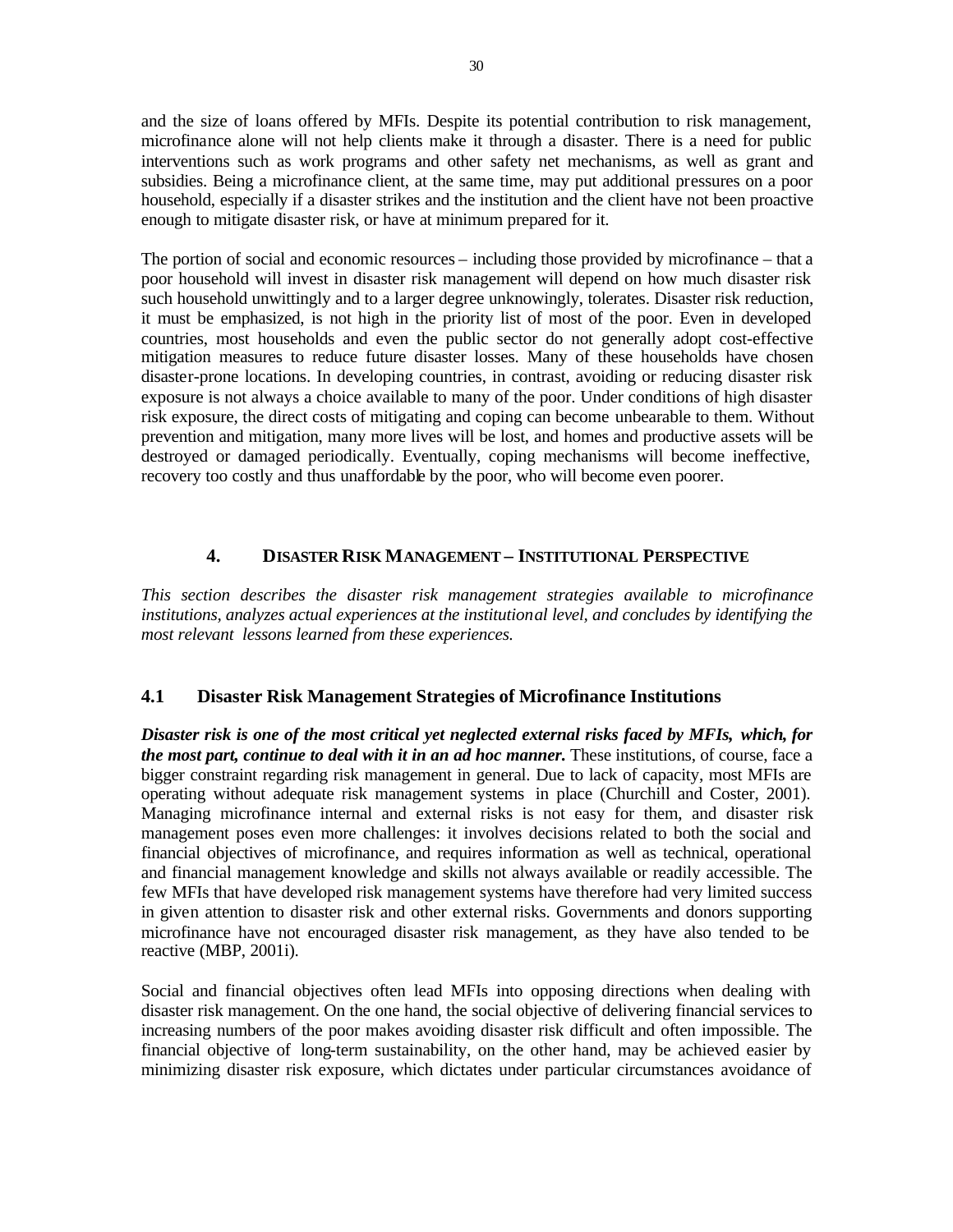and the size of loans offered by MFIs. Despite its potential contribution to risk management, microfinance alone will not help clients make it through a disaster. There is a need for public interventions such as work programs and other safety net mechanisms, as well as grant and subsidies. Being a microfinance client, at the same time, may put additional pressures on a poor household, especially if a disaster strikes and the institution and the client have not been proactive enough to mitigate disaster risk, or have at minimum prepared for it.

The portion of social and economic resources – including those provided by microfinance – that a poor household will invest in disaster risk management will depend on how much disaster risk such household unwittingly and to a larger degree unknowingly, tolerates. Disaster risk reduction, it must be emphasized, is not high in the priority list of most of the poor. Even in developed countries, most households and even the public sector do not generally adopt cost-effective mitigation measures to reduce future disaster losses. Many of these households have chosen disaster-prone locations. In developing countries, in contrast, avoiding or reducing disaster risk exposure is not always a choice available to many of the poor. Under conditions of high disaster risk exposure, the direct costs of mitigating and coping can become unbearable to them. Without prevention and mitigation, many more lives will be lost, and homes and productive assets will be destroyed or damaged periodically. Eventually, coping mechanisms will become ineffective, recovery too costly and thus unaffordable by the poor, who will become even poorer.

## 4. Disaster Risk Management – Institutional Perspective

*This section describes the disaster risk management strategies available to microfinance institutions, analyzes actual experiences at the institutional level, and concludes by identifying the most relevant lessons learned from these experiences.*

### 4.1 Disaster Risk Management Strategies of Microfinance Institutions

***Disaster risk is one of the most critical yet neglected external risks faced by MFIs, which, for the most part, continue to deal with it in an ad hoc manner.*** These institutions, of course, face a bigger constraint regarding risk management in general. Due to lack of capacity, most MFIs are operating without adequate risk management systems in place (Churchill and Coster, 2001). Managing microfinance internal and external risks is not easy for them, and disaster risk management poses even more challenges: it involves decisions related to both the social and financial objectives of microfinance, and requires information as well as technical, operational and financial management knowledge and skills not always available or readily accessible. The few MFIs that have developed risk management systems have therefore had very limited success in given attention to disaster risk and other external risks. Governments and donors supporting microfinance have not encouraged disaster risk management, as they have also tended to be reactive (MBP, 2001i).

Social and financial objectives often lead MFIs into opposing directions when dealing with disaster risk management. On the one hand, the social objective of delivering financial services to increasing numbers of the poor makes avoiding disaster risk difficult and often impossible. The financial objective of long-term sustainability, on the other hand, may be achieved easier by minimizing disaster risk exposure, which dictates under particular circumstances avoidance of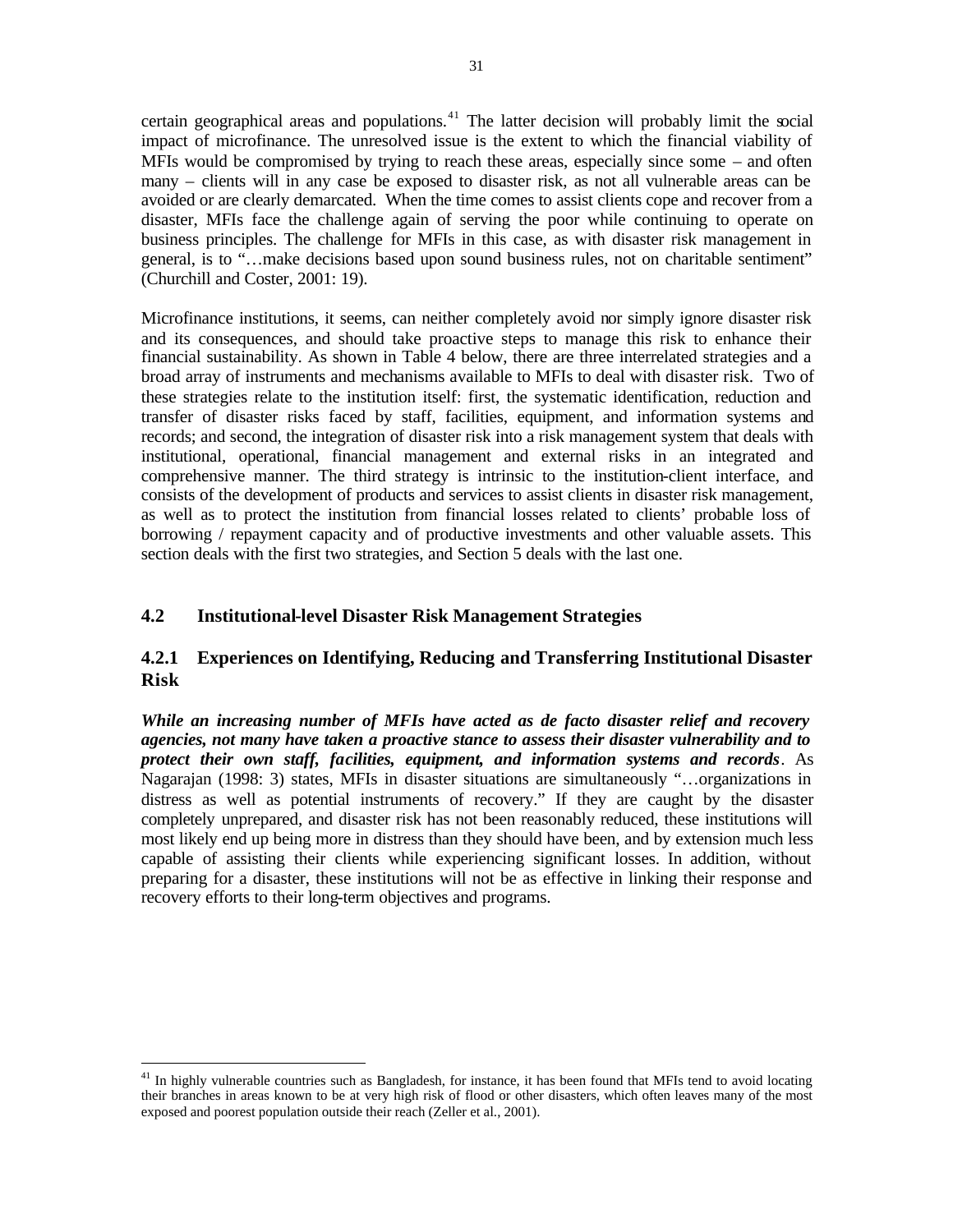certain geographical areas and populations.[41] The latter decision will probably limit the social impact of microfinance. The unresolved issue is the extent to which the financial viability of MFIs would be compromised by trying to reach these areas, especially since some – and often many – clients will in any case be exposed to disaster risk, as not all vulnerable areas can be avoided or are clearly demarcated. When the time comes to assist clients cope and recover from a disaster, MFIs face the challenge again of serving the poor while continuing to operate on business principles. The challenge for MFIs in this case, as with disaster risk management in general, is to "…make decisions based upon sound business rules, not on charitable sentiment" (Churchill and Coster, 2001: 19).

Microfinance institutions, it seems, can neither completely avoid nor simply ignore disaster risk and its consequences, and should take proactive steps to manage this risk to enhance their financial sustainability. As shown in Table 4 below, there are three interrelated strategies and a broad array of instruments and mechanisms available to MFIs to deal with disaster risk. Two of these strategies relate to the institution itself: first, the systematic identification, reduction and transfer of disaster risks faced by staff, facilities, equipment, and information systems and records; and second, the integration of disaster risk into a risk management system that deals with institutional, operational, financial management and external risks in an integrated and comprehensive manner. The third strategy is intrinsic to the institution-client interface, and consists of the development of products and services to assist clients in disaster risk management, as well as to protect the institution from financial losses related to clients' probable loss of borrowing / repayment capacity and of productive investments and other valuable assets. This section deals with the first two strategies, and Section 5 deals with the last one.

## 4.2 Institutional-level Disaster Risk Management Strategies

### 4.2.1 Experiences on Identifying, Reducing and Transferring Institutional Disaster Risk

***While an increasing number of MFIs have acted as de facto disaster relief and recovery agencies, not many have taken a proactive stance to assess their disaster vulnerability and to protect their own staff, facilities, equipment, and information systems and records***. As Nagarajan (1998: 3) states, MFIs in disaster situations are simultaneously "…organizations in distress as well as potential instruments of recovery." If they are caught by the disaster completely unprepared, and disaster risk has not been reasonably reduced, these institutions will most likely end up being more in distress than they should have been, and by extension much less capable of assisting their clients while experiencing significant losses. In addition, without preparing for a disaster, these institutions will not be as effective in linking their response and recovery efforts to their long-term objectives and programs.

[41] In highly vulnerable countries such as Bangladesh, for instance, it has been found that MFIs tend to avoid locating their branches in areas known to be at very high risk of flood or other disasters, which often leaves many of the most exposed and poorest population outside their reach (Zeller et al., 2001).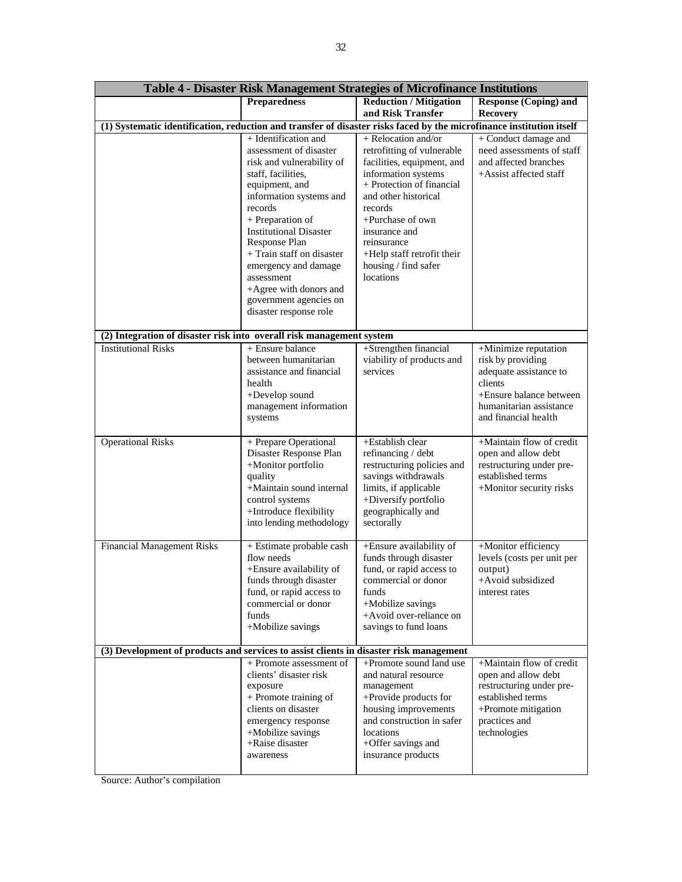**Table 4 - Disaster Risk Management Strategies of Microfinance Institutions**

| | Preparedness | Reduction / Mitigation and Risk Transfer | Response (Coping) and Recovery |
|---|---|---|---|
| **(1) Systematic identification, reduction and transfer of disaster risks faced by the microfinance institution itself** | | | |
| | + Identification and assessment of disaster risk and vulnerability of staff, facilities, equipment, and information systems and records<br>+ Preparation of Institutional Disaster Response Plan<br>+ Train staff on disaster emergency and damage assessment<br>+Agree with donors and government agencies on disaster response role | + Relocation and/or retrofitting of vulnerable facilities, equipment, and information systems<br>+ Protection of financial and other historical records<br>+Purchase of own insurance and reinsurance<br>+Help staff retrofit their housing / find safer locations | + Conduct damage and need assessments of staff and affected branches<br>+Assist affected staff |
| **(2) Integration of disaster risk into overall risk management system** | | | |
| Institutional Risks | + Ensure balance between humanitarian assistance and financial health<br>+Develop sound management information systems | +Strengthen financial viability of products and services | +Minimize reputation risk by providing adequate assistance to clients<br>+Ensure balance between humanitarian assistance and financial health |
| Operational Risks | + Prepare Operational Disaster Response Plan<br>+Monitor portfolio quality<br>+Maintain sound internal control systems<br>+Introduce flexibility into lending methodology | +Establish clear refinancing / debt restructuring policies and savings withdrawals limits, if applicable<br>+Diversify portfolio geographically and sectorally | +Maintain flow of credit open and allow debt restructuring under pre-established terms<br>+Monitor security risks |
| Financial Management Risks | + Estimate probable cash flow needs<br>+Ensure availability of funds through disaster fund, or rapid access to commercial or donor funds<br>+Mobilize savings | +Ensure availability of funds through disaster fund, or rapid access to commercial or donor funds<br>+Mobilize savings<br>+Avoid over-reliance on savings to fund loans | +Monitor efficiency levels (costs per unit per output)<br>+Avoid subsidized interest rates |
| **(3) Development of products and services to assist clients in disaster risk management** | | | |
| | + Promote assessment of clients' disaster risk exposure<br>+ Promote training of clients on disaster emergency response<br>+Mobilize savings<br>+Raise disaster awareness | +Promote sound land use and natural resource management<br>+Provide products for housing improvements and construction in safer locations<br>+Offer savings and insurance products | +Maintain flow of credit open and allow debt restructuring under pre-established terms<br>+Promote mitigation practices and technologies |

Source: Author's compilation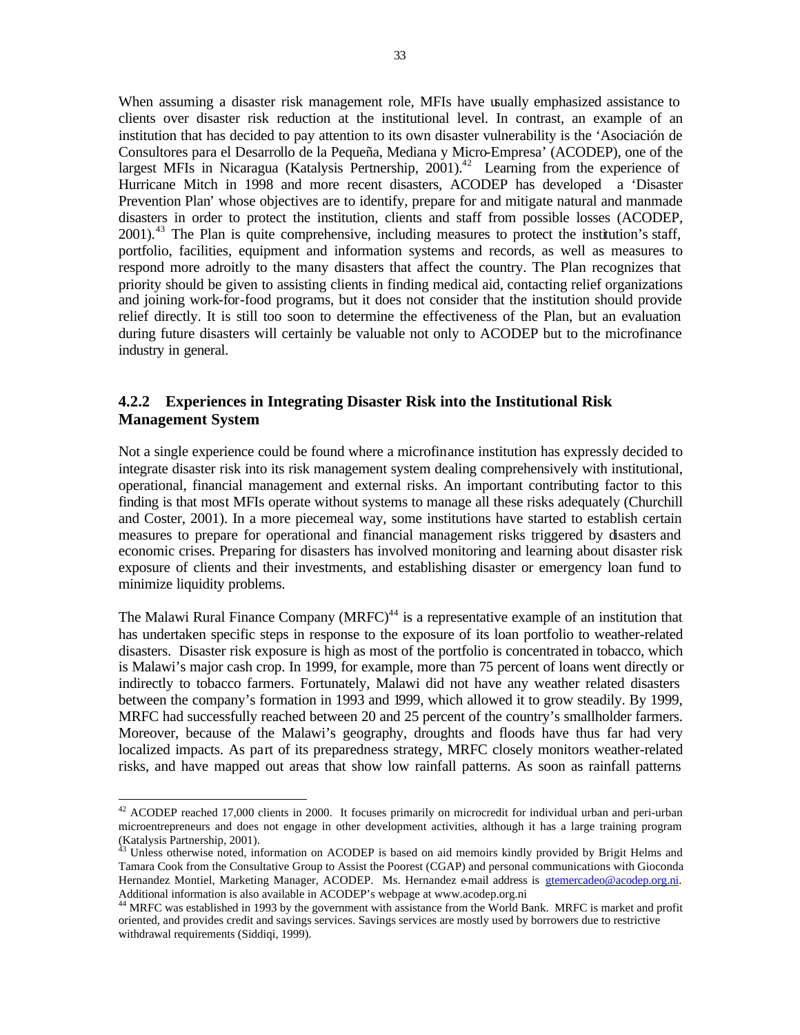When assuming a disaster risk management role, MFIs have usually emphasized assistance to clients over disaster risk reduction at the institutional level. In contrast, an example of an institution that has decided to pay attention to its own disaster vulnerability is the 'Asociación de Consultores para el Desarrollo de la Pequeña, Mediana y Micro-Empresa' (ACODEP), one of the largest MFIs in Nicaragua (Katalysis Pertnership, 2001).[42] Learning from the experience of Hurricane Mitch in 1998 and more recent disasters, ACODEP has developed a 'Disaster Prevention Plan' whose objectives are to identify, prepare for and mitigate natural and manmade disasters in order to protect the institution, clients and staff from possible losses (ACODEP, 2001).[43] The Plan is quite comprehensive, including measures to protect the institution's staff, portfolio, facilities, equipment and information systems and records, as well as measures to respond more adroitly to the many disasters that affect the country. The Plan recognizes that priority should be given to assisting clients in finding medical aid, contacting relief organizations and joining work-for-food programs, but it does not consider that the institution should provide relief directly. It is still too soon to determine the effectiveness of the Plan, but an evaluation during future disasters will certainly be valuable not only to ACODEP but to the microfinance industry in general.

### 4.2.2 Experiences in Integrating Disaster Risk into the Institutional Risk Management System

Not a single experience could be found where a microfinance institution has expressly decided to integrate disaster risk into its risk management system dealing comprehensively with institutional, operational, financial management and external risks. An important contributing factor to this finding is that most MFIs operate without systems to manage all these risks adequately (Churchill and Coster, 2001). In a more piecemeal way, some institutions have started to establish certain measures to prepare for operational and financial management risks triggered by disasters and economic crises. Preparing for disasters has involved monitoring and learning about disaster risk exposure of clients and their investments, and establishing disaster or emergency loan fund to minimize liquidity problems.

The Malawi Rural Finance Company (MRFC)[44] is a representative example of an institution that has undertaken specific steps in response to the exposure of its loan portfolio to weather-related disasters. Disaster risk exposure is high as most of the portfolio is concentrated in tobacco, which is Malawi's major cash crop. In 1999, for example, more than 75 percent of loans went directly or indirectly to tobacco farmers. Fortunately, Malawi did not have any weather related disasters between the company's formation in 1993 and 1999, which allowed it to grow steadily. By 1999, MRFC had successfully reached between 20 and 25 percent of the country's smallholder farmers. Moreover, because of the Malawi's geography, droughts and floods have thus far had very localized impacts. As part of its preparedness strategy, MRFC closely monitors weather-related risks, and have mapped out areas that show low rainfall patterns. As soon as rainfall patterns

---

[42] ACODEP reached 17,000 clients in 2000. It focuses primarily on microcredit for individual urban and peri-urban microentrepreneurs and does not engage in other development activities, although it has a large training program (Katalysis Partnership, 2001).

[43] Unless otherwise noted, information on ACODEP is based on aid memoirs kindly provided by Brigit Helms and Tamara Cook from the Consultative Group to Assist the Poorest (CGAP) and personal communications with Gioconda Hernandez Montiel, Marketing Manager, ACODEP. Ms. Hernandez e-mail address is gtemercadeo@acodep.org.ni. Additional information is also available in ACODEP's webpage at www.acodep.org.ni

[44] MRFC was established in 1993 by the government with assistance from the World Bank. MRFC is market and profit oriented, and provides credit and savings services. Savings services are mostly used by borrowers due to restrictive withdrawal requirements (Siddiqi, 1999).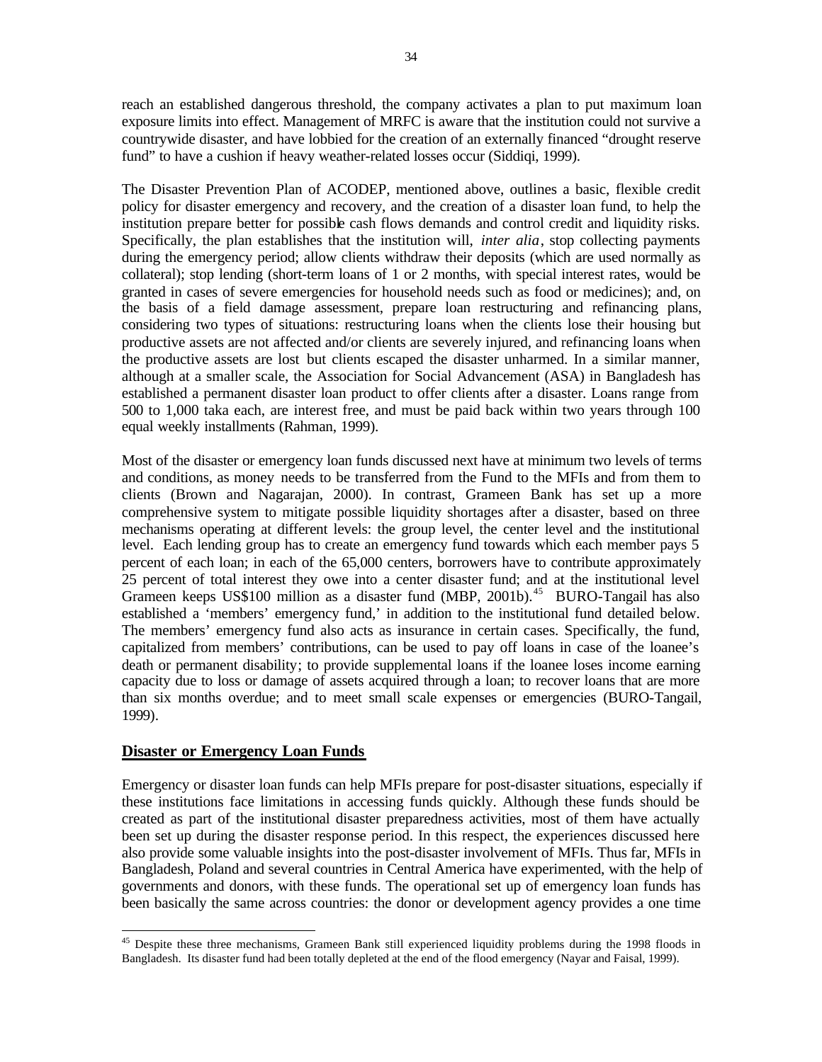reach an established dangerous threshold, the company activates a plan to put maximum loan exposure limits into effect. Management of MRFC is aware that the institution could not survive a countrywide disaster, and have lobbied for the creation of an externally financed "drought reserve fund" to have a cushion if heavy weather-related losses occur (Siddiqi, 1999).

The Disaster Prevention Plan of ACODEP, mentioned above, outlines a basic, flexible credit policy for disaster emergency and recovery, and the creation of a disaster loan fund, to help the institution prepare better for possible cash flows demands and control credit and liquidity risks. Specifically, the plan establishes that the institution will, *inter alia*, stop collecting payments during the emergency period; allow clients withdraw their deposits (which are used normally as collateral); stop lending (short-term loans of 1 or 2 months, with special interest rates, would be granted in cases of severe emergencies for household needs such as food or medicines); and, on the basis of a field damage assessment, prepare loan restructuring and refinancing plans, considering two types of situations: restructuring loans when the clients lose their housing but productive assets are not affected and/or clients are severely injured, and refinancing loans when the productive assets are lost but clients escaped the disaster unharmed. In a similar manner, although at a smaller scale, the Association for Social Advancement (ASA) in Bangladesh has established a permanent disaster loan product to offer clients after a disaster. Loans range from 500 to 1,000 taka each, are interest free, and must be paid back within two years through 100 equal weekly installments (Rahman, 1999).

Most of the disaster or emergency loan funds discussed next have at minimum two levels of terms and conditions, as money needs to be transferred from the Fund to the MFIs and from them to clients (Brown and Nagarajan, 2000). In contrast, Grameen Bank has set up a more comprehensive system to mitigate possible liquidity shortages after a disaster, based on three mechanisms operating at different levels: the group level, the center level and the institutional level. Each lending group has to create an emergency fund towards which each member pays 5 percent of each loan; in each of the 65,000 centers, borrowers have to contribute approximately 25 percent of total interest they owe into a center disaster fund; and at the institutional level Grameen keeps US$100 million as a disaster fund (MBP, 2001b).[45] BURO-Tangail has also established a 'members' emergency fund,' in addition to the institutional fund detailed below. The members' emergency fund also acts as insurance in certain cases. Specifically, the fund, capitalized from members' contributions, can be used to pay off loans in case of the loanee's death or permanent disability; to provide supplemental loans if the loanee loses income earning capacity due to loss or damage of assets acquired through a loan; to recover loans that are more than six months overdue; and to meet small scale expenses or emergencies (BURO-Tangail, 1999).

## Disaster or Emergency Loan Funds

Emergency or disaster loan funds can help MFIs prepare for post-disaster situations, especially if these institutions face limitations in accessing funds quickly. Although these funds should be created as part of the institutional disaster preparedness activities, most of them have actually been set up during the disaster response period. In this respect, the experiences discussed here also provide some valuable insights into the post-disaster involvement of MFIs. Thus far, MFIs in Bangladesh, Poland and several countries in Central America have experimented, with the help of governments and donors, with these funds. The operational set up of emergency loan funds has been basically the same across countries: the donor or development agency provides a one time

---

[45] Despite these three mechanisms, Grameen Bank still experienced liquidity problems during the 1998 floods in Bangladesh. Its disaster fund had been totally depleted at the end of the flood emergency (Nayar and Faisal, 1999).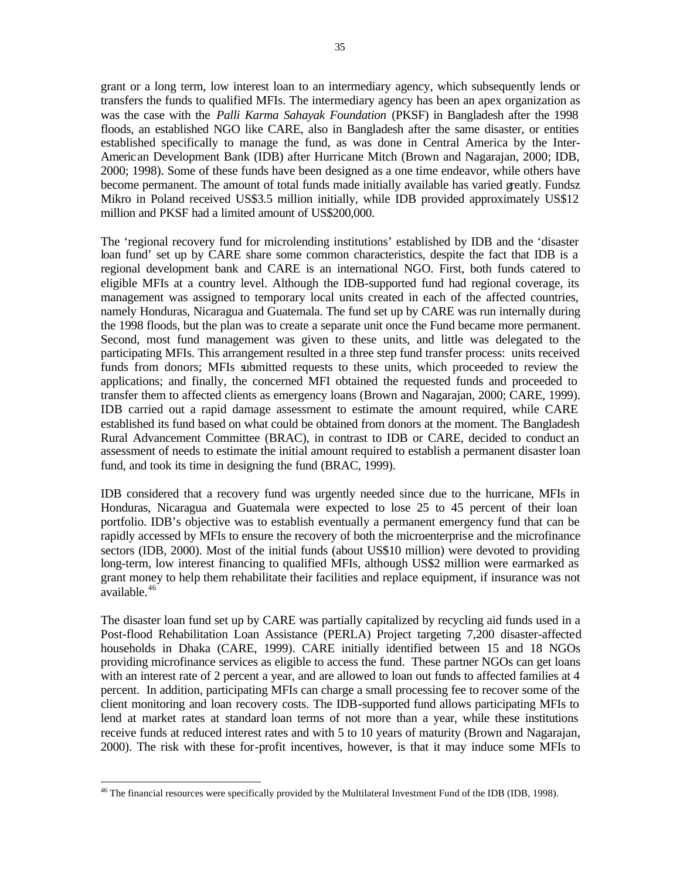grant or a long term, low interest loan to an intermediary agency, which subsequently lends or transfers the funds to qualified MFIs. The intermediary agency has been an apex organization as was the case with the *Palli Karma Sahayak Foundation* (PKSF) in Bangladesh after the 1998 floods, an established NGO like CARE, also in Bangladesh after the same disaster, or entities established specifically to manage the fund, as was done in Central America by the Inter-American Development Bank (IDB) after Hurricane Mitch (Brown and Nagarajan, 2000; IDB, 2000; 1998). Some of these funds have been designed as a one time endeavor, while others have become permanent. The amount of total funds made initially available has varied greatly. Fundsz Mikro in Poland received US$3.5 million initially, while IDB provided approximately US$12 million and PKSF had a limited amount of US$200,000.

The 'regional recovery fund for microlending institutions' established by IDB and the 'disaster loan fund' set up by CARE share some common characteristics, despite the fact that IDB is a regional development bank and CARE is an international NGO. First, both funds catered to eligible MFIs at a country level. Although the IDB-supported fund had regional coverage, its management was assigned to temporary local units created in each of the affected countries, namely Honduras, Nicaragua and Guatemala. The fund set up by CARE was run internally during the 1998 floods, but the plan was to create a separate unit once the Fund became more permanent. Second, most fund management was given to these units, and little was delegated to the participating MFIs. This arrangement resulted in a three step fund transfer process: units received funds from donors; MFIs submitted requests to these units, which proceeded to review the applications; and finally, the concerned MFI obtained the requested funds and proceeded to transfer them to affected clients as emergency loans (Brown and Nagarajan, 2000; CARE, 1999). IDB carried out a rapid damage assessment to estimate the amount required, while CARE established its fund based on what could be obtained from donors at the moment. The Bangladesh Rural Advancement Committee (BRAC), in contrast to IDB or CARE, decided to conduct an assessment of needs to estimate the initial amount required to establish a permanent disaster loan fund, and took its time in designing the fund (BRAC, 1999).

IDB considered that a recovery fund was urgently needed since due to the hurricane, MFIs in Honduras, Nicaragua and Guatemala were expected to lose 25 to 45 percent of their loan portfolio. IDB's objective was to establish eventually a permanent emergency fund that can be rapidly accessed by MFIs to ensure the recovery of both the microenterprise and the microfinance sectors (IDB, 2000). Most of the initial funds (about US$10 million) were devoted to providing long-term, low interest financing to qualified MFIs, although US$2 million were earmarked as grant money to help them rehabilitate their facilities and replace equipment, if insurance was not available.[46]

The disaster loan fund set up by CARE was partially capitalized by recycling aid funds used in a Post-flood Rehabilitation Loan Assistance (PERLA) Project targeting 7,200 disaster-affected households in Dhaka (CARE, 1999). CARE initially identified between 15 and 18 NGOs providing microfinance services as eligible to access the fund. These partner NGOs can get loans with an interest rate of 2 percent a year, and are allowed to loan out funds to affected families at 4 percent. In addition, participating MFIs can charge a small processing fee to recover some of the client monitoring and loan recovery costs. The IDB-supported fund allows participating MFIs to lend at market rates at standard loan terms of not more than a year, while these institutions receive funds at reduced interest rates and with 5 to 10 years of maturity (Brown and Nagarajan, 2000). The risk with these for-profit incentives, however, is that it may induce some MFIs to

[46] The financial resources were specifically provided by the Multilateral Investment Fund of the IDB (IDB, 1998).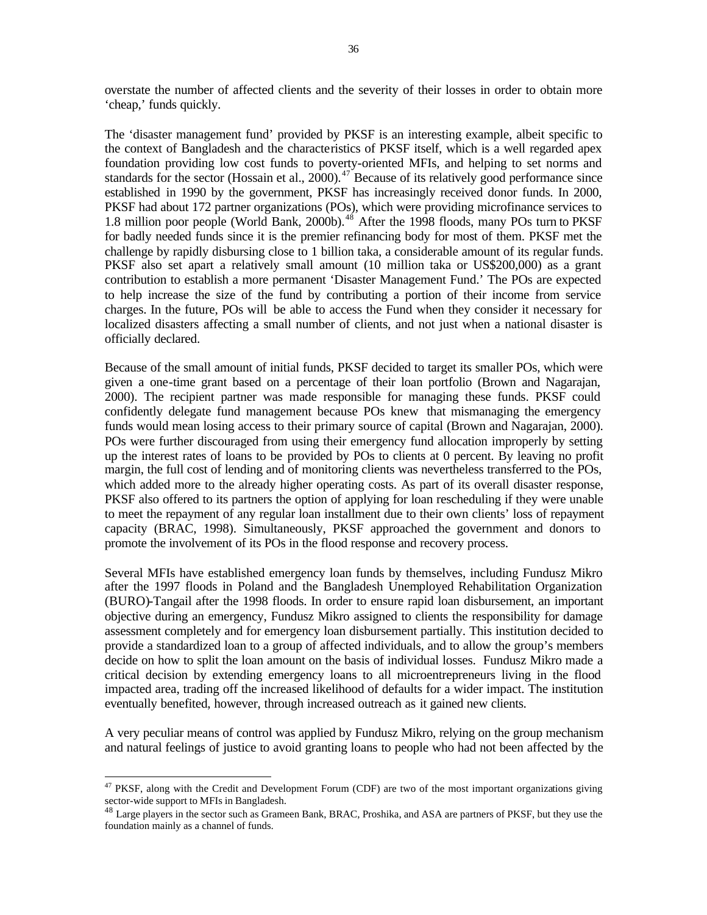overstate the number of affected clients and the severity of their losses in order to obtain more 'cheap,' funds quickly.

The 'disaster management fund' provided by PKSF is an interesting example, albeit specific to the context of Bangladesh and the characteristics of PKSF itself, which is a well regarded apex foundation providing low cost funds to poverty-oriented MFIs, and helping to set norms and standards for the sector (Hossain et al., 2000).[47] Because of its relatively good performance since established in 1990 by the government, PKSF has increasingly received donor funds. In 2000, PKSF had about 172 partner organizations (POs), which were providing microfinance services to 1.8 million poor people (World Bank, 2000b).[48] After the 1998 floods, many POs turn to PKSF for badly needed funds since it is the premier refinancing body for most of them. PKSF met the challenge by rapidly disbursing close to 1 billion taka, a considerable amount of its regular funds. PKSF also set apart a relatively small amount (10 million taka or US$200,000) as a grant contribution to establish a more permanent 'Disaster Management Fund.' The POs are expected to help increase the size of the fund by contributing a portion of their income from service charges. In the future, POs will be able to access the Fund when they consider it necessary for localized disasters affecting a small number of clients, and not just when a national disaster is officially declared.

Because of the small amount of initial funds, PKSF decided to target its smaller POs, which were given a one-time grant based on a percentage of their loan portfolio (Brown and Nagarajan, 2000). The recipient partner was made responsible for managing these funds. PKSF could confidently delegate fund management because POs knew that mismanaging the emergency funds would mean losing access to their primary source of capital (Brown and Nagarajan, 2000). POs were further discouraged from using their emergency fund allocation improperly by setting up the interest rates of loans to be provided by POs to clients at 0 percent. By leaving no profit margin, the full cost of lending and of monitoring clients was nevertheless transferred to the POs, which added more to the already higher operating costs. As part of its overall disaster response, PKSF also offered to its partners the option of applying for loan rescheduling if they were unable to meet the repayment of any regular loan installment due to their own clients' loss of repayment capacity (BRAC, 1998). Simultaneously, PKSF approached the government and donors to promote the involvement of its POs in the flood response and recovery process.

Several MFIs have established emergency loan funds by themselves, including Fundusz Mikro after the 1997 floods in Poland and the Bangladesh Unemployed Rehabilitation Organization (BURO)-Tangail after the 1998 floods. In order to ensure rapid loan disbursement, an important objective during an emergency, Fundusz Mikro assigned to clients the responsibility for damage assessment completely and for emergency loan disbursement partially. This institution decided to provide a standardized loan to a group of affected individuals, and to allow the group's members decide on how to split the loan amount on the basis of individual losses. Fundusz Mikro made a critical decision by extending emergency loans to all microentrepreneurs living in the flood impacted area, trading off the increased likelihood of defaults for a wider impact. The institution eventually benefited, however, through increased outreach as it gained new clients.

A very peculiar means of control was applied by Fundusz Mikro, relying on the group mechanism and natural feelings of justice to avoid granting loans to people who had not been affected by the

---

[47] PKSF, along with the Credit and Development Forum (CDF) are two of the most important organizations giving sector-wide support to MFIs in Bangladesh.

[48] Large players in the sector such as Grameen Bank, BRAC, Proshika, and ASA are partners of PKSF, but they use the foundation mainly as a channel of funds.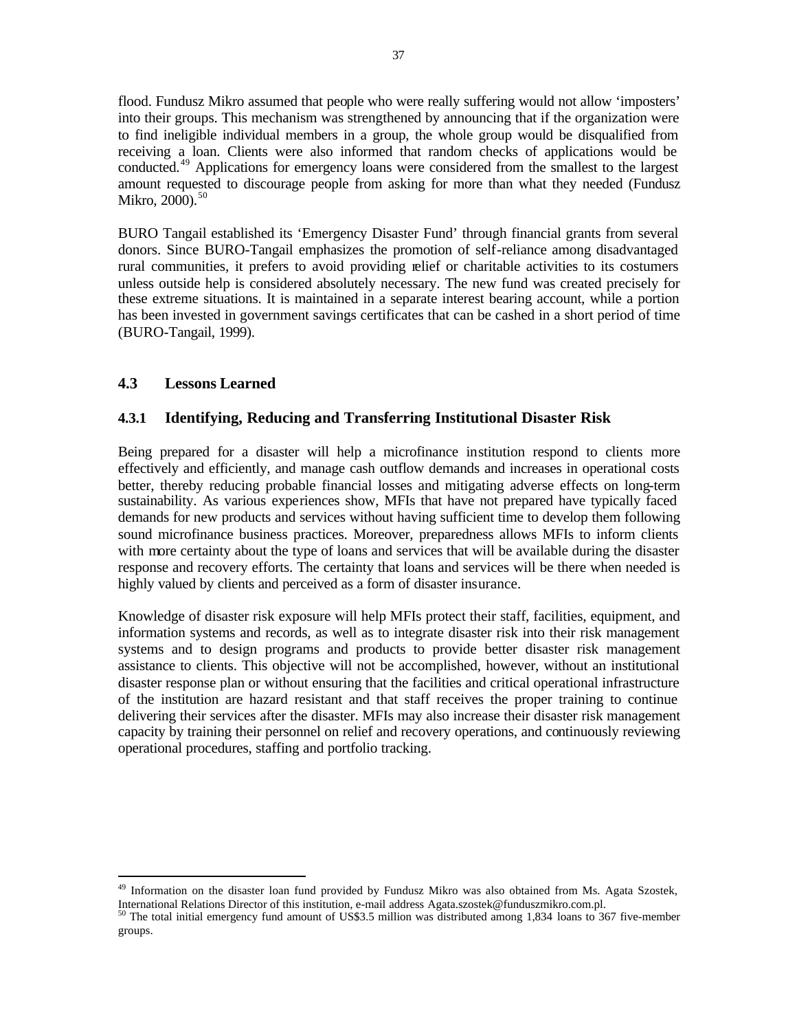flood. Fundusz Mikro assumed that people who were really suffering would not allow 'imposters' into their groups. This mechanism was strengthened by announcing that if the organization were to find ineligible individual members in a group, the whole group would be disqualified from receiving a loan. Clients were also informed that random checks of applications would be conducted.[49] Applications for emergency loans were considered from the smallest to the largest amount requested to discourage people from asking for more than what they needed (Fundusz Mikro, 2000).[50]

BURO Tangail established its 'Emergency Disaster Fund' through financial grants from several donors. Since BURO-Tangail emphasizes the promotion of self-reliance among disadvantaged rural communities, it prefers to avoid providing relief or charitable activities to its costumers unless outside help is considered absolutely necessary. The new fund was created precisely for these extreme situations. It is maintained in a separate interest bearing account, while a portion has been invested in government savings certificates that can be cashed in a short period of time (BURO-Tangail, 1999).

## 4.3 Lessons Learned

### 4.3.1 Identifying, Reducing and Transferring Institutional Disaster Risk

Being prepared for a disaster will help a microfinance institution respond to clients more effectively and efficiently, and manage cash outflow demands and increases in operational costs better, thereby reducing probable financial losses and mitigating adverse effects on long-term sustainability. As various experiences show, MFIs that have not prepared have typically faced demands for new products and services without having sufficient time to develop them following sound microfinance business practices. Moreover, preparedness allows MFIs to inform clients with more certainty about the type of loans and services that will be available during the disaster response and recovery efforts. The certainty that loans and services will be there when needed is highly valued by clients and perceived as a form of disaster insurance.

Knowledge of disaster risk exposure will help MFIs protect their staff, facilities, equipment, and information systems and records, as well as to integrate disaster risk into their risk management systems and to design programs and products to provide better disaster risk management assistance to clients. This objective will not be accomplished, however, without an institutional disaster response plan or without ensuring that the facilities and critical operational infrastructure of the institution are hazard resistant and that staff receives the proper training to continue delivering their services after the disaster. MFIs may also increase their disaster risk management capacity by training their personnel on relief and recovery operations, and continuously reviewing operational procedures, staffing and portfolio tracking.

---

[49] Information on the disaster loan fund provided by Fundusz Mikro was also obtained from Ms. Agata Szostek, International Relations Director of this institution, e-mail address Agata.szostek@funduszmikro.com.pl.

[50] The total initial emergency fund amount of US$3.5 million was distributed among 1,834 loans to 367 five-member groups.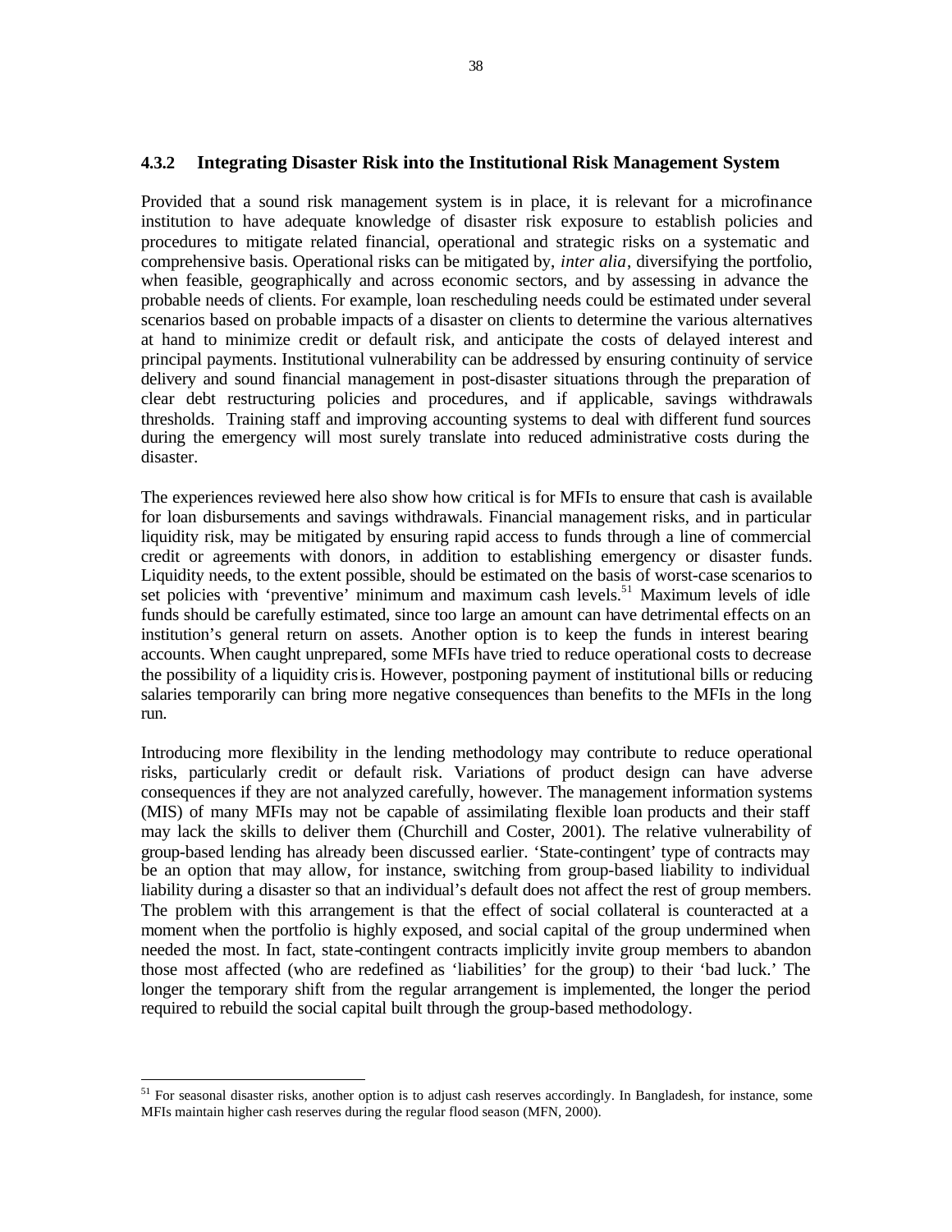### 4.3.2 Integrating Disaster Risk into the Institutional Risk Management System

Provided that a sound risk management system is in place, it is relevant for a microfinance institution to have adequate knowledge of disaster risk exposure to establish policies and procedures to mitigate related financial, operational and strategic risks on a systematic and comprehensive basis. Operational risks can be mitigated by, *inter alia*, diversifying the portfolio, when feasible, geographically and across economic sectors, and by assessing in advance the probable needs of clients. For example, loan rescheduling needs could be estimated under several scenarios based on probable impacts of a disaster on clients to determine the various alternatives at hand to minimize credit or default risk, and anticipate the costs of delayed interest and principal payments. Institutional vulnerability can be addressed by ensuring continuity of service delivery and sound financial management in post-disaster situations through the preparation of clear debt restructuring policies and procedures, and if applicable, savings withdrawals thresholds. Training staff and improving accounting systems to deal with different fund sources during the emergency will most surely translate into reduced administrative costs during the disaster.

The experiences reviewed here also show how critical is for MFIs to ensure that cash is available for loan disbursements and savings withdrawals. Financial management risks, and in particular liquidity risk, may be mitigated by ensuring rapid access to funds through a line of commercial credit or agreements with donors, in addition to establishing emergency or disaster funds. Liquidity needs, to the extent possible, should be estimated on the basis of worst-case scenarios to set policies with 'preventive' minimum and maximum cash levels.[51] Maximum levels of idle funds should be carefully estimated, since too large an amount can have detrimental effects on an institution's general return on assets. Another option is to keep the funds in interest bearing accounts. When caught unprepared, some MFIs have tried to reduce operational costs to decrease the possibility of a liquidity crisis. However, postponing payment of institutional bills or reducing salaries temporarily can bring more negative consequences than benefits to the MFIs in the long run.

Introducing more flexibility in the lending methodology may contribute to reduce operational risks, particularly credit or default risk. Variations of product design can have adverse consequences if they are not analyzed carefully, however. The management information systems (MIS) of many MFIs may not be capable of assimilating flexible loan products and their staff may lack the skills to deliver them (Churchill and Coster, 2001). The relative vulnerability of group-based lending has already been discussed earlier. 'State-contingent' type of contracts may be an option that may allow, for instance, switching from group-based liability to individual liability during a disaster so that an individual's default does not affect the rest of group members. The problem with this arrangement is that the effect of social collateral is counteracted at a moment when the portfolio is highly exposed, and social capital of the group undermined when needed the most. In fact, state-contingent contracts implicitly invite group members to abandon those most affected (who are redefined as 'liabilities' for the group) to their 'bad luck.' The longer the temporary shift from the regular arrangement is implemented, the longer the period required to rebuild the social capital built through the group-based methodology.

---

[51] For seasonal disaster risks, another option is to adjust cash reserves accordingly. In Bangladesh, for instance, some MFIs maintain higher cash reserves during the regular flood season (MFN, 2000).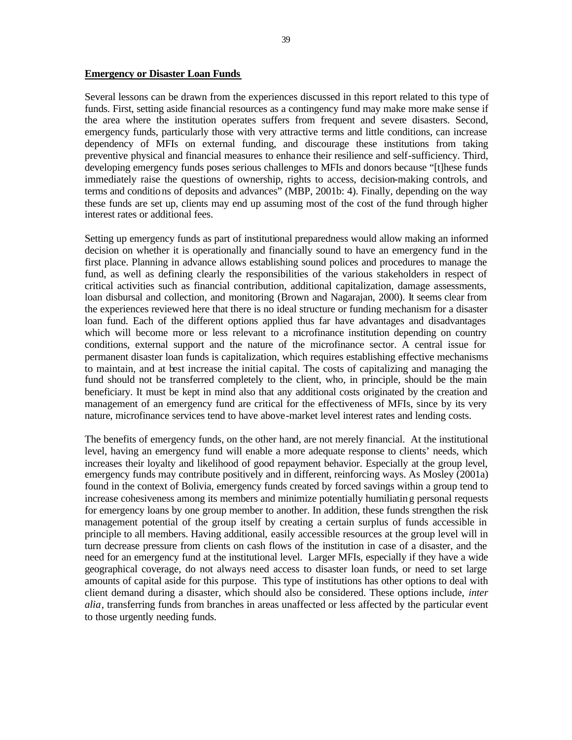**Emergency or Disaster Loan Funds**

Several lessons can be drawn from the experiences discussed in this report related to this type of funds. First, setting aside financial resources as a contingency fund may make more make sense if the area where the institution operates suffers from frequent and severe disasters. Second, emergency funds, particularly those with very attractive terms and little conditions, can increase dependency of MFIs on external funding, and discourage these institutions from taking preventive physical and financial measures to enhance their resilience and self-sufficiency. Third, developing emergency funds poses serious challenges to MFIs and donors because "[t]hese funds immediately raise the questions of ownership, rights to access, decision-making controls, and terms and conditions of deposits and advances" (MBP, 2001b: 4). Finally, depending on the way these funds are set up, clients may end up assuming most of the cost of the fund through higher interest rates or additional fees.

Setting up emergency funds as part of institutional preparedness would allow making an informed decision on whether it is operationally and financially sound to have an emergency fund in the first place. Planning in advance allows establishing sound polices and procedures to manage the fund, as well as defining clearly the responsibilities of the various stakeholders in respect of critical activities such as financial contribution, additional capitalization, damage assessments, loan disbursal and collection, and monitoring (Brown and Nagarajan, 2000). It seems clear from the experiences reviewed here that there is no ideal structure or funding mechanism for a disaster loan fund. Each of the different options applied thus far have advantages and disadvantages which will become more or less relevant to a microfinance institution depending on country conditions, external support and the nature of the microfinance sector. A central issue for permanent disaster loan funds is capitalization, which requires establishing effective mechanisms to maintain, and at best increase the initial capital. The costs of capitalizing and managing the fund should not be transferred completely to the client, who, in principle, should be the main beneficiary. It must be kept in mind also that any additional costs originated by the creation and management of an emergency fund are critical for the effectiveness of MFIs, since by its very nature, microfinance services tend to have above-market level interest rates and lending costs.

The benefits of emergency funds, on the other hand, are not merely financial. At the institutional level, having an emergency fund will enable a more adequate response to clients' needs, which increases their loyalty and likelihood of good repayment behavior. Especially at the group level, emergency funds may contribute positively and in different, reinforcing ways. As Mosley (2001a) found in the context of Bolivia, emergency funds created by forced savings within a group tend to increase cohesiveness among its members and minimize potentially humiliating personal requests for emergency loans by one group member to another. In addition, these funds strengthen the risk management potential of the group itself by creating a certain surplus of funds accessible in principle to all members. Having additional, easily accessible resources at the group level will in turn decrease pressure from clients on cash flows of the institution in case of a disaster, and the need for an emergency fund at the institutional level. Larger MFIs, especially if they have a wide geographical coverage, do not always need access to disaster loan funds, or need to set large amounts of capital aside for this purpose. This type of institutions has other options to deal with client demand during a disaster, which should also be considered. These options include, *inter alia*, transferring funds from branches in areas unaffected or less affected by the particular event to those urgently needing funds.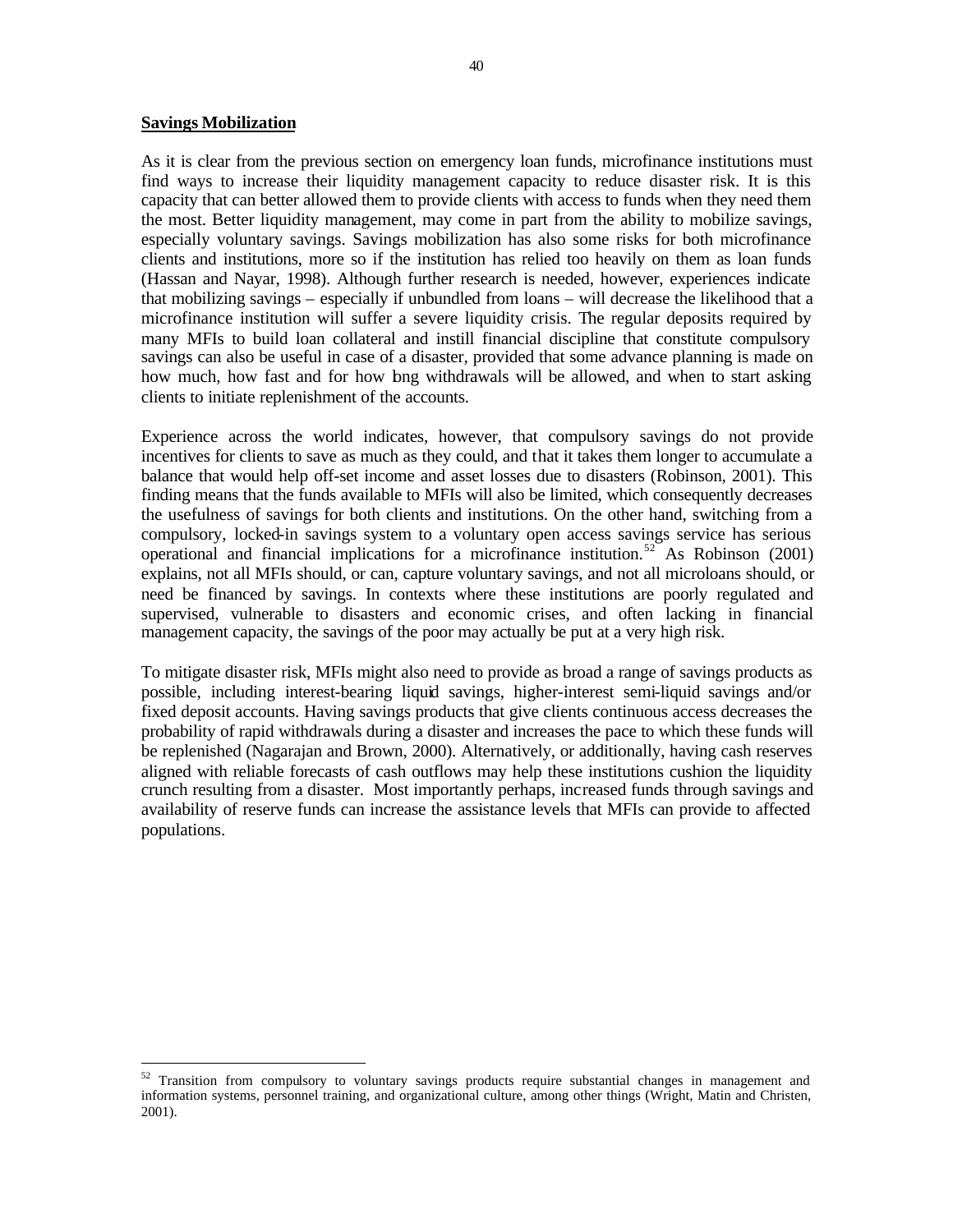**Savings Mobilization**

As it is clear from the previous section on emergency loan funds, microfinance institutions must find ways to increase their liquidity management capacity to reduce disaster risk. It is this capacity that can better allowed them to provide clients with access to funds when they need them the most. Better liquidity management, may come in part from the ability to mobilize savings, especially voluntary savings. Savings mobilization has also some risks for both microfinance clients and institutions, more so if the institution has relied too heavily on them as loan funds (Hassan and Nayar, 1998). Although further research is needed, however, experiences indicate that mobilizing savings – especially if unbundled from loans – will decrease the likelihood that a microfinance institution will suffer a severe liquidity crisis. The regular deposits required by many MFIs to build loan collateral and instill financial discipline that constitute compulsory savings can also be useful in case of a disaster, provided that some advance planning is made on how much, how fast and for how long withdrawals will be allowed, and when to start asking clients to initiate replenishment of the accounts.

Experience across the world indicates, however, that compulsory savings do not provide incentives for clients to save as much as they could, and that it takes them longer to accumulate a balance that would help off-set income and asset losses due to disasters (Robinson, 2001). This finding means that the funds available to MFIs will also be limited, which consequently decreases the usefulness of savings for both clients and institutions. On the other hand, switching from a compulsory, locked-in savings system to a voluntary open access savings service has serious operational and financial implications for a microfinance institution.[52] As Robinson (2001) explains, not all MFIs should, or can, capture voluntary savings, and not all microloans should, or need be financed by savings. In contexts where these institutions are poorly regulated and supervised, vulnerable to disasters and economic crises, and often lacking in financial management capacity, the savings of the poor may actually be put at a very high risk.

To mitigate disaster risk, MFIs might also need to provide as broad a range of savings products as possible, including interest-bearing liquid savings, higher-interest semi-liquid savings and/or fixed deposit accounts. Having savings products that give clients continuous access decreases the probability of rapid withdrawals during a disaster and increases the pace to which these funds will be replenished (Nagarajan and Brown, 2000). Alternatively, or additionally, having cash reserves aligned with reliable forecasts of cash outflows may help these institutions cushion the liquidity crunch resulting from a disaster. Most importantly perhaps, increased funds through savings and availability of reserve funds can increase the assistance levels that MFIs can provide to affected populations.

---

[52] Transition from compulsory to voluntary savings products require substantial changes in management and information systems, personnel training, and organizational culture, among other things (Wright, Matin and Christen, 2001).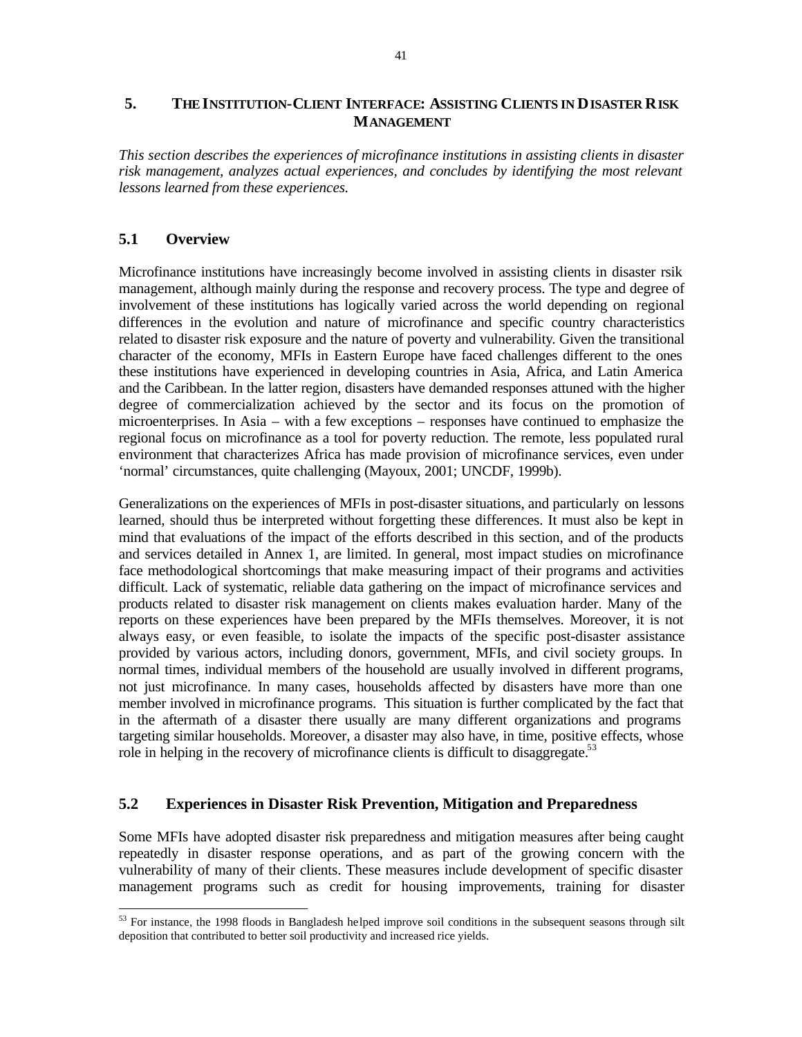## 5. THE INSTITUTION-CLIENT INTERFACE: ASSISTING CLIENTS IN DISASTER RISK MANAGEMENT

*This section describes the experiences of microfinance institutions in assisting clients in disaster risk management, analyzes actual experiences, and concludes by identifying the most relevant lessons learned from these experiences.*

### 5.1 Overview

Microfinance institutions have increasingly become involved in assisting clients in disaster rsik management, although mainly during the response and recovery process. The type and degree of involvement of these institutions has logically varied across the world depending on regional differences in the evolution and nature of microfinance and specific country characteristics related to disaster risk exposure and the nature of poverty and vulnerability. Given the transitional character of the economy, MFIs in Eastern Europe have faced challenges different to the ones these institutions have experienced in developing countries in Asia, Africa, and Latin America and the Caribbean. In the latter region, disasters have demanded responses attuned with the higher degree of commercialization achieved by the sector and its focus on the promotion of microenterprises. In Asia – with a few exceptions – responses have continued to emphasize the regional focus on microfinance as a tool for poverty reduction. The remote, less populated rural environment that characterizes Africa has made provision of microfinance services, even under 'normal' circumstances, quite challenging (Mayoux, 2001; UNCDF, 1999b).

Generalizations on the experiences of MFIs in post-disaster situations, and particularly on lessons learned, should thus be interpreted without forgetting these differences. It must also be kept in mind that evaluations of the impact of the efforts described in this section, and of the products and services detailed in Annex 1, are limited. In general, most impact studies on microfinance face methodological shortcomings that make measuring impact of their programs and activities difficult. Lack of systematic, reliable data gathering on the impact of microfinance services and products related to disaster risk management on clients makes evaluation harder. Many of the reports on these experiences have been prepared by the MFIs themselves. Moreover, it is not always easy, or even feasible, to isolate the impacts of the specific post-disaster assistance provided by various actors, including donors, government, MFIs, and civil society groups. In normal times, individual members of the household are usually involved in different programs, not just microfinance. In many cases, households affected by disasters have more than one member involved in microfinance programs. This situation is further complicated by the fact that in the aftermath of a disaster there usually are many different organizations and programs targeting similar households. Moreover, a disaster may also have, in time, positive effects, whose role in helping in the recovery of microfinance clients is difficult to disaggregate.[53]

### 5.2 Experiences in Disaster Risk Prevention, Mitigation and Preparedness

Some MFIs have adopted disaster risk preparedness and mitigation measures after being caught repeatedly in disaster response operations, and as part of the growing concern with the vulnerability of many of their clients. These measures include development of specific disaster management programs such as credit for housing improvements, training for disaster

---

[53] For instance, the 1998 floods in Bangladesh helped improve soil conditions in the subsequent seasons through silt deposition that contributed to better soil productivity and increased rice yields.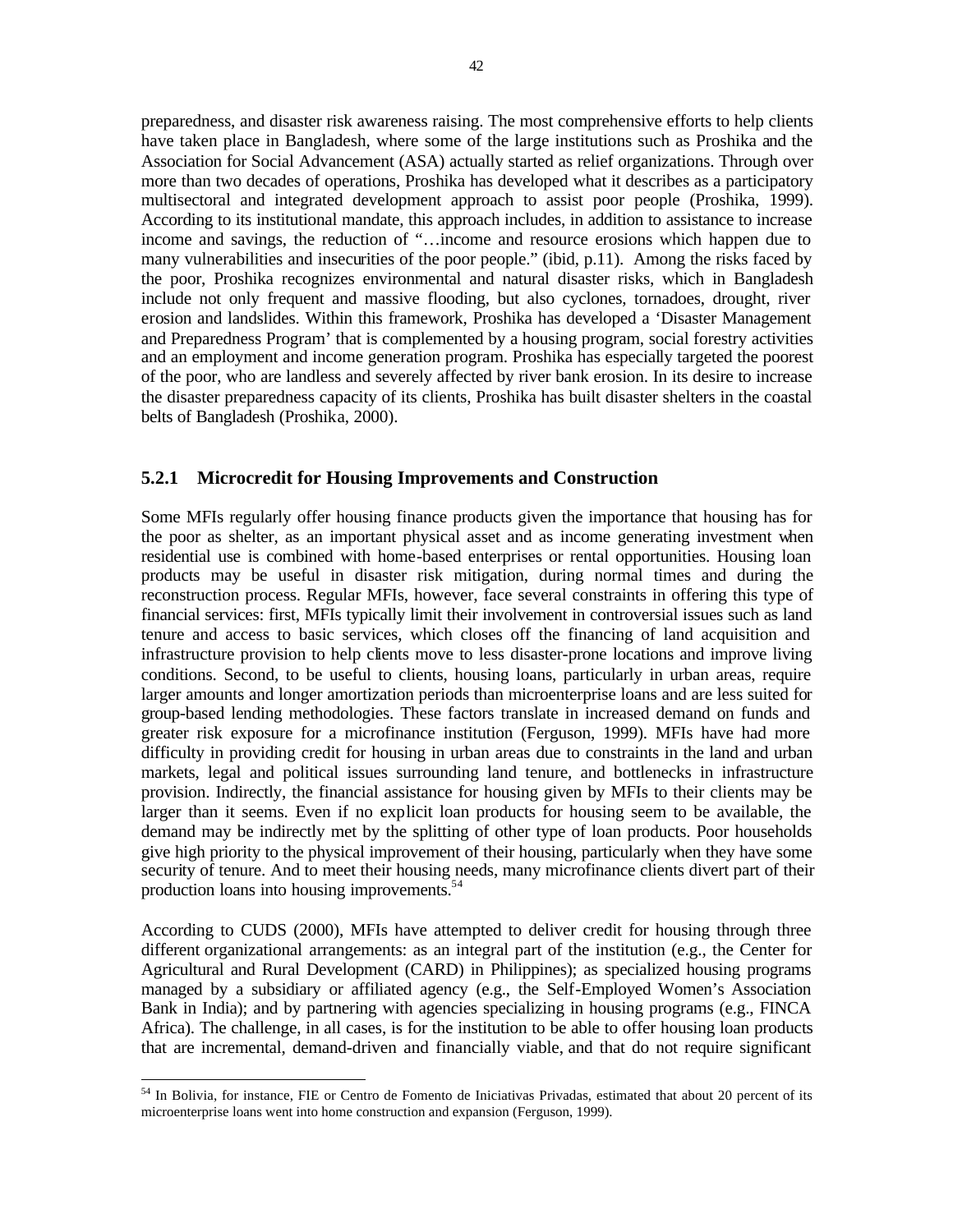preparedness, and disaster risk awareness raising. The most comprehensive efforts to help clients have taken place in Bangladesh, where some of the large institutions such as Proshika and the Association for Social Advancement (ASA) actually started as relief organizations. Through over more than two decades of operations, Proshika has developed what it describes as a participatory multisectoral and integrated development approach to assist poor people (Proshika, 1999). According to its institutional mandate, this approach includes, in addition to assistance to increase income and savings, the reduction of "…income and resource erosions which happen due to many vulnerabilities and insecurities of the poor people." (ibid, p.11). Among the risks faced by the poor, Proshika recognizes environmental and natural disaster risks, which in Bangladesh include not only frequent and massive flooding, but also cyclones, tornadoes, drought, river erosion and landslides. Within this framework, Proshika has developed a 'Disaster Management and Preparedness Program' that is complemented by a housing program, social forestry activities and an employment and income generation program. Proshika has especially targeted the poorest of the poor, who are landless and severely affected by river bank erosion. In its desire to increase the disaster preparedness capacity of its clients, Proshika has built disaster shelters in the coastal belts of Bangladesh (Proshika, 2000).

### 5.2.1 Microcredit for Housing Improvements and Construction

Some MFIs regularly offer housing finance products given the importance that housing has for the poor as shelter, as an important physical asset and as income generating investment when residential use is combined with home-based enterprises or rental opportunities. Housing loan products may be useful in disaster risk mitigation, during normal times and during the reconstruction process. Regular MFIs, however, face several constraints in offering this type of financial services: first, MFIs typically limit their involvement in controversial issues such as land tenure and access to basic services, which closes off the financing of land acquisition and infrastructure provision to help clients move to less disaster-prone locations and improve living conditions. Second, to be useful to clients, housing loans, particularly in urban areas, require larger amounts and longer amortization periods than microenterprise loans and are less suited for group-based lending methodologies. These factors translate in increased demand on funds and greater risk exposure for a microfinance institution (Ferguson, 1999). MFIs have had more difficulty in providing credit for housing in urban areas due to constraints in the land and urban markets, legal and political issues surrounding land tenure, and bottlenecks in infrastructure provision. Indirectly, the financial assistance for housing given by MFIs to their clients may be larger than it seems. Even if no explicit loan products for housing seem to be available, the demand may be indirectly met by the splitting of other type of loan products. Poor households give high priority to the physical improvement of their housing, particularly when they have some security of tenure. And to meet their housing needs, many microfinance clients divert part of their production loans into housing improvements.[54]

According to CUDS (2000), MFIs have attempted to deliver credit for housing through three different organizational arrangements: as an integral part of the institution (e.g., the Center for Agricultural and Rural Development (CARD) in Philippines); as specialized housing programs managed by a subsidiary or affiliated agency (e.g., the Self-Employed Women's Association Bank in India); and by partnering with agencies specializing in housing programs (e.g., FINCA Africa). The challenge, in all cases, is for the institution to be able to offer housing loan products that are incremental, demand-driven and financially viable, and that do not require significant

[54] In Bolivia, for instance, FIE or Centro de Fomento de Iniciativas Privadas, estimated that about 20 percent of its microenterprise loans went into home construction and expansion (Ferguson, 1999).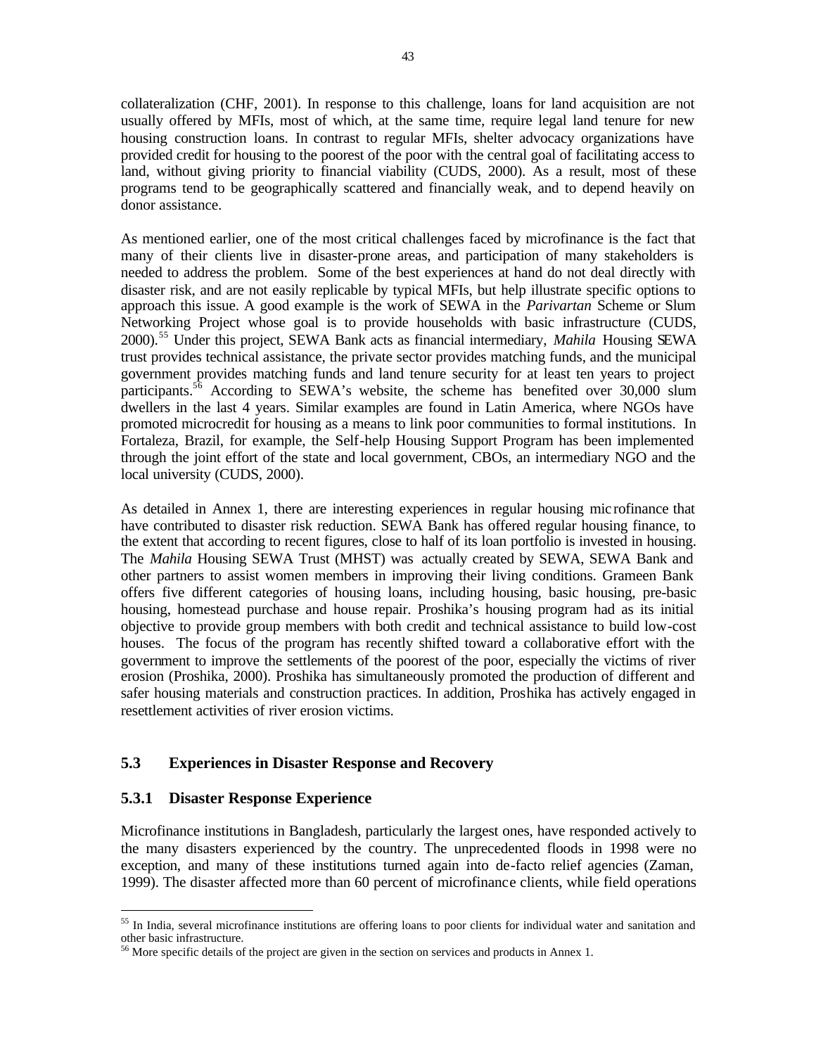collateralization (CHF, 2001). In response to this challenge, loans for land acquisition are not usually offered by MFIs, most of which, at the same time, require legal land tenure for new housing construction loans. In contrast to regular MFIs, shelter advocacy organizations have provided credit for housing to the poorest of the poor with the central goal of facilitating access to land, without giving priority to financial viability (CUDS, 2000). As a result, most of these programs tend to be geographically scattered and financially weak, and to depend heavily on donor assistance.

As mentioned earlier, one of the most critical challenges faced by microfinance is the fact that many of their clients live in disaster-prone areas, and participation of many stakeholders is needed to address the problem. Some of the best experiences at hand do not deal directly with disaster risk, and are not easily replicable by typical MFIs, but help illustrate specific options to approach this issue. A good example is the work of SEWA in the *Parivartan* Scheme or Slum Networking Project whose goal is to provide households with basic infrastructure (CUDS, 2000).[55] Under this project, SEWA Bank acts as financial intermediary, *Mahila* Housing SEWA trust provides technical assistance, the private sector provides matching funds, and the municipal government provides matching funds and land tenure security for at least ten years to project participants.[56] According to SEWA's website, the scheme has benefited over 30,000 slum dwellers in the last 4 years. Similar examples are found in Latin America, where NGOs have promoted microcredit for housing as a means to link poor communities to formal institutions. In Fortaleza, Brazil, for example, the Self-help Housing Support Program has been implemented through the joint effort of the state and local government, CBOs, an intermediary NGO and the local university (CUDS, 2000).

As detailed in Annex 1, there are interesting experiences in regular housing microfinance that have contributed to disaster risk reduction. SEWA Bank has offered regular housing finance, to the extent that according to recent figures, close to half of its loan portfolio is invested in housing. The *Mahila* Housing SEWA Trust (MHST) was actually created by SEWA, SEWA Bank and other partners to assist women members in improving their living conditions. Grameen Bank offers five different categories of housing loans, including housing, basic housing, pre-basic housing, homestead purchase and house repair. Proshika's housing program had as its initial objective to provide group members with both credit and technical assistance to build low-cost houses. The focus of the program has recently shifted toward a collaborative effort with the government to improve the settlements of the poorest of the poor, especially the victims of river erosion (Proshika, 2000). Proshika has simultaneously promoted the production of different and safer housing materials and construction practices. In addition, Proshika has actively engaged in resettlement activities of river erosion victims.

## 5.3 Experiences in Disaster Response and Recovery

### 5.3.1 Disaster Response Experience

Microfinance institutions in Bangladesh, particularly the largest ones, have responded actively to the many disasters experienced by the country. The unprecedented floods in 1998 were no exception, and many of these institutions turned again into de-facto relief agencies (Zaman, 1999). The disaster affected more than 60 percent of microfinance clients, while field operations

---

[55] In India, several microfinance institutions are offering loans to poor clients for individual water and sanitation and other basic infrastructure.

[56] More specific details of the project are given in the section on services and products in Annex 1.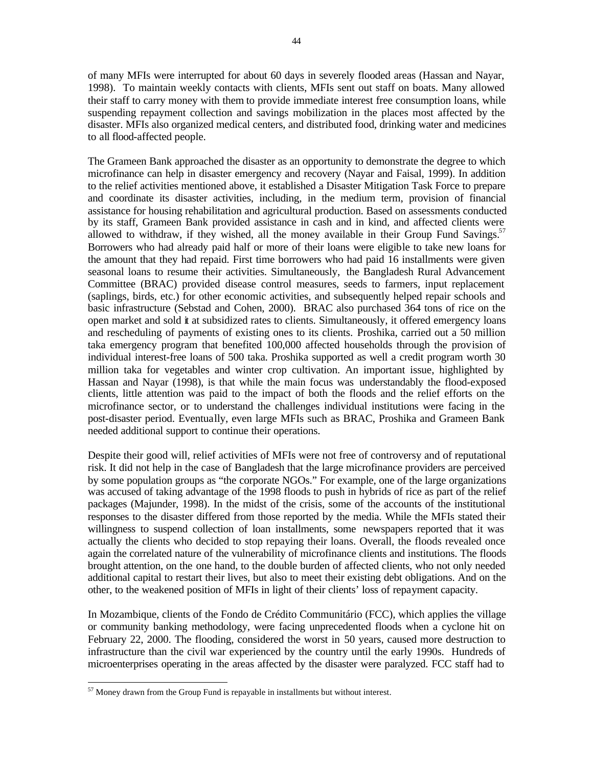of many MFIs were interrupted for about 60 days in severely flooded areas (Hassan and Nayar, 1998). To maintain weekly contacts with clients, MFIs sent out staff on boats. Many allowed their staff to carry money with them to provide immediate interest free consumption loans, while suspending repayment collection and savings mobilization in the places most affected by the disaster. MFIs also organized medical centers, and distributed food, drinking water and medicines to all flood-affected people.

The Grameen Bank approached the disaster as an opportunity to demonstrate the degree to which microfinance can help in disaster emergency and recovery (Nayar and Faisal, 1999). In addition to the relief activities mentioned above, it established a Disaster Mitigation Task Force to prepare and coordinate its disaster activities, including, in the medium term, provision of financial assistance for housing rehabilitation and agricultural production. Based on assessments conducted by its staff, Grameen Bank provided assistance in cash and in kind, and affected clients were allowed to withdraw, if they wished, all the money available in their Group Fund Savings.[57] Borrowers who had already paid half or more of their loans were eligible to take new loans for the amount that they had repaid. First time borrowers who had paid 16 installments were given seasonal loans to resume their activities. Simultaneously, the Bangladesh Rural Advancement Committee (BRAC) provided disease control measures, seeds to farmers, input replacement (saplings, birds, etc.) for other economic activities, and subsequently helped repair schools and basic infrastructure (Sebstad and Cohen, 2000). BRAC also purchased 364 tons of rice on the open market and sold it at subsidized rates to clients. Simultaneously, it offered emergency loans and rescheduling of payments of existing ones to its clients. Proshika, carried out a 50 million taka emergency program that benefited 100,000 affected households through the provision of individual interest-free loans of 500 taka. Proshika supported as well a credit program worth 30 million taka for vegetables and winter crop cultivation. An important issue, highlighted by Hassan and Nayar (1998), is that while the main focus was understandably the flood-exposed clients, little attention was paid to the impact of both the floods and the relief efforts on the microfinance sector, or to understand the challenges individual institutions were facing in the post-disaster period. Eventually, even large MFIs such as BRAC, Proshika and Grameen Bank needed additional support to continue their operations.

Despite their good will, relief activities of MFIs were not free of controversy and of reputational risk. It did not help in the case of Bangladesh that the large microfinance providers are perceived by some population groups as "the corporate NGOs." For example, one of the large organizations was accused of taking advantage of the 1998 floods to push in hybrids of rice as part of the relief packages (Majunder, 1998). In the midst of the crisis, some of the accounts of the institutional responses to the disaster differed from those reported by the media. While the MFIs stated their willingness to suspend collection of loan installments, some newspapers reported that it was actually the clients who decided to stop repaying their loans. Overall, the floods revealed once again the correlated nature of the vulnerability of microfinance clients and institutions. The floods brought attention, on the one hand, to the double burden of affected clients, who not only needed additional capital to restart their lives, but also to meet their existing debt obligations. And on the other, to the weakened position of MFIs in light of their clients' loss of repayment capacity.

In Mozambique, clients of the Fondo de Crédito Communitário (FCC), which applies the village or community banking methodology, were facing unprecedented floods when a cyclone hit on February 22, 2000. The flooding, considered the worst in 50 years, caused more destruction to infrastructure than the civil war experienced by the country until the early 1990s. Hundreds of microenterprises operating in the areas affected by the disaster were paralyzed. FCC staff had to

[57] Money drawn from the Group Fund is repayable in installments but without interest.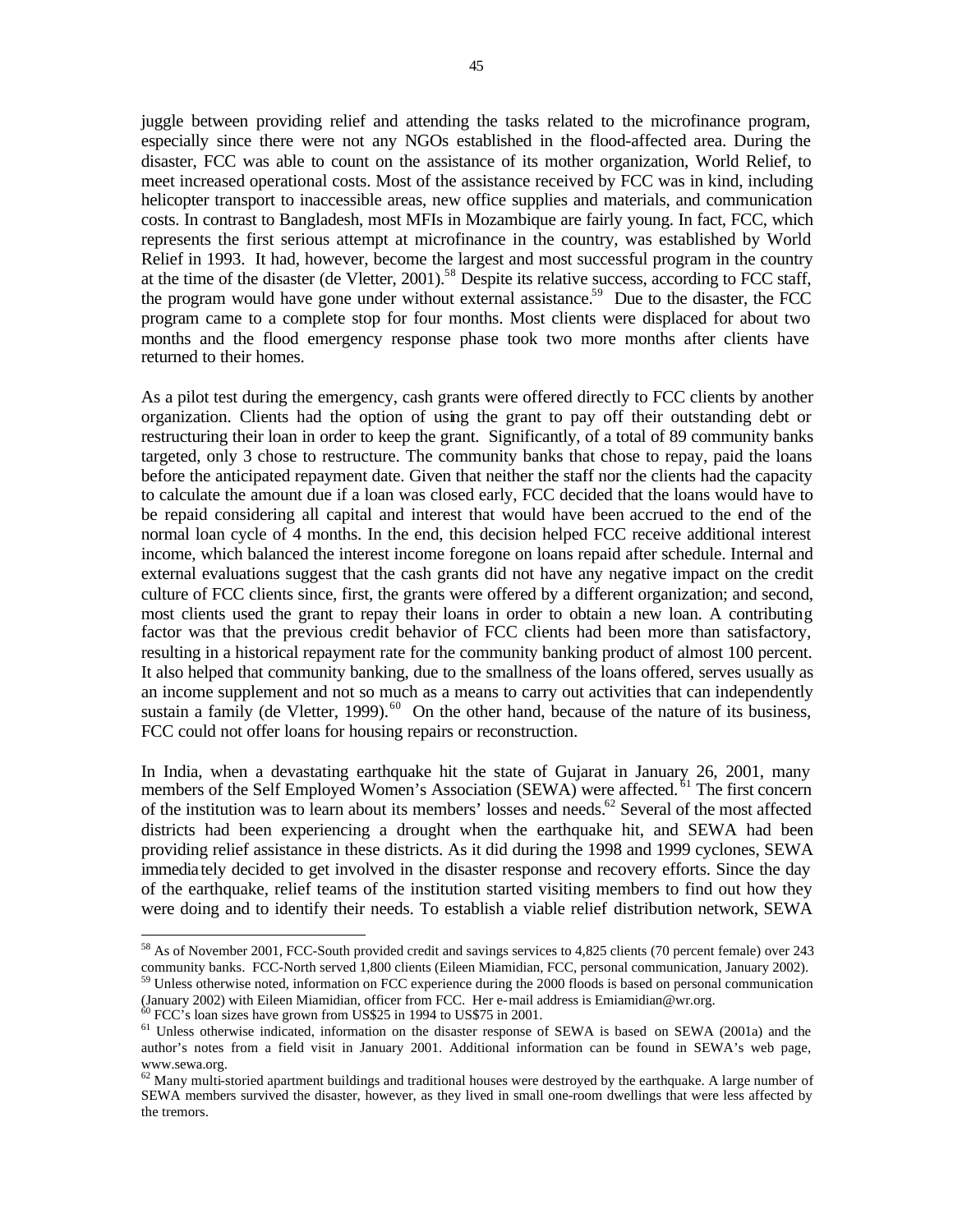juggle between providing relief and attending the tasks related to the microfinance program, especially since there were not any NGOs established in the flood-affected area. During the disaster, FCC was able to count on the assistance of its mother organization, World Relief, to meet increased operational costs. Most of the assistance received by FCC was in kind, including helicopter transport to inaccessible areas, new office supplies and materials, and communication costs. In contrast to Bangladesh, most MFIs in Mozambique are fairly young. In fact, FCC, which represents the first serious attempt at microfinance in the country, was established by World Relief in 1993. It had, however, become the largest and most successful program in the country at the time of the disaster (de Vletter, 2001).[58] Despite its relative success, according to FCC staff, the program would have gone under without external assistance.[59] Due to the disaster, the FCC program came to a complete stop for four months. Most clients were displaced for about two months and the flood emergency response phase took two more months after clients have returned to their homes.

As a pilot test during the emergency, cash grants were offered directly to FCC clients by another organization. Clients had the option of using the grant to pay off their outstanding debt or restructuring their loan in order to keep the grant. Significantly, of a total of 89 community banks targeted, only 3 chose to restructure. The community banks that chose to repay, paid the loans before the anticipated repayment date. Given that neither the staff nor the clients had the capacity to calculate the amount due if a loan was closed early, FCC decided that the loans would have to be repaid considering all capital and interest that would have been accrued to the end of the normal loan cycle of 4 months. In the end, this decision helped FCC receive additional interest income, which balanced the interest income foregone on loans repaid after schedule. Internal and external evaluations suggest that the cash grants did not have any negative impact on the credit culture of FCC clients since, first, the grants were offered by a different organization; and second, most clients used the grant to repay their loans in order to obtain a new loan. A contributing factor was that the previous credit behavior of FCC clients had been more than satisfactory, resulting in a historical repayment rate for the community banking product of almost 100 percent. It also helped that community banking, due to the smallness of the loans offered, serves usually as an income supplement and not so much as a means to carry out activities that can independently sustain a family (de Vletter, 1999).[60] On the other hand, because of the nature of its business, FCC could not offer loans for housing repairs or reconstruction.

In India, when a devastating earthquake hit the state of Gujarat in January 26, 2001, many members of the Self Employed Women's Association (SEWA) were affected.[61] The first concern of the institution was to learn about its members' losses and needs.[62] Several of the most affected districts had been experiencing a drought when the earthquake hit, and SEWA had been providing relief assistance in these districts. As it did during the 1998 and 1999 cyclones, SEWA immediately decided to get involved in the disaster response and recovery efforts. Since the day of the earthquake, relief teams of the institution started visiting members to find out how they were doing and to identify their needs. To establish a viable relief distribution network, SEWA

---

[58] As of November 2001, FCC-South provided credit and savings services to 4,825 clients (70 percent female) over 243 community banks. FCC-North served 1,800 clients (Eileen Miamidian, FCC, personal communication, January 2002).

[59] Unless otherwise noted, information on FCC experience during the 2000 floods is based on personal communication (January 2002) with Eileen Miamidian, officer from FCC. Her e-mail address is Emiamidian@wr.org.

[60] FCC's loan sizes have grown from US$25 in 1994 to US$75 in 2001.

[61] Unless otherwise indicated, information on the disaster response of SEWA is based on SEWA (2001a) and the author's notes from a field visit in January 2001. Additional information can be found in SEWA's web page, www.sewa.org.

[62] Many multi-storied apartment buildings and traditional houses were destroyed by the earthquake. A large number of SEWA members survived the disaster, however, as they lived in small one-room dwellings that were less affected by the tremors.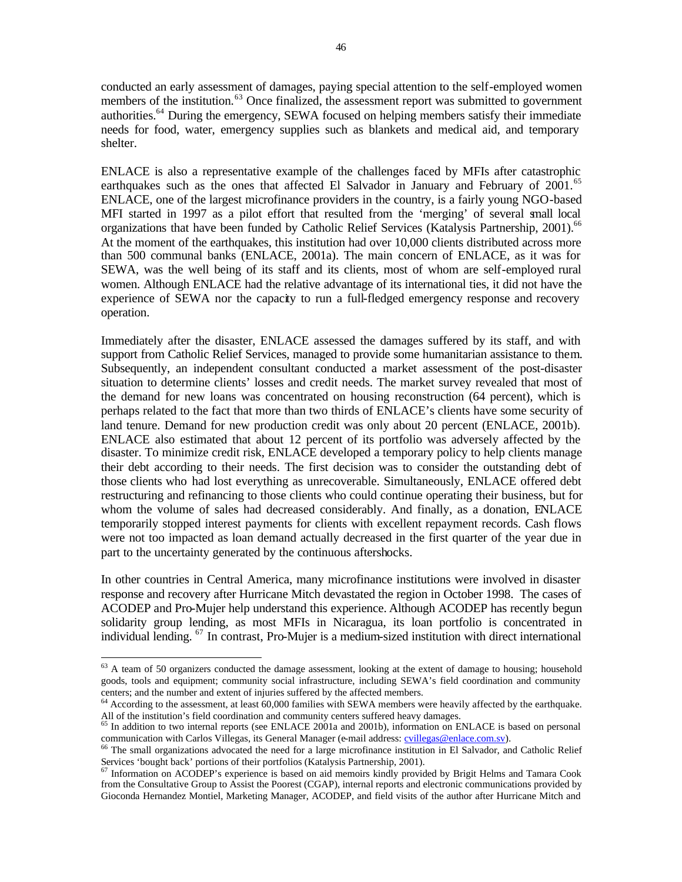conducted an early assessment of damages, paying special attention to the self-employed women members of the institution.[63] Once finalized, the assessment report was submitted to government authorities.[64] During the emergency, SEWA focused on helping members satisfy their immediate needs for food, water, emergency supplies such as blankets and medical aid, and temporary shelter.

ENLACE is also a representative example of the challenges faced by MFIs after catastrophic earthquakes such as the ones that affected El Salvador in January and February of 2001.[65] ENLACE, one of the largest microfinance providers in the country, is a fairly young NGO-based MFI started in 1997 as a pilot effort that resulted from the 'merging' of several small local organizations that have been funded by Catholic Relief Services (Katalysis Partnership, 2001).[66] At the moment of the earthquakes, this institution had over 10,000 clients distributed across more than 500 communal banks (ENLACE, 2001a). The main concern of ENLACE, as it was for SEWA, was the well being of its staff and its clients, most of whom are self-employed rural women. Although ENLACE had the relative advantage of its international ties, it did not have the experience of SEWA nor the capacity to run a full-fledged emergency response and recovery operation.

Immediately after the disaster, ENLACE assessed the damages suffered by its staff, and with support from Catholic Relief Services, managed to provide some humanitarian assistance to them. Subsequently, an independent consultant conducted a market assessment of the post-disaster situation to determine clients' losses and credit needs. The market survey revealed that most of the demand for new loans was concentrated on housing reconstruction (64 percent), which is perhaps related to the fact that more than two thirds of ENLACE's clients have some security of land tenure. Demand for new production credit was only about 20 percent (ENLACE, 2001b). ENLACE also estimated that about 12 percent of its portfolio was adversely affected by the disaster. To minimize credit risk, ENLACE developed a temporary policy to help clients manage their debt according to their needs. The first decision was to consider the outstanding debt of those clients who had lost everything as unrecoverable. Simultaneously, ENLACE offered debt restructuring and refinancing to those clients who could continue operating their business, but for whom the volume of sales had decreased considerably. And finally, as a donation, ENLACE temporarily stopped interest payments for clients with excellent repayment records. Cash flows were not too impacted as loan demand actually decreased in the first quarter of the year due in part to the uncertainty generated by the continuous aftershocks.

In other countries in Central America, many microfinance institutions were involved in disaster response and recovery after Hurricane Mitch devastated the region in October 1998. The cases of ACODEP and Pro-Mujer help understand this experience. Although ACODEP has recently begun solidarity group lending, as most MFIs in Nicaragua, its loan portfolio is concentrated in individual lending.[67] In contrast, Pro-Mujer is a medium-sized institution with direct international

---

[63] A team of 50 organizers conducted the damage assessment, looking at the extent of damage to housing; household goods, tools and equipment; community social infrastructure, including SEWA's field coordination and community centers; and the number and extent of injuries suffered by the affected members.

[64] According to the assessment, at least 60,000 families with SEWA members were heavily affected by the earthquake. All of the institution's field coordination and community centers suffered heavy damages.

[65] In addition to two internal reports (see ENLACE 2001a and 2001b), information on ENLACE is based on personal communication with Carlos Villegas, its General Manager (e-mail address: cvillegas@enlace.com.sv).

[66] The small organizations advocated the need for a large microfinance institution in El Salvador, and Catholic Relief Services 'bought back' portions of their portfolios (Katalysis Partnership, 2001).

[67] Information on ACODEP's experience is based on aid memoirs kindly provided by Brigit Helms and Tamara Cook from the Consultative Group to Assist the Poorest (CGAP), internal reports and electronic communications provided by Gioconda Hernandez Montiel, Marketing Manager, ACODEP, and field visits of the author after Hurricane Mitch and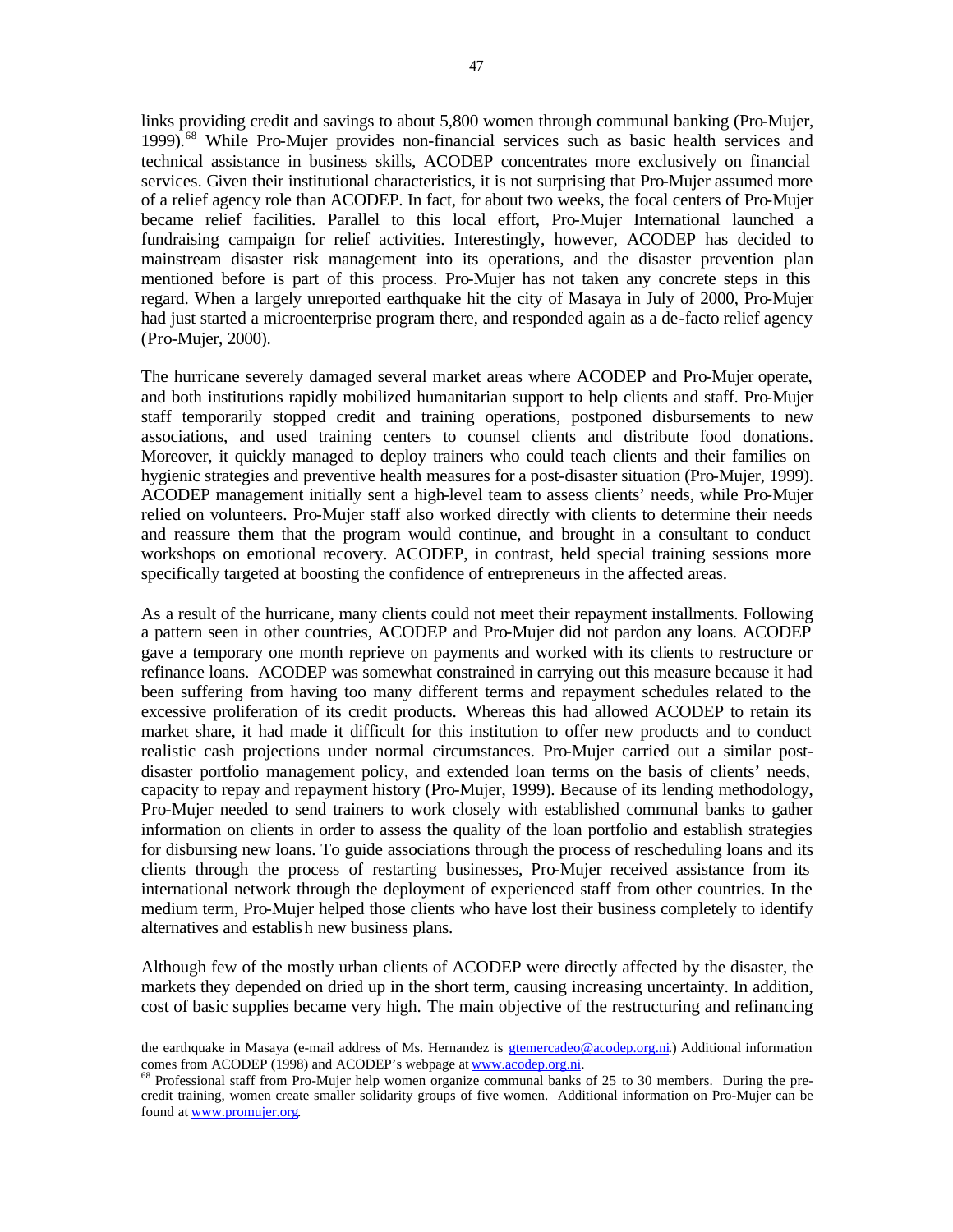links providing credit and savings to about 5,800 women through communal banking (Pro-Mujer, 1999).[68] While Pro-Mujer provides non-financial services such as basic health services and technical assistance in business skills, ACODEP concentrates more exclusively on financial services. Given their institutional characteristics, it is not surprising that Pro-Mujer assumed more of a relief agency role than ACODEP. In fact, for about two weeks, the focal centers of Pro-Mujer became relief facilities. Parallel to this local effort, Pro-Mujer International launched a fundraising campaign for relief activities. Interestingly, however, ACODEP has decided to mainstream disaster risk management into its operations, and the disaster prevention plan mentioned before is part of this process. Pro-Mujer has not taken any concrete steps in this regard. When a largely unreported earthquake hit the city of Masaya in July of 2000, Pro-Mujer had just started a microenterprise program there, and responded again as a de-facto relief agency (Pro-Mujer, 2000).

The hurricane severely damaged several market areas where ACODEP and Pro-Mujer operate, and both institutions rapidly mobilized humanitarian support to help clients and staff. Pro-Mujer staff temporarily stopped credit and training operations, postponed disbursements to new associations, and used training centers to counsel clients and distribute food donations. Moreover, it quickly managed to deploy trainers who could teach clients and their families on hygienic strategies and preventive health measures for a post-disaster situation (Pro-Mujer, 1999). ACODEP management initially sent a high-level team to assess clients' needs, while Pro-Mujer relied on volunteers. Pro-Mujer staff also worked directly with clients to determine their needs and reassure them that the program would continue, and brought in a consultant to conduct workshops on emotional recovery. ACODEP, in contrast, held special training sessions more specifically targeted at boosting the confidence of entrepreneurs in the affected areas.

As a result of the hurricane, many clients could not meet their repayment installments. Following a pattern seen in other countries, ACODEP and Pro-Mujer did not pardon any loans. ACODEP gave a temporary one month reprieve on payments and worked with its clients to restructure or refinance loans. ACODEP was somewhat constrained in carrying out this measure because it had been suffering from having too many different terms and repayment schedules related to the excessive proliferation of its credit products. Whereas this had allowed ACODEP to retain its market share, it had made it difficult for this institution to offer new products and to conduct realistic cash projections under normal circumstances. Pro-Mujer carried out a similar post-disaster portfolio management policy, and extended loan terms on the basis of clients' needs, capacity to repay and repayment history (Pro-Mujer, 1999). Because of its lending methodology, Pro-Mujer needed to send trainers to work closely with established communal banks to gather information on clients in order to assess the quality of the loan portfolio and establish strategies for disbursing new loans. To guide associations through the process of rescheduling loans and its clients through the process of restarting businesses, Pro-Mujer received assistance from its international network through the deployment of experienced staff from other countries. In the medium term, Pro-Mujer helped those clients who have lost their business completely to identify alternatives and establish new business plans.

Although few of the mostly urban clients of ACODEP were directly affected by the disaster, the markets they depended on dried up in the short term, causing increasing uncertainty. In addition, cost of basic supplies became very high. The main objective of the restructuring and refinancing

---

the earthquake in Masaya (e-mail address of Ms. Hernandez is gtemercadeo@acodep.org.ni.) Additional information comes from ACODEP (1998) and ACODEP's webpage at www.acodep.org.ni.

[68] Professional staff from Pro-Mujer help women organize communal banks of 25 to 30 members. During the pre-credit training, women create smaller solidarity groups of five women. Additional information on Pro-Mujer can be found at www.promujer.org.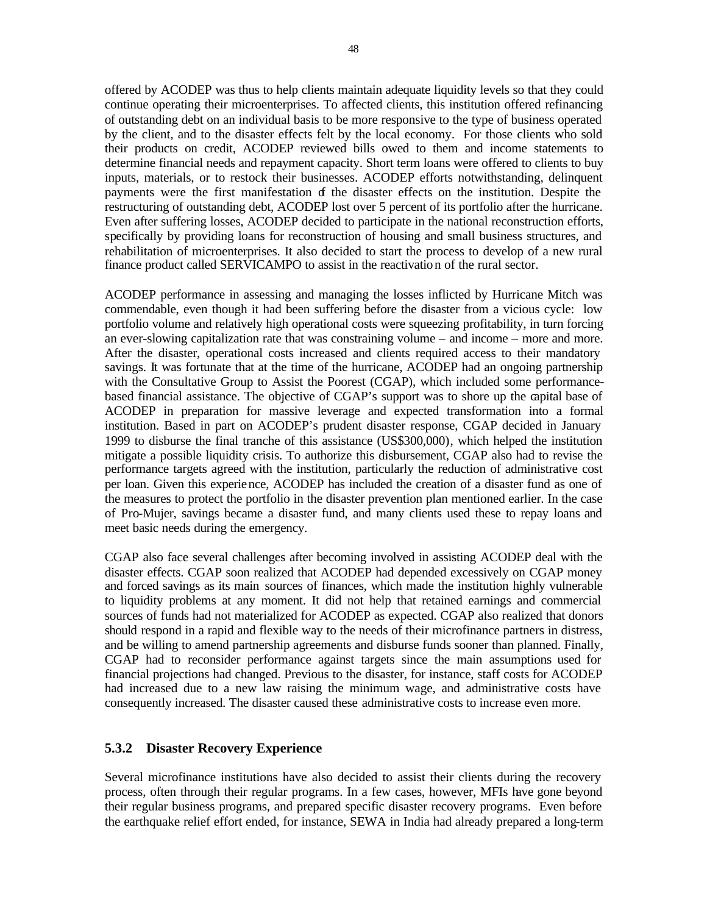offered by ACODEP was thus to help clients maintain adequate liquidity levels so that they could continue operating their microenterprises. To affected clients, this institution offered refinancing of outstanding debt on an individual basis to be more responsive to the type of business operated by the client, and to the disaster effects felt by the local economy. For those clients who sold their products on credit, ACODEP reviewed bills owed to them and income statements to determine financial needs and repayment capacity. Short term loans were offered to clients to buy inputs, materials, or to restock their businesses. ACODEP efforts notwithstanding, delinquent payments were the first manifestation of the disaster effects on the institution. Despite the restructuring of outstanding debt, ACODEP lost over 5 percent of its portfolio after the hurricane. Even after suffering losses, ACODEP decided to participate in the national reconstruction efforts, specifically by providing loans for reconstruction of housing and small business structures, and rehabilitation of microenterprises. It also decided to start the process to develop of a new rural finance product called SERVICAMPO to assist in the reactivation of the rural sector.

ACODEP performance in assessing and managing the losses inflicted by Hurricane Mitch was commendable, even though it had been suffering before the disaster from a vicious cycle: low portfolio volume and relatively high operational costs were squeezing profitability, in turn forcing an ever-slowing capitalization rate that was constraining volume – and income – more and more. After the disaster, operational costs increased and clients required access to their mandatory savings. It was fortunate that at the time of the hurricane, ACODEP had an ongoing partnership with the Consultative Group to Assist the Poorest (CGAP), which included some performance-based financial assistance. The objective of CGAP's support was to shore up the capital base of ACODEP in preparation for massive leverage and expected transformation into a formal institution. Based in part on ACODEP's prudent disaster response, CGAP decided in January 1999 to disburse the final tranche of this assistance (US$300,000), which helped the institution mitigate a possible liquidity crisis. To authorize this disbursement, CGAP also had to revise the performance targets agreed with the institution, particularly the reduction of administrative cost per loan. Given this experience, ACODEP has included the creation of a disaster fund as one of the measures to protect the portfolio in the disaster prevention plan mentioned earlier. In the case of Pro-Mujer, savings became a disaster fund, and many clients used these to repay loans and meet basic needs during the emergency.

CGAP also face several challenges after becoming involved in assisting ACODEP deal with the disaster effects. CGAP soon realized that ACODEP had depended excessively on CGAP money and forced savings as its main sources of finances, which made the institution highly vulnerable to liquidity problems at any moment. It did not help that retained earnings and commercial sources of funds had not materialized for ACODEP as expected. CGAP also realized that donors should respond in a rapid and flexible way to the needs of their microfinance partners in distress, and be willing to amend partnership agreements and disburse funds sooner than planned. Finally, CGAP had to reconsider performance against targets since the main assumptions used for financial projections had changed. Previous to the disaster, for instance, staff costs for ACODEP had increased due to a new law raising the minimum wage, and administrative costs have consequently increased. The disaster caused these administrative costs to increase even more.

### 5.3.2 Disaster Recovery Experience

Several microfinance institutions have also decided to assist their clients during the recovery process, often through their regular programs. In a few cases, however, MFIs have gone beyond their regular business programs, and prepared specific disaster recovery programs. Even before the earthquake relief effort ended, for instance, SEWA in India had already prepared a long-term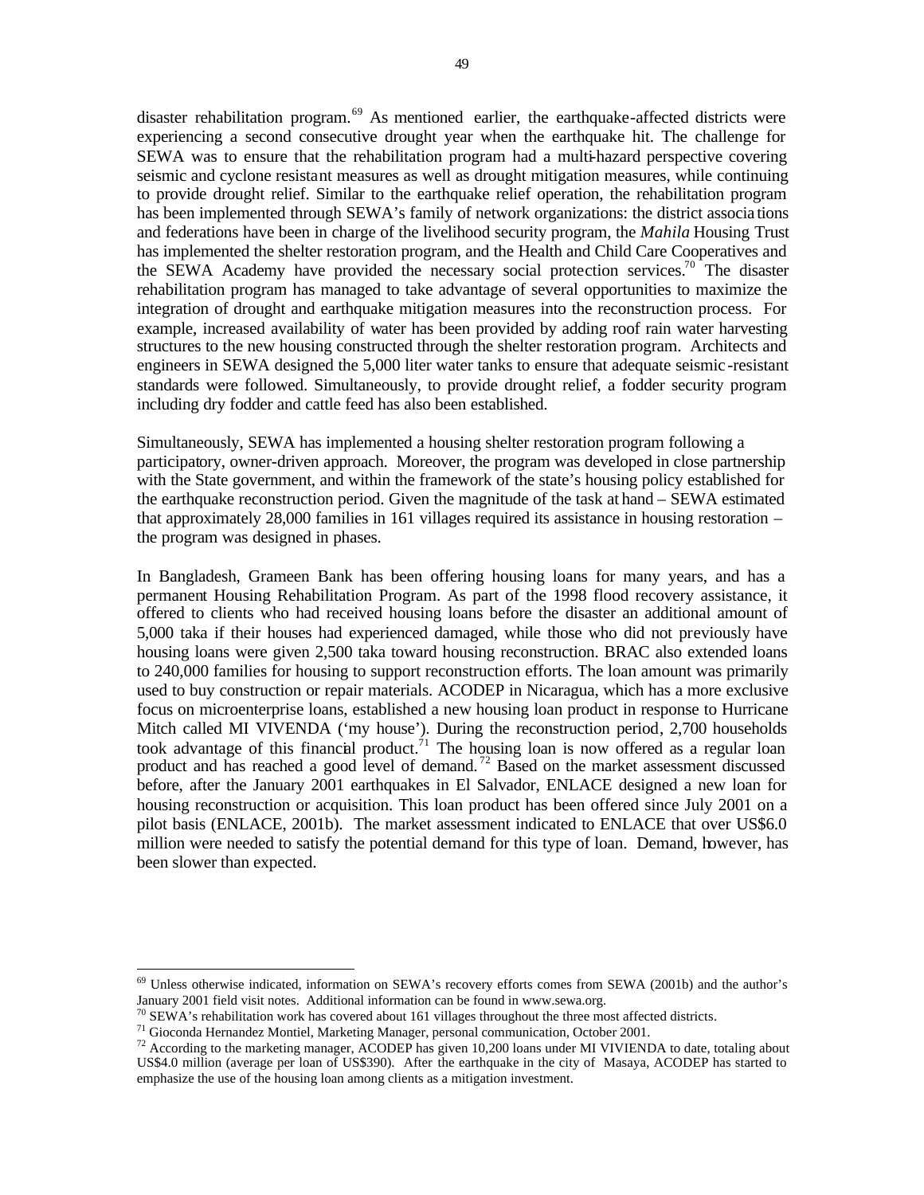disaster rehabilitation program.[69] As mentioned earlier, the earthquake-affected districts were experiencing a second consecutive drought year when the earthquake hit. The challenge for SEWA was to ensure that the rehabilitation program had a multi-hazard perspective covering seismic and cyclone resistant measures as well as drought mitigation measures, while continuing to provide drought relief. Similar to the earthquake relief operation, the rehabilitation program has been implemented through SEWA's family of network organizations: the district associations and federations have been in charge of the livelihood security program, the *Mahila* Housing Trust has implemented the shelter restoration program, and the Health and Child Care Cooperatives and the SEWA Academy have provided the necessary social protection services.[70] The disaster rehabilitation program has managed to take advantage of several opportunities to maximize the integration of drought and earthquake mitigation measures into the reconstruction process. For example, increased availability of water has been provided by adding roof rain water harvesting structures to the new housing constructed through the shelter restoration program. Architects and engineers in SEWA designed the 5,000 liter water tanks to ensure that adequate seismic-resistant standards were followed. Simultaneously, to provide drought relief, a fodder security program including dry fodder and cattle feed has also been established.

Simultaneously, SEWA has implemented a housing shelter restoration program following a participatory, owner-driven approach. Moreover, the program was developed in close partnership with the State government, and within the framework of the state's housing policy established for the earthquake reconstruction period. Given the magnitude of the task at hand – SEWA estimated that approximately 28,000 families in 161 villages required its assistance in housing restoration – the program was designed in phases.

In Bangladesh, Grameen Bank has been offering housing loans for many years, and has a permanent Housing Rehabilitation Program. As part of the 1998 flood recovery assistance, it offered to clients who had received housing loans before the disaster an additional amount of 5,000 taka if their houses had experienced damaged, while those who did not previously have housing loans were given 2,500 taka toward housing reconstruction. BRAC also extended loans to 240,000 families for housing to support reconstruction efforts. The loan amount was primarily used to buy construction or repair materials. ACODEP in Nicaragua, which has a more exclusive focus on microenterprise loans, established a new housing loan product in response to Hurricane Mitch called MI VIVENDA ('my house'). During the reconstruction period, 2,700 households took advantage of this financial product.[71] The housing loan is now offered as a regular loan product and has reached a good level of demand.[72] Based on the market assessment discussed before, after the January 2001 earthquakes in El Salvador, ENLACE designed a new loan for housing reconstruction or acquisition. This loan product has been offered since July 2001 on a pilot basis (ENLACE, 2001b). The market assessment indicated to ENLACE that over US$6.0 million were needed to satisfy the potential demand for this type of loan. Demand, however, has been slower than expected.

---

[69] Unless otherwise indicated, information on SEWA's recovery efforts comes from SEWA (2001b) and the author's January 2001 field visit notes. Additional information can be found in www.sewa.org.

[70] SEWA's rehabilitation work has covered about 161 villages throughout the three most affected districts.

[71] Gioconda Hernandez Montiel, Marketing Manager, personal communication, October 2001.

[72] According to the marketing manager, ACODEP has given 10,200 loans under MI VIVIENDA to date, totaling about US$4.0 million (average per loan of US$390). After the earthquake in the city of Masaya, ACODEP has started to emphasize the use of the housing loan among clients as a mitigation investment.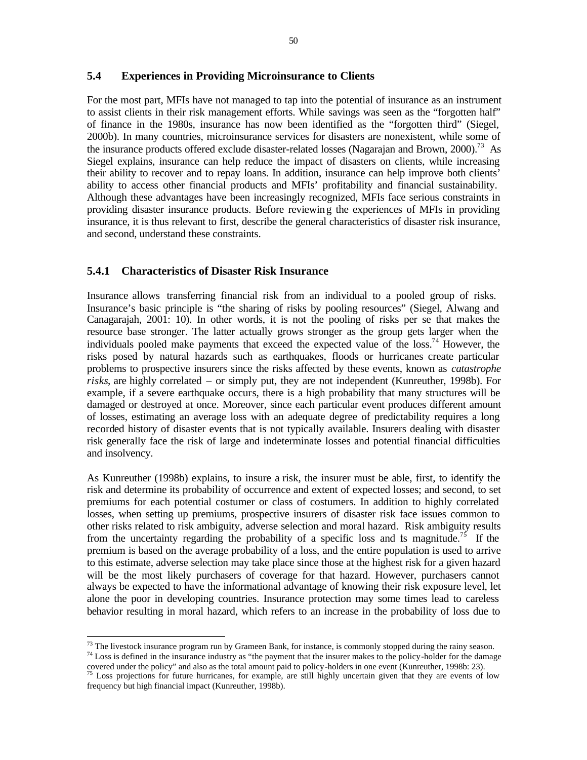## 5.4 Experiences in Providing Microinsurance to Clients

For the most part, MFIs have not managed to tap into the potential of insurance as an instrument to assist clients in their risk management efforts. While savings was seen as the "forgotten half" of finance in the 1980s, insurance has now been identified as the "forgotten third" (Siegel, 2000b). In many countries, microinsurance services for disasters are nonexistent, while some of the insurance products offered exclude disaster-related losses (Nagarajan and Brown, 2000).[73] As Siegel explains, insurance can help reduce the impact of disasters on clients, while increasing their ability to recover and to repay loans. In addition, insurance can help improve both clients' ability to access other financial products and MFIs' profitability and financial sustainability. Although these advantages have been increasingly recognized, MFIs face serious constraints in providing disaster insurance products. Before reviewing the experiences of MFIs in providing insurance, it is thus relevant to first, describe the general characteristics of disaster risk insurance, and second, understand these constraints.

### 5.4.1 Characteristics of Disaster Risk Insurance

Insurance allows transferring financial risk from an individual to a pooled group of risks. Insurance's basic principle is "the sharing of risks by pooling resources" (Siegel, Alwang and Canagarajah, 2001: 10). In other words, it is not the pooling of risks per se that makes the resource base stronger. The latter actually grows stronger as the group gets larger when the individuals pooled make payments that exceed the expected value of the loss.[74] However, the risks posed by natural hazards such as earthquakes, floods or hurricanes create particular problems to prospective insurers since the risks affected by these events, known as *catastrophe risks*, are highly correlated – or simply put, they are not independent (Kunreuther, 1998b). For example, if a severe earthquake occurs, there is a high probability that many structures will be damaged or destroyed at once. Moreover, since each particular event produces different amount of losses, estimating an average loss with an adequate degree of predictability requires a long recorded history of disaster events that is not typically available. Insurers dealing with disaster risk generally face the risk of large and indeterminate losses and potential financial difficulties and insolvency.

As Kunreuther (1998b) explains, to insure a risk, the insurer must be able, first, to identify the risk and determine its probability of occurrence and extent of expected losses; and second, to set premiums for each potential costumer or class of costumers. In addition to highly correlated losses, when setting up premiums, prospective insurers of disaster risk face issues common to other risks related to risk ambiguity, adverse selection and moral hazard. Risk ambiguity results from the uncertainty regarding the probability of a specific loss and its magnitude.[75] If the premium is based on the average probability of a loss, and the entire population is used to arrive to this estimate, adverse selection may take place since those at the highest risk for a given hazard will be the most likely purchasers of coverage for that hazard. However, purchasers cannot always be expected to have the informational advantage of knowing their risk exposure level, let alone the poor in developing countries. Insurance protection may some times lead to careless behavior resulting in moral hazard, which refers to an increase in the probability of loss due to

---

[73] The livestock insurance program run by Grameen Bank, for instance, is commonly stopped during the rainy season.

[74] Loss is defined in the insurance industry as "the payment that the insurer makes to the policy-holder for the damage covered under the policy" and also as the total amount paid to policy-holders in one event (Kunreuther, 1998b: 23).

[75] Loss projections for future hurricanes, for example, are still highly uncertain given that they are events of low frequency but high financial impact (Kunreuther, 1998b).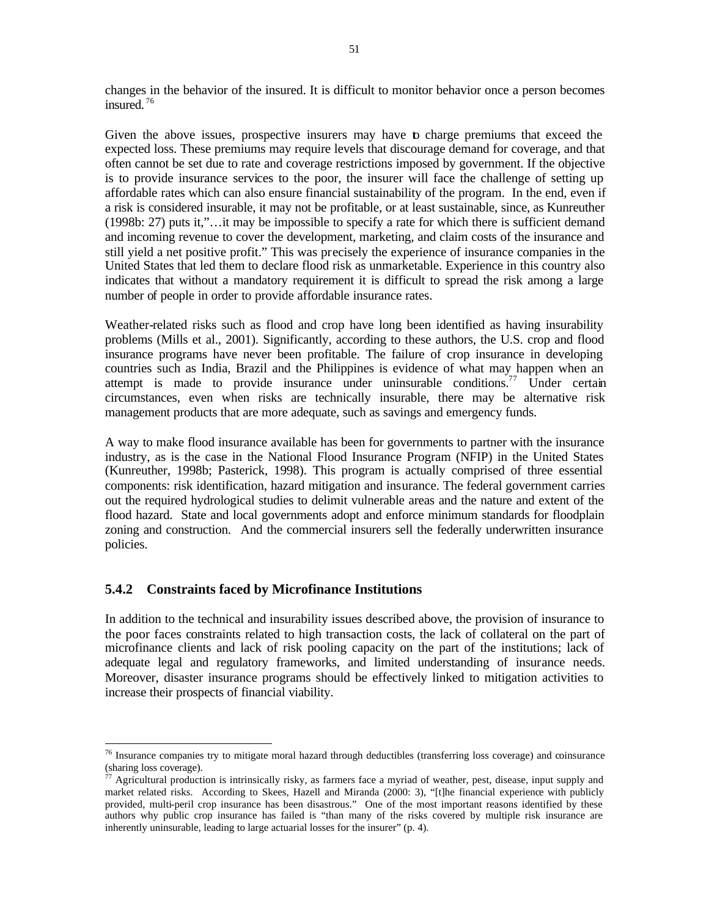changes in the behavior of the insured. It is difficult to monitor behavior once a person becomes insured.[76]

Given the above issues, prospective insurers may have to charge premiums that exceed the expected loss. These premiums may require levels that discourage demand for coverage, and that often cannot be set due to rate and coverage restrictions imposed by government. If the objective is to provide insurance services to the poor, the insurer will face the challenge of setting up affordable rates which can also ensure financial sustainability of the program. In the end, even if a risk is considered insurable, it may not be profitable, or at least sustainable, since, as Kunreuther (1998b: 27) puts it,"…it may be impossible to specify a rate for which there is sufficient demand and incoming revenue to cover the development, marketing, and claim costs of the insurance and still yield a net positive profit." This was precisely the experience of insurance companies in the United States that led them to declare flood risk as unmarketable. Experience in this country also indicates that without a mandatory requirement it is difficult to spread the risk among a large number of people in order to provide affordable insurance rates.

Weather-related risks such as flood and crop have long been identified as having insurability problems (Mills et al., 2001). Significantly, according to these authors, the U.S. crop and flood insurance programs have never been profitable. The failure of crop insurance in developing countries such as India, Brazil and the Philippines is evidence of what may happen when an attempt is made to provide insurance under uninsurable conditions.[77] Under certain circumstances, even when risks are technically insurable, there may be alternative risk management products that are more adequate, such as savings and emergency funds.

A way to make flood insurance available has been for governments to partner with the insurance industry, as is the case in the National Flood Insurance Program (NFIP) in the United States (Kunreuther, 1998b; Pasterick, 1998). This program is actually comprised of three essential components: risk identification, hazard mitigation and insurance. The federal government carries out the required hydrological studies to delimit vulnerable areas and the nature and extent of the flood hazard. State and local governments adopt and enforce minimum standards for floodplain zoning and construction. And the commercial insurers sell the federally underwritten insurance policies.

### 5.4.2 Constraints faced by Microfinance Institutions

In addition to the technical and insurability issues described above, the provision of insurance to the poor faces constraints related to high transaction costs, the lack of collateral on the part of microfinance clients and lack of risk pooling capacity on the part of the institutions; lack of adequate legal and regulatory frameworks, and limited understanding of insurance needs. Moreover, disaster insurance programs should be effectively linked to mitigation activities to increase their prospects of financial viability.

---

[76] Insurance companies try to mitigate moral hazard through deductibles (transferring loss coverage) and coinsurance (sharing loss coverage).

[77] Agricultural production is intrinsically risky, as farmers face a myriad of weather, pest, disease, input supply and market related risks. According to Skees, Hazell and Miranda (2000: 3), "[t]he financial experience with publicly provided, multi-peril crop insurance has been disastrous." One of the most important reasons identified by these authors why public crop insurance has failed is "than many of the risks covered by multiple risk insurance are inherently uninsurable, leading to large actuarial losses for the insurer" (p. 4).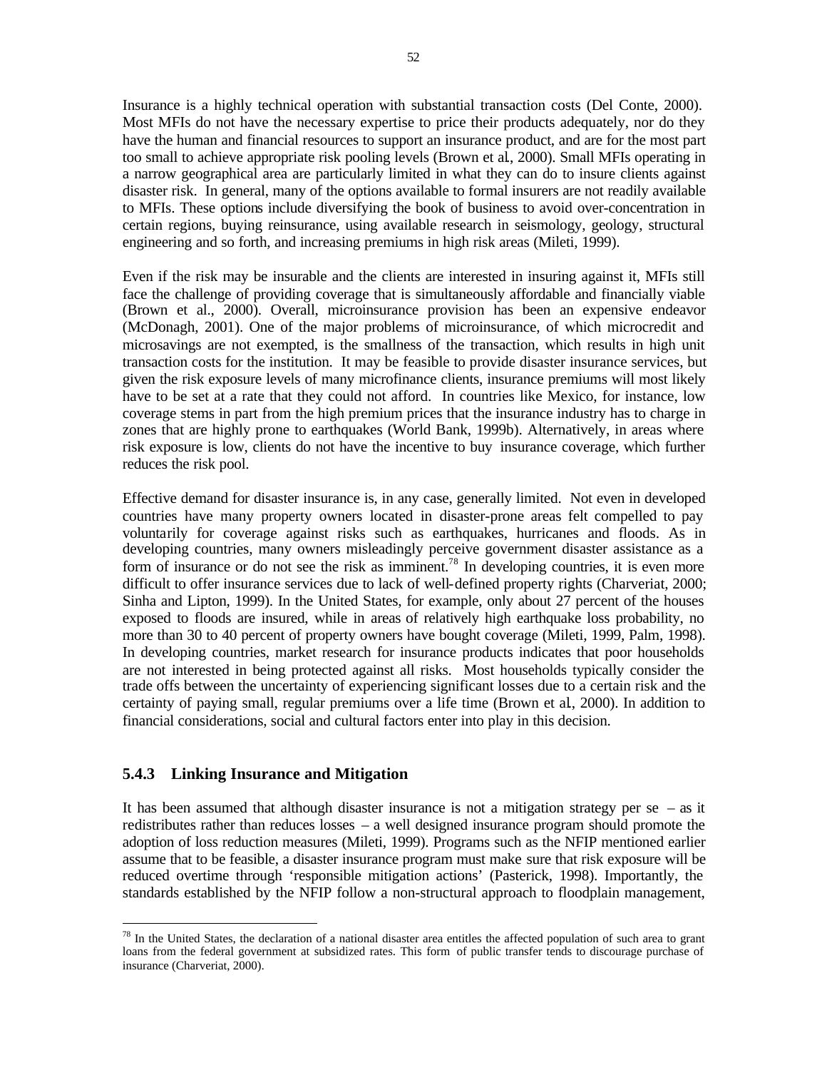Insurance is a highly technical operation with substantial transaction costs (Del Conte, 2000). Most MFIs do not have the necessary expertise to price their products adequately, nor do they have the human and financial resources to support an insurance product, and are for the most part too small to achieve appropriate risk pooling levels (Brown et al., 2000). Small MFIs operating in a narrow geographical area are particularly limited in what they can do to insure clients against disaster risk. In general, many of the options available to formal insurers are not readily available to MFIs. These options include diversifying the book of business to avoid over-concentration in certain regions, buying reinsurance, using available research in seismology, geology, structural engineering and so forth, and increasing premiums in high risk areas (Mileti, 1999).

Even if the risk may be insurable and the clients are interested in insuring against it, MFIs still face the challenge of providing coverage that is simultaneously affordable and financially viable (Brown et al., 2000). Overall, microinsurance provision has been an expensive endeavor (McDonagh, 2001). One of the major problems of microinsurance, of which microcredit and microsavings are not exempted, is the smallness of the transaction, which results in high unit transaction costs for the institution. It may be feasible to provide disaster insurance services, but given the risk exposure levels of many microfinance clients, insurance premiums will most likely have to be set at a rate that they could not afford. In countries like Mexico, for instance, low coverage stems in part from the high premium prices that the insurance industry has to charge in zones that are highly prone to earthquakes (World Bank, 1999b). Alternatively, in areas where risk exposure is low, clients do not have the incentive to buy insurance coverage, which further reduces the risk pool.

Effective demand for disaster insurance is, in any case, generally limited. Not even in developed countries have many property owners located in disaster-prone areas felt compelled to pay voluntarily for coverage against risks such as earthquakes, hurricanes and floods. As in developing countries, many owners misleadingly perceive government disaster assistance as a form of insurance or do not see the risk as imminent.[78] In developing countries, it is even more difficult to offer insurance services due to lack of well-defined property rights (Charveriat, 2000; Sinha and Lipton, 1999). In the United States, for example, only about 27 percent of the houses exposed to floods are insured, while in areas of relatively high earthquake loss probability, no more than 30 to 40 percent of property owners have bought coverage (Mileti, 1999, Palm, 1998). In developing countries, market research for insurance products indicates that poor households are not interested in being protected against all risks. Most households typically consider the trade offs between the uncertainty of experiencing significant losses due to a certain risk and the certainty of paying small, regular premiums over a life time (Brown et al., 2000). In addition to financial considerations, social and cultural factors enter into play in this decision.

### 5.4.3 Linking Insurance and Mitigation

It has been assumed that although disaster insurance is not a mitigation strategy per se – as it redistributes rather than reduces losses – a well designed insurance program should promote the adoption of loss reduction measures (Mileti, 1999). Programs such as the NFIP mentioned earlier assume that to be feasible, a disaster insurance program must make sure that risk exposure will be reduced overtime through 'responsible mitigation actions' (Pasterick, 1998). Importantly, the standards established by the NFIP follow a non-structural approach to floodplain management,

---

[78] In the United States, the declaration of a national disaster area entitles the affected population of such area to grant loans from the federal government at subsidized rates. This form of public transfer tends to discourage purchase of insurance (Charveriat, 2000).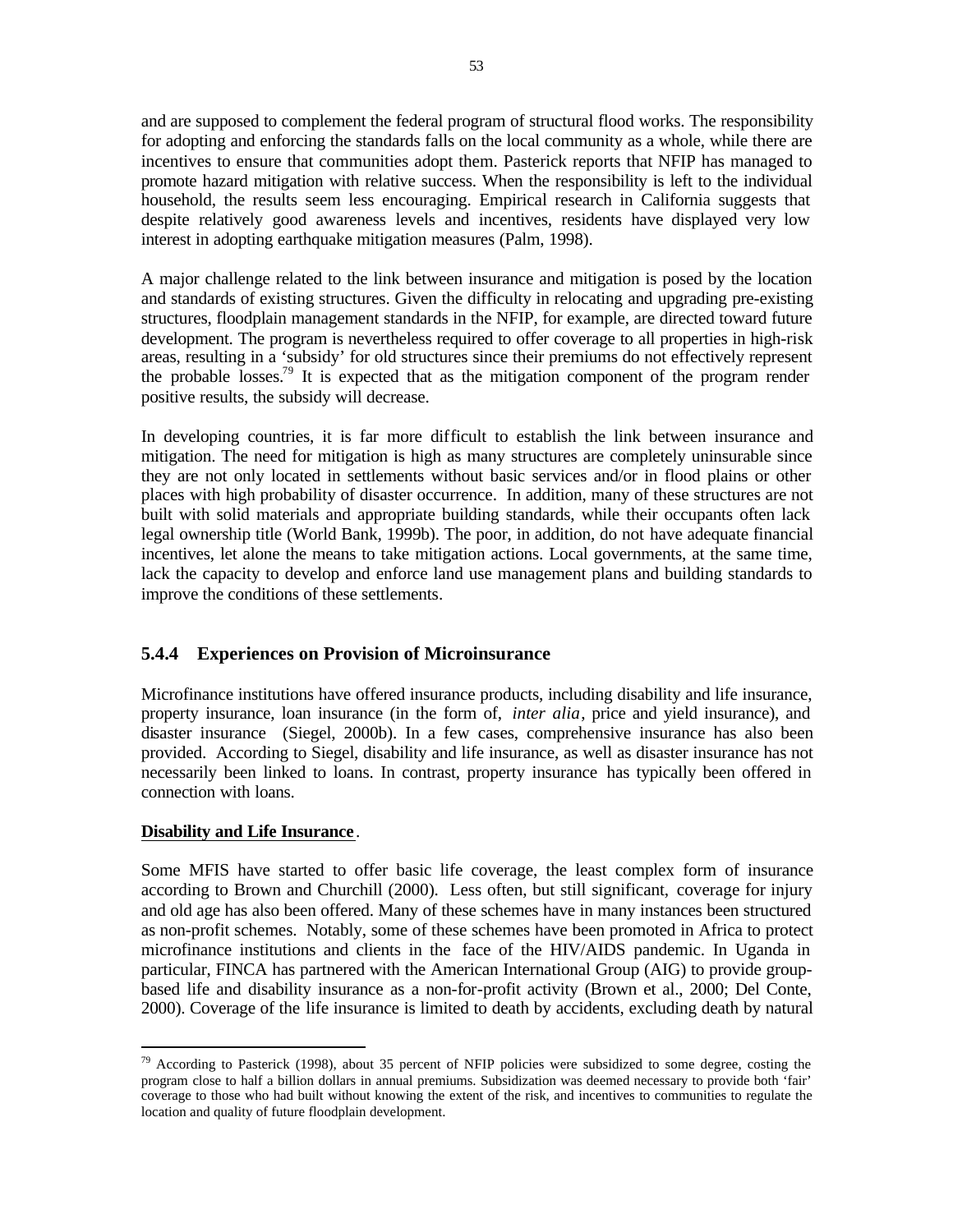and are supposed to complement the federal program of structural flood works. The responsibility for adopting and enforcing the standards falls on the local community as a whole, while there are incentives to ensure that communities adopt them. Pasterick reports that NFIP has managed to promote hazard mitigation with relative success. When the responsibility is left to the individual household, the results seem less encouraging. Empirical research in California suggests that despite relatively good awareness levels and incentives, residents have displayed very low interest in adopting earthquake mitigation measures (Palm, 1998).

A major challenge related to the link between insurance and mitigation is posed by the location and standards of existing structures. Given the difficulty in relocating and upgrading pre-existing structures, floodplain management standards in the NFIP, for example, are directed toward future development. The program is nevertheless required to offer coverage to all properties in high-risk areas, resulting in a 'subsidy' for old structures since their premiums do not effectively represent the probable losses.[79] It is expected that as the mitigation component of the program render positive results, the subsidy will decrease.

In developing countries, it is far more difficult to establish the link between insurance and mitigation. The need for mitigation is high as many structures are completely uninsurable since they are not only located in settlements without basic services and/or in flood plains or other places with high probability of disaster occurrence. In addition, many of these structures are not built with solid materials and appropriate building standards, while their occupants often lack legal ownership title (World Bank, 1999b). The poor, in addition, do not have adequate financial incentives, let alone the means to take mitigation actions. Local governments, at the same time, lack the capacity to develop and enforce land use management plans and building standards to improve the conditions of these settlements.

### 5.4.4 Experiences on Provision of Microinsurance

Microfinance institutions have offered insurance products, including disability and life insurance, property insurance, loan insurance (in the form of, *inter alia*, price and yield insurance), and disaster insurance (Siegel, 2000b). In a few cases, comprehensive insurance has also been provided. According to Siegel, disability and life insurance, as well as disaster insurance has not necessarily been linked to loans. In contrast, property insurance has typically been offered in connection with loans.

**Disability and Life Insurance**.

Some MFIS have started to offer basic life coverage, the least complex form of insurance according to Brown and Churchill (2000). Less often, but still significant, coverage for injury and old age has also been offered. Many of these schemes have in many instances been structured as non-profit schemes. Notably, some of these schemes have been promoted in Africa to protect microfinance institutions and clients in the face of the HIV/AIDS pandemic. In Uganda in particular, FINCA has partnered with the American International Group (AIG) to provide group-based life and disability insurance as a non-for-profit activity (Brown et al., 2000; Del Conte, 2000). Coverage of the life insurance is limited to death by accidents, excluding death by natural

---

[79] According to Pasterick (1998), about 35 percent of NFIP policies were subsidized to some degree, costing the program close to half a billion dollars in annual premiums. Subsidization was deemed necessary to provide both 'fair' coverage to those who had built without knowing the extent of the risk, and incentives to communities to regulate the location and quality of future floodplain development.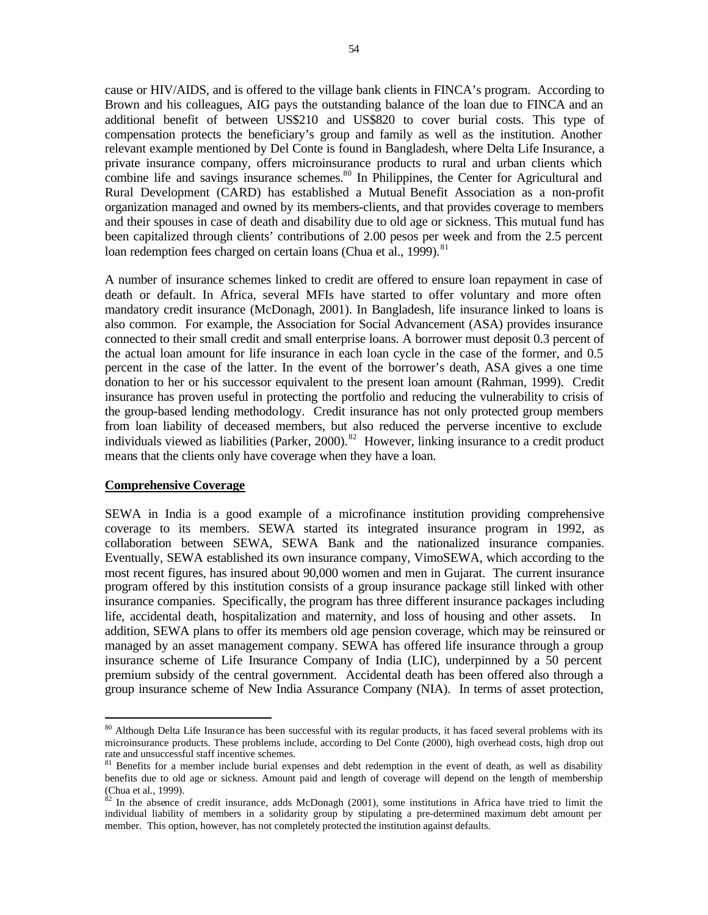cause or HIV/AIDS, and is offered to the village bank clients in FINCA's program. According to Brown and his colleagues, AIG pays the outstanding balance of the loan due to FINCA and an additional benefit of between US$210 and US$820 to cover burial costs. This type of compensation protects the beneficiary's group and family as well as the institution. Another relevant example mentioned by Del Conte is found in Bangladesh, where Delta Life Insurance, a private insurance company, offers microinsurance products to rural and urban clients which combine life and savings insurance schemes.[80] In Philippines, the Center for Agricultural and Rural Development (CARD) has established a Mutual Benefit Association as a non-profit organization managed and owned by its members-clients, and that provides coverage to members and their spouses in case of death and disability due to old age or sickness. This mutual fund has been capitalized through clients' contributions of 2.00 pesos per week and from the 2.5 percent loan redemption fees charged on certain loans (Chua et al., 1999).[81]

A number of insurance schemes linked to credit are offered to ensure loan repayment in case of death or default. In Africa, several MFIs have started to offer voluntary and more often mandatory credit insurance (McDonagh, 2001). In Bangladesh, life insurance linked to loans is also common. For example, the Association for Social Advancement (ASA) provides insurance connected to their small credit and small enterprise loans. A borrower must deposit 0.3 percent of the actual loan amount for life insurance in each loan cycle in the case of the former, and 0.5 percent in the case of the latter. In the event of the borrower's death, ASA gives a one time donation to her or his successor equivalent to the present loan amount (Rahman, 1999). Credit insurance has proven useful in protecting the portfolio and reducing the vulnerability to crisis of the group-based lending methodology. Credit insurance has not only protected group members from loan liability of deceased members, but also reduced the perverse incentive to exclude individuals viewed as liabilities (Parker, 2000).[82] However, linking insurance to a credit product means that the clients only have coverage when they have a loan.

**Comprehensive Coverage**

SEWA in India is a good example of a microfinance institution providing comprehensive coverage to its members. SEWA started its integrated insurance program in 1992, as collaboration between SEWA, SEWA Bank and the nationalized insurance companies. Eventually, SEWA established its own insurance company, VimoSEWA, which according to the most recent figures, has insured about 90,000 women and men in Gujarat. The current insurance program offered by this institution consists of a group insurance package still linked with other insurance companies. Specifically, the program has three different insurance packages including life, accidental death, hospitalization and maternity, and loss of housing and other assets. In addition, SEWA plans to offer its members old age pension coverage, which may be reinsured or managed by an asset management company. SEWA has offered life insurance through a group insurance scheme of Life Insurance Company of India (LIC), underpinned by a 50 percent premium subsidy of the central government. Accidental death has been offered also through a group insurance scheme of New India Assurance Company (NIA). In terms of asset protection,

---

[80] Although Delta Life Insurance has been successful with its regular products, it has faced several problems with its microinsurance products. These problems include, according to Del Conte (2000), high overhead costs, high drop out rate and unsuccessful staff incentive schemes.

[81] Benefits for a member include burial expenses and debt redemption in the event of death, as well as disability benefits due to old age or sickness. Amount paid and length of coverage will depend on the length of membership (Chua et al., 1999).

[82] In the absence of credit insurance, adds McDonagh (2001), some institutions in Africa have tried to limit the individual liability of members in a solidarity group by stipulating a pre-determined maximum debt amount per member. This option, however, has not completely protected the institution against defaults.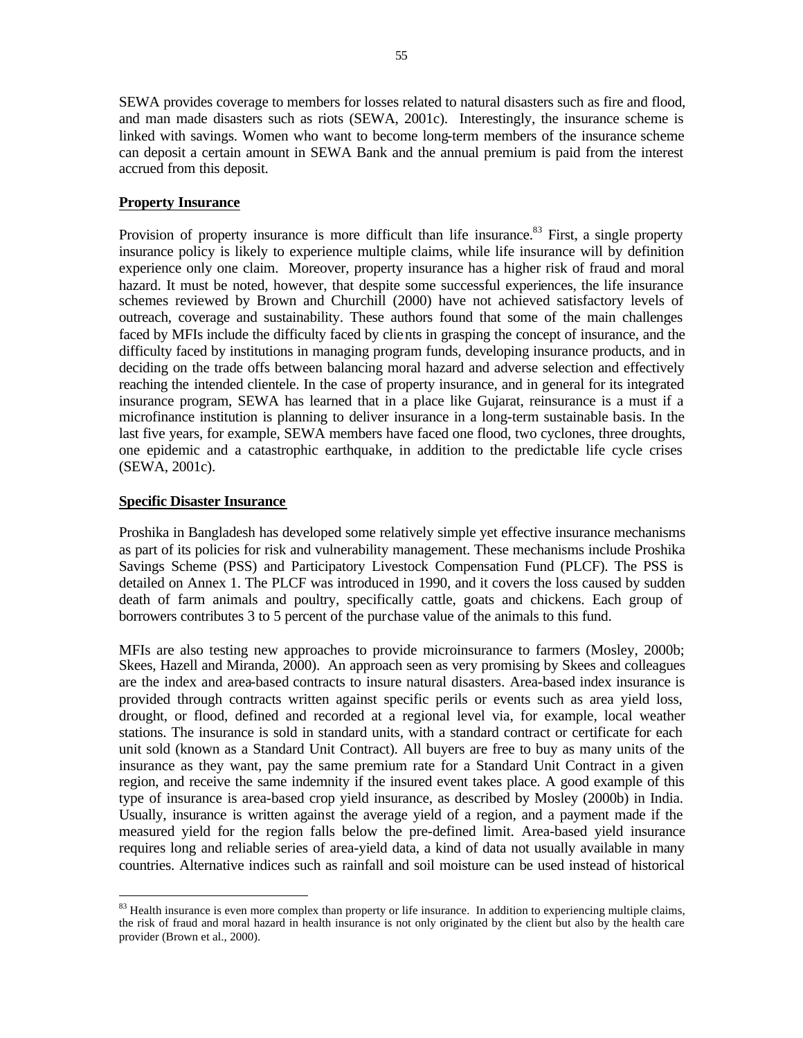SEWA provides coverage to members for losses related to natural disasters such as fire and flood, and man made disasters such as riots (SEWA, 2001c). Interestingly, the insurance scheme is linked with savings. Women who want to become long-term members of the insurance scheme can deposit a certain amount in SEWA Bank and the annual premium is paid from the interest accrued from this deposit.

**Property Insurance**

Provision of property insurance is more difficult than life insurance.[83] First, a single property insurance policy is likely to experience multiple claims, while life insurance will by definition experience only one claim. Moreover, property insurance has a higher risk of fraud and moral hazard. It must be noted, however, that despite some successful experiences, the life insurance schemes reviewed by Brown and Churchill (2000) have not achieved satisfactory levels of outreach, coverage and sustainability. These authors found that some of the main challenges faced by MFIs include the difficulty faced by clients in grasping the concept of insurance, and the difficulty faced by institutions in managing program funds, developing insurance products, and in deciding on the trade offs between balancing moral hazard and adverse selection and effectively reaching the intended clientele. In the case of property insurance, and in general for its integrated insurance program, SEWA has learned that in a place like Gujarat, reinsurance is a must if a microfinance institution is planning to deliver insurance in a long-term sustainable basis. In the last five years, for example, SEWA members have faced one flood, two cyclones, three droughts, one epidemic and a catastrophic earthquake, in addition to the predictable life cycle crises (SEWA, 2001c).

**Specific Disaster Insurance**

Proshika in Bangladesh has developed some relatively simple yet effective insurance mechanisms as part of its policies for risk and vulnerability management. These mechanisms include Proshika Savings Scheme (PSS) and Participatory Livestock Compensation Fund (PLCF). The PSS is detailed on Annex 1. The PLCF was introduced in 1990, and it covers the loss caused by sudden death of farm animals and poultry, specifically cattle, goats and chickens. Each group of borrowers contributes 3 to 5 percent of the purchase value of the animals to this fund.

MFIs are also testing new approaches to provide microinsurance to farmers (Mosley, 2000b; Skees, Hazell and Miranda, 2000). An approach seen as very promising by Skees and colleagues are the index and area-based contracts to insure natural disasters. Area-based index insurance is provided through contracts written against specific perils or events such as area yield loss, drought, or flood, defined and recorded at a regional level via, for example, local weather stations. The insurance is sold in standard units, with a standard contract or certificate for each unit sold (known as a Standard Unit Contract). All buyers are free to buy as many units of the insurance as they want, pay the same premium rate for a Standard Unit Contract in a given region, and receive the same indemnity if the insured event takes place. A good example of this type of insurance is area-based crop yield insurance, as described by Mosley (2000b) in India. Usually, insurance is written against the average yield of a region, and a payment made if the measured yield for the region falls below the pre-defined limit. Area-based yield insurance requires long and reliable series of area-yield data, a kind of data not usually available in many countries. Alternative indices such as rainfall and soil moisture can be used instead of historical

---

[83] Health insurance is even more complex than property or life insurance. In addition to experiencing multiple claims, the risk of fraud and moral hazard in health insurance is not only originated by the client but also by the health care provider (Brown et al., 2000).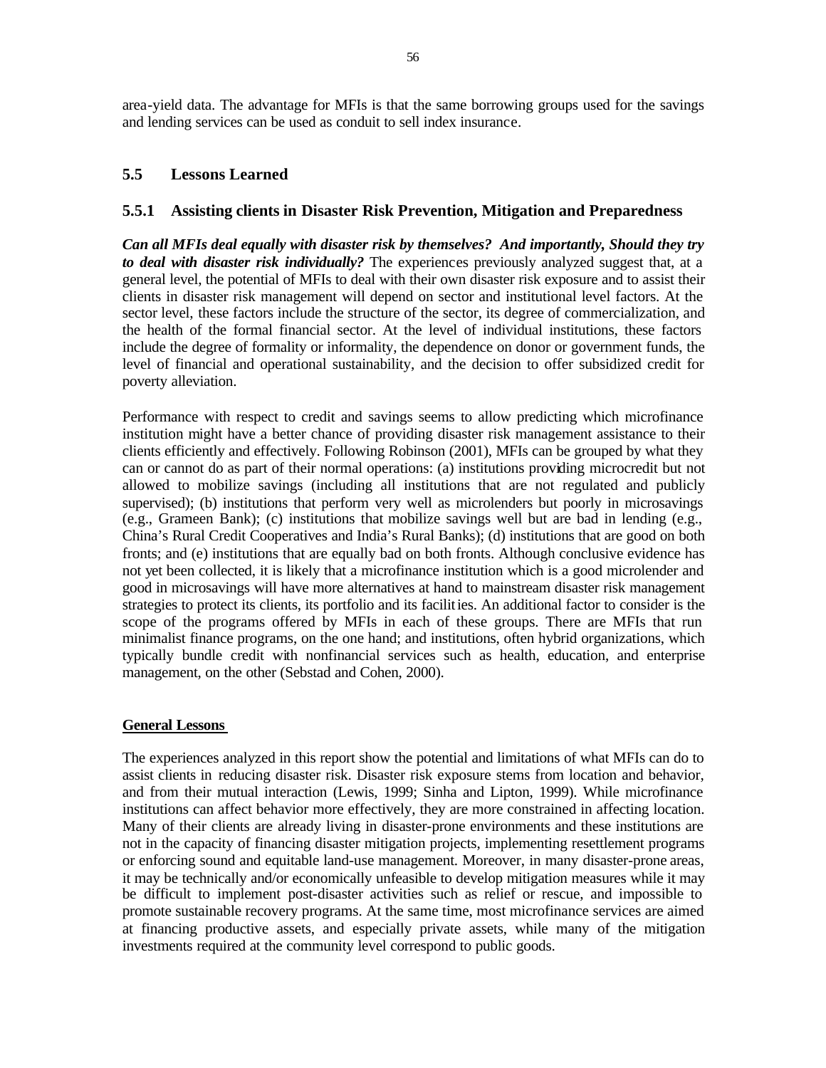area-yield data. The advantage for MFIs is that the same borrowing groups used for the savings and lending services can be used as conduit to sell index insurance.

## 5.5 Lessons Learned

### 5.5.1 Assisting clients in Disaster Risk Prevention, Mitigation and Preparedness

***Can all MFIs deal equally with disaster risk by themselves? And importantly, Should they try to deal with disaster risk individually?*** The experiences previously analyzed suggest that, at a general level, the potential of MFIs to deal with their own disaster risk exposure and to assist their clients in disaster risk management will depend on sector and institutional level factors. At the sector level, these factors include the structure of the sector, its degree of commercialization, and the health of the formal financial sector. At the level of individual institutions, these factors include the degree of formality or informality, the dependence on donor or government funds, the level of financial and operational sustainability, and the decision to offer subsidized credit for poverty alleviation.

Performance with respect to credit and savings seems to allow predicting which microfinance institution might have a better chance of providing disaster risk management assistance to their clients efficiently and effectively. Following Robinson (2001), MFIs can be grouped by what they can or cannot do as part of their normal operations: (a) institutions providing microcredit but not allowed to mobilize savings (including all institutions that are not regulated and publicly supervised); (b) institutions that perform very well as microlenders but poorly in microsavings (e.g., Grameen Bank); (c) institutions that mobilize savings well but are bad in lending (e.g., China's Rural Credit Cooperatives and India's Rural Banks); (d) institutions that are good on both fronts; and (e) institutions that are equally bad on both fronts. Although conclusive evidence has not yet been collected, it is likely that a microfinance institution which is a good microlender and good in microsavings will have more alternatives at hand to mainstream disaster risk management strategies to protect its clients, its portfolio and its facilities. An additional factor to consider is the scope of the programs offered by MFIs in each of these groups. There are MFIs that run minimalist finance programs, on the one hand; and institutions, often hybrid organizations, which typically bundle credit with nonfinancial services such as health, education, and enterprise management, on the other (Sebstad and Cohen, 2000).

**General Lessons**

The experiences analyzed in this report show the potential and limitations of what MFIs can do to assist clients in reducing disaster risk. Disaster risk exposure stems from location and behavior, and from their mutual interaction (Lewis, 1999; Sinha and Lipton, 1999). While microfinance institutions can affect behavior more effectively, they are more constrained in affecting location. Many of their clients are already living in disaster-prone environments and these institutions are not in the capacity of financing disaster mitigation projects, implementing resettlement programs or enforcing sound and equitable land-use management. Moreover, in many disaster-prone areas, it may be technically and/or economically unfeasible to develop mitigation measures while it may be difficult to implement post-disaster activities such as relief or rescue, and impossible to promote sustainable recovery programs. At the same time, most microfinance services are aimed at financing productive assets, and especially private assets, while many of the mitigation investments required at the community level correspond to public goods.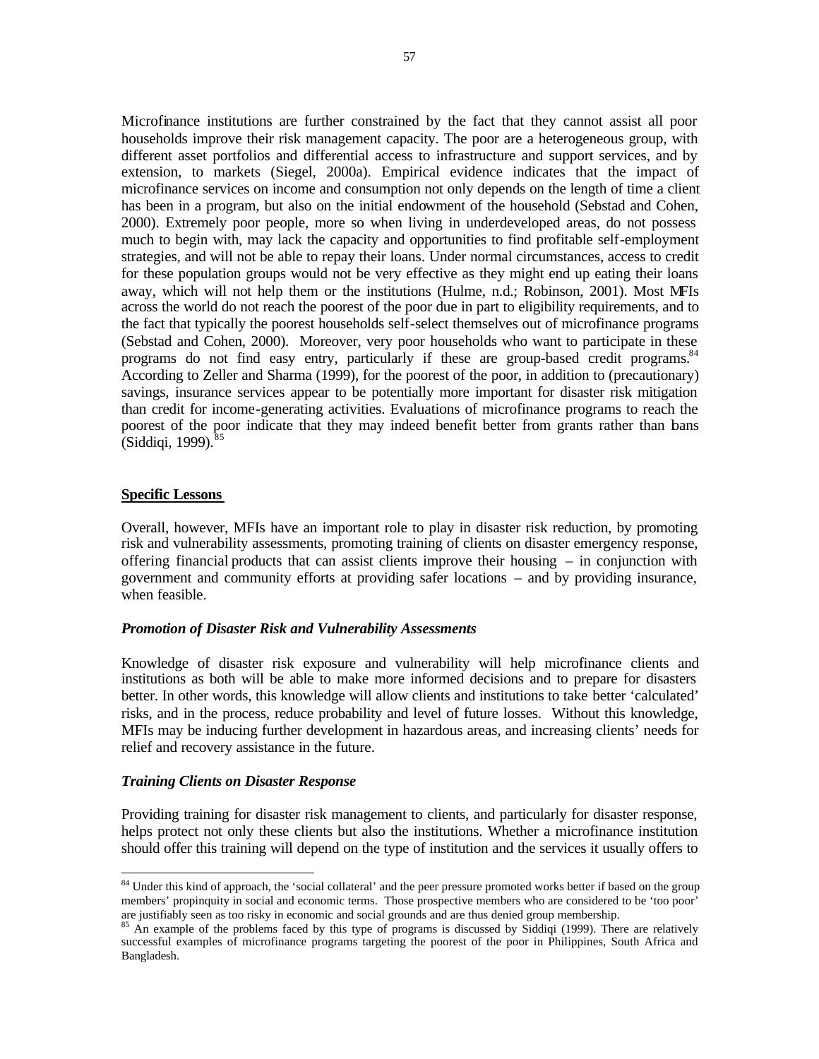Microfinance institutions are further constrained by the fact that they cannot assist all poor households improve their risk management capacity. The poor are a heterogeneous group, with different asset portfolios and differential access to infrastructure and support services, and by extension, to markets (Siegel, 2000a). Empirical evidence indicates that the impact of microfinance services on income and consumption not only depends on the length of time a client has been in a program, but also on the initial endowment of the household (Sebstad and Cohen, 2000). Extremely poor people, more so when living in underdeveloped areas, do not possess much to begin with, may lack the capacity and opportunities to find profitable self-employment strategies, and will not be able to repay their loans. Under normal circumstances, access to credit for these population groups would not be very effective as they might end up eating their loans away, which will not help them or the institutions (Hulme, n.d.; Robinson, 2001). Most MFIs across the world do not reach the poorest of the poor due in part to eligibility requirements, and to the fact that typically the poorest households self-select themselves out of microfinance programs (Sebstad and Cohen, 2000). Moreover, very poor households who want to participate in these programs do not find easy entry, particularly if these are group-based credit programs.[84] According to Zeller and Sharma (1999), for the poorest of the poor, in addition to (precautionary) savings, insurance services appear to be potentially more important for disaster risk mitigation than credit for income-generating activities. Evaluations of microfinance programs to reach the poorest of the poor indicate that they may indeed benefit better from grants rather than loans (Siddiqi, 1999).[85]

**Specific Lessons**

Overall, however, MFIs have an important role to play in disaster risk reduction, by promoting risk and vulnerability assessments, promoting training of clients on disaster emergency response, offering financial products that can assist clients improve their housing – in conjunction with government and community efforts at providing safer locations – and by providing insurance, when feasible.

***Promotion of Disaster Risk and Vulnerability Assessments***

Knowledge of disaster risk exposure and vulnerability will help microfinance clients and institutions as both will be able to make more informed decisions and to prepare for disasters better. In other words, this knowledge will allow clients and institutions to take better 'calculated' risks, and in the process, reduce probability and level of future losses. Without this knowledge, MFIs may be inducing further development in hazardous areas, and increasing clients' needs for relief and recovery assistance in the future.

***Training Clients on Disaster Response***

Providing training for disaster risk management to clients, and particularly for disaster response, helps protect not only these clients but also the institutions. Whether a microfinance institution should offer this training will depend on the type of institution and the services it usually offers to

---

[84] Under this kind of approach, the 'social collateral' and the peer pressure promoted works better if based on the group members' propinquity in social and economic terms. Those prospective members who are considered to be 'too poor' are justifiably seen as too risky in economic and social grounds and are thus denied group membership.

[85] An example of the problems faced by this type of programs is discussed by Siddiqi (1999). There are relatively successful examples of microfinance programs targeting the poorest of the poor in Philippines, South Africa and Bangladesh.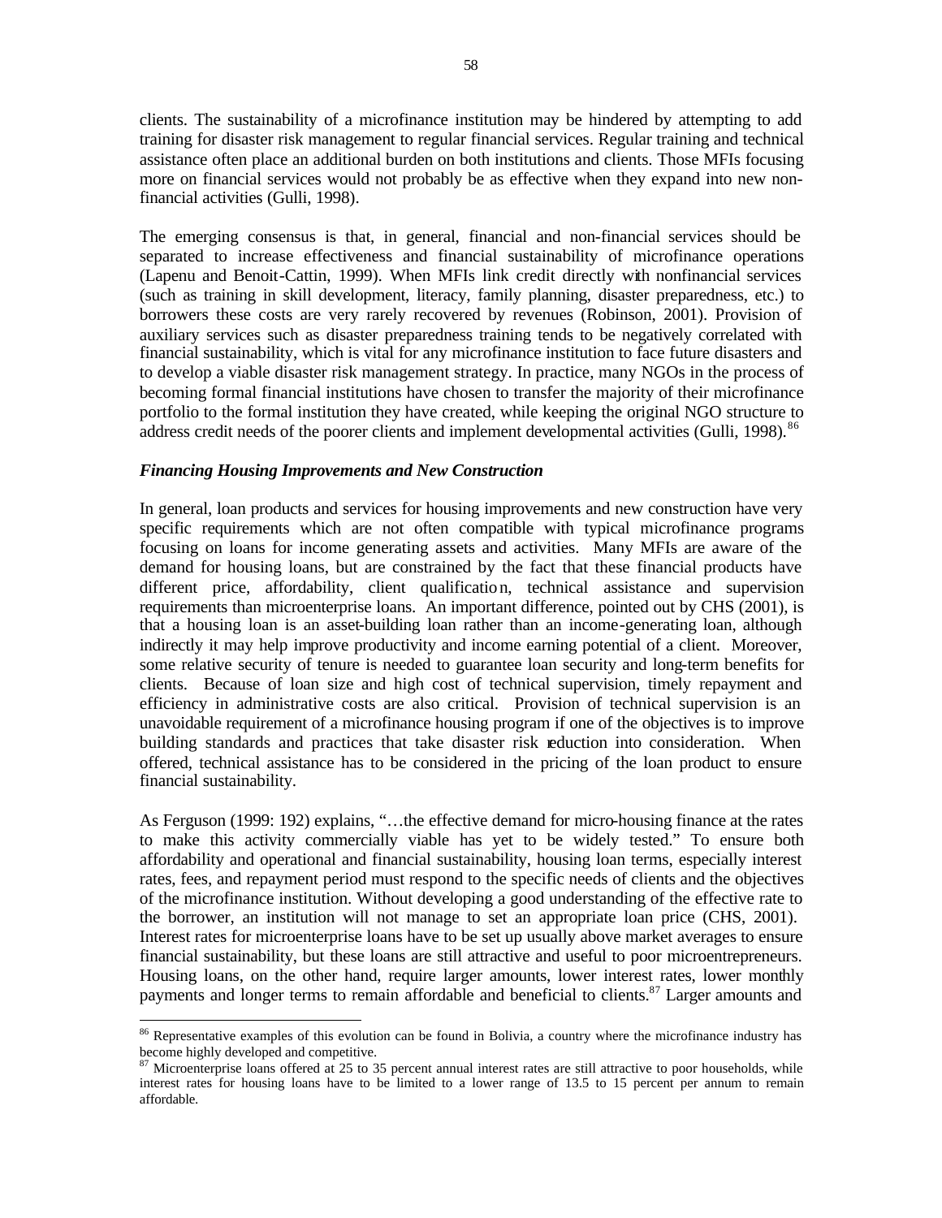clients. The sustainability of a microfinance institution may be hindered by attempting to add training for disaster risk management to regular financial services. Regular training and technical assistance often place an additional burden on both institutions and clients. Those MFIs focusing more on financial services would not probably be as effective when they expand into new non-financial activities (Gulli, 1998).

The emerging consensus is that, in general, financial and non-financial services should be separated to increase effectiveness and financial sustainability of microfinance operations (Lapenu and Benoit-Cattin, 1999). When MFIs link credit directly with nonfinancial services (such as training in skill development, literacy, family planning, disaster preparedness, etc.) to borrowers these costs are very rarely recovered by revenues (Robinson, 2001). Provision of auxiliary services such as disaster preparedness training tends to be negatively correlated with financial sustainability, which is vital for any microfinance institution to face future disasters and to develop a viable disaster risk management strategy. In practice, many NGOs in the process of becoming formal financial institutions have chosen to transfer the majority of their microfinance portfolio to the formal institution they have created, while keeping the original NGO structure to address credit needs of the poorer clients and implement developmental activities (Gulli, 1998).[86]

### *Financing Housing Improvements and New Construction*

In general, loan products and services for housing improvements and new construction have very specific requirements which are not often compatible with typical microfinance programs focusing on loans for income generating assets and activities. Many MFIs are aware of the demand for housing loans, but are constrained by the fact that these financial products have different price, affordability, client qualification, technical assistance and supervision requirements than microenterprise loans. An important difference, pointed out by CHS (2001), is that a housing loan is an asset-building loan rather than an income-generating loan, although indirectly it may help improve productivity and income earning potential of a client. Moreover, some relative security of tenure is needed to guarantee loan security and long-term benefits for clients. Because of loan size and high cost of technical supervision, timely repayment and efficiency in administrative costs are also critical. Provision of technical supervision is an unavoidable requirement of a microfinance housing program if one of the objectives is to improve building standards and practices that take disaster risk reduction into consideration. When offered, technical assistance has to be considered in the pricing of the loan product to ensure financial sustainability.

As Ferguson (1999: 192) explains, "…the effective demand for micro-housing finance at the rates to make this activity commercially viable has yet to be widely tested." To ensure both affordability and operational and financial sustainability, housing loan terms, especially interest rates, fees, and repayment period must respond to the specific needs of clients and the objectives of the microfinance institution. Without developing a good understanding of the effective rate to the borrower, an institution will not manage to set an appropriate loan price (CHS, 2001). Interest rates for microenterprise loans have to be set up usually above market averages to ensure financial sustainability, but these loans are still attractive and useful to poor microentrepreneurs. Housing loans, on the other hand, require larger amounts, lower interest rates, lower monthly payments and longer terms to remain affordable and beneficial to clients.[87] Larger amounts and

---

[86] Representative examples of this evolution can be found in Bolivia, a country where the microfinance industry has become highly developed and competitive.

[87] Microenterprise loans offered at 25 to 35 percent annual interest rates are still attractive to poor households, while interest rates for housing loans have to be limited to a lower range of 13.5 to 15 percent per annum to remain affordable.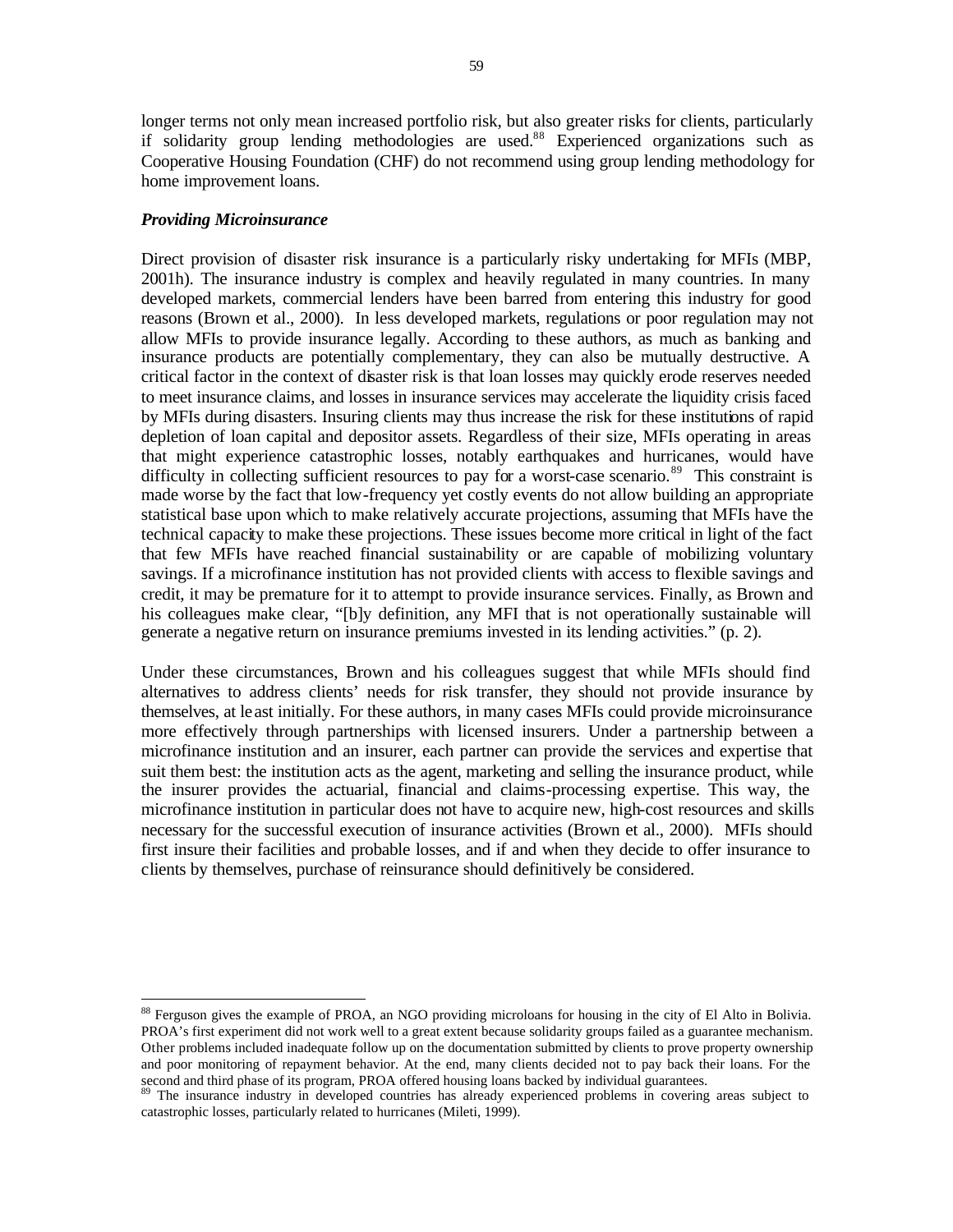longer terms not only mean increased portfolio risk, but also greater risks for clients, particularly if solidarity group lending methodologies are used.[88] Experienced organizations such as Cooperative Housing Foundation (CHF) do not recommend using group lending methodology for home improvement loans.

***Providing Microinsurance***

Direct provision of disaster risk insurance is a particularly risky undertaking for MFIs (MBP, 2001h). The insurance industry is complex and heavily regulated in many countries. In many developed markets, commercial lenders have been barred from entering this industry for good reasons (Brown et al., 2000). In less developed markets, regulations or poor regulation may not allow MFIs to provide insurance legally. According to these authors, as much as banking and insurance products are potentially complementary, they can also be mutually destructive. A critical factor in the context of disaster risk is that loan losses may quickly erode reserves needed to meet insurance claims, and losses in insurance services may accelerate the liquidity crisis faced by MFIs during disasters. Insuring clients may thus increase the risk for these institutions of rapid depletion of loan capital and depositor assets. Regardless of their size, MFIs operating in areas that might experience catastrophic losses, notably earthquakes and hurricanes, would have difficulty in collecting sufficient resources to pay for a worst-case scenario.[89] This constraint is made worse by the fact that low-frequency yet costly events do not allow building an appropriate statistical base upon which to make relatively accurate projections, assuming that MFIs have the technical capacity to make these projections. These issues become more critical in light of the fact that few MFIs have reached financial sustainability or are capable of mobilizing voluntary savings. If a microfinance institution has not provided clients with access to flexible savings and credit, it may be premature for it to attempt to provide insurance services. Finally, as Brown and his colleagues make clear, "[b]y definition, any MFI that is not operationally sustainable will generate a negative return on insurance premiums invested in its lending activities." (p. 2).

Under these circumstances, Brown and his colleagues suggest that while MFIs should find alternatives to address clients' needs for risk transfer, they should not provide insurance by themselves, at least initially. For these authors, in many cases MFIs could provide microinsurance more effectively through partnerships with licensed insurers. Under a partnership between a microfinance institution and an insurer, each partner can provide the services and expertise that suit them best: the institution acts as the agent, marketing and selling the insurance product, while the insurer provides the actuarial, financial and claims-processing expertise. This way, the microfinance institution in particular does not have to acquire new, high-cost resources and skills necessary for the successful execution of insurance activities (Brown et al., 2000). MFIs should first insure their facilities and probable losses, and if and when they decide to offer insurance to clients by themselves, purchase of reinsurance should definitively be considered.

---

[88] Ferguson gives the example of PROA, an NGO providing microloans for housing in the city of El Alto in Bolivia. PROA's first experiment did not work well to a great extent because solidarity groups failed as a guarantee mechanism. Other problems included inadequate follow up on the documentation submitted by clients to prove property ownership and poor monitoring of repayment behavior. At the end, many clients decided not to pay back their loans. For the second and third phase of its program, PROA offered housing loans backed by individual guarantees.

[89] The insurance industry in developed countries has already experienced problems in covering areas subject to catastrophic losses, particularly related to hurricanes (Mileti, 1999).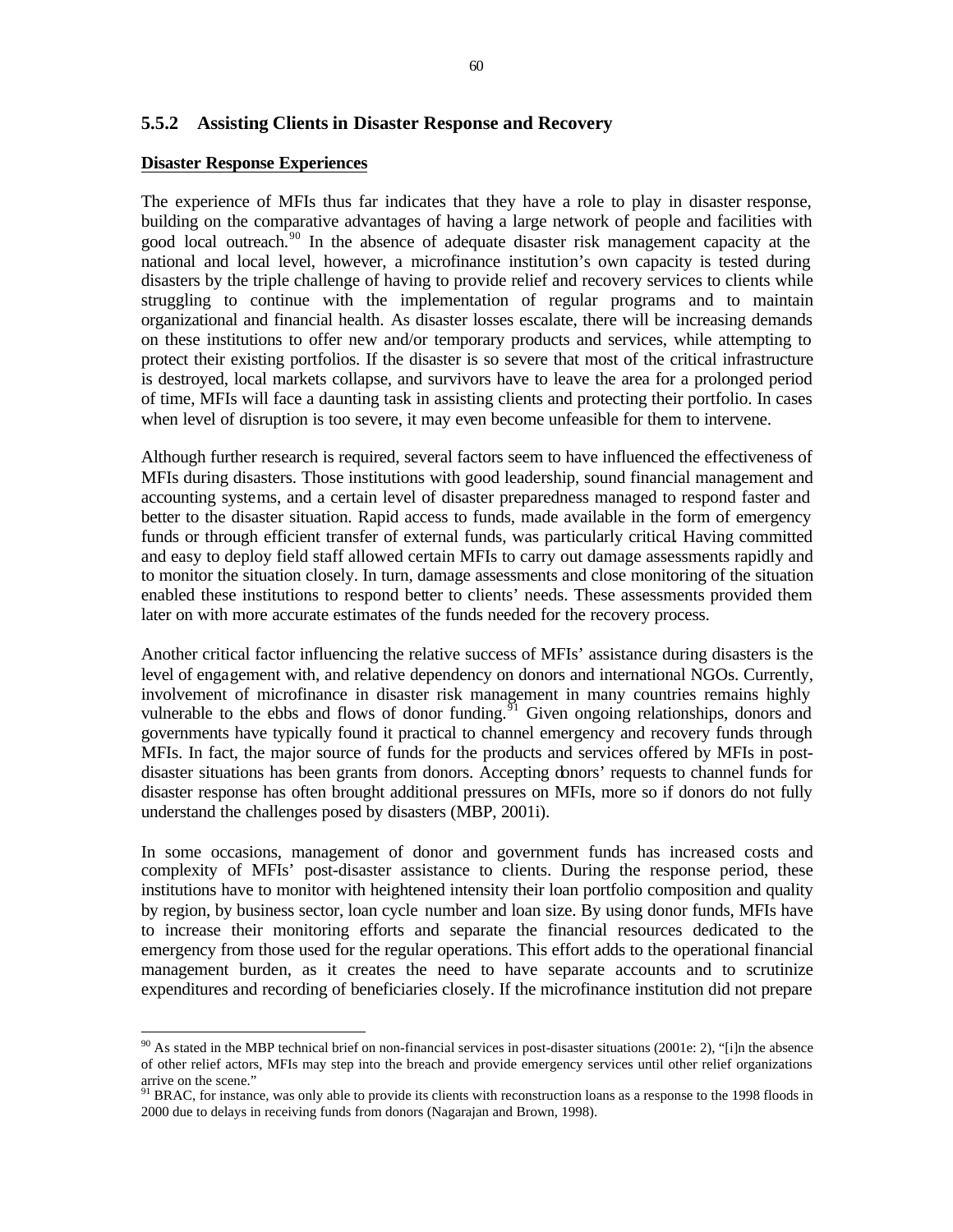### 5.5.2 Assisting Clients in Disaster Response and Recovery

**Disaster Response Experiences**

The experience of MFIs thus far indicates that they have a role to play in disaster response, building on the comparative advantages of having a large network of people and facilities with good local outreach.[90] In the absence of adequate disaster risk management capacity at the national and local level, however, a microfinance institution's own capacity is tested during disasters by the triple challenge of having to provide relief and recovery services to clients while struggling to continue with the implementation of regular programs and to maintain organizational and financial health. As disaster losses escalate, there will be increasing demands on these institutions to offer new and/or temporary products and services, while attempting to protect their existing portfolios. If the disaster is so severe that most of the critical infrastructure is destroyed, local markets collapse, and survivors have to leave the area for a prolonged period of time, MFIs will face a daunting task in assisting clients and protecting their portfolio. In cases when level of disruption is too severe, it may even become unfeasible for them to intervene.

Although further research is required, several factors seem to have influenced the effectiveness of MFIs during disasters. Those institutions with good leadership, sound financial management and accounting systems, and a certain level of disaster preparedness managed to respond faster and better to the disaster situation. Rapid access to funds, made available in the form of emergency funds or through efficient transfer of external funds, was particularly critical. Having committed and easy to deploy field staff allowed certain MFIs to carry out damage assessments rapidly and to monitor the situation closely. In turn, damage assessments and close monitoring of the situation enabled these institutions to respond better to clients' needs. These assessments provided them later on with more accurate estimates of the funds needed for the recovery process.

Another critical factor influencing the relative success of MFIs' assistance during disasters is the level of engagement with, and relative dependency on donors and international NGOs. Currently, involvement of microfinance in disaster risk management in many countries remains highly vulnerable to the ebbs and flows of donor funding.[91] Given ongoing relationships, donors and governments have typically found it practical to channel emergency and recovery funds through MFIs. In fact, the major source of funds for the products and services offered by MFIs in post-disaster situations has been grants from donors. Accepting donors' requests to channel funds for disaster response has often brought additional pressures on MFIs, more so if donors do not fully understand the challenges posed by disasters (MBP, 2001i).

In some occasions, management of donor and government funds has increased costs and complexity of MFIs' post-disaster assistance to clients. During the response period, these institutions have to monitor with heightened intensity their loan portfolio composition and quality by region, by business sector, loan cycle number and loan size. By using donor funds, MFIs have to increase their monitoring efforts and separate the financial resources dedicated to the emergency from those used for the regular operations. This effort adds to the operational financial management burden, as it creates the need to have separate accounts and to scrutinize expenditures and recording of beneficiaries closely. If the microfinance institution did not prepare

---

[90] As stated in the MBP technical brief on non-financial services in post-disaster situations (2001e: 2), "[i]n the absence of other relief actors, MFIs may step into the breach and provide emergency services until other relief organizations arrive on the scene."

[91] BRAC, for instance, was only able to provide its clients with reconstruction loans as a response to the 1998 floods in 2000 due to delays in receiving funds from donors (Nagarajan and Brown, 1998).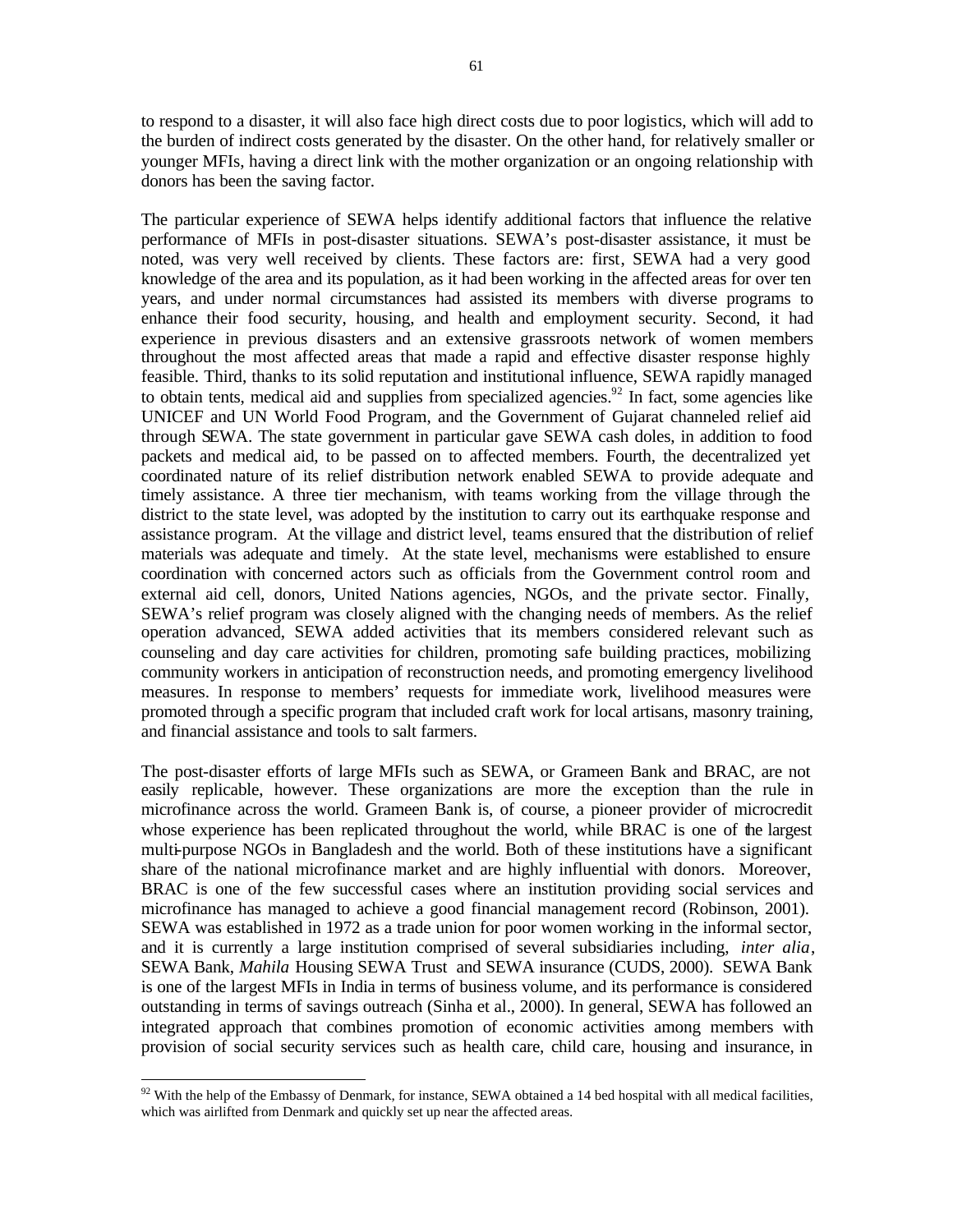to respond to a disaster, it will also face high direct costs due to poor logistics, which will add to the burden of indirect costs generated by the disaster. On the other hand, for relatively smaller or younger MFIs, having a direct link with the mother organization or an ongoing relationship with donors has been the saving factor.

The particular experience of SEWA helps identify additional factors that influence the relative performance of MFIs in post-disaster situations. SEWA's post-disaster assistance, it must be noted, was very well received by clients. These factors are: first, SEWA had a very good knowledge of the area and its population, as it had been working in the affected areas for over ten years, and under normal circumstances had assisted its members with diverse programs to enhance their food security, housing, and health and employment security. Second, it had experience in previous disasters and an extensive grassroots network of women members throughout the most affected areas that made a rapid and effective disaster response highly feasible. Third, thanks to its solid reputation and institutional influence, SEWA rapidly managed to obtain tents, medical aid and supplies from specialized agencies.[92] In fact, some agencies like UNICEF and UN World Food Program, and the Government of Gujarat channeled relief aid through SEWA. The state government in particular gave SEWA cash doles, in addition to food packets and medical aid, to be passed on to affected members. Fourth, the decentralized yet coordinated nature of its relief distribution network enabled SEWA to provide adequate and timely assistance. A three tier mechanism, with teams working from the village through the district to the state level, was adopted by the institution to carry out its earthquake response and assistance program. At the village and district level, teams ensured that the distribution of relief materials was adequate and timely. At the state level, mechanisms were established to ensure coordination with concerned actors such as officials from the Government control room and external aid cell, donors, United Nations agencies, NGOs, and the private sector. Finally, SEWA's relief program was closely aligned with the changing needs of members. As the relief operation advanced, SEWA added activities that its members considered relevant such as counseling and day care activities for children, promoting safe building practices, mobilizing community workers in anticipation of reconstruction needs, and promoting emergency livelihood measures. In response to members' requests for immediate work, livelihood measures were promoted through a specific program that included craft work for local artisans, masonry training, and financial assistance and tools to salt farmers.

The post-disaster efforts of large MFIs such as SEWA, or Grameen Bank and BRAC, are not easily replicable, however. These organizations are more the exception than the rule in microfinance across the world. Grameen Bank is, of course, a pioneer provider of microcredit whose experience has been replicated throughout the world, while BRAC is one of the largest multi-purpose NGOs in Bangladesh and the world. Both of these institutions have a significant share of the national microfinance market and are highly influential with donors. Moreover, BRAC is one of the few successful cases where an institution providing social services and microfinance has managed to achieve a good financial management record (Robinson, 2001). SEWA was established in 1972 as a trade union for poor women working in the informal sector, and it is currently a large institution comprised of several subsidiaries including, *inter alia*, SEWA Bank, *Mahila* Housing SEWA Trust and SEWA insurance (CUDS, 2000). SEWA Bank is one of the largest MFIs in India in terms of business volume, and its performance is considered outstanding in terms of savings outreach (Sinha et al., 2000). In general, SEWA has followed an integrated approach that combines promotion of economic activities among members with provision of social security services such as health care, child care, housing and insurance, in

[92] With the help of the Embassy of Denmark, for instance, SEWA obtained a 14 bed hospital with all medical facilities, which was airlifted from Denmark and quickly set up near the affected areas.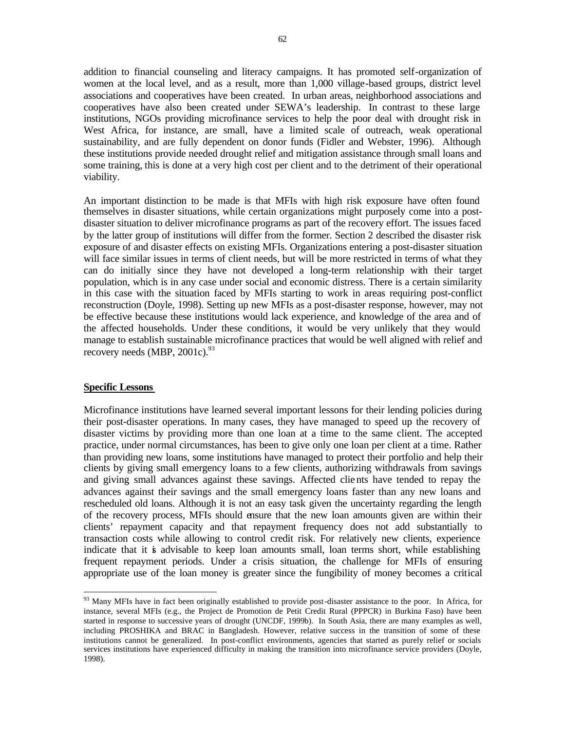addition to financial counseling and literacy campaigns. It has promoted self-organization of women at the local level, and as a result, more than 1,000 village-based groups, district level associations and cooperatives have been created. In urban areas, neighborhood associations and cooperatives have also been created under SEWA's leadership. In contrast to these large institutions, NGOs providing microfinance services to help the poor deal with drought risk in West Africa, for instance, are small, have a limited scale of outreach, weak operational sustainability, and are fully dependent on donor funds (Fidler and Webster, 1996). Although these institutions provide needed drought relief and mitigation assistance through small loans and some training, this is done at a very high cost per client and to the detriment of their operational viability.

An important distinction to be made is that MFIs with high risk exposure have often found themselves in disaster situations, while certain organizations might purposely come into a post-disaster situation to deliver microfinance programs as part of the recovery effort. The issues faced by the latter group of institutions will differ from the former. Section 2 described the disaster risk exposure of and disaster effects on existing MFIs. Organizations entering a post-disaster situation will face similar issues in terms of client needs, but will be more restricted in terms of what they can do initially since they have not developed a long-term relationship with their target population, which is in any case under social and economic distress. There is a certain similarity in this case with the situation faced by MFIs starting to work in areas requiring post-conflict reconstruction (Doyle, 1998). Setting up new MFIs as a post-disaster response, however, may not be effective because these institutions would lack experience, and knowledge of the area and of the affected households. Under these conditions, it would be very unlikely that they would manage to establish sustainable microfinance practices that would be well aligned with relief and recovery needs (MBP, 2001c).[93]

**Specific Lessons**

Microfinance institutions have learned several important lessons for their lending policies during their post-disaster operations. In many cases, they have managed to speed up the recovery of disaster victims by providing more than one loan at a time to the same client. The accepted practice, under normal circumstances, has been to give only one loan per client at a time. Rather than providing new loans, some institutions have managed to protect their portfolio and help their clients by giving small emergency loans to a few clients, authorizing withdrawals from savings and giving small advances against these savings. Affected clients have tended to repay the advances against their savings and the small emergency loans faster than any new loans and rescheduled old loans. Although it is not an easy task given the uncertainty regarding the length of the recovery process, MFIs should ensure that the new loan amounts given are within their clients' repayment capacity and that repayment frequency does not add substantially to transaction costs while allowing to control credit risk. For relatively new clients, experience indicate that it is advisable to keep loan amounts small, loan terms short, while establishing frequent repayment periods. Under a crisis situation, the challenge for MFIs of ensuring appropriate use of the loan money is greater since the fungibility of money becomes a critical

---

[93] Many MFIs have in fact been originally established to provide post-disaster assistance to the poor. In Africa, for instance, several MFIs (e.g., the Project de Promotion de Petit Credit Rural (PPPCR) in Burkina Faso) have been started in response to successive years of drought (UNCDF, 1999b). In South Asia, there are many examples as well, including PROSHIKA and BRAC in Bangladesh. However, relative success in the transition of some of these institutions cannot be generalized. In post-conflict environments, agencies that started as purely relief or socials services institutions have experienced difficulty in making the transition into microfinance service providers (Doyle, 1998).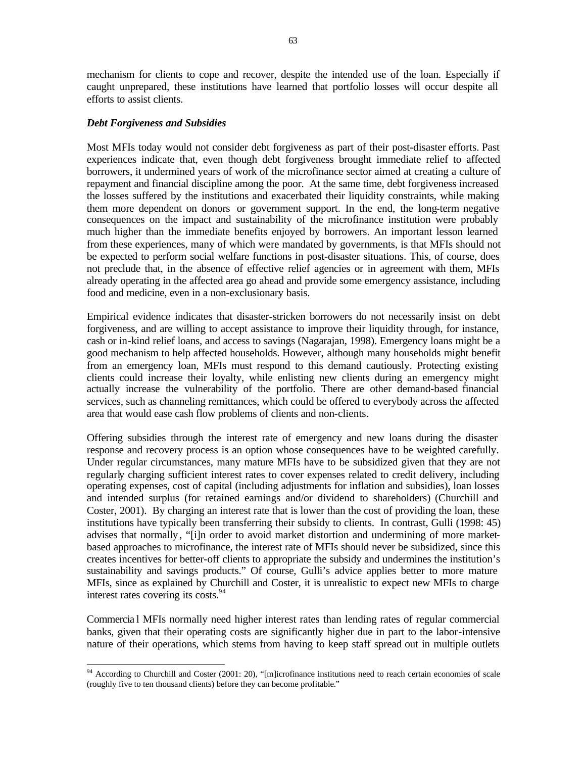mechanism for clients to cope and recover, despite the intended use of the loan. Especially if caught unprepared, these institutions have learned that portfolio losses will occur despite all efforts to assist clients.

***Debt Forgiveness and Subsidies***

Most MFIs today would not consider debt forgiveness as part of their post-disaster efforts. Past experiences indicate that, even though debt forgiveness brought immediate relief to affected borrowers, it undermined years of work of the microfinance sector aimed at creating a culture of repayment and financial discipline among the poor. At the same time, debt forgiveness increased the losses suffered by the institutions and exacerbated their liquidity constraints, while making them more dependent on donors or government support. In the end, the long-term negative consequences on the impact and sustainability of the microfinance institution were probably much higher than the immediate benefits enjoyed by borrowers. An important lesson learned from these experiences, many of which were mandated by governments, is that MFIs should not be expected to perform social welfare functions in post-disaster situations. This, of course, does not preclude that, in the absence of effective relief agencies or in agreement with them, MFIs already operating in the affected area go ahead and provide some emergency assistance, including food and medicine, even in a non-exclusionary basis.

Empirical evidence indicates that disaster-stricken borrowers do not necessarily insist on debt forgiveness, and are willing to accept assistance to improve their liquidity through, for instance, cash or in-kind relief loans, and access to savings (Nagarajan, 1998). Emergency loans might be a good mechanism to help affected households. However, although many households might benefit from an emergency loan, MFIs must respond to this demand cautiously. Protecting existing clients could increase their loyalty, while enlisting new clients during an emergency might actually increase the vulnerability of the portfolio. There are other demand-based financial services, such as channeling remittances, which could be offered to everybody across the affected area that would ease cash flow problems of clients and non-clients.

Offering subsidies through the interest rate of emergency and new loans during the disaster response and recovery process is an option whose consequences have to be weighted carefully. Under regular circumstances, many mature MFIs have to be subsidized given that they are not regularly charging sufficient interest rates to cover expenses related to credit delivery, including operating expenses, cost of capital (including adjustments for inflation and subsidies), loan losses and intended surplus (for retained earnings and/or dividend to shareholders) (Churchill and Coster, 2001). By charging an interest rate that is lower than the cost of providing the loan, these institutions have typically been transferring their subsidy to clients. In contrast, Gulli (1998: 45) advises that normally, "[i]n order to avoid market distortion and undermining of more market-based approaches to microfinance, the interest rate of MFIs should never be subsidized, since this creates incentives for better-off clients to appropriate the subsidy and undermines the institution's sustainability and savings products." Of course, Gulli's advice applies better to more mature MFIs, since as explained by Churchill and Coster, it is unrealistic to expect new MFIs to charge interest rates covering its costs.[94]

Commercial MFIs normally need higher interest rates than lending rates of regular commercial banks, given that their operating costs are significantly higher due in part to the labor-intensive nature of their operations, which stems from having to keep staff spread out in multiple outlets

---

[94] According to Churchill and Coster (2001: 20), "[m]icrofinance institutions need to reach certain economies of scale (roughly five to ten thousand clients) before they can become profitable."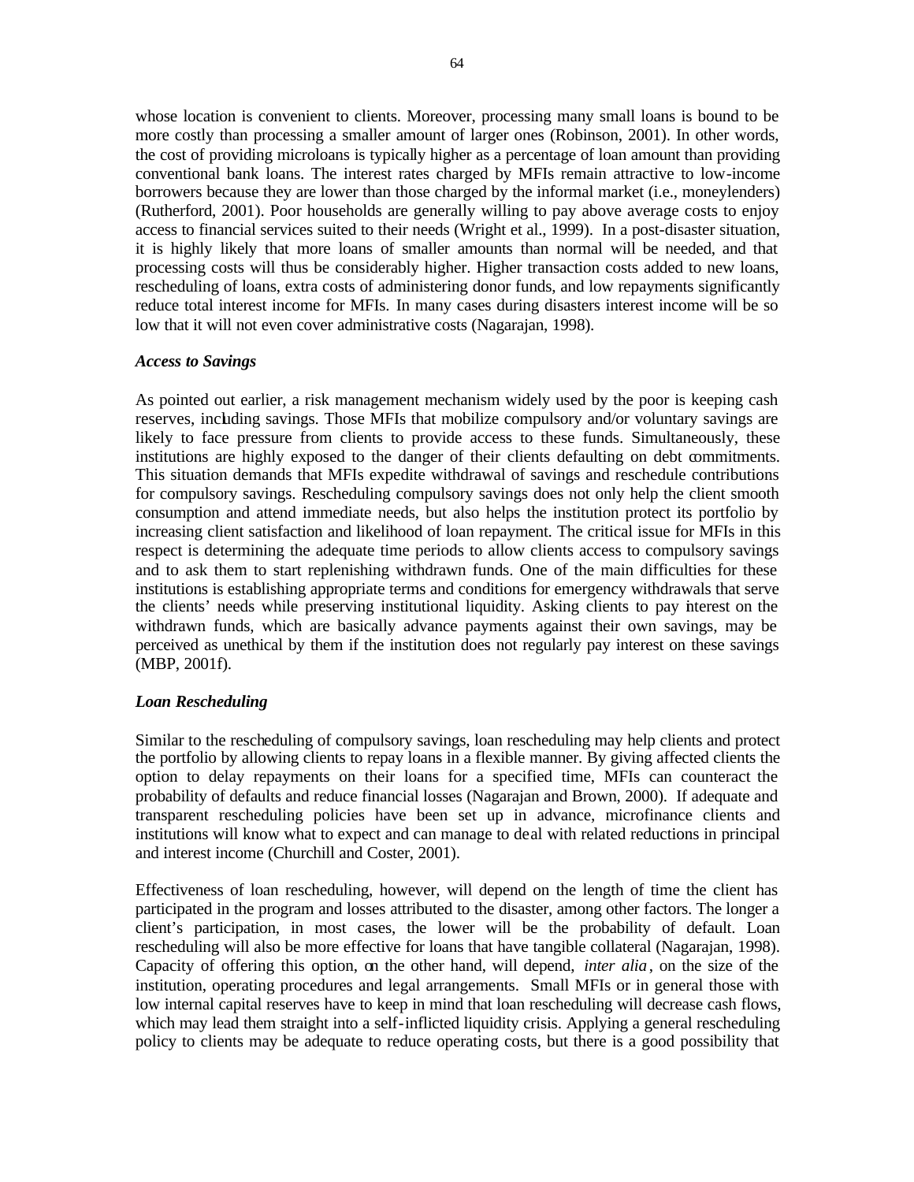whose location is convenient to clients. Moreover, processing many small loans is bound to be more costly than processing a smaller amount of larger ones (Robinson, 2001). In other words, the cost of providing microloans is typically higher as a percentage of loan amount than providing conventional bank loans. The interest rates charged by MFIs remain attractive to low-income borrowers because they are lower than those charged by the informal market (i.e., moneylenders) (Rutherford, 2001). Poor households are generally willing to pay above average costs to enjoy access to financial services suited to their needs (Wright et al., 1999). In a post-disaster situation, it is highly likely that more loans of smaller amounts than normal will be needed, and that processing costs will thus be considerably higher. Higher transaction costs added to new loans, rescheduling of loans, extra costs of administering donor funds, and low repayments significantly reduce total interest income for MFIs. In many cases during disasters interest income will be so low that it will not even cover administrative costs (Nagarajan, 1998).

***Access to Savings***

As pointed out earlier, a risk management mechanism widely used by the poor is keeping cash reserves, including savings. Those MFIs that mobilize compulsory and/or voluntary savings are likely to face pressure from clients to provide access to these funds. Simultaneously, these institutions are highly exposed to the danger of their clients defaulting on debt commitments. This situation demands that MFIs expedite withdrawal of savings and reschedule contributions for compulsory savings. Rescheduling compulsory savings does not only help the client smooth consumption and attend immediate needs, but also helps the institution protect its portfolio by increasing client satisfaction and likelihood of loan repayment. The critical issue for MFIs in this respect is determining the adequate time periods to allow clients access to compulsory savings and to ask them to start replenishing withdrawn funds. One of the main difficulties for these institutions is establishing appropriate terms and conditions for emergency withdrawals that serve the clients' needs while preserving institutional liquidity. Asking clients to pay interest on the withdrawn funds, which are basically advance payments against their own savings, may be perceived as unethical by them if the institution does not regularly pay interest on these savings (MBP, 2001f).

***Loan Rescheduling***

Similar to the rescheduling of compulsory savings, loan rescheduling may help clients and protect the portfolio by allowing clients to repay loans in a flexible manner. By giving affected clients the option to delay repayments on their loans for a specified time, MFIs can counteract the probability of defaults and reduce financial losses (Nagarajan and Brown, 2000). If adequate and transparent rescheduling policies have been set up in advance, microfinance clients and institutions will know what to expect and can manage to deal with related reductions in principal and interest income (Churchill and Coster, 2001).

Effectiveness of loan rescheduling, however, will depend on the length of time the client has participated in the program and losses attributed to the disaster, among other factors. The longer a client's participation, in most cases, the lower will be the probability of default. Loan rescheduling will also be more effective for loans that have tangible collateral (Nagarajan, 1998). Capacity of offering this option, on the other hand, will depend, *inter alia*, on the size of the institution, operating procedures and legal arrangements. Small MFIs or in general those with low internal capital reserves have to keep in mind that loan rescheduling will decrease cash flows, which may lead them straight into a self-inflicted liquidity crisis. Applying a general rescheduling policy to clients may be adequate to reduce operating costs, but there is a good possibility that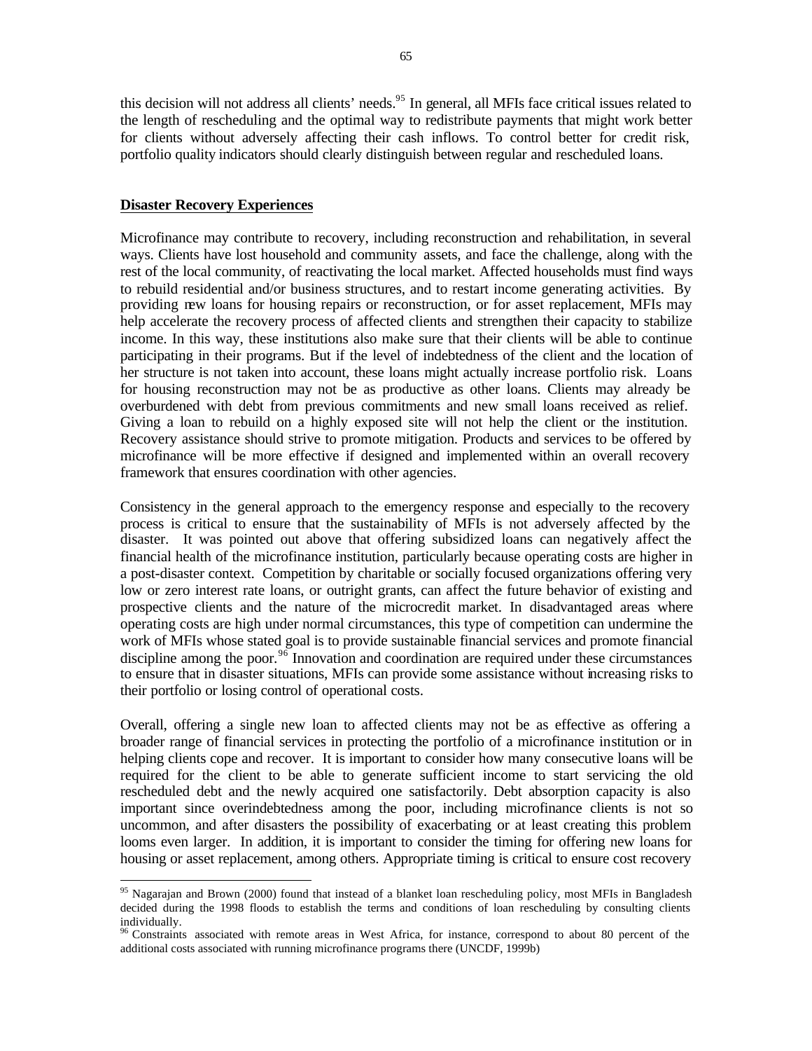this decision will not address all clients' needs.[95] In general, all MFIs face critical issues related to the length of rescheduling and the optimal way to redistribute payments that might work better for clients without adversely affecting their cash inflows. To control better for credit risk, portfolio quality indicators should clearly distinguish between regular and rescheduled loans.

## Disaster Recovery Experiences

Microfinance may contribute to recovery, including reconstruction and rehabilitation, in several ways. Clients have lost household and community assets, and face the challenge, along with the rest of the local community, of reactivating the local market. Affected households must find ways to rebuild residential and/or business structures, and to restart income generating activities. By providing new loans for housing repairs or reconstruction, or for asset replacement, MFIs may help accelerate the recovery process of affected clients and strengthen their capacity to stabilize income. In this way, these institutions also make sure that their clients will be able to continue participating in their programs. But if the level of indebtedness of the client and the location of her structure is not taken into account, these loans might actually increase portfolio risk. Loans for housing reconstruction may not be as productive as other loans. Clients may already be overburdened with debt from previous commitments and new small loans received as relief. Giving a loan to rebuild on a highly exposed site will not help the client or the institution. Recovery assistance should strive to promote mitigation. Products and services to be offered by microfinance will be more effective if designed and implemented within an overall recovery framework that ensures coordination with other agencies.

Consistency in the general approach to the emergency response and especially to the recovery process is critical to ensure that the sustainability of MFIs is not adversely affected by the disaster. It was pointed out above that offering subsidized loans can negatively affect the financial health of the microfinance institution, particularly because operating costs are higher in a post-disaster context. Competition by charitable or socially focused organizations offering very low or zero interest rate loans, or outright grants, can affect the future behavior of existing and prospective clients and the nature of the microcredit market. In disadvantaged areas where operating costs are high under normal circumstances, this type of competition can undermine the work of MFIs whose stated goal is to provide sustainable financial services and promote financial discipline among the poor.[96] Innovation and coordination are required under these circumstances to ensure that in disaster situations, MFIs can provide some assistance without increasing risks to their portfolio or losing control of operational costs.

Overall, offering a single new loan to affected clients may not be as effective as offering a broader range of financial services in protecting the portfolio of a microfinance institution or in helping clients cope and recover. It is important to consider how many consecutive loans will be required for the client to be able to generate sufficient income to start servicing the old rescheduled debt and the newly acquired one satisfactorily. Debt absorption capacity is also important since overindebtedness among the poor, including microfinance clients is not so uncommon, and after disasters the possibility of exacerbating or at least creating this problem looms even larger. In addition, it is important to consider the timing for offering new loans for housing or asset replacement, among others. Appropriate timing is critical to ensure cost recovery

---

[95] Nagarajan and Brown (2000) found that instead of a blanket loan rescheduling policy, most MFIs in Bangladesh decided during the 1998 floods to establish the terms and conditions of loan rescheduling by consulting clients individually.

[96] Constraints associated with remote areas in West Africa, for instance, correspond to about 80 percent of the additional costs associated with running microfinance programs there (UNCDF, 1999b)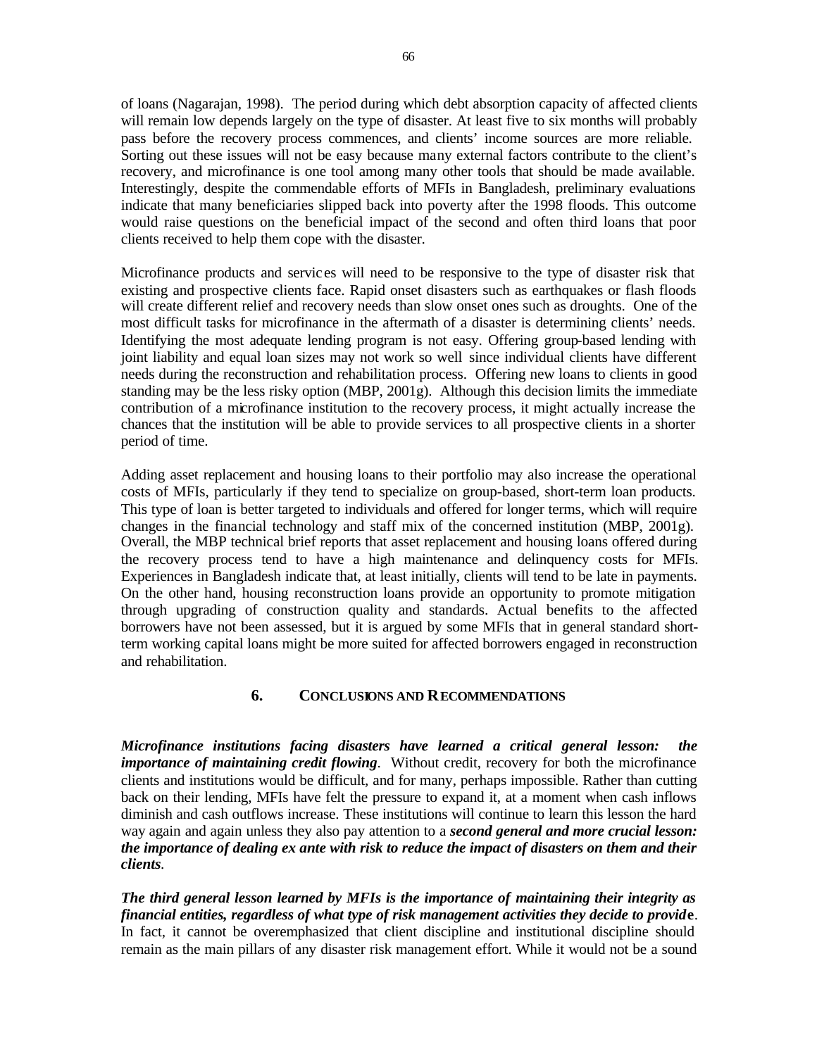of loans (Nagarajan, 1998). The period during which debt absorption capacity of affected clients will remain low depends largely on the type of disaster. At least five to six months will probably pass before the recovery process commences, and clients' income sources are more reliable. Sorting out these issues will not be easy because many external factors contribute to the client's recovery, and microfinance is one tool among many other tools that should be made available. Interestingly, despite the commendable efforts of MFIs in Bangladesh, preliminary evaluations indicate that many beneficiaries slipped back into poverty after the 1998 floods. This outcome would raise questions on the beneficial impact of the second and often third loans that poor clients received to help them cope with the disaster.

Microfinance products and services will need to be responsive to the type of disaster risk that existing and prospective clients face. Rapid onset disasters such as earthquakes or flash floods will create different relief and recovery needs than slow onset ones such as droughts. One of the most difficult tasks for microfinance in the aftermath of a disaster is determining clients' needs. Identifying the most adequate lending program is not easy. Offering group-based lending with joint liability and equal loan sizes may not work so well since individual clients have different needs during the reconstruction and rehabilitation process. Offering new loans to clients in good standing may be the less risky option (MBP, 2001g). Although this decision limits the immediate contribution of a microfinance institution to the recovery process, it might actually increase the chances that the institution will be able to provide services to all prospective clients in a shorter period of time.

Adding asset replacement and housing loans to their portfolio may also increase the operational costs of MFIs, particularly if they tend to specialize on group-based, short-term loan products. This type of loan is better targeted to individuals and offered for longer terms, which will require changes in the financial technology and staff mix of the concerned institution (MBP, 2001g). Overall, the MBP technical brief reports that asset replacement and housing loans offered during the recovery process tend to have a high maintenance and delinquency costs for MFIs. Experiences in Bangladesh indicate that, at least initially, clients will tend to be late in payments. On the other hand, housing reconstruction loans provide an opportunity to promote mitigation through upgrading of construction quality and standards. Actual benefits to the affected borrowers have not been assessed, but it is argued by some MFIs that in general standard short-term working capital loans might be more suited for affected borrowers engaged in reconstruction and rehabilitation.

## 6. CONCLUSIONS AND RECOMMENDATIONS

***Microfinance institutions facing disasters have learned a critical general lesson: the importance of maintaining credit flowing***. Without credit, recovery for both the microfinance clients and institutions would be difficult, and for many, perhaps impossible. Rather than cutting back on their lending, MFIs have felt the pressure to expand it, at a moment when cash inflows diminish and cash outflows increase. These institutions will continue to learn this lesson the hard way again and again unless they also pay attention to a ***second general and more crucial lesson: the importance of dealing ex ante with risk to reduce the impact of disasters on them and their clients***.

***The third general lesson learned by MFIs is the importance of maintaining their integrity as financial entities, regardless of what type of risk management activities they decide to provide***. In fact, it cannot be overemphasized that client discipline and institutional discipline should remain as the main pillars of any disaster risk management effort. While it would not be a sound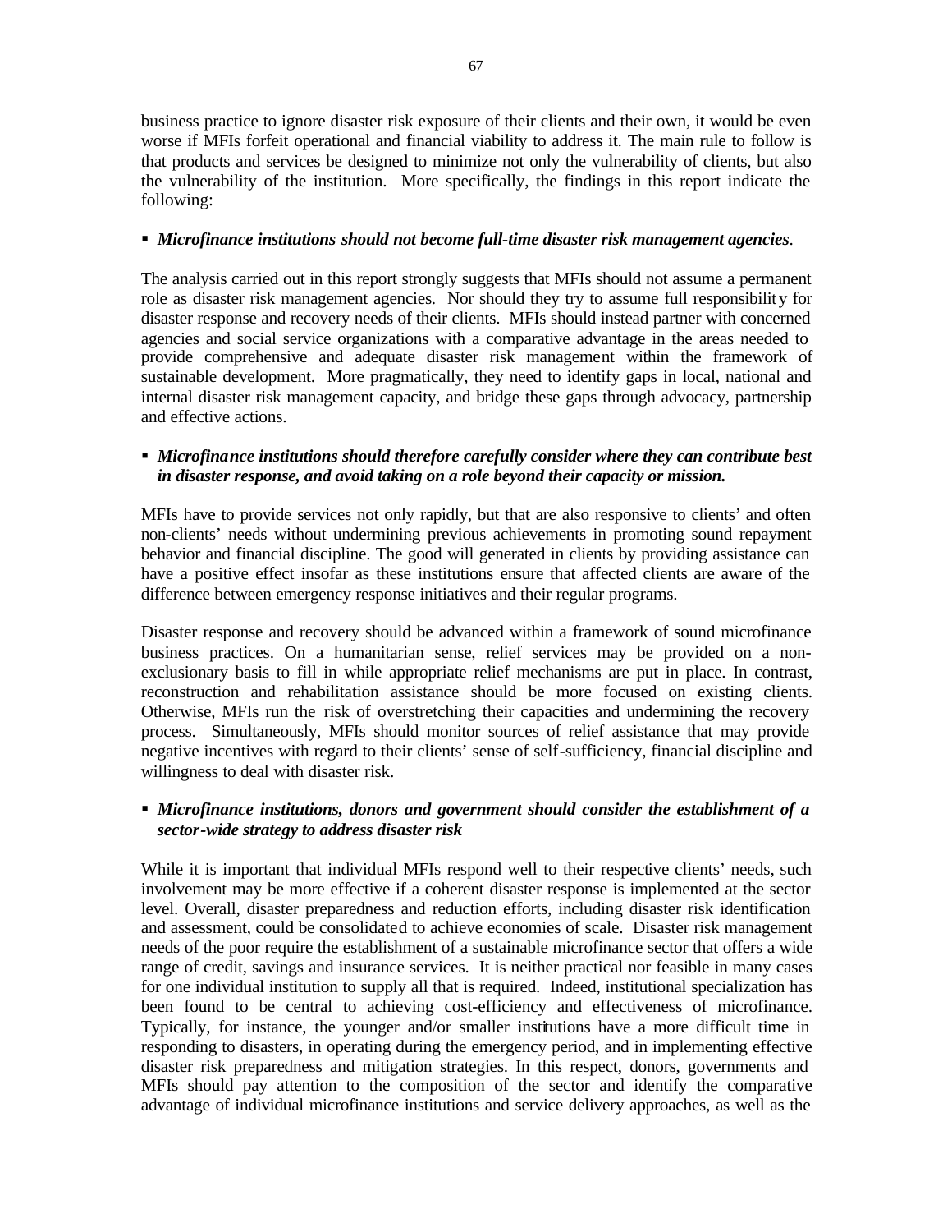business practice to ignore disaster risk exposure of their clients and their own, it would be even worse if MFIs forfeit operational and financial viability to address it. The main rule to follow is that products and services be designed to minimize not only the vulnerability of clients, but also the vulnerability of the institution. More specifically, the findings in this report indicate the following:

- ***Microfinance institutions should not become full-time disaster risk management agencies***.

The analysis carried out in this report strongly suggests that MFIs should not assume a permanent role as disaster risk management agencies. Nor should they try to assume full responsibility for disaster response and recovery needs of their clients. MFIs should instead partner with concerned agencies and social service organizations with a comparative advantage in the areas needed to provide comprehensive and adequate disaster risk management within the framework of sustainable development. More pragmatically, they need to identify gaps in local, national and internal disaster risk management capacity, and bridge these gaps through advocacy, partnership and effective actions.

- ***Microfinance institutions should therefore carefully consider where they can contribute best in disaster response, and avoid taking on a role beyond their capacity or mission.***

MFIs have to provide services not only rapidly, but that are also responsive to clients' and often non-clients' needs without undermining previous achievements in promoting sound repayment behavior and financial discipline. The good will generated in clients by providing assistance can have a positive effect insofar as these institutions ensure that affected clients are aware of the difference between emergency response initiatives and their regular programs.

Disaster response and recovery should be advanced within a framework of sound microfinance business practices. On a humanitarian sense, relief services may be provided on a non-exclusionary basis to fill in while appropriate relief mechanisms are put in place. In contrast, reconstruction and rehabilitation assistance should be more focused on existing clients. Otherwise, MFIs run the risk of overstretching their capacities and undermining the recovery process. Simultaneously, MFIs should monitor sources of relief assistance that may provide negative incentives with regard to their clients' sense of self-sufficiency, financial discipline and willingness to deal with disaster risk.

- ***Microfinance institutions, donors and government should consider the establishment of a sector-wide strategy to address disaster risk***

While it is important that individual MFIs respond well to their respective clients' needs, such involvement may be more effective if a coherent disaster response is implemented at the sector level. Overall, disaster preparedness and reduction efforts, including disaster risk identification and assessment, could be consolidated to achieve economies of scale. Disaster risk management needs of the poor require the establishment of a sustainable microfinance sector that offers a wide range of credit, savings and insurance services. It is neither practical nor feasible in many cases for one individual institution to supply all that is required. Indeed, institutional specialization has been found to be central to achieving cost-efficiency and effectiveness of microfinance. Typically, for instance, the younger and/or smaller institutions have a more difficult time in responding to disasters, in operating during the emergency period, and in implementing effective disaster risk preparedness and mitigation strategies. In this respect, donors, governments and MFIs should pay attention to the composition of the sector and identify the comparative advantage of individual microfinance institutions and service delivery approaches, as well as the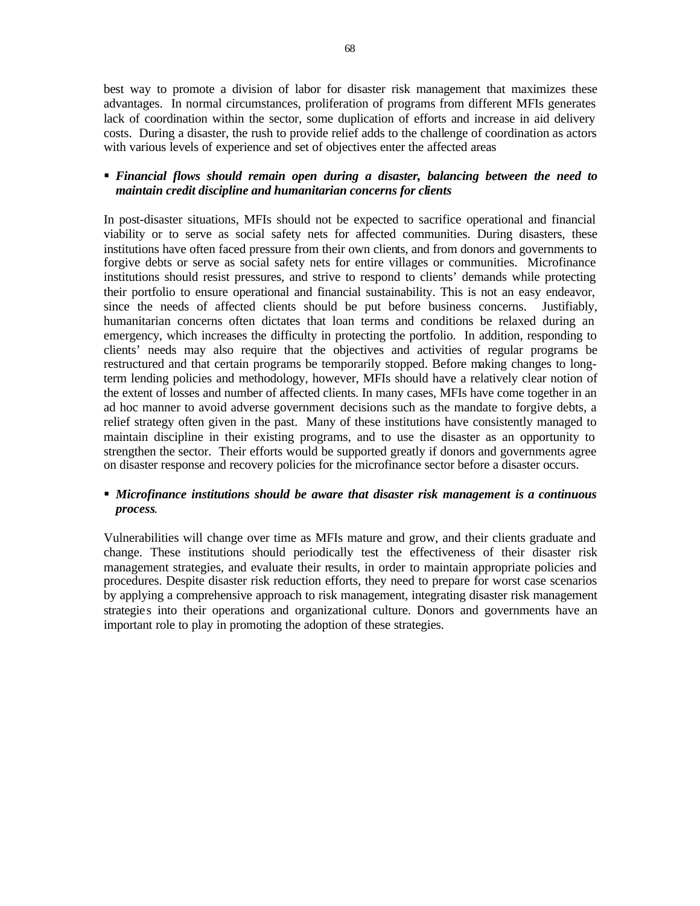best way to promote a division of labor for disaster risk management that maximizes these advantages. In normal circumstances, proliferation of programs from different MFIs generates lack of coordination within the sector, some duplication of efforts and increase in aid delivery costs. During a disaster, the rush to provide relief adds to the challenge of coordination as actors with various levels of experience and set of objectives enter the affected areas

- ***Financial flows should remain open during a disaster, balancing between the need to maintain credit discipline and humanitarian concerns for clients***

In post-disaster situations, MFIs should not be expected to sacrifice operational and financial viability or to serve as social safety nets for affected communities. During disasters, these institutions have often faced pressure from their own clients, and from donors and governments to forgive debts or serve as social safety nets for entire villages or communities. Microfinance institutions should resist pressures, and strive to respond to clients' demands while protecting their portfolio to ensure operational and financial sustainability. This is not an easy endeavor, since the needs of affected clients should be put before business concerns. Justifiably, humanitarian concerns often dictates that loan terms and conditions be relaxed during an emergency, which increases the difficulty in protecting the portfolio. In addition, responding to clients' needs may also require that the objectives and activities of regular programs be restructured and that certain programs be temporarily stopped. Before making changes to long-term lending policies and methodology, however, MFIs should have a relatively clear notion of the extent of losses and number of affected clients. In many cases, MFIs have come together in an ad hoc manner to avoid adverse government decisions such as the mandate to forgive debts, a relief strategy often given in the past. Many of these institutions have consistently managed to maintain discipline in their existing programs, and to use the disaster as an opportunity to strengthen the sector. Their efforts would be supported greatly if donors and governments agree on disaster response and recovery policies for the microfinance sector before a disaster occurs.

- ***Microfinance institutions should be aware that disaster risk management is a continuous process.***

Vulnerabilities will change over time as MFIs mature and grow, and their clients graduate and change. These institutions should periodically test the effectiveness of their disaster risk management strategies, and evaluate their results, in order to maintain appropriate policies and procedures. Despite disaster risk reduction efforts, they need to prepare for worst case scenarios by applying a comprehensive approach to risk management, integrating disaster risk management strategies into their operations and organizational culture. Donors and governments have an important role to play in promoting the adoption of these strategies.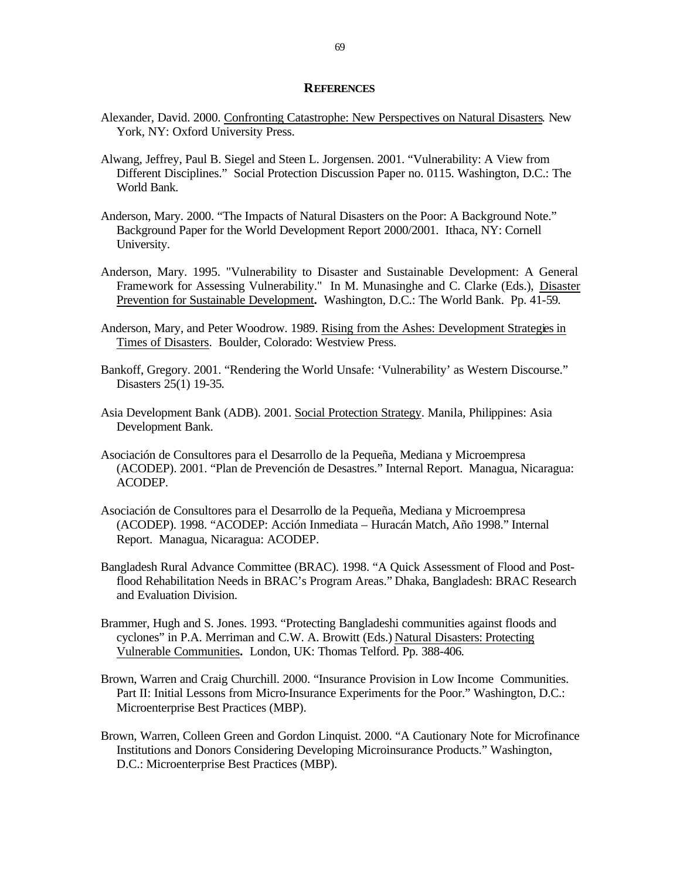## REFERENCES

Alexander, David. 2000. Confronting Catastrophe: New Perspectives on Natural Disasters. New York, NY: Oxford University Press.

Alwang, Jeffrey, Paul B. Siegel and Steen L. Jorgensen. 2001. "Vulnerability: A View from Different Disciplines." Social Protection Discussion Paper no. 0115. Washington, D.C.: The World Bank.

Anderson, Mary. 2000. "The Impacts of Natural Disasters on the Poor: A Background Note." Background Paper for the World Development Report 2000/2001. Ithaca, NY: Cornell University.

Anderson, Mary. 1995. "Vulnerability to Disaster and Sustainable Development: A General Framework for Assessing Vulnerability." In M. Munasinghe and C. Clarke (Eds.), Disaster Prevention for Sustainable Development**.** Washington, D.C.: The World Bank. Pp. 41-59.

Anderson, Mary, and Peter Woodrow. 1989. Rising from the Ashes: Development Strategies in Times of Disasters. Boulder, Colorado: Westview Press.

Bankoff, Gregory. 2001. "Rendering the World Unsafe: 'Vulnerability' as Western Discourse." Disasters 25(1) 19-35.

Asia Development Bank (ADB). 2001. Social Protection Strategy. Manila, Philippines: Asia Development Bank.

Asociación de Consultores para el Desarrollo de la Pequeña, Mediana y Microempresa (ACODEP). 2001. "Plan de Prevención de Desastres." Internal Report. Managua, Nicaragua: ACODEP.

Asociación de Consultores para el Desarrollo de la Pequeña, Mediana y Microempresa (ACODEP). 1998. "ACODEP: Acción Inmediata – Huracán Match, Año 1998." Internal Report. Managua, Nicaragua: ACODEP.

Bangladesh Rural Advance Committee (BRAC). 1998. "A Quick Assessment of Flood and Post-flood Rehabilitation Needs in BRAC's Program Areas." Dhaka, Bangladesh: BRAC Research and Evaluation Division.

Brammer, Hugh and S. Jones. 1993. "Protecting Bangladeshi communities against floods and cyclones" in P.A. Merriman and C.W. A. Browitt (Eds.) Natural Disasters: Protecting Vulnerable Communities**.** London, UK: Thomas Telford. Pp. 388-406.

Brown, Warren and Craig Churchill. 2000. "Insurance Provision in Low Income Communities. Part II: Initial Lessons from Micro-Insurance Experiments for the Poor." Washington, D.C.: Microenterprise Best Practices (MBP).

Brown, Warren, Colleen Green and Gordon Linquist. 2000. "A Cautionary Note for Microfinance Institutions and Donors Considering Developing Microinsurance Products." Washington, D.C.: Microenterprise Best Practices (MBP).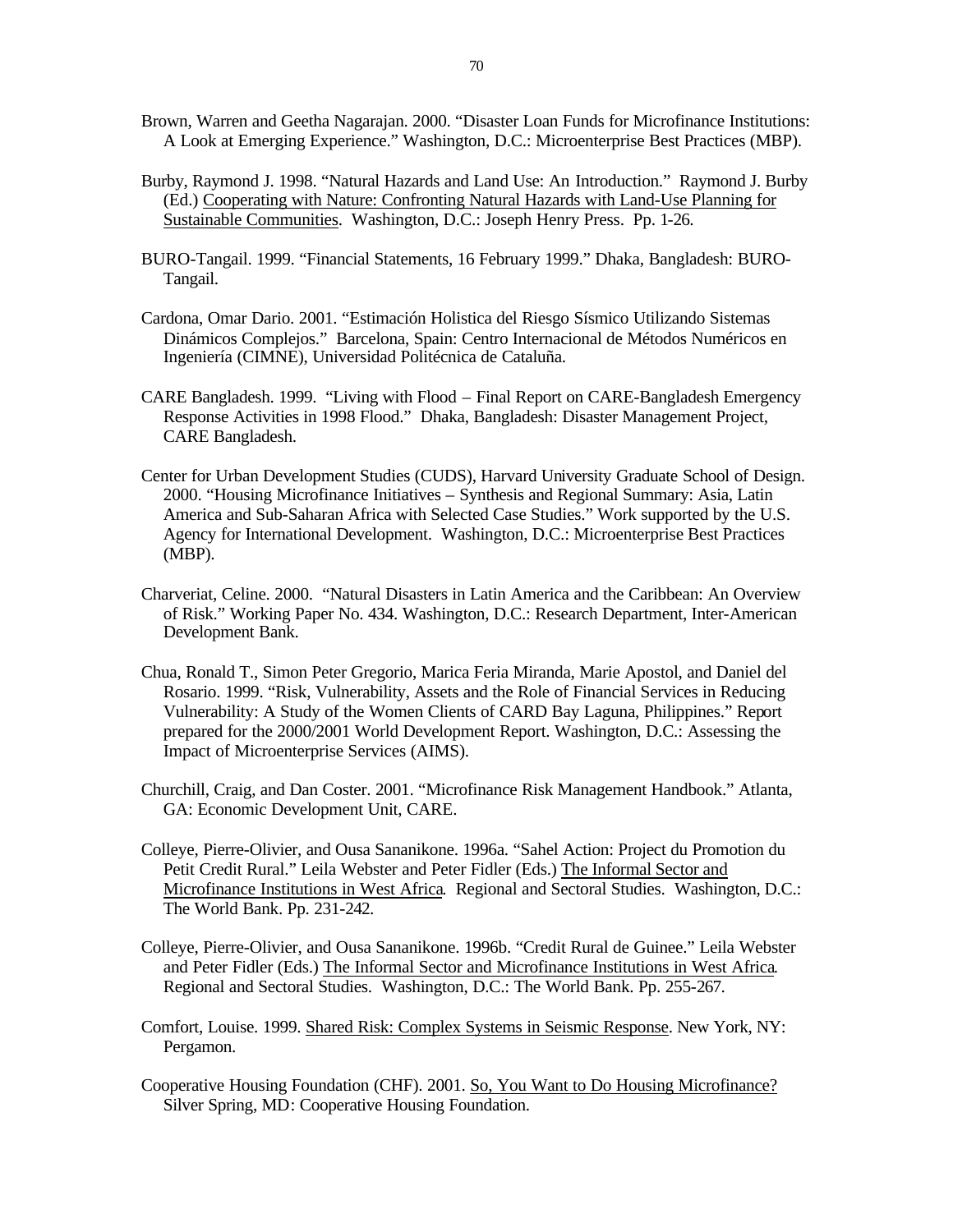Brown, Warren and Geetha Nagarajan. 2000. "Disaster Loan Funds for Microfinance Institutions: A Look at Emerging Experience." Washington, D.C.: Microenterprise Best Practices (MBP).

Burby, Raymond J. 1998. "Natural Hazards and Land Use: An Introduction." Raymond J. Burby (Ed.) Cooperating with Nature: Confronting Natural Hazards with Land-Use Planning for Sustainable Communities. Washington, D.C.: Joseph Henry Press. Pp. 1-26.

BURO-Tangail. 1999. "Financial Statements, 16 February 1999." Dhaka, Bangladesh: BURO-Tangail.

Cardona, Omar Dario. 2001. "Estimación Holistica del Riesgo Sísmico Utilizando Sistemas Dinámicos Complejos." Barcelona, Spain: Centro Internacional de Métodos Numéricos en Ingeniería (CIMNE), Universidad Politécnica de Cataluña.

CARE Bangladesh. 1999. "Living with Flood – Final Report on CARE-Bangladesh Emergency Response Activities in 1998 Flood." Dhaka, Bangladesh: Disaster Management Project, CARE Bangladesh.

Center for Urban Development Studies (CUDS), Harvard University Graduate School of Design. 2000. "Housing Microfinance Initiatives – Synthesis and Regional Summary: Asia, Latin America and Sub-Saharan Africa with Selected Case Studies." Work supported by the U.S. Agency for International Development. Washington, D.C.: Microenterprise Best Practices (MBP).

Charveriat, Celine. 2000. "Natural Disasters in Latin America and the Caribbean: An Overview of Risk." Working Paper No. 434. Washington, D.C.: Research Department, Inter-American Development Bank.

Chua, Ronald T., Simon Peter Gregorio, Marica Feria Miranda, Marie Apostol, and Daniel del Rosario. 1999. "Risk, Vulnerability, Assets and the Role of Financial Services in Reducing Vulnerability: A Study of the Women Clients of CARD Bay Laguna, Philippines." Report prepared for the 2000/2001 World Development Report. Washington, D.C.: Assessing the Impact of Microenterprise Services (AIMS).

Churchill, Craig, and Dan Coster. 2001. "Microfinance Risk Management Handbook." Atlanta, GA: Economic Development Unit, CARE.

Colleye, Pierre-Olivier, and Ousa Sananikone. 1996a. "Sahel Action: Project du Promotion du Petit Credit Rural." Leila Webster and Peter Fidler (Eds.) The Informal Sector and Microfinance Institutions in West Africa. Regional and Sectoral Studies. Washington, D.C.: The World Bank. Pp. 231-242.

Colleye, Pierre-Olivier, and Ousa Sananikone. 1996b. "Credit Rural de Guinee." Leila Webster and Peter Fidler (Eds.) The Informal Sector and Microfinance Institutions in West Africa. Regional and Sectoral Studies. Washington, D.C.: The World Bank. Pp. 255-267.

Comfort, Louise. 1999. Shared Risk: Complex Systems in Seismic Response. New York, NY: Pergamon.

Cooperative Housing Foundation (CHF). 2001. So, You Want to Do Housing Microfinance? Silver Spring, MD: Cooperative Housing Foundation.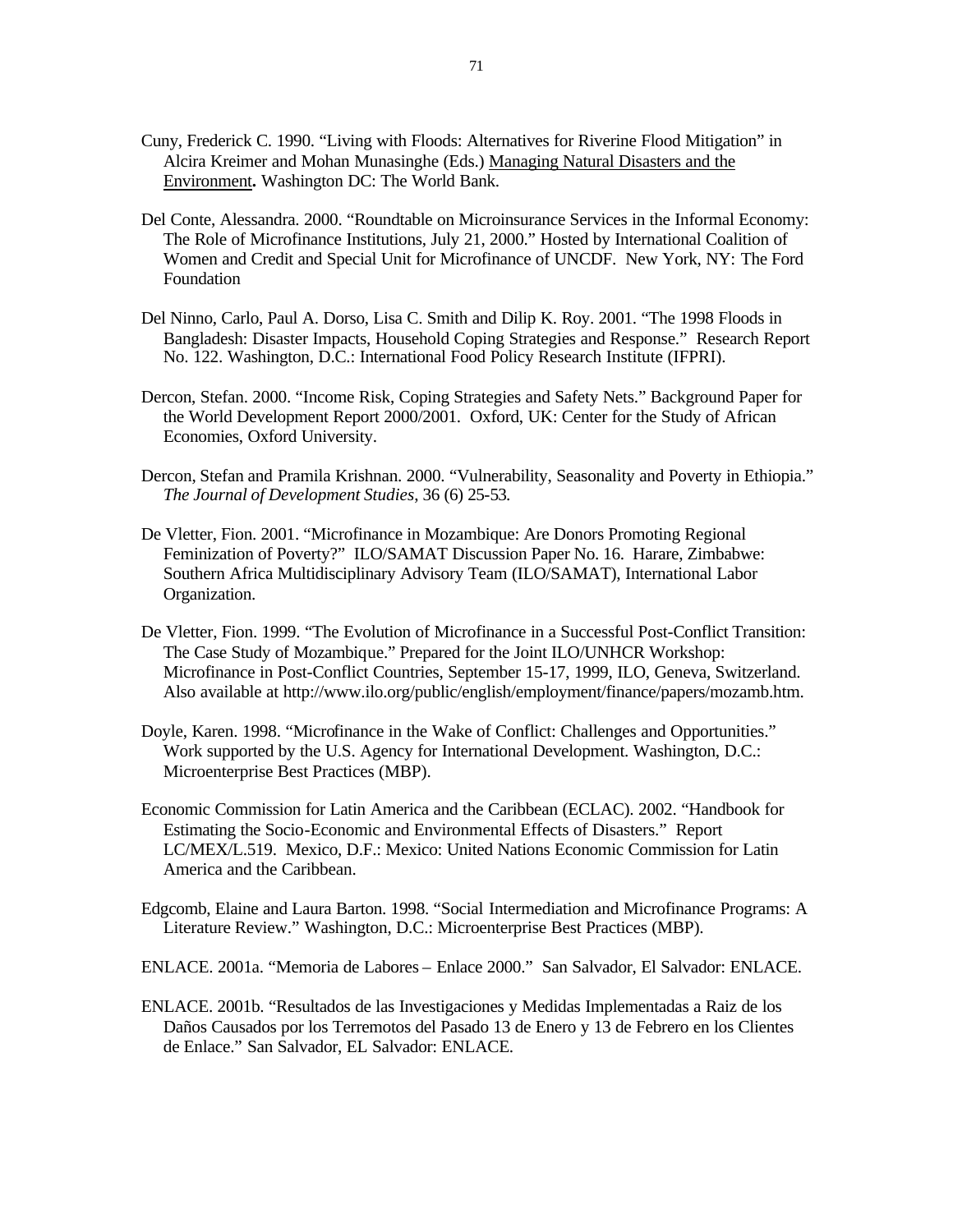Cuny, Frederick C. 1990. "Living with Floods: Alternatives for Riverine Flood Mitigation" in Alcira Kreimer and Mohan Munasinghe (Eds.) Managing Natural Disasters and the Environment**.** Washington DC: The World Bank.

Del Conte, Alessandra. 2000. "Roundtable on Microinsurance Services in the Informal Economy: The Role of Microfinance Institutions, July 21, 2000." Hosted by International Coalition of Women and Credit and Special Unit for Microfinance of UNCDF. New York, NY: The Ford Foundation

Del Ninno, Carlo, Paul A. Dorso, Lisa C. Smith and Dilip K. Roy. 2001. "The 1998 Floods in Bangladesh: Disaster Impacts, Household Coping Strategies and Response." Research Report No. 122. Washington, D.C.: International Food Policy Research Institute (IFPRI).

Dercon, Stefan. 2000. "Income Risk, Coping Strategies and Safety Nets." Background Paper for the World Development Report 2000/2001. Oxford, UK: Center for the Study of African Economies, Oxford University.

Dercon, Stefan and Pramila Krishnan. 2000. "Vulnerability, Seasonality and Poverty in Ethiopia." *The Journal of Development Studies*, 36 (6) 25-53.

De Vletter, Fion. 2001. "Microfinance in Mozambique: Are Donors Promoting Regional Feminization of Poverty?" ILO/SAMAT Discussion Paper No. 16. Harare, Zimbabwe: Southern Africa Multidisciplinary Advisory Team (ILO/SAMAT), International Labor Organization.

De Vletter, Fion. 1999. "The Evolution of Microfinance in a Successful Post-Conflict Transition: The Case Study of Mozambique." Prepared for the Joint ILO/UNHCR Workshop: Microfinance in Post-Conflict Countries, September 15-17, 1999, ILO, Geneva, Switzerland. Also available at http://www.ilo.org/public/english/employment/finance/papers/mozamb.htm.

Doyle, Karen. 1998. "Microfinance in the Wake of Conflict: Challenges and Opportunities." Work supported by the U.S. Agency for International Development. Washington, D.C.: Microenterprise Best Practices (MBP).

Economic Commission for Latin America and the Caribbean (ECLAC). 2002. "Handbook for Estimating the Socio-Economic and Environmental Effects of Disasters." Report LC/MEX/L.519. Mexico, D.F.: Mexico: United Nations Economic Commission for Latin America and the Caribbean.

Edgcomb, Elaine and Laura Barton. 1998. "Social Intermediation and Microfinance Programs: A Literature Review." Washington, D.C.: Microenterprise Best Practices (MBP).

ENLACE. 2001a. "Memoria de Labores – Enlace 2000." San Salvador, El Salvador: ENLACE.

ENLACE. 2001b. "Resultados de las Investigaciones y Medidas Implementadas a Raiz de los Daños Causados por los Terremotos del Pasado 13 de Enero y 13 de Febrero en los Clientes de Enlace." San Salvador, EL Salvador: ENLACE.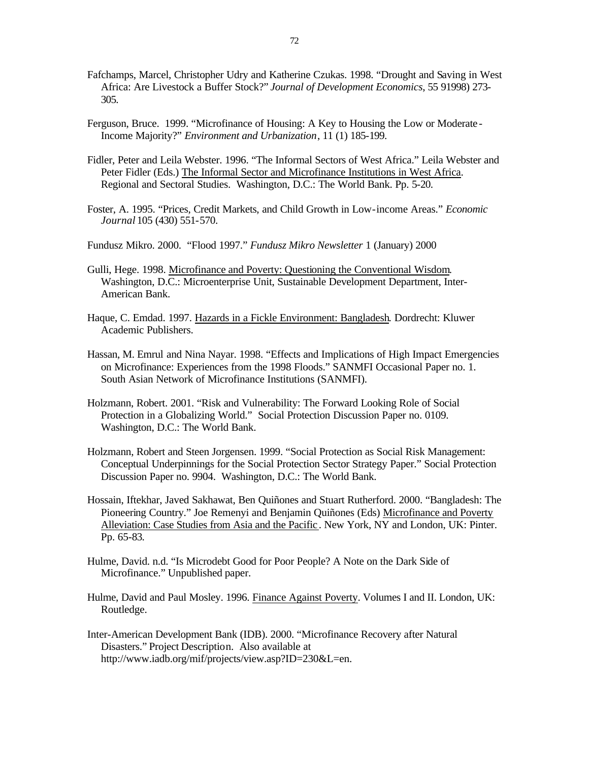Fafchamps, Marcel, Christopher Udry and Katherine Czukas. 1998. "Drought and Saving in West Africa: Are Livestock a Buffer Stock?" *Journal of Development Economics*, 55 91998) 273-305.

Ferguson, Bruce. 1999. "Microfinance of Housing: A Key to Housing the Low or Moderate-Income Majority?" *Environment and Urbanization*, 11 (1) 185-199.

Fidler, Peter and Leila Webster. 1996. "The Informal Sectors of West Africa." Leila Webster and Peter Fidler (Eds.) The Informal Sector and Microfinance Institutions in West Africa. Regional and Sectoral Studies. Washington, D.C.: The World Bank. Pp. 5-20.

Foster, A. 1995. "Prices, Credit Markets, and Child Growth in Low-income Areas." *Economic Journal* 105 (430) 551-570.

Fundusz Mikro. 2000. "Flood 1997." *Fundusz Mikro Newsletter* 1 (January) 2000

Gulli, Hege. 1998. Microfinance and Poverty: Questioning the Conventional Wisdom. Washington, D.C.: Microenterprise Unit, Sustainable Development Department, Inter-American Bank.

Haque, C. Emdad. 1997. Hazards in a Fickle Environment: Bangladesh. Dordrecht: Kluwer Academic Publishers.

Hassan, M. Emrul and Nina Nayar. 1998. "Effects and Implications of High Impact Emergencies on Microfinance: Experiences from the 1998 Floods." SANMFI Occasional Paper no. 1. South Asian Network of Microfinance Institutions (SANMFI).

Holzmann, Robert. 2001. "Risk and Vulnerability: The Forward Looking Role of Social Protection in a Globalizing World." Social Protection Discussion Paper no. 0109. Washington, D.C.: The World Bank.

Holzmann, Robert and Steen Jorgensen. 1999. "Social Protection as Social Risk Management: Conceptual Underpinnings for the Social Protection Sector Strategy Paper." Social Protection Discussion Paper no. 9904. Washington, D.C.: The World Bank.

Hossain, Iftekhar, Javed Sakhawat, Ben Quiñones and Stuart Rutherford. 2000. "Bangladesh: The Pioneering Country." Joe Remenyi and Benjamin Quiñones (Eds) Microfinance and Poverty Alleviation: Case Studies from Asia and the Pacific. New York, NY and London, UK: Pinter. Pp. 65-83.

Hulme, David. n.d. "Is Microdebt Good for Poor People? A Note on the Dark Side of Microfinance." Unpublished paper.

Hulme, David and Paul Mosley. 1996. Finance Against Poverty. Volumes I and II. London, UK: Routledge.

Inter-American Development Bank (IDB). 2000. "Microfinance Recovery after Natural Disasters." Project Description. Also available at http://www.iadb.org/mif/projects/view.asp?ID=230&L=en.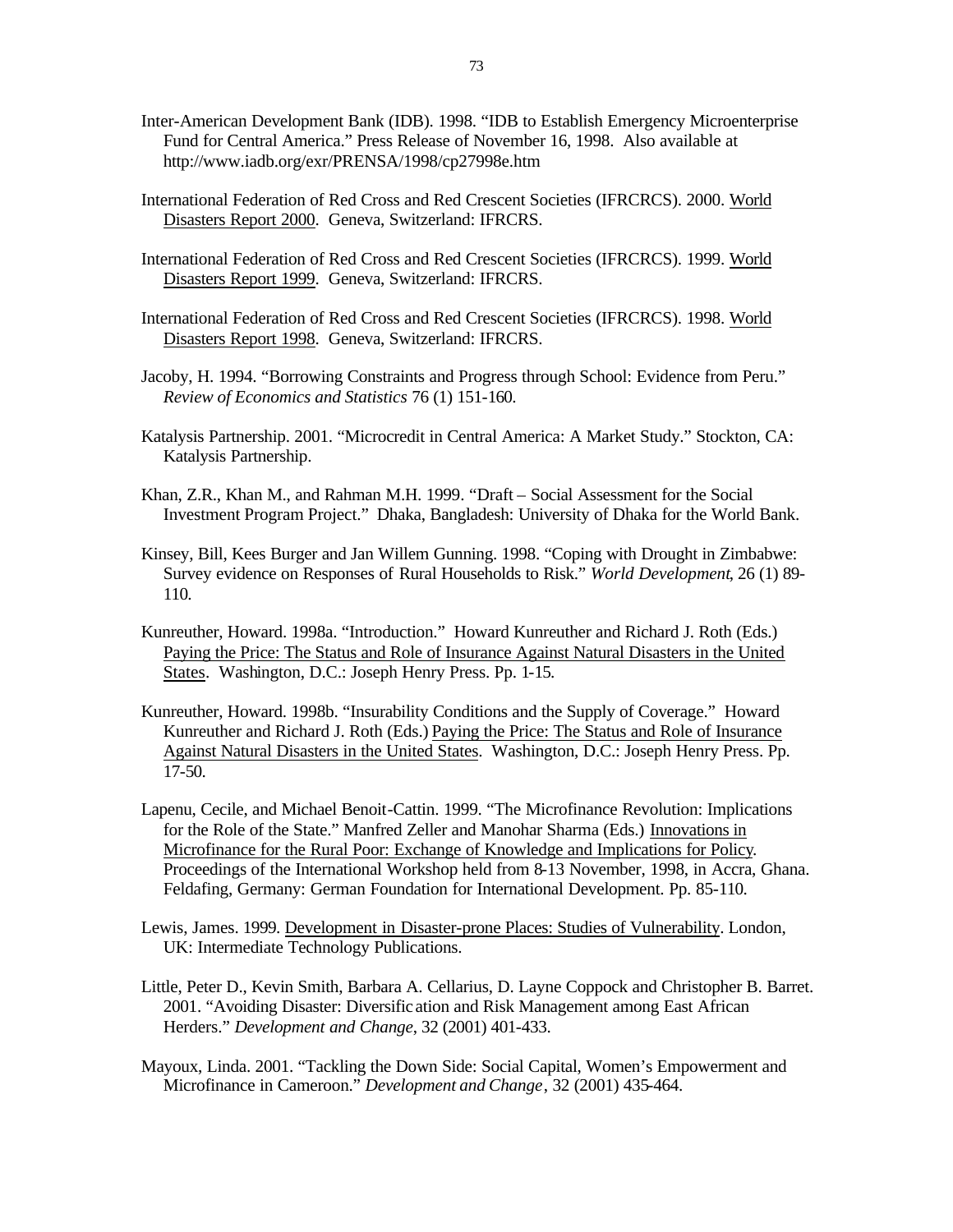Inter-American Development Bank (IDB). 1998. "IDB to Establish Emergency Microenterprise Fund for Central America." Press Release of November 16, 1998. Also available at http://www.iadb.org/exr/PRENSA/1998/cp27998e.htm

International Federation of Red Cross and Red Crescent Societies (IFRCRCS). 2000. World Disasters Report 2000. Geneva, Switzerland: IFRCRS.

International Federation of Red Cross and Red Crescent Societies (IFRCRCS). 1999. World Disasters Report 1999. Geneva, Switzerland: IFRCRS.

International Federation of Red Cross and Red Crescent Societies (IFRCRCS). 1998. World Disasters Report 1998. Geneva, Switzerland: IFRCRS.

Jacoby, H. 1994. "Borrowing Constraints and Progress through School: Evidence from Peru." *Review of Economics and Statistics* 76 (1) 151-160.

Katalysis Partnership. 2001. "Microcredit in Central America: A Market Study." Stockton, CA: Katalysis Partnership.

Khan, Z.R., Khan M., and Rahman M.H. 1999. "Draft – Social Assessment for the Social Investment Program Project." Dhaka, Bangladesh: University of Dhaka for the World Bank.

Kinsey, Bill, Kees Burger and Jan Willem Gunning. 1998. "Coping with Drought in Zimbabwe: Survey evidence on Responses of Rural Households to Risk." *World Development*, 26 (1) 89-110.

Kunreuther, Howard. 1998a. "Introduction." Howard Kunreuther and Richard J. Roth (Eds.) Paying the Price: The Status and Role of Insurance Against Natural Disasters in the United States. Washington, D.C.: Joseph Henry Press. Pp. 1-15.

Kunreuther, Howard. 1998b. "Insurability Conditions and the Supply of Coverage." Howard Kunreuther and Richard J. Roth (Eds.) Paying the Price: The Status and Role of Insurance Against Natural Disasters in the United States. Washington, D.C.: Joseph Henry Press. Pp. 17-50.

Lapenu, Cecile, and Michael Benoit-Cattin. 1999. "The Microfinance Revolution: Implications for the Role of the State." Manfred Zeller and Manohar Sharma (Eds.) Innovations in Microfinance for the Rural Poor: Exchange of Knowledge and Implications for Policy. Proceedings of the International Workshop held from 8-13 November, 1998, in Accra, Ghana. Feldafing, Germany: German Foundation for International Development. Pp. 85-110.

Lewis, James. 1999. Development in Disaster-prone Places: Studies of Vulnerability. London, UK: Intermediate Technology Publications.

Little, Peter D., Kevin Smith, Barbara A. Cellarius, D. Layne Coppock and Christopher B. Barret. 2001. "Avoiding Disaster: Diversification and Risk Management among East African Herders." *Development and Change*, 32 (2001) 401-433.

Mayoux, Linda. 2001. "Tackling the Down Side: Social Capital, Women's Empowerment and Microfinance in Cameroon." *Development and Change*, 32 (2001) 435-464.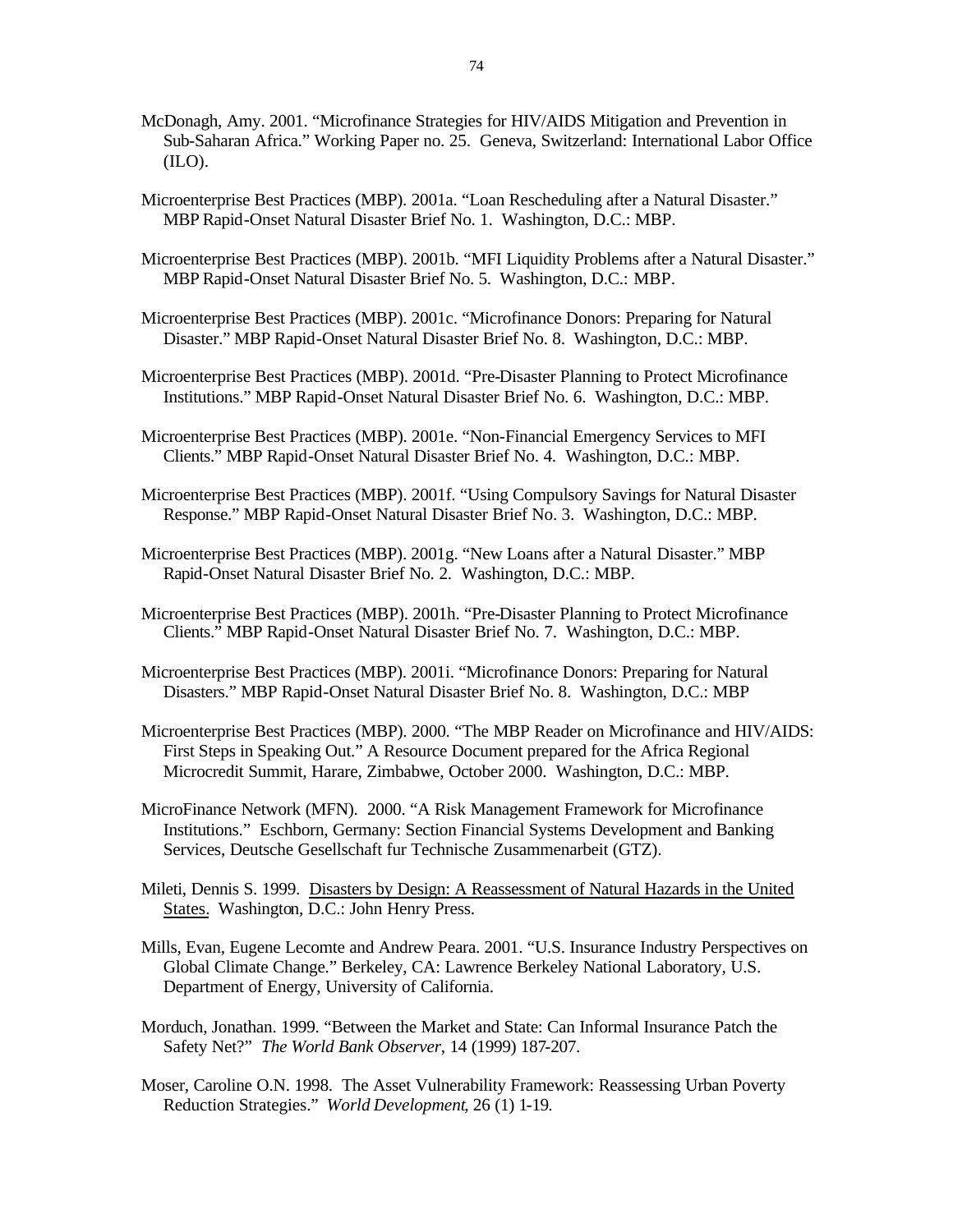McDonagh, Amy. 2001. "Microfinance Strategies for HIV/AIDS Mitigation and Prevention in Sub-Saharan Africa." Working Paper no. 25. Geneva, Switzerland: International Labor Office (ILO).

Microenterprise Best Practices (MBP). 2001a. "Loan Rescheduling after a Natural Disaster." MBP Rapid-Onset Natural Disaster Brief No. 1. Washington, D.C.: MBP.

Microenterprise Best Practices (MBP). 2001b. "MFI Liquidity Problems after a Natural Disaster." MBP Rapid-Onset Natural Disaster Brief No. 5. Washington, D.C.: MBP.

Microenterprise Best Practices (MBP). 2001c. "Microfinance Donors: Preparing for Natural Disaster." MBP Rapid-Onset Natural Disaster Brief No. 8. Washington, D.C.: MBP.

Microenterprise Best Practices (MBP). 2001d. "Pre-Disaster Planning to Protect Microfinance Institutions." MBP Rapid-Onset Natural Disaster Brief No. 6. Washington, D.C.: MBP.

Microenterprise Best Practices (MBP). 2001e. "Non-Financial Emergency Services to MFI Clients." MBP Rapid-Onset Natural Disaster Brief No. 4. Washington, D.C.: MBP.

Microenterprise Best Practices (MBP). 2001f. "Using Compulsory Savings for Natural Disaster Response." MBP Rapid-Onset Natural Disaster Brief No. 3. Washington, D.C.: MBP.

Microenterprise Best Practices (MBP). 2001g. "New Loans after a Natural Disaster." MBP Rapid-Onset Natural Disaster Brief No. 2. Washington, D.C.: MBP.

Microenterprise Best Practices (MBP). 2001h. "Pre-Disaster Planning to Protect Microfinance Clients." MBP Rapid-Onset Natural Disaster Brief No. 7. Washington, D.C.: MBP.

Microenterprise Best Practices (MBP). 2001i. "Microfinance Donors: Preparing for Natural Disasters." MBP Rapid-Onset Natural Disaster Brief No. 8. Washington, D.C.: MBP

Microenterprise Best Practices (MBP). 2000. "The MBP Reader on Microfinance and HIV/AIDS: First Steps in Speaking Out." A Resource Document prepared for the Africa Regional Microcredit Summit, Harare, Zimbabwe, October 2000. Washington, D.C.: MBP.

MicroFinance Network (MFN). 2000. "A Risk Management Framework for Microfinance Institutions." Eschborn, Germany: Section Financial Systems Development and Banking Services, Deutsche Gesellschaft fur Technische Zusammenarbeit (GTZ).

Mileti, Dennis S. 1999. <u>Disasters by Design: A Reassessment of Natural Hazards in the United States.</u> Washington, D.C.: John Henry Press.

Mills, Evan, Eugene Lecomte and Andrew Peara. 2001. "U.S. Insurance Industry Perspectives on Global Climate Change." Berkeley, CA: Lawrence Berkeley National Laboratory, U.S. Department of Energy, University of California.

Morduch, Jonathan. 1999. "Between the Market and State: Can Informal Insurance Patch the Safety Net?" *The World Bank Observer*, 14 (1999) 187-207.

Moser, Caroline O.N. 1998. The Asset Vulnerability Framework: Reassessing Urban Poverty Reduction Strategies." *World Development*, 26 (1) 1-19.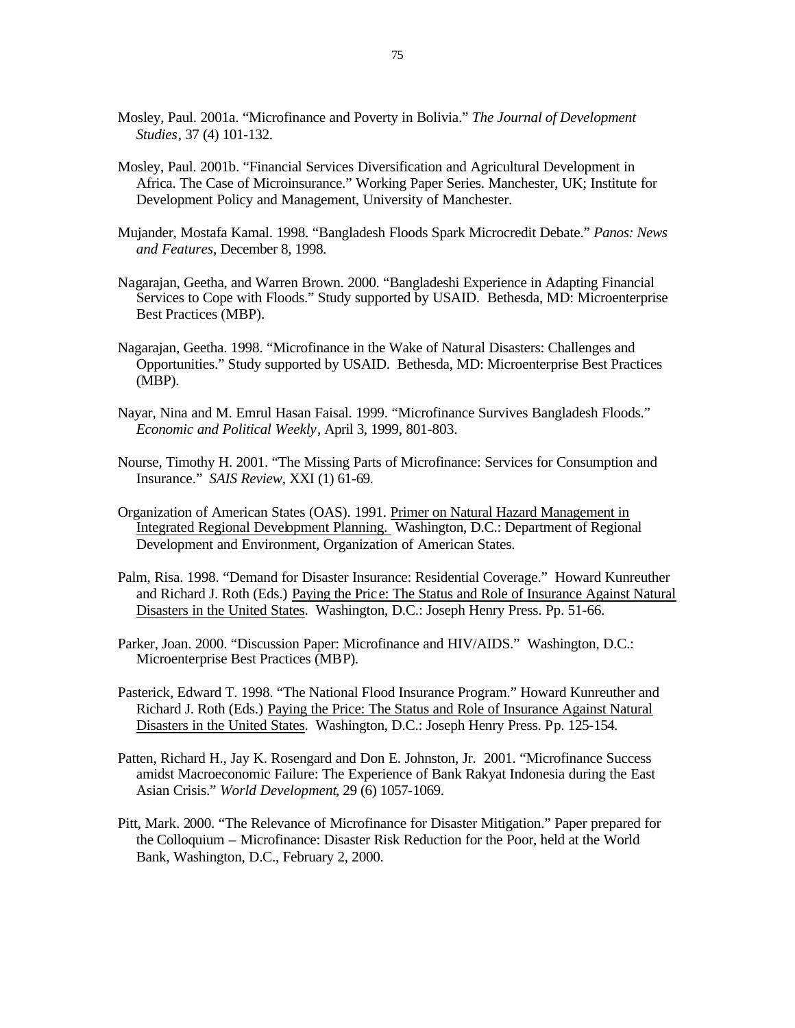Mosley, Paul. 2001a. "Microfinance and Poverty in Bolivia." *The Journal of Development Studies*, 37 (4) 101-132.

Mosley, Paul. 2001b. "Financial Services Diversification and Agricultural Development in Africa. The Case of Microinsurance." Working Paper Series. Manchester, UK; Institute for Development Policy and Management, University of Manchester.

Mujander, Mostafa Kamal. 1998. "Bangladesh Floods Spark Microcredit Debate." *Panos: News and Features*, December 8, 1998.

Nagarajan, Geetha, and Warren Brown. 2000. "Bangladeshi Experience in Adapting Financial Services to Cope with Floods." Study supported by USAID. Bethesda, MD: Microenterprise Best Practices (MBP).

Nagarajan, Geetha. 1998. "Microfinance in the Wake of Natural Disasters: Challenges and Opportunities." Study supported by USAID. Bethesda, MD: Microenterprise Best Practices (MBP).

Nayar, Nina and M. Emrul Hasan Faisal. 1999. "Microfinance Survives Bangladesh Floods." *Economic and Political Weekly*, April 3, 1999, 801-803.

Nourse, Timothy H. 2001. "The Missing Parts of Microfinance: Services for Consumption and Insurance." *SAIS Review*, XXI (1) 61-69.

Organization of American States (OAS). 1991. Primer on Natural Hazard Management in Integrated Regional Development Planning. Washington, D.C.: Department of Regional Development and Environment, Organization of American States.

Palm, Risa. 1998. "Demand for Disaster Insurance: Residential Coverage." Howard Kunreuther and Richard J. Roth (Eds.) Paying the Price: The Status and Role of Insurance Against Natural Disasters in the United States. Washington, D.C.: Joseph Henry Press. Pp. 51-66.

Parker, Joan. 2000. "Discussion Paper: Microfinance and HIV/AIDS." Washington, D.C.: Microenterprise Best Practices (MBP).

Pasterick, Edward T. 1998. "The National Flood Insurance Program." Howard Kunreuther and Richard J. Roth (Eds.) Paying the Price: The Status and Role of Insurance Against Natural Disasters in the United States. Washington, D.C.: Joseph Henry Press. Pp. 125-154.

Patten, Richard H., Jay K. Rosengard and Don E. Johnston, Jr. 2001. "Microfinance Success amidst Macroeconomic Failure: The Experience of Bank Rakyat Indonesia during the East Asian Crisis." *World Development*, 29 (6) 1057-1069.

Pitt, Mark. 2000. "The Relevance of Microfinance for Disaster Mitigation." Paper prepared for the Colloquium – Microfinance: Disaster Risk Reduction for the Poor, held at the World Bank, Washington, D.C., February 2, 2000.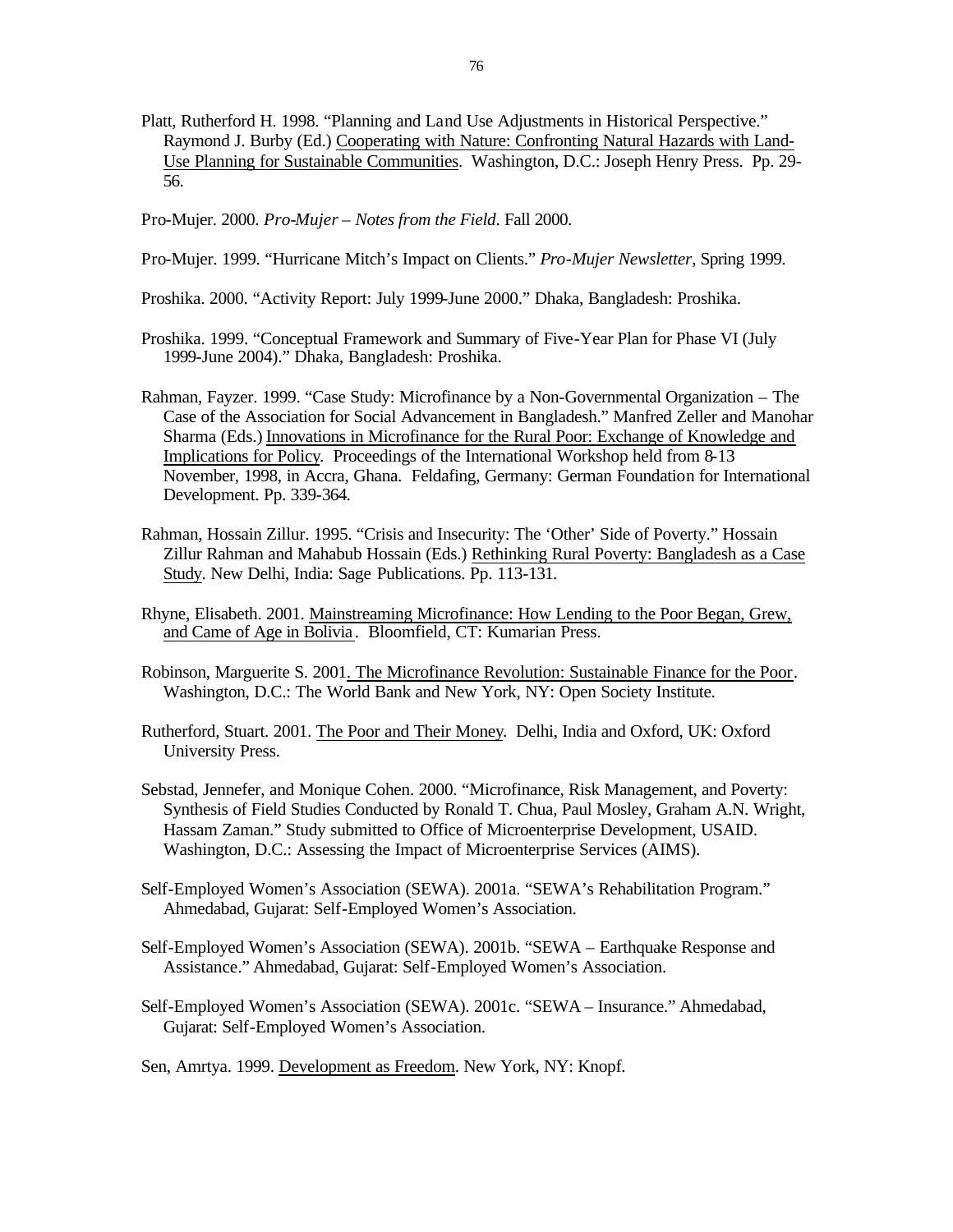Platt, Rutherford H. 1998. "Planning and Land Use Adjustments in Historical Perspective." Raymond J. Burby (Ed.) Cooperating with Nature: Confronting Natural Hazards with Land-Use Planning for Sustainable Communities. Washington, D.C.: Joseph Henry Press. Pp. 29-56.

Pro-Mujer. 2000. *Pro-Mujer – Notes from the Field*. Fall 2000.

Pro-Mujer. 1999. "Hurricane Mitch's Impact on Clients." *Pro-Mujer Newsletter*, Spring 1999.

Proshika. 2000. "Activity Report: July 1999-June 2000." Dhaka, Bangladesh: Proshika.

Proshika. 1999. "Conceptual Framework and Summary of Five-Year Plan for Phase VI (July 1999-June 2004)." Dhaka, Bangladesh: Proshika.

Rahman, Fayzer. 1999. "Case Study: Microfinance by a Non-Governmental Organization – The Case of the Association for Social Advancement in Bangladesh." Manfred Zeller and Manohar Sharma (Eds.) Innovations in Microfinance for the Rural Poor: Exchange of Knowledge and Implications for Policy. Proceedings of the International Workshop held from 8-13 November, 1998, in Accra, Ghana. Feldafing, Germany: German Foundation for International Development. Pp. 339-364.

Rahman, Hossain Zillur. 1995. "Crisis and Insecurity: The 'Other' Side of Poverty." Hossain Zillur Rahman and Mahabub Hossain (Eds.) Rethinking Rural Poverty: Bangladesh as a Case Study. New Delhi, India: Sage Publications. Pp. 113-131.

Rhyne, Elisabeth. 2001. Mainstreaming Microfinance: How Lending to the Poor Began, Grew, and Came of Age in Bolivia. Bloomfield, CT: Kumarian Press.

Robinson, Marguerite S. 2001. The Microfinance Revolution: Sustainable Finance for the Poor. Washington, D.C.: The World Bank and New York, NY: Open Society Institute.

Rutherford, Stuart. 2001. The Poor and Their Money. Delhi, India and Oxford, UK: Oxford University Press.

Sebstad, Jennefer, and Monique Cohen. 2000. "Microfinance, Risk Management, and Poverty: Synthesis of Field Studies Conducted by Ronald T. Chua, Paul Mosley, Graham A.N. Wright, Hassam Zaman." Study submitted to Office of Microenterprise Development, USAID. Washington, D.C.: Assessing the Impact of Microenterprise Services (AIMS).

Self-Employed Women's Association (SEWA). 2001a. "SEWA's Rehabilitation Program." Ahmedabad, Gujarat: Self-Employed Women's Association.

Self-Employed Women's Association (SEWA). 2001b. "SEWA – Earthquake Response and Assistance." Ahmedabad, Gujarat: Self-Employed Women's Association.

Self-Employed Women's Association (SEWA). 2001c. "SEWA – Insurance." Ahmedabad, Gujarat: Self-Employed Women's Association.

Sen, Amrtya. 1999. Development as Freedom. New York, NY: Knopf.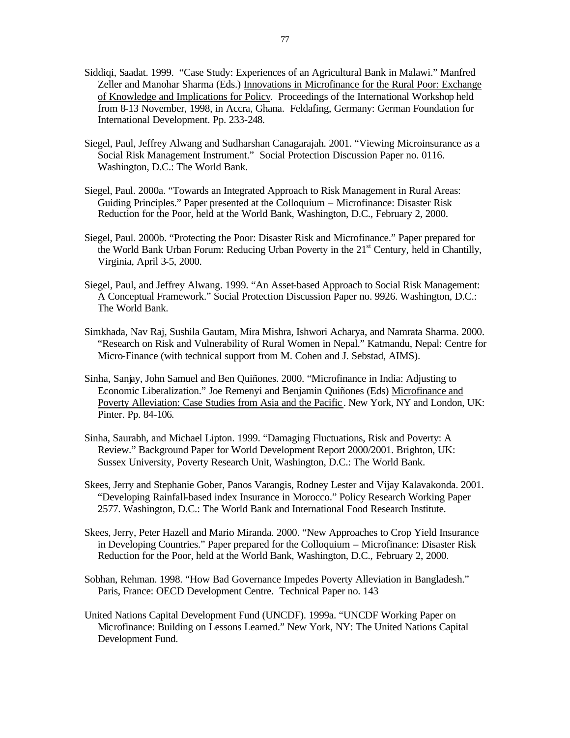Siddiqi, Saadat. 1999. "Case Study: Experiences of an Agricultural Bank in Malawi." Manfred Zeller and Manohar Sharma (Eds.) Innovations in Microfinance for the Rural Poor: Exchange of Knowledge and Implications for Policy. Proceedings of the International Workshop held from 8-13 November, 1998, in Accra, Ghana. Feldafing, Germany: German Foundation for International Development. Pp. 233-248.

Siegel, Paul, Jeffrey Alwang and Sudharshan Canagarajah. 2001. "Viewing Microinsurance as a Social Risk Management Instrument." Social Protection Discussion Paper no. 0116. Washington, D.C.: The World Bank.

Siegel, Paul. 2000a. "Towards an Integrated Approach to Risk Management in Rural Areas: Guiding Principles." Paper presented at the Colloquium – Microfinance: Disaster Risk Reduction for the Poor, held at the World Bank, Washington, D.C., February 2, 2000.

Siegel, Paul. 2000b. "Protecting the Poor: Disaster Risk and Microfinance." Paper prepared for the World Bank Urban Forum: Reducing Urban Poverty in the 21st Century, held in Chantilly, Virginia, April 3-5, 2000.

Siegel, Paul, and Jeffrey Alwang. 1999. "An Asset-based Approach to Social Risk Management: A Conceptual Framework." Social Protection Discussion Paper no. 9926. Washington, D.C.: The World Bank.

Simkhada, Nav Raj, Sushila Gautam, Mira Mishra, Ishwori Acharya, and Namrata Sharma. 2000. "Research on Risk and Vulnerability of Rural Women in Nepal." Katmandu, Nepal: Centre for Micro-Finance (with technical support from M. Cohen and J. Sebstad, AIMS).

Sinha, Sanjay, John Samuel and Ben Quiñones. 2000. "Microfinance in India: Adjusting to Economic Liberalization." Joe Remenyi and Benjamin Quiñones (Eds) Microfinance and Poverty Alleviation: Case Studies from Asia and the Pacific. New York, NY and London, UK: Pinter. Pp. 84-106.

Sinha, Saurabh, and Michael Lipton. 1999. "Damaging Fluctuations, Risk and Poverty: A Review." Background Paper for World Development Report 2000/2001. Brighton, UK: Sussex University, Poverty Research Unit, Washington, D.C.: The World Bank.

Skees, Jerry and Stephanie Gober, Panos Varangis, Rodney Lester and Vijay Kalavakonda. 2001. "Developing Rainfall-based index Insurance in Morocco." Policy Research Working Paper 2577. Washington, D.C.: The World Bank and International Food Research Institute.

Skees, Jerry, Peter Hazell and Mario Miranda. 2000. "New Approaches to Crop Yield Insurance in Developing Countries." Paper prepared for the Colloquium – Microfinance: Disaster Risk Reduction for the Poor, held at the World Bank, Washington, D.C., February 2, 2000.

Sobhan, Rehman. 1998. "How Bad Governance Impedes Poverty Alleviation in Bangladesh." Paris, France: OECD Development Centre. Technical Paper no. 143

United Nations Capital Development Fund (UNCDF). 1999a. "UNCDF Working Paper on Microfinance: Building on Lessons Learned." New York, NY: The United Nations Capital Development Fund.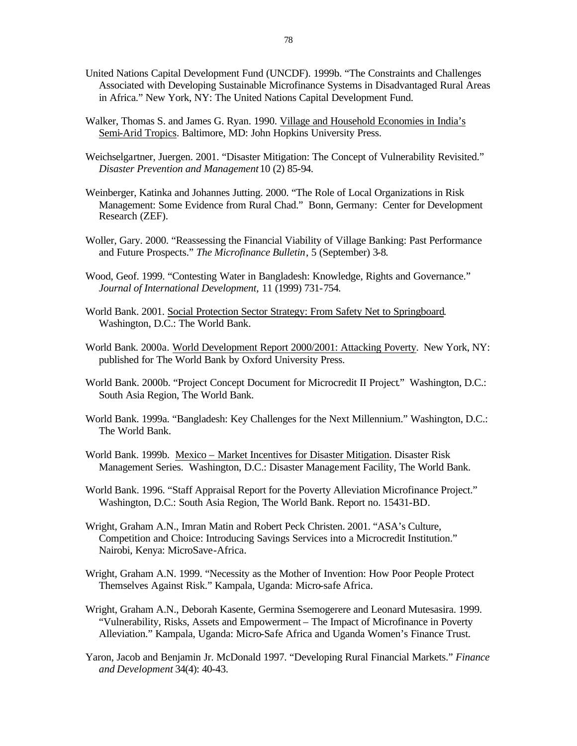United Nations Capital Development Fund (UNCDF). 1999b. "The Constraints and Challenges Associated with Developing Sustainable Microfinance Systems in Disadvantaged Rural Areas in Africa." New York, NY: The United Nations Capital Development Fund.

Walker, Thomas S. and James G. Ryan. 1990. Village and Household Economies in India's Semi-Arid Tropics. Baltimore, MD: John Hopkins University Press.

Weichselgartner, Juergen. 2001. "Disaster Mitigation: The Concept of Vulnerability Revisited." *Disaster Prevention and Management* 10 (2) 85-94.

Weinberger, Katinka and Johannes Jutting. 2000. "The Role of Local Organizations in Risk Management: Some Evidence from Rural Chad." Bonn, Germany: Center for Development Research (ZEF).

Woller, Gary. 2000. "Reassessing the Financial Viability of Village Banking: Past Performance and Future Prospects." *The Microfinance Bulletin*, 5 (September) 3-8.

Wood, Geof. 1999. "Contesting Water in Bangladesh: Knowledge, Rights and Governance." *Journal of International Development,* 11 (1999) 731-754.

World Bank. 2001. Social Protection Sector Strategy: From Safety Net to Springboard. Washington, D.C.: The World Bank.

World Bank. 2000a. World Development Report 2000/2001: Attacking Poverty. New York, NY: published for The World Bank by Oxford University Press.

World Bank. 2000b. "Project Concept Document for Microcredit II Project." Washington, D.C.: South Asia Region, The World Bank.

World Bank. 1999a. "Bangladesh: Key Challenges for the Next Millennium." Washington, D.C.: The World Bank.

World Bank. 1999b. Mexico – Market Incentives for Disaster Mitigation. Disaster Risk Management Series. Washington, D.C.: Disaster Management Facility, The World Bank.

World Bank. 1996. "Staff Appraisal Report for the Poverty Alleviation Microfinance Project." Washington, D.C.: South Asia Region, The World Bank. Report no. 15431-BD.

Wright, Graham A.N., Imran Matin and Robert Peck Christen. 2001. "ASA's Culture, Competition and Choice: Introducing Savings Services into a Microcredit Institution." Nairobi, Kenya: MicroSave-Africa.

Wright, Graham A.N. 1999. "Necessity as the Mother of Invention: How Poor People Protect Themselves Against Risk." Kampala, Uganda: Micro-safe Africa.

Wright, Graham A.N., Deborah Kasente, Germina Ssemogerere and Leonard Mutesasira. 1999. "Vulnerability, Risks, Assets and Empowerment – The Impact of Microfinance in Poverty Alleviation." Kampala, Uganda: Micro-Safe Africa and Uganda Women's Finance Trust.

Yaron, Jacob and Benjamin Jr. McDonald 1997. "Developing Rural Financial Markets." *Finance and Development* 34(4): 40-43.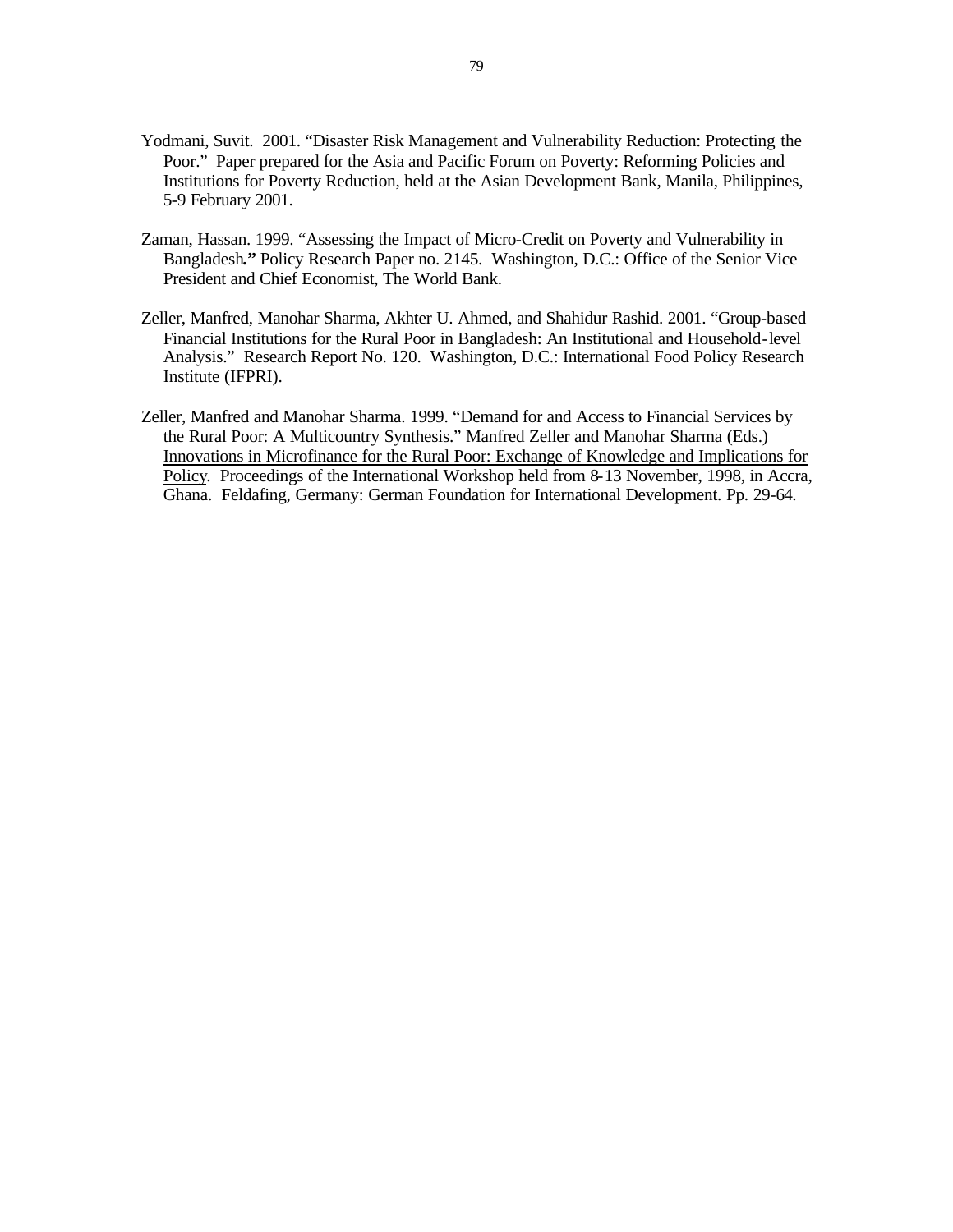Yodmani, Suvit. 2001. "Disaster Risk Management and Vulnerability Reduction: Protecting the Poor." Paper prepared for the Asia and Pacific Forum on Poverty: Reforming Policies and Institutions for Poverty Reduction, held at the Asian Development Bank, Manila, Philippines, 5-9 February 2001.

Zaman, Hassan. 1999. "Assessing the Impact of Micro-Credit on Poverty and Vulnerability in Bangladesh**."** Policy Research Paper no. 2145. Washington, D.C.: Office of the Senior Vice President and Chief Economist, The World Bank.

Zeller, Manfred, Manohar Sharma, Akhter U. Ahmed, and Shahidur Rashid. 2001. "Group-based Financial Institutions for the Rural Poor in Bangladesh: An Institutional and Household-level Analysis." Research Report No. 120. Washington, D.C.: International Food Policy Research Institute (IFPRI).

Zeller, Manfred and Manohar Sharma. 1999. "Demand for and Access to Financial Services by the Rural Poor: A Multicountry Synthesis." Manfred Zeller and Manohar Sharma (Eds.) Innovations in Microfinance for the Rural Poor: Exchange of Knowledge and Implications for Policy. Proceedings of the International Workshop held from 8-13 November, 1998, in Accra, Ghana. Feldafing, Germany: German Foundation for International Development. Pp. 29-64.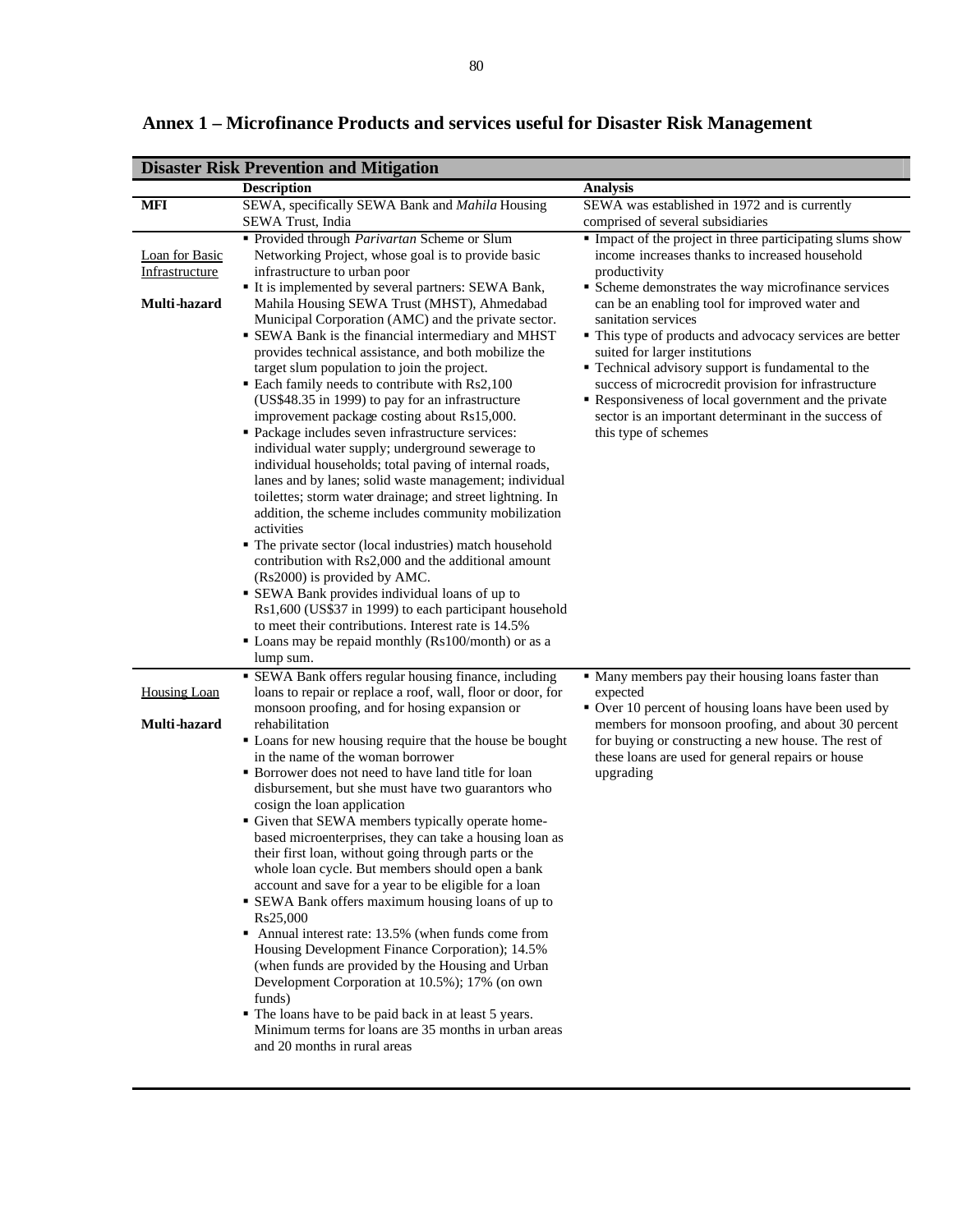## Annex 1 – Microfinance Products and services useful for Disaster Risk Management

| Disaster Risk Prevention and Mitigation | | |
|---|---|---|
| | **Description** | **Analysis** |
| **MFI** | SEWA, specifically SEWA Bank and *Mahila* Housing SEWA Trust, India | SEWA was established in 1972 and is currently comprised of several subsidiaries |
| Loan for Basic Infrastructure<br><br>**Multi-hazard** | ▪ Provided through *Parivartan* Scheme or Slum Networking Project, whose goal is to provide basic infrastructure to urban poor<br>▪ It is implemented by several partners: SEWA Bank, Mahila Housing SEWA Trust (MHST), Ahmedabad Municipal Corporation (AMC) and the private sector.<br>▪ SEWA Bank is the financial intermediary and MHST provides technical assistance, and both mobilize the target slum population to join the project.<br>▪ Each family needs to contribute with Rs2,100 (US$48.35 in 1999) to pay for an infrastructure improvement package costing about Rs15,000.<br>▪ Package includes seven infrastructure services: individual water supply; underground sewerage to individual households; total paving of internal roads, lanes and by lanes; solid waste management; individual toilettes; storm water drainage; and street lightning. In addition, the scheme includes community mobilization activities<br>▪ The private sector (local industries) match household contribution with Rs2,000 and the additional amount (Rs2000) is provided by AMC.<br>▪ SEWA Bank provides individual loans of up to Rs1,600 (US$37 in 1999) to each participant household to meet their contributions. Interest rate is 14.5%<br>▪ Loans may be repaid monthly (Rs100/month) or as a lump sum. | ▪ Impact of the project in three participating slums show income increases thanks to increased household productivity<br>▪ Scheme demonstrates the way microfinance services can be an enabling tool for improved water and sanitation services<br>▪ This type of products and advocacy services are better suited for larger institutions<br>▪ Technical advisory support is fundamental to the success of microcredit provision for infrastructure<br>▪ Responsiveness of local government and the private sector is an important determinant in the success of this type of schemes |
| Housing Loan<br><br>**Multi-hazard** | ▪ SEWA Bank offers regular housing finance, including loans to repair or replace a roof, wall, floor or door, for monsoon proofing, and for hosing expansion or rehabilitation<br>▪ Loans for new housing require that the house be bought in the name of the woman borrower<br>▪ Borrower does not need to have land title for loan disbursement, but she must have two guarantors who cosign the loan application<br>▪ Given that SEWA members typically operate home-based microenterprises, they can take a housing loan as their first loan, without going through parts or the whole loan cycle. But members should open a bank account and save for a year to be eligible for a loan<br>▪ SEWA Bank offers maximum housing loans of up to Rs25,000<br>▪ Annual interest rate: 13.5% (when funds come from Housing Development Finance Corporation); 14.5% (when funds are provided by the Housing and Urban Development Corporation at 10.5%); 17% (on own funds)<br>▪ The loans have to be paid back in at least 5 years. Minimum terms for loans are 35 months in urban areas and 20 months in rural areas | ▪ Many members pay their housing loans faster than expected<br>▪ Over 10 percent of housing loans have been used by members for monsoon proofing, and about 30 percent for buying or constructing a new house. The rest of these loans are used for general repairs or house upgrading |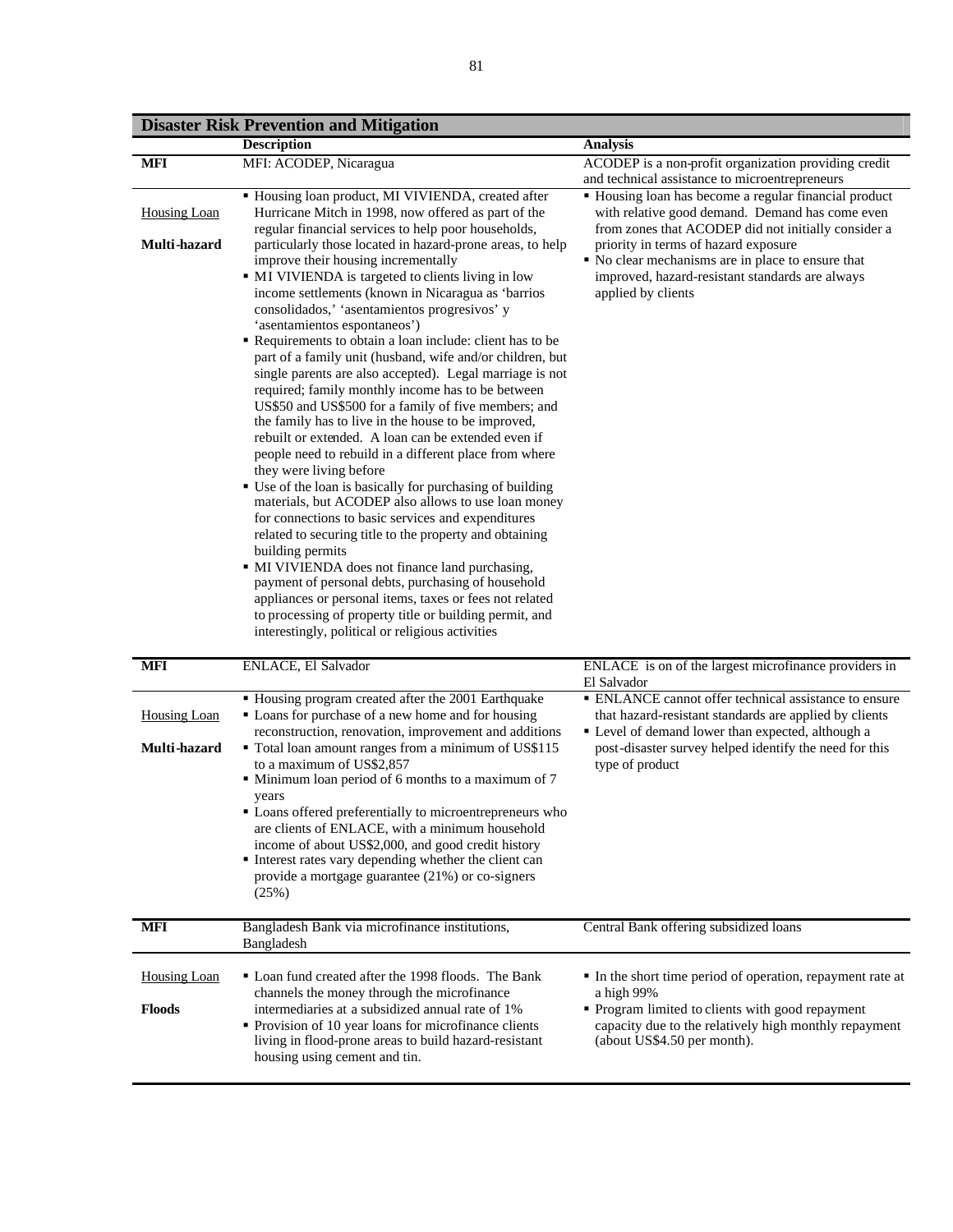| **Disaster Risk Prevention and Mitigation** | | |
|---|---|---|
| | **Description** | **Analysis** |
| **MFI** | MFI: ACODEP, Nicaragua | ACODEP is a non-profit organization providing credit and technical assistance to microentrepreneurs |
| Housing Loan<br><br>**Multi-hazard** | ▪ Housing loan product, MI VIVIENDA, created after Hurricane Mitch in 1998, now offered as part of the regular financial services to help poor households, particularly those located in hazard-prone areas, to help improve their housing incrementally<br>▪ MI VIVIENDA is targeted to clients living in low income settlements (known in Nicaragua as 'barrios consolidados,' 'asentamientos progresivos' y 'asentamientos espontaneos')<br>▪ Requirements to obtain a loan include: client has to be part of a family unit (husband, wife and/or children, but single parents are also accepted). Legal marriage is not required; family monthly income has to be between US$50 and US$500 for a family of five members; and the family has to live in the house to be improved, rebuilt or extended. A loan can be extended even if people need to rebuild in a different place from where they were living before<br>▪ Use of the loan is basically for purchasing of building materials, but ACODEP also allows to use loan money for connections to basic services and expenditures related to securing title to the property and obtaining building permits<br>▪ MI VIVIENDA does not finance land purchasing, payment of personal debts, purchasing of household appliances or personal items, taxes or fees not related to processing of property title or building permit, and interestingly, political or religious activities | ▪ Housing loan has become a regular financial product with relative good demand. Demand has come even from zones that ACODEP did not initially consider a priority in terms of hazard exposure<br>▪ No clear mechanisms are in place to ensure that improved, hazard-resistant standards are always applied by clients |
| **MFI** | ENLACE, El Salvador | ENLACE is on of the largest microfinance providers in El Salvador |
| Housing Loan<br><br>**Multi-hazard** | ▪ Housing program created after the 2001 Earthquake<br>▪ Loans for purchase of a new home and for housing reconstruction, renovation, improvement and additions<br>▪ Total loan amount ranges from a minimum of US$115 to a maximum of US$2,857<br>▪ Minimum loan period of 6 months to a maximum of 7 years<br>▪ Loans offered preferentially to microentrepreneurs who are clients of ENLACE, with a minimum household income of about US$2,000, and good credit history<br>▪ Interest rates vary depending whether the client can provide a mortgage guarantee (21%) or co-signers (25%) | ▪ ENLANCE cannot offer technical assistance to ensure that hazard-resistant standards are applied by clients<br>▪ Level of demand lower than expected, although a post-disaster survey helped identify the need for this type of product |
| **MFI** | Bangladesh Bank via microfinance institutions, Bangladesh | Central Bank offering subsidized loans |
| Housing Loan<br><br>**Floods** | ▪ Loan fund created after the 1998 floods. The Bank channels the money through the microfinance intermediaries at a subsidized annual rate of 1%<br>▪ Provision of 10 year loans for microfinance clients living in flood-prone areas to build hazard-resistant housing using cement and tin. | ▪ In the short time period of operation, repayment rate at a high 99%<br>▪ Program limited to clients with good repayment capacity due to the relatively high monthly repayment (about US$4.50 per month). |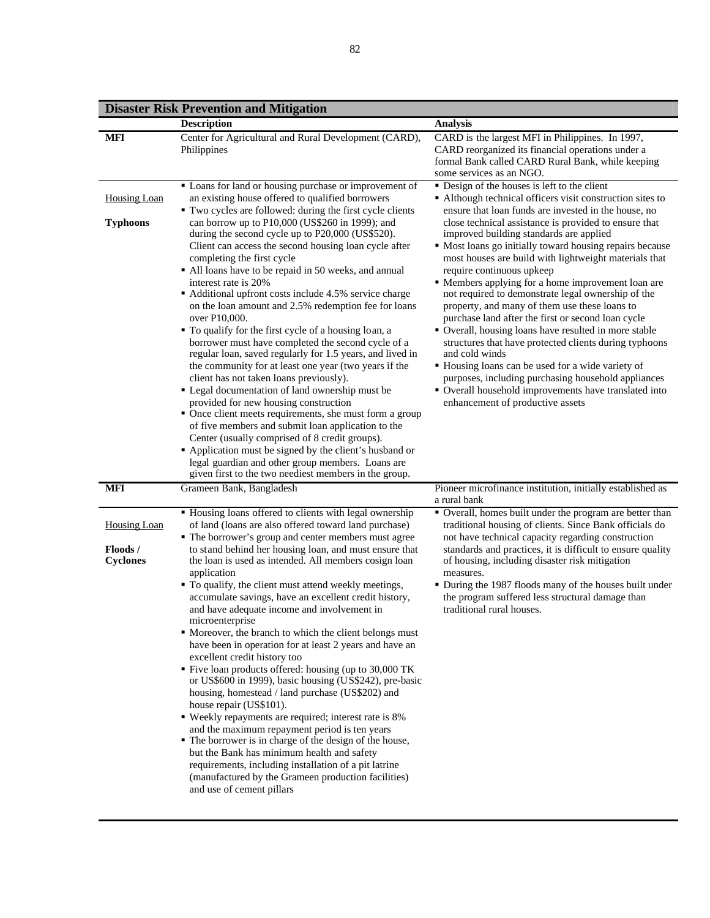| Disaster Risk Prevention and Mitigation | | |
|---|---|---|
| | **Description** | **Analysis** |
| **MFI** | Center for Agricultural and Rural Development (CARD), Philippines | CARD is the largest MFI in Philippines. In 1997, CARD reorganized its financial operations under a formal Bank called CARD Rural Bank, while keeping some services as an NGO. |
| Housing Loan<br><br>**Typhoons** | ▪ Loans for land or housing purchase or improvement of an existing house offered to qualified borrowers<br>▪ Two cycles are followed: during the first cycle clients can borrow up to P10,000 (US$260 in 1999); and during the second cycle up to P20,000 (US$520). Client can access the second housing loan cycle after completing the first cycle<br>▪ All loans have to be repaid in 50 weeks, and annual interest rate is 20%<br>▪ Additional upfront costs include 4.5% service charge on the loan amount and 2.5% redemption fee for loans over P10,000.<br>▪ To qualify for the first cycle of a housing loan, a borrower must have completed the second cycle of a regular loan, saved regularly for 1.5 years, and lived in the community for at least one year (two years if the client has not taken loans previously).<br>▪ Legal documentation of land ownership must be provided for new housing construction<br>▪ Once client meets requirements, she must form a group of five members and submit loan application to the Center (usually comprised of 8 credit groups).<br>▪ Application must be signed by the client's husband or legal guardian and other group members. Loans are given first to the two neediest members in the group. | ▪ Design of the houses is left to the client<br>▪ Although technical officers visit construction sites to ensure that loan funds are invested in the house, no close technical assistance is provided to ensure that improved building standards are applied<br>▪ Most loans go initially toward housing repairs because most houses are build with lightweight materials that require continuous upkeep<br>▪ Members applying for a home improvement loan are not required to demonstrate legal ownership of the property, and many of them use these loans to purchase land after the first or second loan cycle<br>▪ Overall, housing loans have resulted in more stable structures that have protected clients during typhoons and cold winds<br>▪ Housing loans can be used for a wide variety of purposes, including purchasing household appliances<br>▪ Overall household improvements have translated into enhancement of productive assets |
| **MFI** | Grameen Bank, Bangladesh | Pioneer microfinance institution, initially established as a rural bank |
| Housing Loan<br><br>**Floods / Cyclones** | ▪ Housing loans offered to clients with legal ownership of land (loans are also offered toward land purchase)<br>▪ The borrower's group and center members must agree to stand behind her housing loan, and must ensure that the loan is used as intended. All members cosign loan application<br>▪ To qualify, the client must attend weekly meetings, accumulate savings, have an excellent credit history, and have adequate income and involvement in microenterprise<br>▪ Moreover, the branch to which the client belongs must have been in operation for at least 2 years and have an excellent credit history too<br>▪ Five loan products offered: housing (up to 30,000 TK or US$600 in 1999), basic housing (US$242), pre-basic housing, homestead / land purchase (US$202) and house repair (US$101).<br>▪ Weekly repayments are required; interest rate is 8% and the maximum repayment period is ten years<br>▪ The borrower is in charge of the design of the house, but the Bank has minimum health and safety requirements, including installation of a pit latrine (manufactured by the Grameen production facilities) and use of cement pillars | ▪ Overall, homes built under the program are better than traditional housing of clients. Since Bank officials do not have technical capacity regarding construction standards and practices, it is difficult to ensure quality of housing, including disaster risk mitigation measures.<br>▪ During the 1987 floods many of the houses built under the program suffered less structural damage than traditional rural houses. |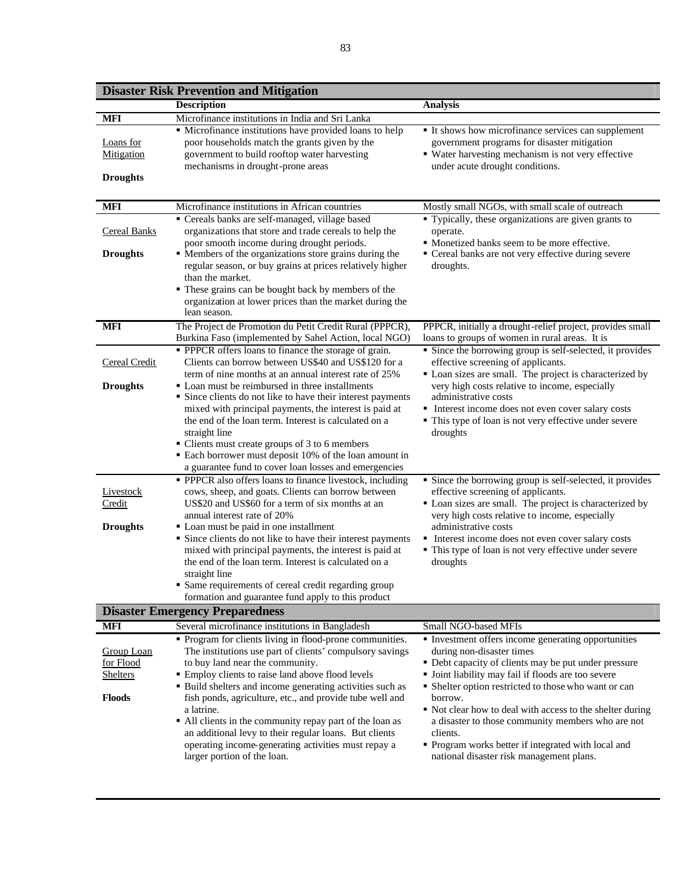| Disaster Risk Prevention and Mitigation | | |
|---|---|---|
| | **Description** | **Analysis** |
| **MFI** | Microfinance institutions in India and Sri Lanka | |
| Loans for Mitigation<br><br>**Droughts** | ▪ Microfinance institutions have provided loans to help poor households match the grants given by the government to build rooftop water harvesting mechanisms in drought-prone areas | ▪ It shows how microfinance services can supplement government programs for disaster mitigation<br>▪ Water harvesting mechanism is not very effective under acute drought conditions. |
| **MFI** | Microfinance institutions in African countries | Mostly small NGOs, with small scale of outreach |
| Cereal Banks<br><br>**Droughts** | ▪ Cereals banks are self-managed, village based organizations that store and trade cereals to help the poor smooth income during drought periods.<br>▪ Members of the organizations store grains during the regular season, or buy grains at prices relatively higher than the market.<br>▪ These grains can be bought back by members of the organization at lower prices than the market during the lean season. | ▪ Typically, these organizations are given grants to operate.<br>▪ Monetized banks seem to be more effective.<br>▪ Cereal banks are not very effective during severe droughts. |
| **MFI** | The Project de Promotion du Petit Credit Rural (PPPCR), Burkina Faso (implemented by Sahel Action, local NGO) | PPPCR, initially a drought-relief project, provides small loans to groups of women in rural areas. It is |
| Cereal Credit<br><br>**Droughts** | ▪ PPPCR offers loans to finance the storage of grain. Clients can borrow between US$40 and US$120 for a term of nine months at an annual interest rate of 25%<br>▪ Loan must be reimbursed in three installments<br>▪ Since clients do not like to have their interest payments mixed with principal payments, the interest is paid at the end of the loan term. Interest is calculated on a straight line<br>▪ Clients must create groups of 3 to 6 members<br>▪ Each borrower must deposit 10% of the loan amount in a guarantee fund to cover loan losses and emergencies | ▪ Since the borrowing group is self-selected, it provides effective screening of applicants.<br>▪ Loan sizes are small. The project is characterized by very high costs relative to income, especially administrative costs<br>▪ Interest income does not even cover salary costs<br>▪ This type of loan is not very effective under severe droughts |
| Livestock Credit<br><br>**Droughts** | ▪ PPPCR also offers loans to finance livestock, including cows, sheep, and goats. Clients can borrow between US$20 and US$60 for a term of six months at an annual interest rate of 20%<br>▪ Loan must be paid in one installment<br>▪ Since clients do not like to have their interest payments mixed with principal payments, the interest is paid at the end of the loan term. Interest is calculated on a straight line<br>▪ Same requirements of cereal credit regarding group formation and guarantee fund apply to this product | ▪ Since the borrowing group is self-selected, it provides effective screening of applicants.<br>▪ Loan sizes are small. The project is characterized by very high costs relative to income, especially administrative costs<br>▪ Interest income does not even cover salary costs<br>▪ This type of loan is not very effective under severe droughts |
| **Disaster Emergency Preparedness** | | |
| **MFI** | Several microfinance institutions in Bangladesh | Small NGO-based MFIs |
| Group Loan for Flood Shelters<br><br>**Floods** | ▪ Program for clients living in flood-prone communities. The institutions use part of clients' compulsory savings to buy land near the community.<br>▪ Employ clients to raise land above flood levels<br>▪ Build shelters and income generating activities such as fish ponds, agriculture, etc., and provide tube well and a latrine.<br>▪ All clients in the community repay part of the loan as an additional levy to their regular loans. But clients operating income-generating activities must repay a larger portion of the loan. | ▪ Investment offers income generating opportunities during non-disaster times<br>▪ Debt capacity of clients may be put under pressure<br>▪ Joint liability may fail if floods are too severe<br>▪ Shelter option restricted to those who want or can borrow.<br>▪ Not clear how to deal with access to the shelter during a disaster to those community members who are not clients.<br>▪ Program works better if integrated with local and national disaster risk management plans. |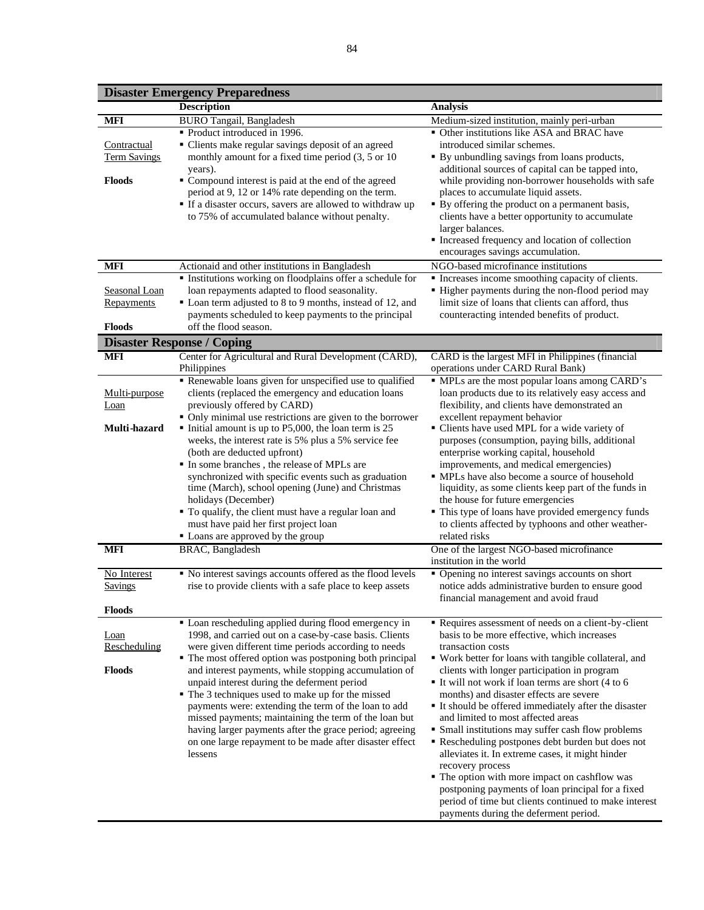| **Disaster Emergency Preparedness** | | |
|---|---|---|
| | **Description** | **Analysis** |
| **MFI** | BURO Tangail, Bangladesh | Medium-sized institution, mainly peri-urban |
| Contractual Term Savings<br><br>**Floods** | ▪ Product introduced in 1996.<br>▪ Clients make regular savings deposit of an agreed monthly amount for a fixed time period (3, 5 or 10 years).<br>▪ Compound interest is paid at the end of the agreed period at 9, 12 or 14% rate depending on the term.<br>▪ If a disaster occurs, savers are allowed to withdraw up to 75% of accumulated balance without penalty. | ▪ Other institutions like ASA and BRAC have introduced similar schemes.<br>▪ By unbundling savings from loans products, additional sources of capital can be tapped into, while providing non-borrower households with safe places to accumulate liquid assets.<br>▪ By offering the product on a permanent basis, clients have a better opportunity to accumulate larger balances.<br>▪ Increased frequency and location of collection encourages savings accumulation. |
| **MFI** | Actionaid and other institutions in Bangladesh | NGO-based microfinance institutions |
| Seasonal Loan Repayments<br><br>**Floods** | ▪ Institutions working on floodplains offer a schedule for loan repayments adapted to flood seasonality.<br>▪ Loan term adjusted to 8 to 9 months, instead of 12, and payments scheduled to keep payments to the principal off the flood season. | ▪ Increases income smoothing capacity of clients.<br>▪ Higher payments during the non-flood period may limit size of loans that clients can afford, thus counteracting intended benefits of product. |
| **Disaster Response / Coping** | | |
| **MFI** | Center for Agricultural and Rural Development (CARD), Philippines | CARD is the largest MFI in Philippines (financial operations under CARD Rural Bank) |
| Multi-purpose Loan<br><br>**Multi-hazard** | ▪ Renewable loans given for unspecified use to qualified clients (replaced the emergency and education loans previously offered by CARD)<br>▪ Only minimal use restrictions are given to the borrower<br>▪ Initial amount is up to P5,000, the loan term is 25 weeks, the interest rate is 5% plus a 5% service fee (both are deducted upfront)<br>▪ In some branches , the release of MPLs are synchronized with specific events such as graduation time (March), school opening (June) and Christmas holidays (December)<br>▪ To qualify, the client must have a regular loan and must have paid her first project loan<br>▪ Loans are approved by the group | ▪ MPLs are the most popular loans among CARD's loan products due to its relatively easy access and flexibility, and clients have demonstrated an excellent repayment behavior<br>▪ Clients have used MPL for a wide variety of purposes (consumption, paying bills, additional enterprise working capital, household improvements, and medical emergencies)<br>▪ MPLs have also become a source of household liquidity, as some clients keep part of the funds in the house for future emergencies<br>▪ This type of loans have provided emergency funds to clients affected by typhoons and other weather-related risks |
| **MFI** | BRAC, Bangladesh | One of the largest NGO-based microfinance institution in the world |
| No Interest Savings<br><br>**Floods** | ▪ No interest savings accounts offered as the flood levels rise to provide clients with a safe place to keep assets | ▪ Opening no interest savings accounts on short notice adds administrative burden to ensure good financial management and avoid fraud |
| Loan Rescheduling<br><br>**Floods** | ▪ Loan rescheduling applied during flood emergency in 1998, and carried out on a case-by-case basis. Clients were given different time periods according to needs<br>▪ The most offered option was postponing both principal and interest payments, while stopping accumulation of unpaid interest during the deferment period<br>▪ The 3 techniques used to make up for the missed payments were: extending the term of the loan to add missed payments; maintaining the term of the loan but having larger payments after the grace period; agreeing on one large repayment to be made after disaster effect lessens | ▪ Requires assessment of needs on a client-by-client basis to be more effective, which increases transaction costs<br>▪ Work better for loans with tangible collateral, and clients with longer participation in program<br>▪ It will not work if loan terms are short (4 to 6 months) and disaster effects are severe<br>▪ It should be offered immediately after the disaster and limited to most affected areas<br>▪ Small institutions may suffer cash flow problems<br>▪ Rescheduling postpones debt burden but does not alleviates it. In extreme cases, it might hinder recovery process<br>▪ The option with more impact on cashflow was postponing payments of loan principal for a fixed period of time but clients continued to make interest payments during the deferment period. |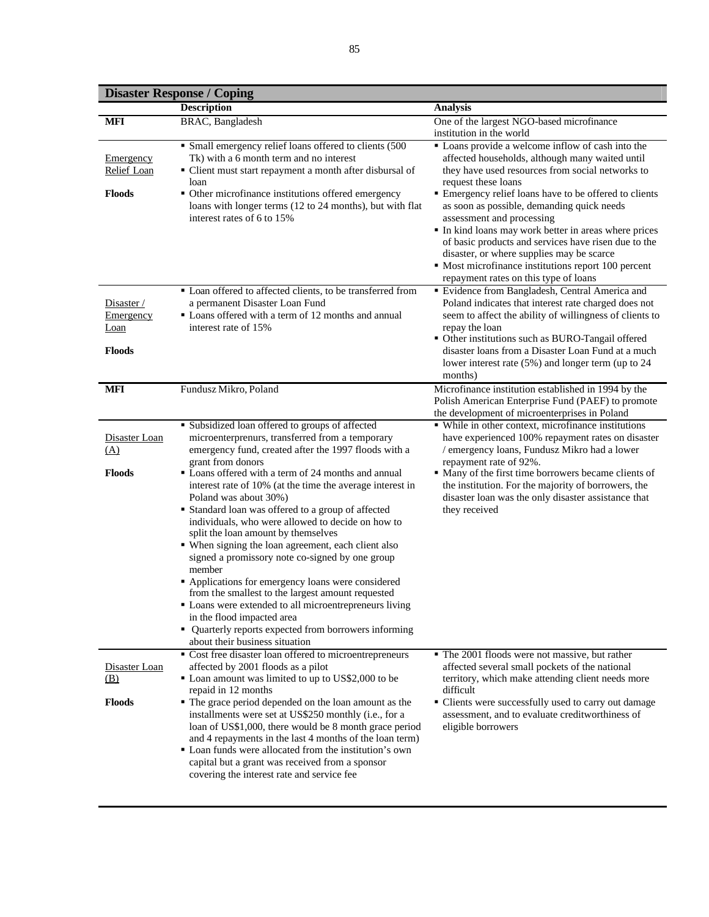| Disaster Response / Coping | | |
|---|---|---|
| | **Description** | **Analysis** |
| **MFI** | BRAC, Bangladesh | One of the largest NGO-based microfinance institution in the world |
| Emergency Relief Loan<br><br>**Floods** | ▪ Small emergency relief loans offered to clients (500 Tk) with a 6 month term and no interest<br>▪ Client must start repayment a month after disbursal of loan<br>▪ Other microfinance institutions offered emergency loans with longer terms (12 to 24 months), but with flat interest rates of 6 to 15% | ▪ Loans provide a welcome inflow of cash into the affected households, although many waited until they have used resources from social networks to request these loans<br>▪ Emergency relief loans have to be offered to clients as soon as possible, demanding quick needs assessment and processing<br>▪ In kind loans may work better in areas where prices of basic products and services have risen due to the disaster, or where supplies may be scarce<br>▪ Most microfinance institutions report 100 percent repayment rates on this type of loans |
| Disaster / Emergency Loan<br><br>**Floods** | ▪ Loan offered to affected clients, to be transferred from a permanent Disaster Loan Fund<br>▪ Loans offered with a term of 12 months and annual interest rate of 15% | ▪ Evidence from Bangladesh, Central America and Poland indicates that interest rate charged does not seem to affect the ability of willingness of clients to repay the loan<br>▪ Other institutions such as BURO-Tangail offered disaster loans from a Disaster Loan Fund at a much lower interest rate (5%) and longer term (up to 24 months) |
| **MFI** | Fundusz Mikro, Poland | Microfinance institution established in 1994 by the Polish American Enterprise Fund (PAEF) to promote the development of microenterprises in Poland |
| Disaster Loan (A)<br><br>**Floods** | ▪ Subsidized loan offered to groups of affected microenterprenurs, transferred from a temporary emergency fund, created after the 1997 floods with a grant from donors<br>▪ Loans offered with a term of 24 months and annual interest rate of 10% (at the time the average interest in Poland was about 30%)<br>▪ Standard loan was offered to a group of affected individuals, who were allowed to decide on how to split the loan amount by themselves<br>▪ When signing the loan agreement, each client also signed a promissory note co-signed by one group member<br>▪ Applications for emergency loans were considered from the smallest to the largest amount requested<br>▪ Loans were extended to all microentrepreneurs living in the flood impacted area<br>▪ Quarterly reports expected from borrowers informing about their business situation | ▪ While in other context, microfinance institutions have experienced 100% repayment rates on disaster / emergency loans, Fundusz Mikro had a lower repayment rate of 92%.<br>▪ Many of the first time borrowers became clients of the institution. For the majority of borrowers, the disaster loan was the only disaster assistance that they received |
| Disaster Loan (B)<br><br>**Floods** | ▪ Cost free disaster loan offered to microentrepreneurs affected by 2001 floods as a pilot<br>▪ Loan amount was limited to up to US$2,000 to be repaid in 12 months<br>▪ The grace period depended on the loan amount as the installments were set at US$250 monthly (i.e., for a loan of US$1,000, there would be 8 month grace period and 4 repayments in the last 4 months of the loan term)<br>▪ Loan funds were allocated from the institution's own capital but a grant was received from a sponsor covering the interest rate and service fee | ▪ The 2001 floods were not massive, but rather affected several small pockets of the national territory, which make attending client needs more difficult<br>▪ Clients were successfully used to carry out damage assessment, and to evaluate creditworthiness of eligible borrowers |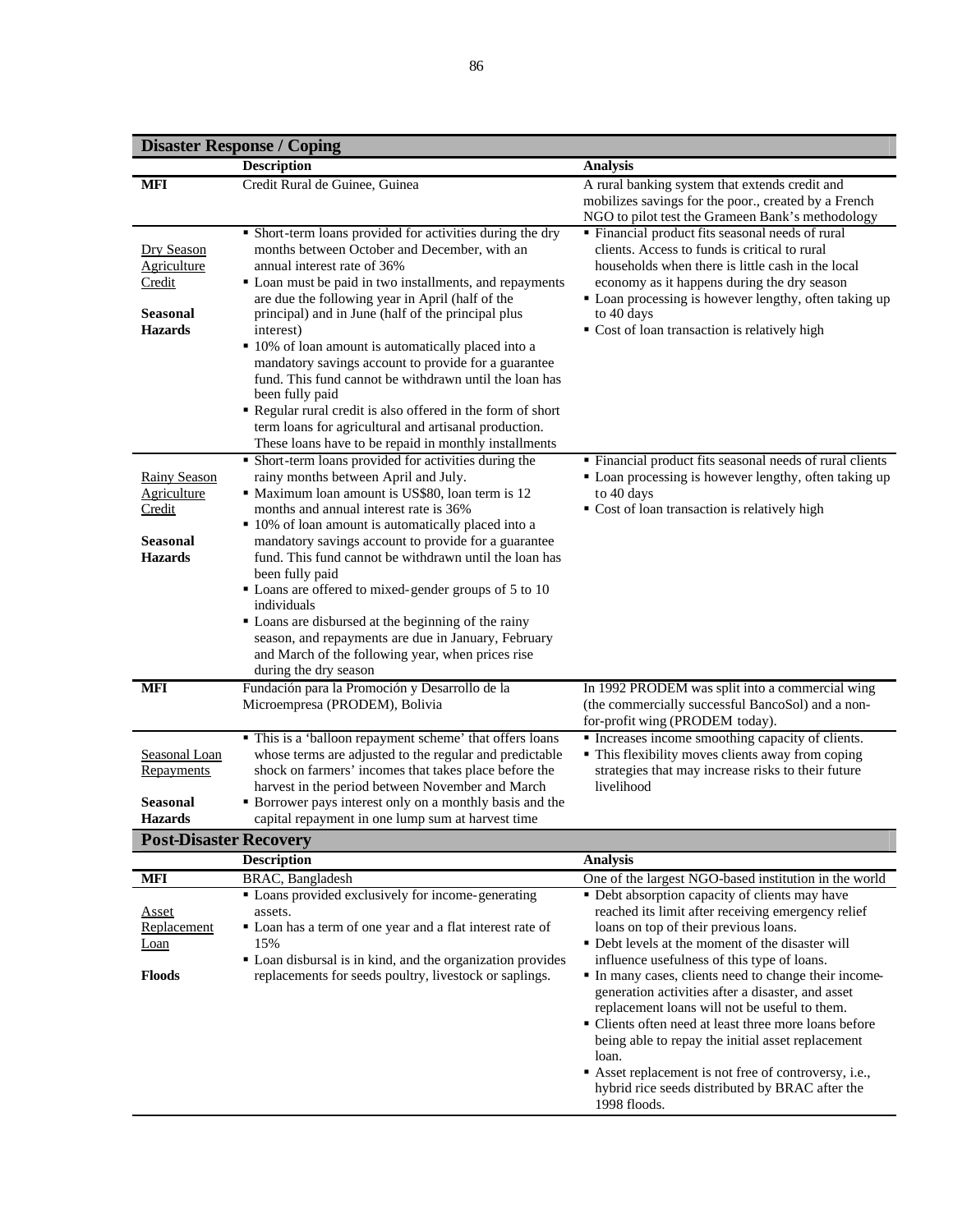| **Disaster Response / Coping** | | |
|---|---|---|
| | **Description** | **Analysis** |
| **MFI** | Credit Rural de Guinee, Guinea | A rural banking system that extends credit and mobilizes savings for the poor., created by a French NGO to pilot test the Grameen Bank's methodology |
| Dry Season Agriculture Credit<br><br>**Seasonal Hazards** | ▪ Short-term loans provided for activities during the dry months between October and December, with an annual interest rate of 36%<br>▪ Loan must be paid in two installments, and repayments are due the following year in April (half of the principal) and in June (half of the principal plus interest)<br>▪ 10% of loan amount is automatically placed into a mandatory savings account to provide for a guarantee fund. This fund cannot be withdrawn until the loan has been fully paid<br>▪ Regular rural credit is also offered in the form of short term loans for agricultural and artisanal production. These loans have to be repaid in monthly installments | ▪ Financial product fits seasonal needs of rural clients. Access to funds is critical to rural households when there is little cash in the local economy as it happens during the dry season<br>▪ Loan processing is however lengthy, often taking up to 40 days<br>▪ Cost of loan transaction is relatively high |
| Rainy Season Agriculture Credit<br><br>**Seasonal Hazards** | ▪ Short-term loans provided for activities during the rainy months between April and July.<br>▪ Maximum loan amount is US$80, loan term is 12 months and annual interest rate is 36%<br>▪ 10% of loan amount is automatically placed into a mandatory savings account to provide for a guarantee fund. This fund cannot be withdrawn until the loan has been fully paid<br>▪ Loans are offered to mixed-gender groups of 5 to 10 individuals<br>▪ Loans are disbursed at the beginning of the rainy season, and repayments are due in January, February and March of the following year, when prices rise during the dry season | ▪ Financial product fits seasonal needs of rural clients<br>▪ Loan processing is however lengthy, often taking up to 40 days<br>▪ Cost of loan transaction is relatively high |
| **MFI** | Fundación para la Promoción y Desarrollo de la Microempresa (PRODEM), Bolivia | In 1992 PRODEM was split into a commercial wing (the commercially successful BancoSol) and a non-for-profit wing (PRODEM today). |
| Seasonal Loan Repayments<br><br>**Seasonal Hazards** | ▪ This is a 'balloon repayment scheme' that offers loans whose terms are adjusted to the regular and predictable shock on farmers' incomes that takes place before the harvest in the period between November and March<br>▪ Borrower pays interest only on a monthly basis and the capital repayment in one lump sum at harvest time | ▪ Increases income smoothing capacity of clients.<br>▪ This flexibility moves clients away from coping strategies that may increase risks to their future livelihood |
| **Post-Disaster Recovery** | | |
| | **Description** | **Analysis** |
| **MFI** | BRAC, Bangladesh | One of the largest NGO-based institution in the world |
| Asset Replacement Loan<br><br>**Floods** | ▪ Loans provided exclusively for income-generating assets.<br>▪ Loan has a term of one year and a flat interest rate of 15%<br>▪ Loan disbursal is in kind, and the organization provides replacements for seeds poultry, livestock or saplings. | ▪ Debt absorption capacity of clients may have reached its limit after receiving emergency relief loans on top of their previous loans.<br>▪ Debt levels at the moment of the disaster will influence usefulness of this type of loans.<br>▪ In many cases, clients need to change their income-generation activities after a disaster, and asset replacement loans will not be useful to them.<br>▪ Clients often need at least three more loans before being able to repay the initial asset replacement loan.<br>▪ Asset replacement is not free of controversy, i.e., hybrid rice seeds distributed by BRAC after the 1998 floods. |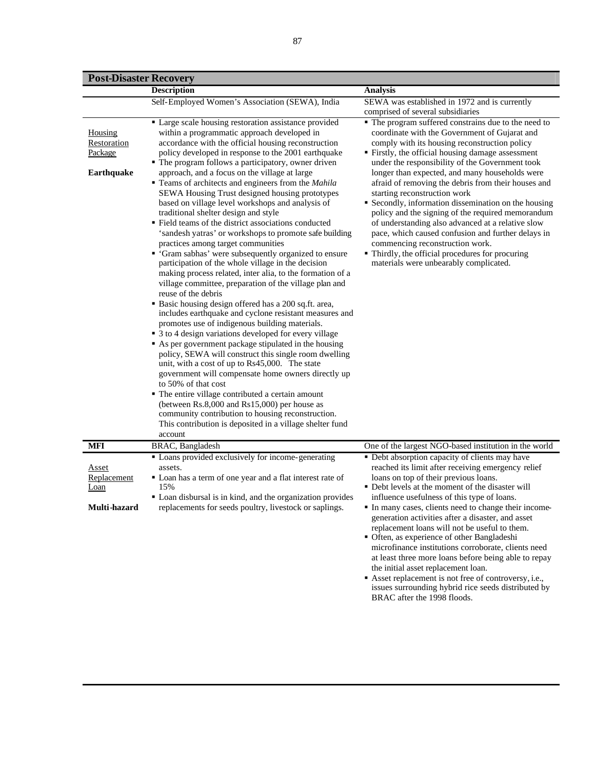| Post-Disaster Recovery | | |
|---|---|---|
| | **Description** | **Analysis** |
| | Self-Employed Women's Association (SEWA), India | SEWA was established in 1972 and is currently comprised of several subsidiaries |
| Housing Restoration Package<br><br>**Earthquake** | ▪ Large scale housing restoration assistance provided within a programmatic approach developed in accordance with the official housing reconstruction policy developed in response to the 2001 earthquake<br>▪ The program follows a participatory, owner driven approach, and a focus on the village at large<br>▪ Teams of architects and engineers from the *Mahila* SEWA Housing Trust designed housing prototypes based on village level workshops and analysis of traditional shelter design and style<br>▪ Field teams of the district associations conducted 'sandesh yatras' or workshops to promote safe building practices among target communities<br>▪ 'Gram sabhas' were subsequently organized to ensure participation of the whole village in the decision making process related, inter alia, to the formation of a village committee, preparation of the village plan and reuse of the debris<br>▪ Basic housing design offered has a 200 sq.ft. area, includes earthquake and cyclone resistant measures and promotes use of indigenous building materials.<br>▪ 3 to 4 design variations developed for every village<br>▪ As per government package stipulated in the housing policy, SEWA will construct this single room dwelling unit, with a cost of up to Rs45,000. The state government will compensate home owners directly up to 50% of that cost<br>▪ The entire village contributed a certain amount (between Rs.8,000 and Rs15,000) per house as community contribution to housing reconstruction. This contribution is deposited in a village shelter fund account | ▪ The program suffered constrains due to the need to coordinate with the Government of Gujarat and comply with its housing reconstruction policy<br>▪ Firstly, the official housing damage assessment under the responsibility of the Government took longer than expected, and many households were afraid of removing the debris from their houses and starting reconstruction work<br>▪ Secondly, information dissemination on the housing policy and the signing of the required memorandum of understanding also advanced at a relative slow pace, which caused confusion and further delays in commencing reconstruction work.<br>▪ Thirdly, the official procedures for procuring materials were unbearably complicated. |
| **MFI** | BRAC, Bangladesh | One of the largest NGO-based institution in the world |
| Asset Replacement Loan<br><br>**Multi-hazard** | ▪ Loans provided exclusively for income-generating assets.<br>▪ Loan has a term of one year and a flat interest rate of 15%<br>▪ Loan disbursal is in kind, and the organization provides replacements for seeds poultry, livestock or saplings. | ▪ Debt absorption capacity of clients may have reached its limit after receiving emergency relief loans on top of their previous loans.<br>▪ Debt levels at the moment of the disaster will influence usefulness of this type of loans.<br>▪ In many cases, clients need to change their income-generation activities after a disaster, and asset replacement loans will not be useful to them.<br>▪ Often, as experience of other Bangladeshi microfinance institutions corroborate, clients need at least three more loans before being able to repay the initial asset replacement loan.<br>▪ Asset replacement is not free of controversy, i.e., issues surrounding hybrid rice seeds distributed by BRAC after the 1998 floods. |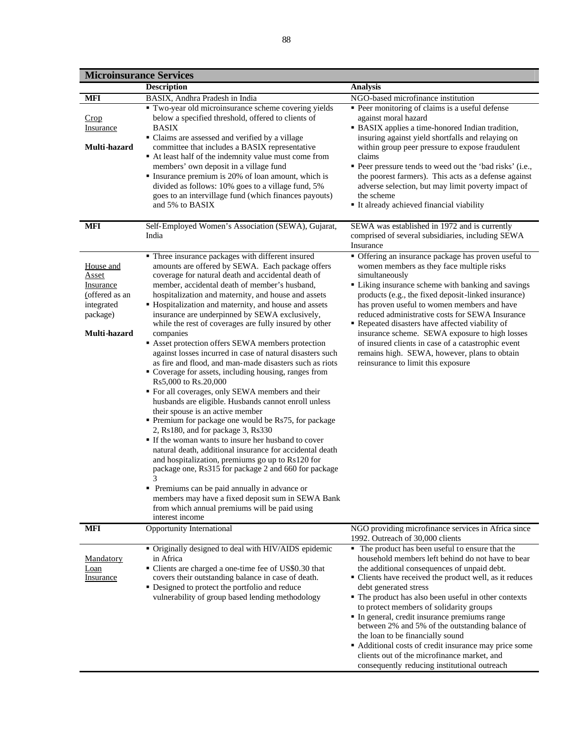| Microinsurance Services | | |
|---|---|---|
| | **Description** | **Analysis** |
| **MFI** | BASIX, Andhra Pradesh in India | NGO-based microfinance institution |
| Crop Insurance<br><br>**Multi-hazard** | ▪ Two-year old microinsurance scheme covering yields below a specified threshold, offered to clients of BASIX<br>▪ Claims are assessed and verified by a village committee that includes a BASIX representative<br>▪ At least half of the indemnity value must come from members' own deposit in a village fund<br>▪ Insurance premium is 20% of loan amount, which is divided as follows: 10% goes to a village fund, 5% goes to an intervillage fund (which finances payouts) and 5% to BASIX | ▪ Peer monitoring of claims is a useful defense against moral hazard<br>▪ BASIX applies a time-honored Indian tradition, insuring against yield shortfalls and relaying on within group peer pressure to expose fraudulent claims<br>▪ Peer pressure tends to weed out the 'bad risks' (i.e., the poorest farmers). This acts as a defense against adverse selection, but may limit poverty impact of the scheme<br>▪ It already achieved financial viability |
| **MFI** | Self-Employed Women's Association (SEWA), Gujarat, India | SEWA was established in 1972 and is currently comprised of several subsidiaries, including SEWA Insurance |
| House and Asset Insurance (offered as an integrated package)<br><br>**Multi-hazard** | ▪ Three insurance packages with different insured amounts are offered by SEWA. Each package offers coverage for natural death and accidental death of member, accidental death of member's husband, hospitalization and maternity, and house and assets<br>▪ Hospitalization and maternity, and house and assets insurance are underpinned by SEWA exclusively, while the rest of coverages are fully insured by other companies<br>▪ Asset protection offers SEWA members protection against losses incurred in case of natural disasters such as fire and flood, and man-made disasters such as riots<br>▪ Coverage for assets, including housing, ranges from Rs5,000 to Rs.20,000<br>▪ For all coverages, only SEWA members and their husbands are eligible. Husbands cannot enroll unless their spouse is an active member<br>▪ Premium for package one would be Rs75, for package 2, Rs180, and for package 3, Rs330<br>▪ If the woman wants to insure her husband to cover natural death, additional insurance for accidental death and hospitalization, premiums go up to Rs120 for package one, Rs315 for package 2 and 660 for package 3<br>▪ Premiums can be paid annually in advance or members may have a fixed deposit sum in SEWA Bank from which annual premiums will be paid using interest income | ▪ Offering an insurance package has proven useful to women members as they face multiple risks simultaneously<br>▪ Liking insurance scheme with banking and savings products (e.g., the fixed deposit-linked insurance) has proven useful to women members and have reduced administrative costs for SEWA Insurance<br>▪ Repeated disasters have affected viability of insurance scheme. SEWA exposure to high losses of insured clients in case of a catastrophic event remains high. SEWA, however, plans to obtain reinsurance to limit this exposure |
| **MFI** | Opportunity International | NGO providing microfinance services in Africa since 1992. Outreach of 30,000 clients |
| Mandatory Loan Insurance | ▪ Originally designed to deal with HIV/AIDS epidemic in Africa<br>▪ Clients are charged a one-time fee of US$0.30 that covers their outstanding balance in case of death.<br>▪ Designed to protect the portfolio and reduce vulnerability of group based lending methodology | ▪ The product has been useful to ensure that the household members left behind do not have to bear the additional consequences of unpaid debt.<br>▪ Clients have received the product well, as it reduces debt generated stress<br>▪ The product has also been useful in other contexts to protect members of solidarity groups<br>▪ In general, credit insurance premiums range between 2% and 5% of the outstanding balance of the loan to be financially sound<br>▪ Additional costs of credit insurance may price some clients out of the microfinance market, and consequently reducing institutional outreach |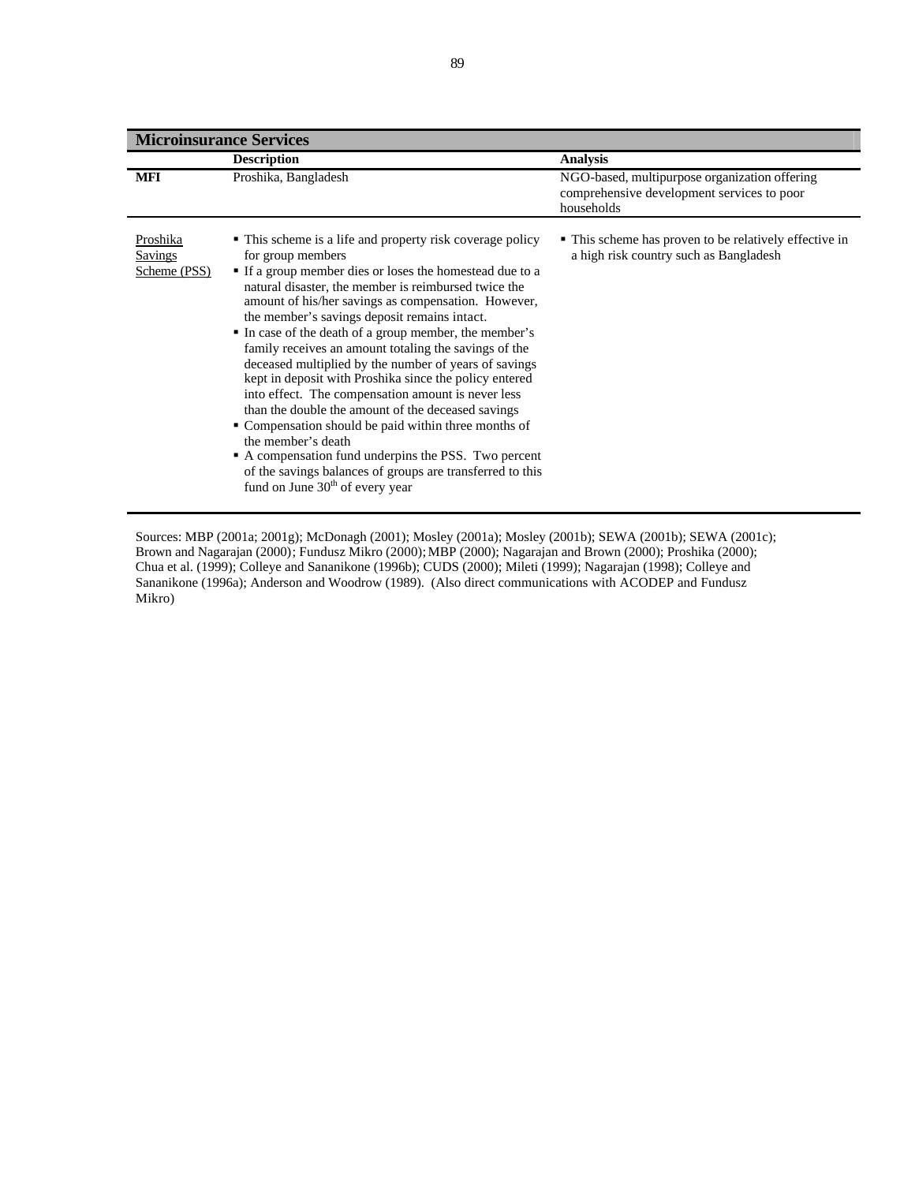| Microinsurance Services | | |
|---|---|---|
| | **Description** | **Analysis** |
| **MFI** | Proshika, Bangladesh | NGO-based, multipurpose organization offering comprehensive development services to poor households |
| Proshika Savings Scheme (PSS) | ▪ This scheme is a life and property risk coverage policy for group members<br>▪ If a group member dies or loses the homestead due to a natural disaster, the member is reimbursed twice the amount of his/her savings as compensation. However, the member's savings deposit remains intact.<br>▪ In case of the death of a group member, the member's family receives an amount totaling the savings of the deceased multiplied by the number of years of savings kept in deposit with Proshika since the policy entered into effect. The compensation amount is never less than the double the amount of the deceased savings<br>▪ Compensation should be paid within three months of the member's death<br>▪ A compensation fund underpins the PSS. Two percent of the savings balances of groups are transferred to this fund on June 30th of every year | ▪ This scheme has proven to be relatively effective in a high risk country such as Bangladesh |

Sources: MBP (2001a; 2001g); McDonagh (2001); Mosley (2001a); Mosley (2001b); SEWA (2001b); SEWA (2001c); Brown and Nagarajan (2000); Fundusz Mikro (2000); MBP (2000); Nagarajan and Brown (2000); Proshika (2000); Chua et al. (1999); Colleye and Sananikone (1996b); CUDS (2000); Mileti (1999); Nagarajan (1998); Colleye and Sananikone (1996a); Anderson and Woodrow (1989). (Also direct communications with ACODEP and Fundusz Mikro)